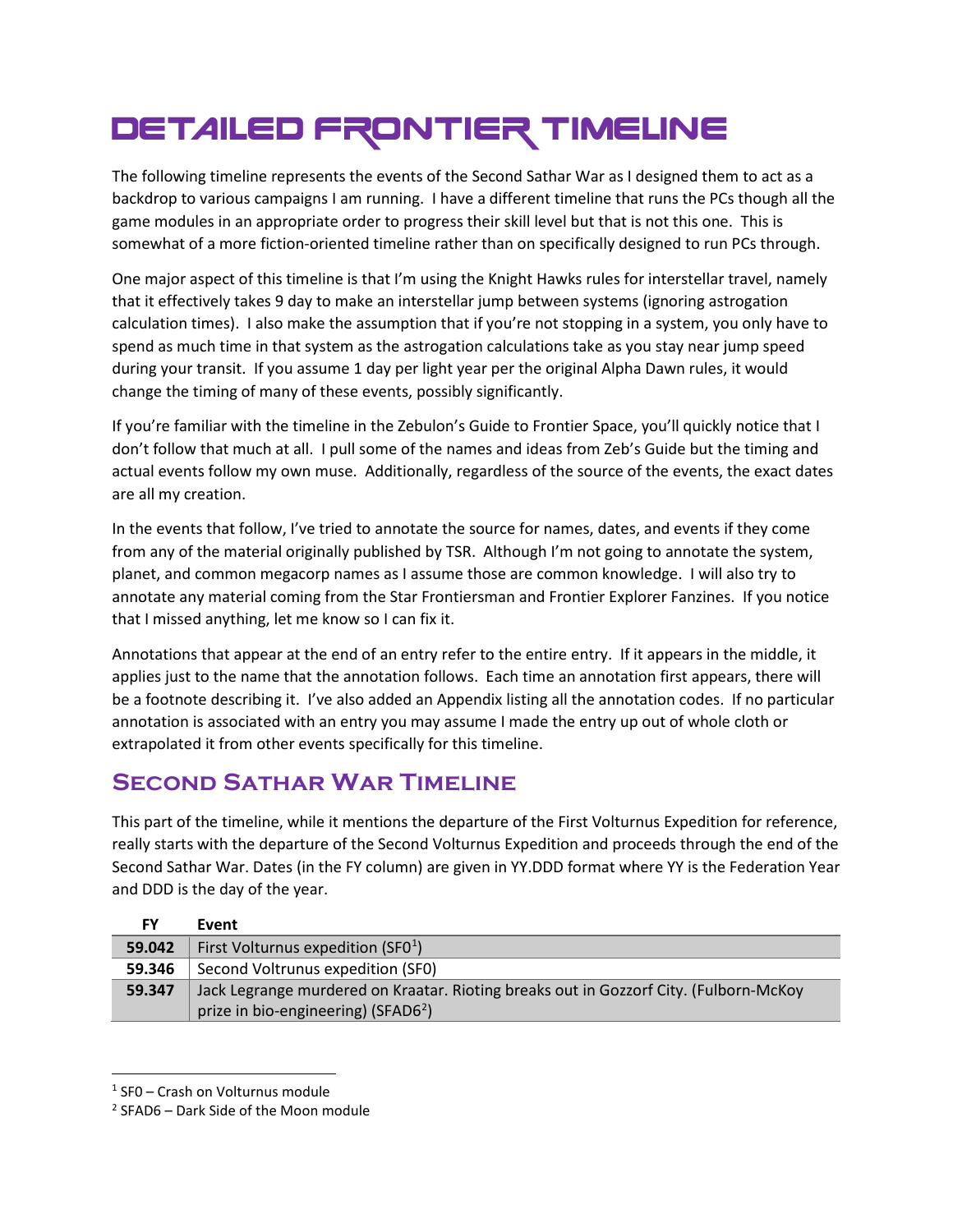# Detailed Frontier Timeline

The following timeline represents the events of the Second Sathar War as I designed them to act as a backdrop to various campaigns I am running. I have a different timeline that runs the PCs though all the game modules in an appropriate order to progress their skill level but that is not this one. This is somewhat of a more fiction-oriented timeline rather than on specifically designed to run PCs through.

One major aspect of this timeline is that I'm using the Knight Hawks rules for interstellar travel, namely that it effectively takes 9 day to make an interstellar jump between systems (ignoring astrogation calculation times). I also make the assumption that if you're not stopping in a system, you only have to spend as much time in that system as the astrogation calculations take as you stay near jump speed during your transit. If you assume 1 day per light year per the original Alpha Dawn rules, it would change the timing of many of these events, possibly significantly.

If you're familiar with the timeline in the Zebulon's Guide to Frontier Space, you'll quickly notice that I don't follow that much at all. I pull some of the names and ideas from Zeb's Guide but the timing and actual events follow my own muse. Additionally, regardless of the source of the events, the exact dates are all my creation.

In the events that follow, I've tried to annotate the source for names, dates, and events if they come from any of the material originally published by TSR. Although I'm not going to annotate the system, planet, and common megacorp names as I assume those are common knowledge. I will also try to annotate any material coming from the Star Frontiersman and Frontier Explorer Fanzines. If you notice that I missed anything, let me know so I can fix it.

Annotations that appear at the end of an entry refer to the entire entry. If it appears in the middle, it applies just to the name that the annotation follows. Each time an annotation first appears, there will be a footnote describing it. I've also added an Appendix listing all the annotation codes. If no particular annotation is associated with an entry you may assume I made the entry up out of whole cloth or extrapolated it from other events specifically for this timeline.

## Second Sathar War Timeline

This part of the timeline, while it mentions the departure of the First Volturnus Expedition for reference, really starts with the departure of the Second Volturnus Expedition and proceeds through the end of the Second Sathar War. Dates (in the FY column) are given in YY.DDD format where YY is the Federation Year and DDD is the day of the year.

| FY | Event |
|---|---|
| **59.042** | First Volturnus expedition (SF0[1]) |
| **59.346** | Second Voltrunus expedition (SF0) |
| **59.347** | Jack Legrange murdered on Kraatar. Rioting breaks out in Gozzorf City. (Fulborn-McKoy prize in bio-engineering) (SFAD6[2]) |

[1] SF0 – Crash on Volturnus module

[2] SFAD6 – Dark Side of the Moon module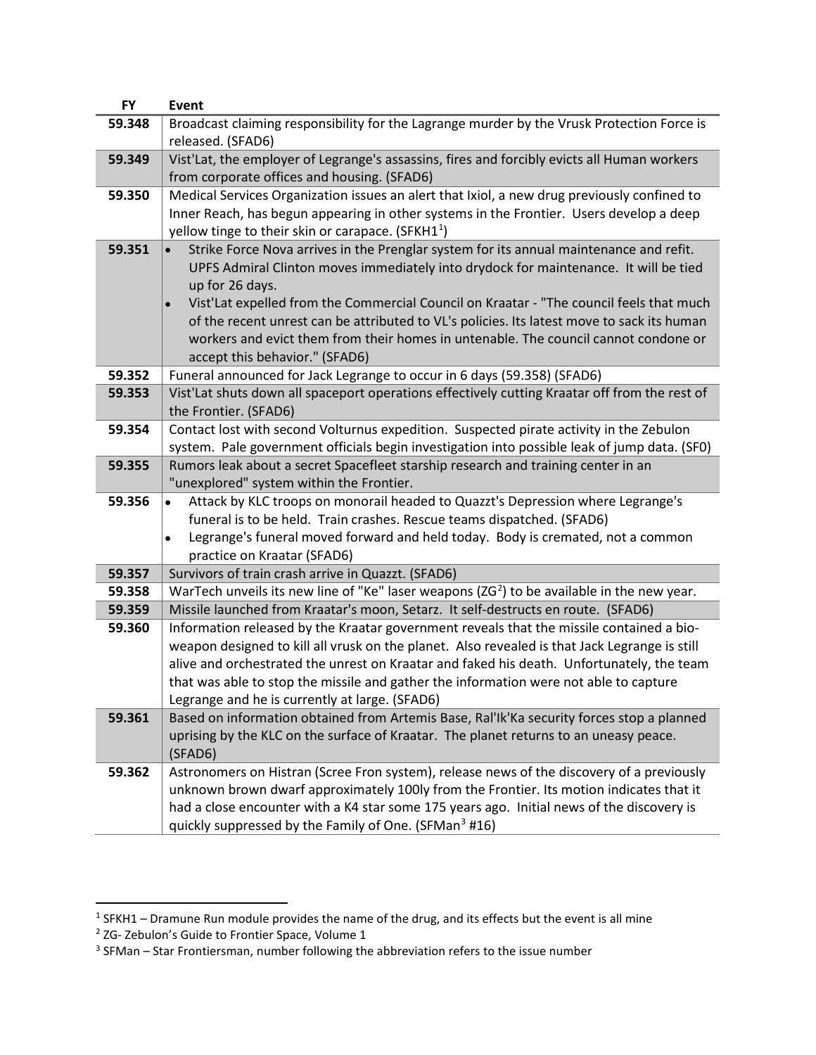| FY | Event |
|---|---|
| 59.348 | Broadcast claiming responsibility for the Lagrange murder by the Vrusk Protection Force is released. (SFAD6) |
| 59.349 | Vist'Lat, the employer of Legrange's assassins, fires and forcibly evicts all Human workers from corporate offices and housing. (SFAD6) |
| 59.350 | Medical Services Organization issues an alert that Ixiol, a new drug previously confined to Inner Reach, has begun appearing in other systems in the Frontier. Users develop a deep yellow tinge to their skin or carapace. (SFKH1[1]) |
| 59.351 | • Strike Force Nova arrives in the Prenglar system for its annual maintenance and refit. UPFS Admiral Clinton moves immediately into drydock for maintenance. It will be tied up for 26 days. <br> • Vist'Lat expelled from the Commercial Council on Kraatar - "The council feels that much of the recent unrest can be attributed to VL's policies. Its latest move to sack its human workers and evict them from their homes in untenable. The council cannot condone or accept this behavior." (SFAD6) |
| 59.352 | Funeral announced for Jack Legrange to occur in 6 days (59.358) (SFAD6) |
| 59.353 | Vist'Lat shuts down all spaceport operations effectively cutting Kraatar off from the rest of the Frontier. (SFAD6) |
| 59.354 | Contact lost with second Volturnus expedition. Suspected pirate activity in the Zebulon system. Pale government officials begin investigation into possible leak of jump data. (SF0) |
| 59.355 | Rumors leak about a secret Spacefleet starship research and training center in an "unexplored" system within the Frontier. |
| 59.356 | • Attack by KLC troops on monorail headed to Quazzt's Depression where Legrange's funeral is to be held. Train crashes. Rescue teams dispatched. (SFAD6) <br> • Legrange's funeral moved forward and held today. Body is cremated, not a common practice on Kraatar (SFAD6) |
| 59.357 | Survivors of train crash arrive in Quazzt. (SFAD6) |
| 59.358 | WarTech unveils its new line of "Ke" laser weapons (ZG[2]) to be available in the new year. |
| 59.359 | Missile launched from Kraatar's moon, Setarz. It self-destructs en route. (SFAD6) |
| 59.360 | Information released by the Kraatar government reveals that the missile contained a bio-weapon designed to kill all vrusk on the planet. Also revealed is that Jack Legrange is still alive and orchestrated the unrest on Kraatar and faked his death. Unfortunately, the team that was able to stop the missile and gather the information were not able to capture Legrange and he is currently at large. (SFAD6) |
| 59.361 | Based on information obtained from Artemis Base, Ral'Ik'Ka security forces stop a planned uprising by the KLC on the surface of Kraatar. The planet returns to an uneasy peace. (SFAD6) |
| 59.362 | Astronomers on Histran (Scree Fron system), release news of the discovery of a previously unknown brown dwarf approximately 100ly from the Frontier. Its motion indicates that it had a close encounter with a K4 star some 175 years ago. Initial news of the discovery is quickly suppressed by the Family of One. (SFMan[3] #16) |

[1] SFKH1 – Dramune Run module provides the name of the drug, and its effects but the event is all mine

[2] ZG- Zebulon's Guide to Frontier Space, Volume 1

[3] SFMan – Star Frontiersman, number following the abbreviation refers to the issue number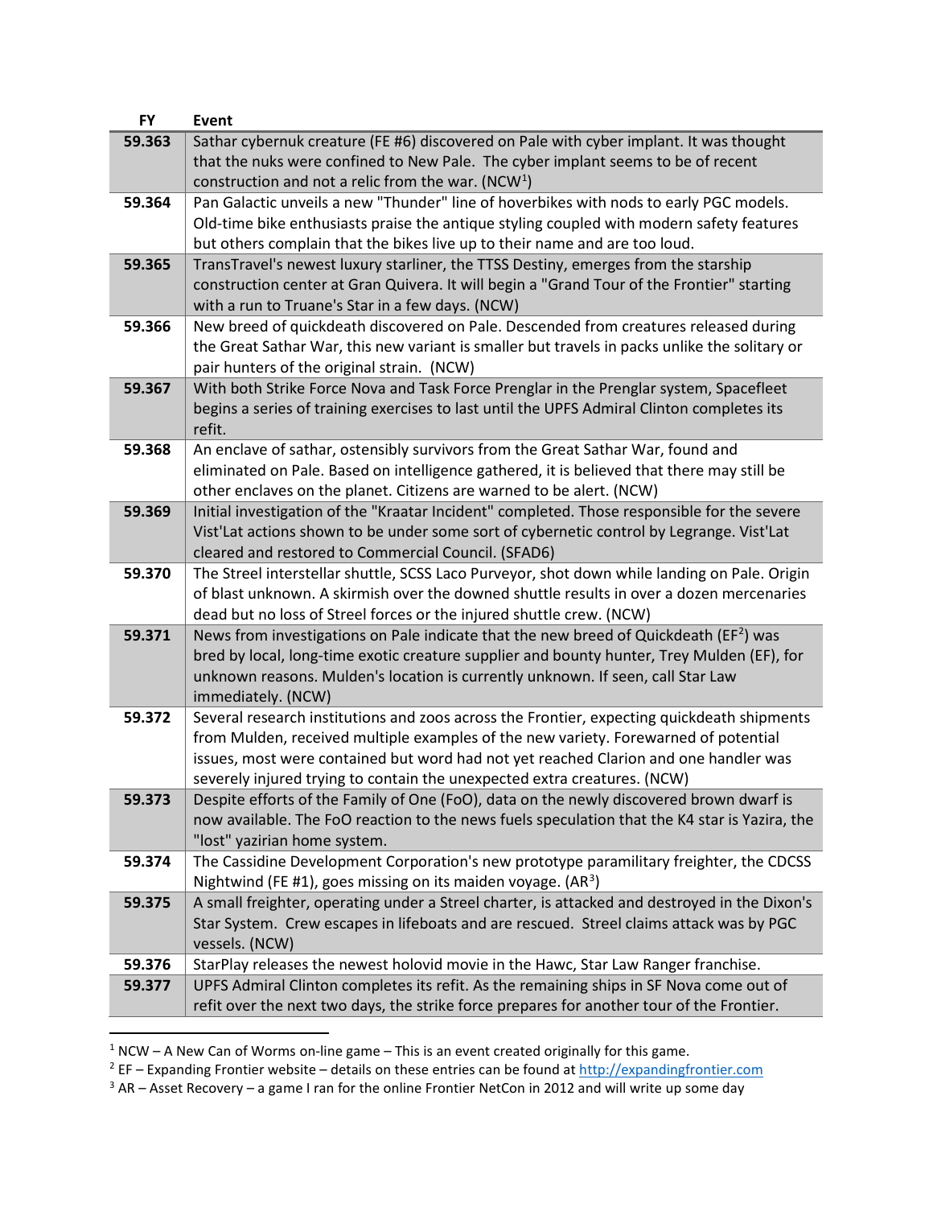| FY | Event |
|---|---|
| **59.363** | Sathar cybernuk creature (FE #6) discovered on Pale with cyber implant. It was thought that the nuks were confined to New Pale. The cyber implant seems to be of recent construction and not a relic from the war. (NCW[1]) |
| **59.364** | Pan Galactic unveils a new "Thunder" line of hoverbikes with nods to early PGC models. Old-time bike enthusiasts praise the antique styling coupled with modern safety features but others complain that the bikes live up to their name and are too loud. |
| **59.365** | TransTravel's newest luxury starliner, the TTSS Destiny, emerges from the starship construction center at Gran Quivera. It will begin a "Grand Tour of the Frontier" starting with a run to Truane's Star in a few days. (NCW) |
| **59.366** | New breed of quickdeath discovered on Pale. Descended from creatures released during the Great Sathar War, this new variant is smaller but travels in packs unlike the solitary or pair hunters of the original strain. (NCW) |
| **59.367** | With both Strike Force Nova and Task Force Prenglar in the Prenglar system, Spacefleet begins a series of training exercises to last until the UPFS Admiral Clinton completes its refit. |
| **59.368** | An enclave of sathar, ostensibly survivors from the Great Sathar War, found and eliminated on Pale. Based on intelligence gathered, it is believed that there may still be other enclaves on the planet. Citizens are warned to be alert. (NCW) |
| **59.369** | Initial investigation of the "Kraatar Incident" completed. Those responsible for the severe Vist'Lat actions shown to be under some sort of cybernetic control by Legrange. Vist'Lat cleared and restored to Commercial Council. (SFAD6) |
| **59.370** | The Streel interstellar shuttle, SCSS Laco Purveyor, shot down while landing on Pale. Origin of blast unknown. A skirmish over the downed shuttle results in over a dozen mercenaries dead but no loss of Streel forces or the injured shuttle crew. (NCW) |
| **59.371** | News from investigations on Pale indicate that the new breed of Quickdeath (EF[2]) was bred by local, long-time exotic creature supplier and bounty hunter, Trey Mulden (EF), for unknown reasons. Mulden's location is currently unknown. If seen, call Star Law immediately. (NCW) |
| **59.372** | Several research institutions and zoos across the Frontier, expecting quickdeath shipments from Mulden, received multiple examples of the new variety. Forewarned of potential issues, most were contained but word had not yet reached Clarion and one handler was severely injured trying to contain the unexpected extra creatures. (NCW) |
| **59.373** | Despite efforts of the Family of One (FoO), data on the newly discovered brown dwarf is now available. The FoO reaction to the news fuels speculation that the K4 star is Yazira, the "lost" yazirian home system. |
| **59.374** | The Cassidine Development Corporation's new prototype paramilitary freighter, the CDCSS Nightwind (FE #1), goes missing on its maiden voyage. (AR[3]) |
| **59.375** | A small freighter, operating under a Streel charter, is attacked and destroyed in the Dixon's Star System. Crew escapes in lifeboats and are rescued. Streel claims attack was by PGC vessels. (NCW) |
| **59.376** | StarPlay releases the newest holovid movie in the Hawc, Star Law Ranger franchise. |
| **59.377** | UPFS Admiral Clinton completes its refit. As the remaining ships in SF Nova come out of refit over the next two days, the strike force prepares for another tour of the Frontier. |

[1] NCW – A New Can of Worms on-line game – This is an event created originally for this game.

[2] EF – Expanding Frontier website – details on these entries can be found at http://expandingfrontier.com

[3] AR – Asset Recovery – a game I ran for the online Frontier NetCon in 2012 and will write up some day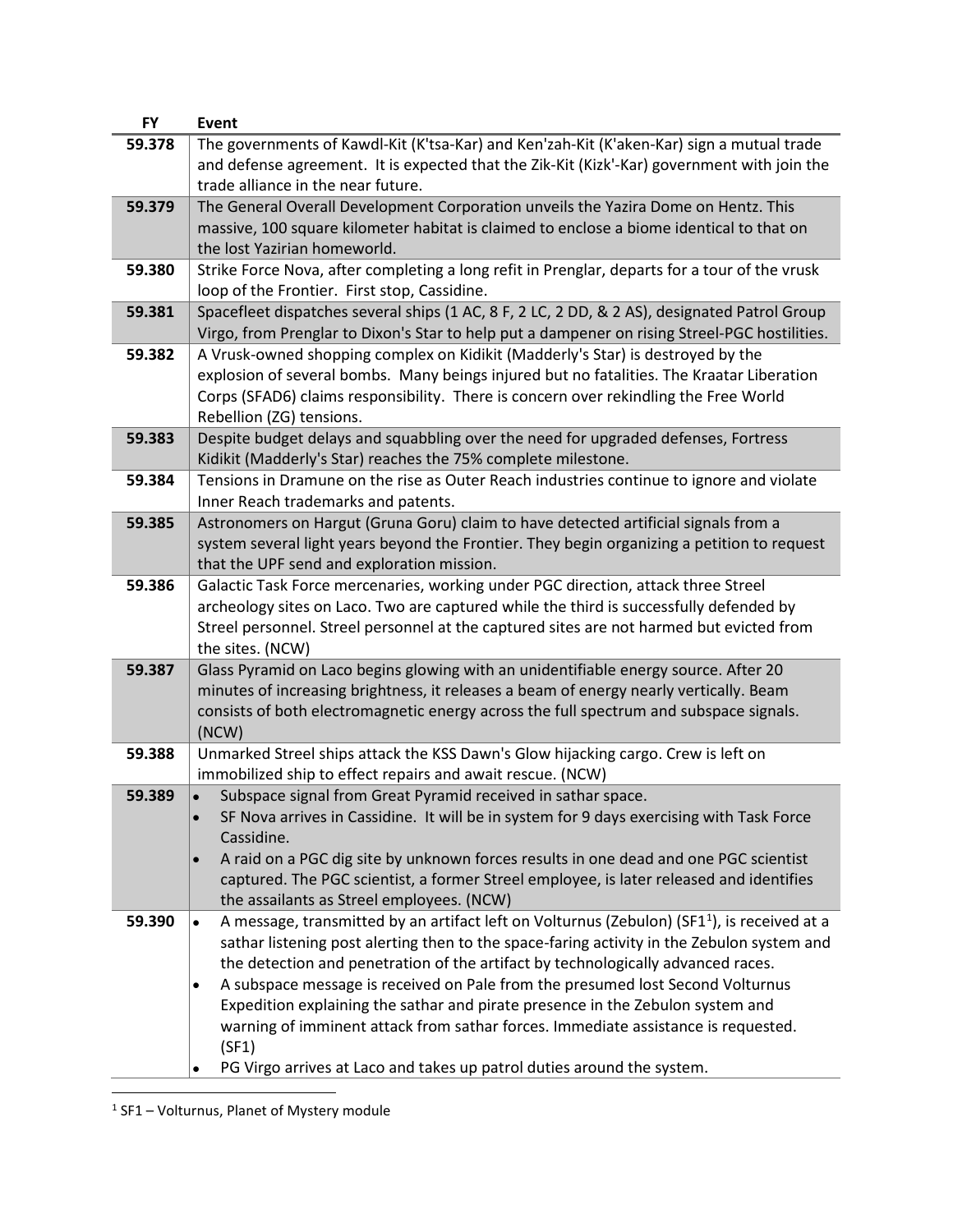| FY | Event |
|---|---|
| 59.378 | The governments of Kawdl-Kit (K'tsa-Kar) and Ken'zah-Kit (K'aken-Kar) sign a mutual trade and defense agreement. It is expected that the Zik-Kit (Kizk'-Kar) government with join the trade alliance in the near future. |
| 59.379 | The General Overall Development Corporation unveils the Yazira Dome on Hentz. This massive, 100 square kilometer habitat is claimed to enclose a biome identical to that on the lost Yazirian homeworld. |
| 59.380 | Strike Force Nova, after completing a long refit in Prenglar, departs for a tour of the vrusk loop of the Frontier. First stop, Cassidine. |
| 59.381 | Spacefleet dispatches several ships (1 AC, 8 F, 2 LC, 2 DD, & 2 AS), designated Patrol Group Virgo, from Prenglar to Dixon's Star to help put a dampener on rising Streel-PGC hostilities. |
| 59.382 | A Vrusk-owned shopping complex on Kidikit (Madderly's Star) is destroyed by the explosion of several bombs. Many beings injured but no fatalities. The Kraatar Liberation Corps (SFAD6) claims responsibility. There is concern over rekindling the Free World Rebellion (ZG) tensions. |
| 59.383 | Despite budget delays and squabbling over the need for upgraded defenses, Fortress Kidikit (Madderly's Star) reaches the 75% complete milestone. |
| 59.384 | Tensions in Dramune on the rise as Outer Reach industries continue to ignore and violate Inner Reach trademarks and patents. |
| 59.385 | Astronomers on Hargut (Gruna Goru) claim to have detected artificial signals from a system several light years beyond the Frontier. They begin organizing a petition to request that the UPF send and exploration mission. |
| 59.386 | Galactic Task Force mercenaries, working under PGC direction, attack three Streel archeology sites on Laco. Two are captured while the third is successfully defended by Streel personnel. Streel personnel at the captured sites are not harmed but evicted from the sites. (NCW) |
| 59.387 | Glass Pyramid on Laco begins glowing with an unidentifiable energy source. After 20 minutes of increasing brightness, it releases a beam of energy nearly vertically. Beam consists of both electromagnetic energy across the full spectrum and subspace signals. (NCW) |
| 59.388 | Unmarked Streel ships attack the KSS Dawn's Glow hijacking cargo. Crew is left on immobilized ship to effect repairs and await rescue. (NCW) |
| 59.389 | • Subspace signal from Great Pyramid received in sathar space.<br>• SF Nova arrives in Cassidine. It will be in system for 9 days exercising with Task Force Cassidine.<br>• A raid on a PGC dig site by unknown forces results in one dead and one PGC scientist captured. The PGC scientist, a former Streel employee, is later released and identifies the assailants as Streel employees. (NCW) |
| 59.390 | • A message, transmitted by an artifact left on Volturnus (Zebulon) (SF1[1]), is received at a sathar listening post alerting then to the space-faring activity in the Zebulon system and the detection and penetration of the artifact by technologically advanced races.<br>• A subspace message is received on Pale from the presumed lost Second Volturnus Expedition explaining the sathar and pirate presence in the Zebulon system and warning of imminent attack from sathar forces. Immediate assistance is requested. (SF1)<br>• PG Virgo arrives at Laco and takes up patrol duties around the system. |

[1] SF1 – Volturnus, Planet of Mystery module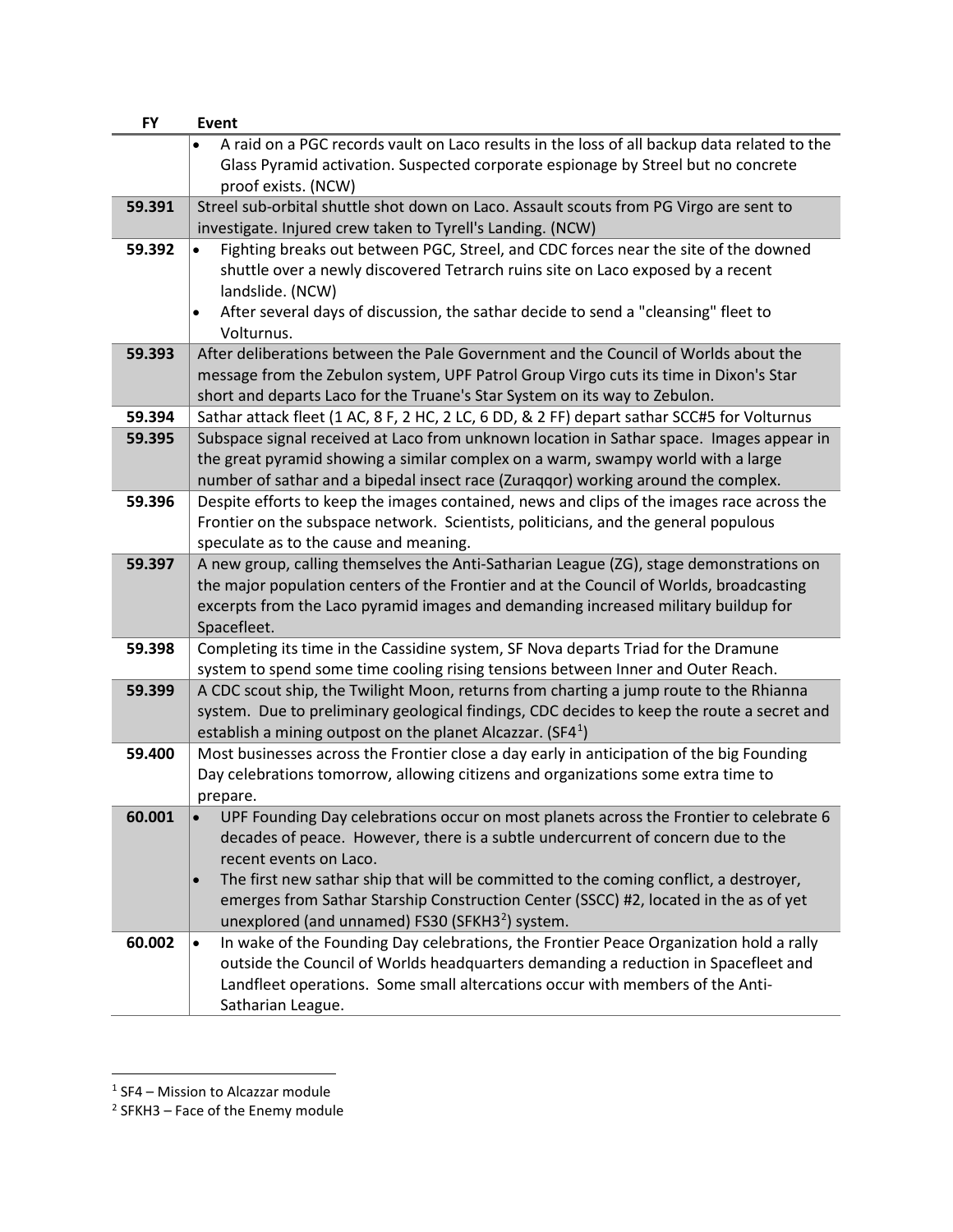| FY | Event |
|---|---|
| | • A raid on a PGC records vault on Laco results in the loss of all backup data related to the Glass Pyramid activation. Suspected corporate espionage by Streel but no concrete proof exists. (NCW) |
| **59.391** | Streel sub-orbital shuttle shot down on Laco. Assault scouts from PG Virgo are sent to investigate. Injured crew taken to Tyrell's Landing. (NCW) |
| **59.392** | • Fighting breaks out between PGC, Streel, and CDC forces near the site of the downed shuttle over a newly discovered Tetrarch ruins site on Laco exposed by a recent landslide. (NCW) <br> • After several days of discussion, the sathar decide to send a "cleansing" fleet to Volturnus. |
| **59.393** | After deliberations between the Pale Government and the Council of Worlds about the message from the Zebulon system, UPF Patrol Group Virgo cuts its time in Dixon's Star short and departs Laco for the Truane's Star System on its way to Zebulon. |
| **59.394** | Sathar attack fleet (1 AC, 8 F, 2 HC, 2 LC, 6 DD, & 2 FF) depart sathar SCC#5 for Volturnus |
| **59.395** | Subspace signal received at Laco from unknown location in Sathar space. Images appear in the great pyramid showing a similar complex on a warm, swampy world with a large number of sathar and a bipedal insect race (Zuraqqor) working around the complex. |
| **59.396** | Despite efforts to keep the images contained, news and clips of the images race across the Frontier on the subspace network. Scientists, politicians, and the general populous speculate as to the cause and meaning. |
| **59.397** | A new group, calling themselves the Anti-Satharian League (ZG), stage demonstrations on the major population centers of the Frontier and at the Council of Worlds, broadcasting excerpts from the Laco pyramid images and demanding increased military buildup for Spacefleet. |
| **59.398** | Completing its time in the Cassidine system, SF Nova departs Triad for the Dramune system to spend some time cooling rising tensions between Inner and Outer Reach. |
| **59.399** | A CDC scout ship, the Twilight Moon, returns from charting a jump route to the Rhianna system. Due to preliminary geological findings, CDC decides to keep the route a secret and establish a mining outpost on the planet Alcazzar. (SF4[1]) |
| **59.400** | Most businesses across the Frontier close a day early in anticipation of the big Founding Day celebrations tomorrow, allowing citizens and organizations some extra time to prepare. |
| **60.001** | • UPF Founding Day celebrations occur on most planets across the Frontier to celebrate 6 decades of peace. However, there is a subtle undercurrent of concern due to the recent events on Laco. <br> • The first new sathar ship that will be committed to the coming conflict, a destroyer, emerges from Sathar Starship Construction Center (SSCC) #2, located in the as of yet unexplored (and unnamed) FS30 (SFKH3[2]) system. |
| **60.002** | • In wake of the Founding Day celebrations, the Frontier Peace Organization hold a rally outside the Council of Worlds headquarters demanding a reduction in Spacefleet and Landfleet operations. Some small altercations occur with members of the Anti-Satharian League. |

[1] SF4 – Mission to Alcazzar module

[2] SFKH3 – Face of the Enemy module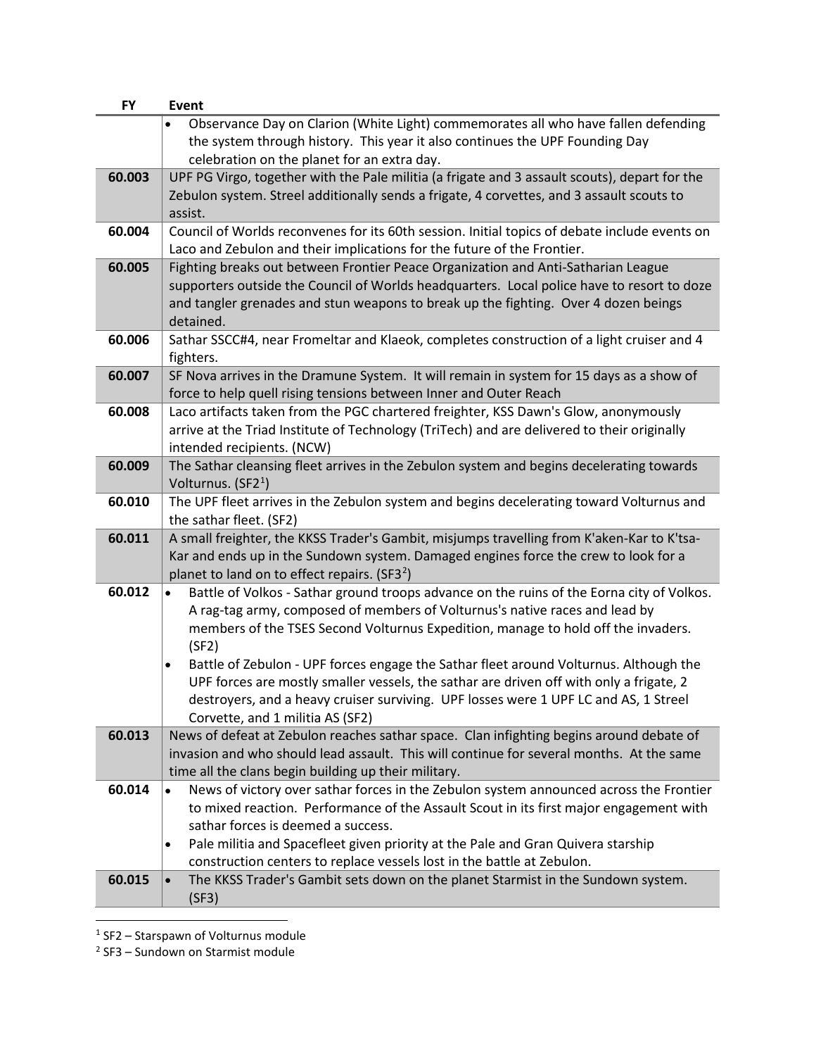| FY | Event |
|---|---|
| | • Observance Day on Clarion (White Light) commemorates all who have fallen defending the system through history. This year it also continues the UPF Founding Day celebration on the planet for an extra day. |
| 60.003 | UPF PG Virgo, together with the Pale militia (a frigate and 3 assault scouts), depart for the Zebulon system. Streel additionally sends a frigate, 4 corvettes, and 3 assault scouts to assist. |
| 60.004 | Council of Worlds reconvenes for its 60th session. Initial topics of debate include events on Laco and Zebulon and their implications for the future of the Frontier. |
| 60.005 | Fighting breaks out between Frontier Peace Organization and Anti-Satharian League supporters outside the Council of Worlds headquarters. Local police have to resort to doze and tangler grenades and stun weapons to break up the fighting. Over 4 dozen beings detained. |
| 60.006 | Sathar SSCC#4, near Fromeltar and Klaeok, completes construction of a light cruiser and 4 fighters. |
| 60.007 | SF Nova arrives in the Dramune System. It will remain in system for 15 days as a show of force to help quell rising tensions between Inner and Outer Reach |
| 60.008 | Laco artifacts taken from the PGC chartered freighter, KSS Dawn's Glow, anonymously arrive at the Triad Institute of Technology (TriTech) and are delivered to their originally intended recipients. (NCW) |
| 60.009 | The Sathar cleansing fleet arrives in the Zebulon system and begins decelerating towards Volturnus. (SF2[1]) |
| 60.010 | The UPF fleet arrives in the Zebulon system and begins decelerating toward Volturnus and the sathar fleet. (SF2) |
| 60.011 | A small freighter, the KKSS Trader's Gambit, misjumps travelling from K'aken-Kar to K'tsa-Kar and ends up in the Sundown system. Damaged engines force the crew to look for a planet to land on to effect repairs. (SF3[2]) |
| 60.012 | • Battle of Volkos - Sathar ground troops advance on the ruins of the Eorna city of Volkos. A rag-tag army, composed of members of Volturnus's native races and lead by members of the TSES Second Volturnus Expedition, manage to hold off the invaders. (SF2)<br>• Battle of Zebulon - UPF forces engage the Sathar fleet around Volturnus. Although the UPF forces are mostly smaller vessels, the sathar are driven off with only a frigate, 2 destroyers, and a heavy cruiser surviving. UPF losses were 1 UPF LC and AS, 1 Streel Corvette, and 1 militia AS (SF2) |
| 60.013 | News of defeat at Zebulon reaches sathar space. Clan infighting begins around debate of invasion and who should lead assault. This will continue for several months. At the same time all the clans begin building up their military. |
| 60.014 | • News of victory over sathar forces in the Zebulon system announced across the Frontier to mixed reaction. Performance of the Assault Scout in its first major engagement with sathar forces is deemed a success.<br>• Pale militia and Spacefleet given priority at the Pale and Gran Quivera starship construction centers to replace vessels lost in the battle at Zebulon. |
| 60.015 | • The KKSS Trader's Gambit sets down on the planet Starmist in the Sundown system. (SF3) |

[1] SF2 – Starspawn of Volturnus module

[2] SF3 – Sundown on Starmist module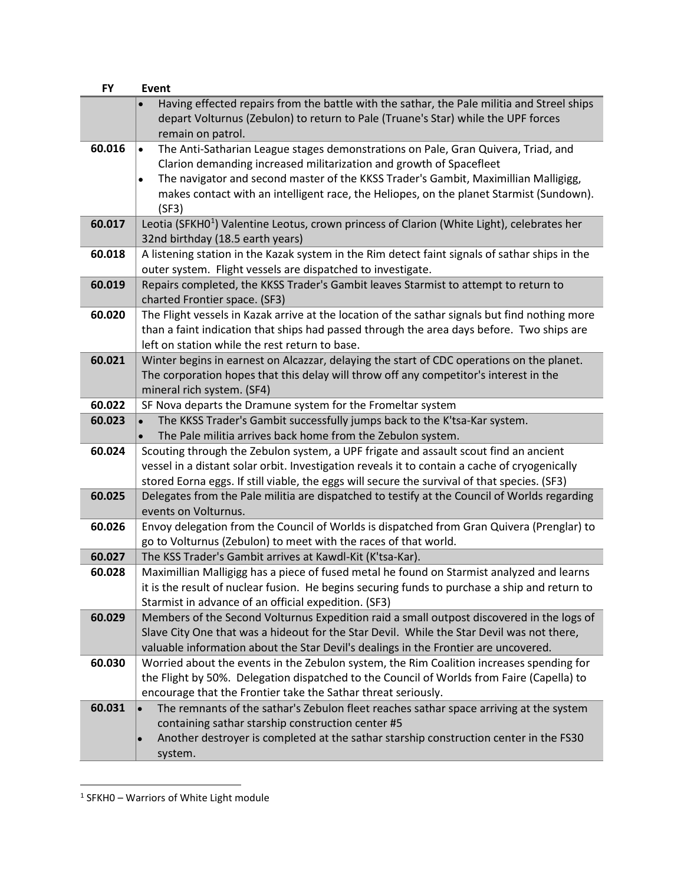| FY | Event |
|---|---|
| | • Having effected repairs from the battle with the sathar, the Pale militia and Streel ships depart Volturnus (Zebulon) to return to Pale (Truane's Star) while the UPF forces remain on patrol. |
| 60.016 | • The Anti-Satharian League stages demonstrations on Pale, Gran Quivera, Triad, and Clarion demanding increased militarization and growth of Spacefleet<br>• The navigator and second master of the KKSS Trader's Gambit, Maximillian Malligigg, makes contact with an intelligent race, the Heliopes, on the planet Starmist (Sundown). (SF3) |
| 60.017 | Leotia (SFKH0[1]) Valentine Leotus, crown princess of Clarion (White Light), celebrates her 32nd birthday (18.5 earth years) |
| 60.018 | A listening station in the Kazak system in the Rim detect faint signals of sathar ships in the outer system. Flight vessels are dispatched to investigate. |
| 60.019 | Repairs completed, the KKSS Trader's Gambit leaves Starmist to attempt to return to charted Frontier space. (SF3) |
| 60.020 | The Flight vessels in Kazak arrive at the location of the sathar signals but find nothing more than a faint indication that ships had passed through the area days before. Two ships are left on station while the rest return to base. |
| 60.021 | Winter begins in earnest on Alcazzar, delaying the start of CDC operations on the planet. The corporation hopes that this delay will throw off any competitor's interest in the mineral rich system. (SF4) |
| 60.022 | SF Nova departs the Dramune system for the Fromeltar system |
| 60.023 | • The KKSS Trader's Gambit successfully jumps back to the K'tsa-Kar system.<br>• The Pale militia arrives back home from the Zebulon system. |
| 60.024 | Scouting through the Zebulon system, a UPF frigate and assault scout find an ancient vessel in a distant solar orbit. Investigation reveals it to contain a cache of cryogenically stored Eorna eggs. If still viable, the eggs will secure the survival of that species. (SF3) |
| 60.025 | Delegates from the Pale militia are dispatched to testify at the Council of Worlds regarding events on Volturnus. |
| 60.026 | Envoy delegation from the Council of Worlds is dispatched from Gran Quivera (Prenglar) to go to Volturnus (Zebulon) to meet with the races of that world. |
| 60.027 | The KSS Trader's Gambit arrives at Kawdl-Kit (K'tsa-Kar). |
| 60.028 | Maximillian Malligigg has a piece of fused metal he found on Starmist analyzed and learns it is the result of nuclear fusion. He begins securing funds to purchase a ship and return to Starmist in advance of an official expedition. (SF3) |
| 60.029 | Members of the Second Volturnus Expedition raid a small outpost discovered in the logs of Slave City One that was a hideout for the Star Devil. While the Star Devil was not there, valuable information about the Star Devil's dealings in the Frontier are uncovered. |
| 60.030 | Worried about the events in the Zebulon system, the Rim Coalition increases spending for the Flight by 50%. Delegation dispatched to the Council of Worlds from Faire (Capella) to encourage that the Frontier take the Sathar threat seriously. |
| 60.031 | • The remnants of the sathar's Zebulon fleet reaches sathar space arriving at the system containing sathar starship construction center #5<br>• Another destroyer is completed at the sathar starship construction center in the FS30 system. |

[1] SFKH0 – Warriors of White Light module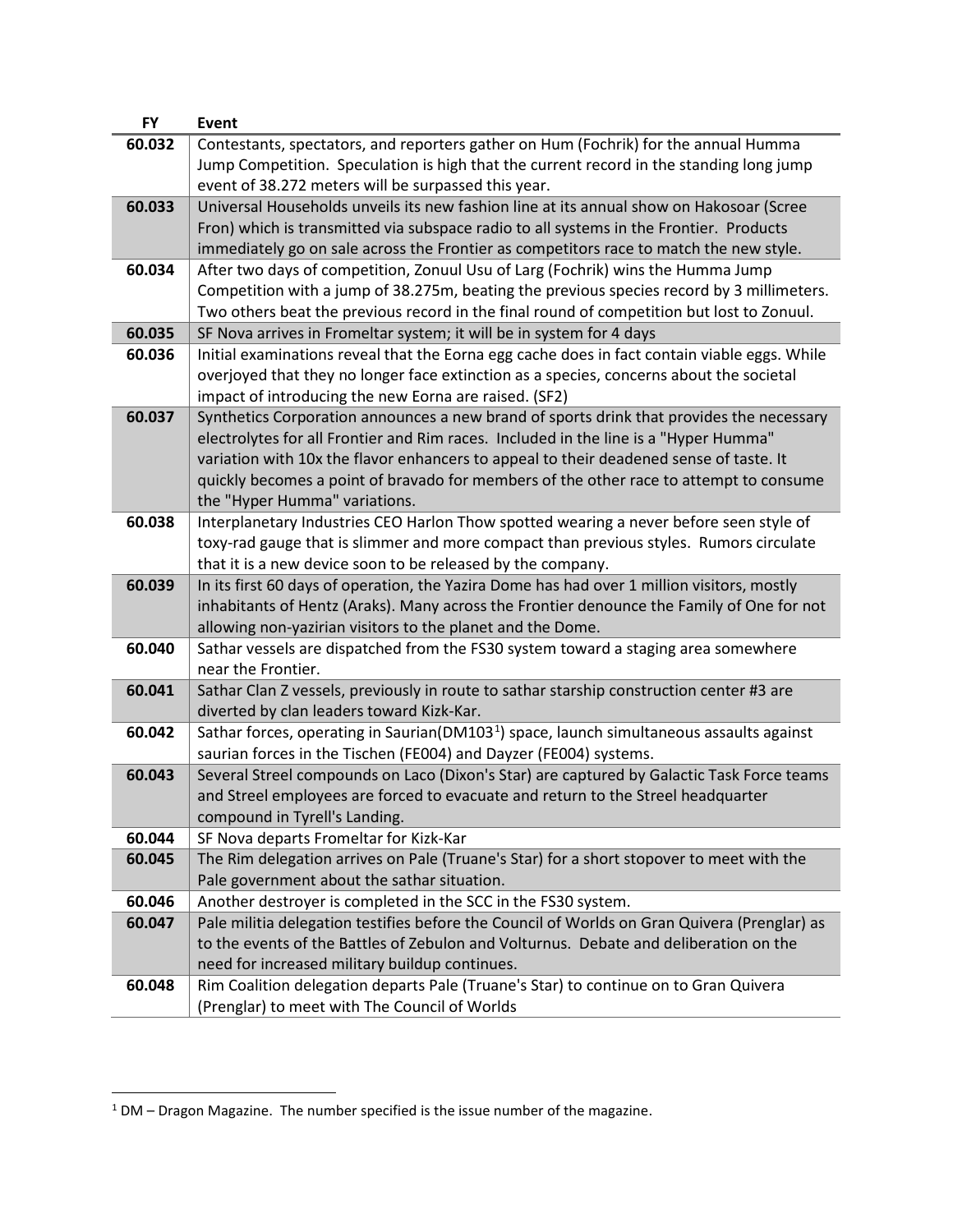| FY | Event |
|---|---|
| 60.032 | Contestants, spectators, and reporters gather on Hum (Fochrik) for the annual Humma Jump Competition. Speculation is high that the current record in the standing long jump event of 38.272 meters will be surpassed this year. |
| 60.033 | Universal Households unveils its new fashion line at its annual show on Hakosoar (Scree Fron) which is transmitted via subspace radio to all systems in the Frontier. Products immediately go on sale across the Frontier as competitors race to match the new style. |
| 60.034 | After two days of competition, Zonuul Usu of Larg (Fochrik) wins the Humma Jump Competition with a jump of 38.275m, beating the previous species record by 3 millimeters. Two others beat the previous record in the final round of competition but lost to Zonuul. |
| 60.035 | SF Nova arrives in Frometltar system; it will be in system for 4 days |
| 60.036 | Initial examinations reveal that the Eorna egg cache does in fact contain viable eggs. While overjoyed that they no longer face extinction as a species, concerns about the societal impact of introducing the new Eorna are raised. (SF2) |
| 60.037 | Synthetics Corporation announces a new brand of sports drink that provides the necessary electrolytes for all Frontier and Rim races. Included in the line is a "Hyper Humma" variation with 10x the flavor enhancers to appeal to their deadened sense of taste. It quickly becomes a point of bravado for members of the other race to attempt to consume the "Hyper Humma" variations. |
| 60.038 | Interplanetary Industries CEO Harlon Thow spotted wearing a never before seen style of toxy-rad gauge that is slimmer and more compact than previous styles. Rumors circulate that it is a new device soon to be released by the company. |
| 60.039 | In its first 60 days of operation, the Yazira Dome has had over 1 million visitors, mostly inhabitants of Hentz (Araks). Many across the Frontier denounce the Family of One for not allowing non-yazirian visitors to the planet and the Dome. |
| 60.040 | Sathar vessels are dispatched from the FS30 system toward a staging area somewhere near the Frontier. |
| 60.041 | Sathar Clan Z vessels, previously in route to sathar starship construction center #3 are diverted by clan leaders toward Kizk-Kar. |
| 60.042 | Sathar forces, operating in Saurian(DM103[1]) space, launch simultaneous assaults against saurian forces in the Tischen (FE004) and Dayzer (FE004) systems. |
| 60.043 | Several Streel compounds on Laco (Dixon's Star) are captured by Galactic Task Force teams and Streel employees are forced to evacuate and return to the Streel headquarter compound in Tyrell's Landing. |
| 60.044 | SF Nova departs Frometltar for Kizk-Kar |
| 60.045 | The Rim delegation arrives on Pale (Truane's Star) for a short stopover to meet with the Pale government about the sathar situation. |
| 60.046 | Another destroyer is completed in the SCC in the FS30 system. |
| 60.047 | Pale militia delegation testifies before the Council of Worlds on Gran Quivera (Prenglar) as to the events of the Battles of Zebulon and Volturnus. Debate and deliberation on the need for increased military buildup continues. |
| 60.048 | Rim Coalition delegation departs Pale (Truane's Star) to continue on to Gran Quivera (Prenglar) to meet with The Council of Worlds |

[1] DM – Dragon Magazine. The number specified is the issue number of the magazine.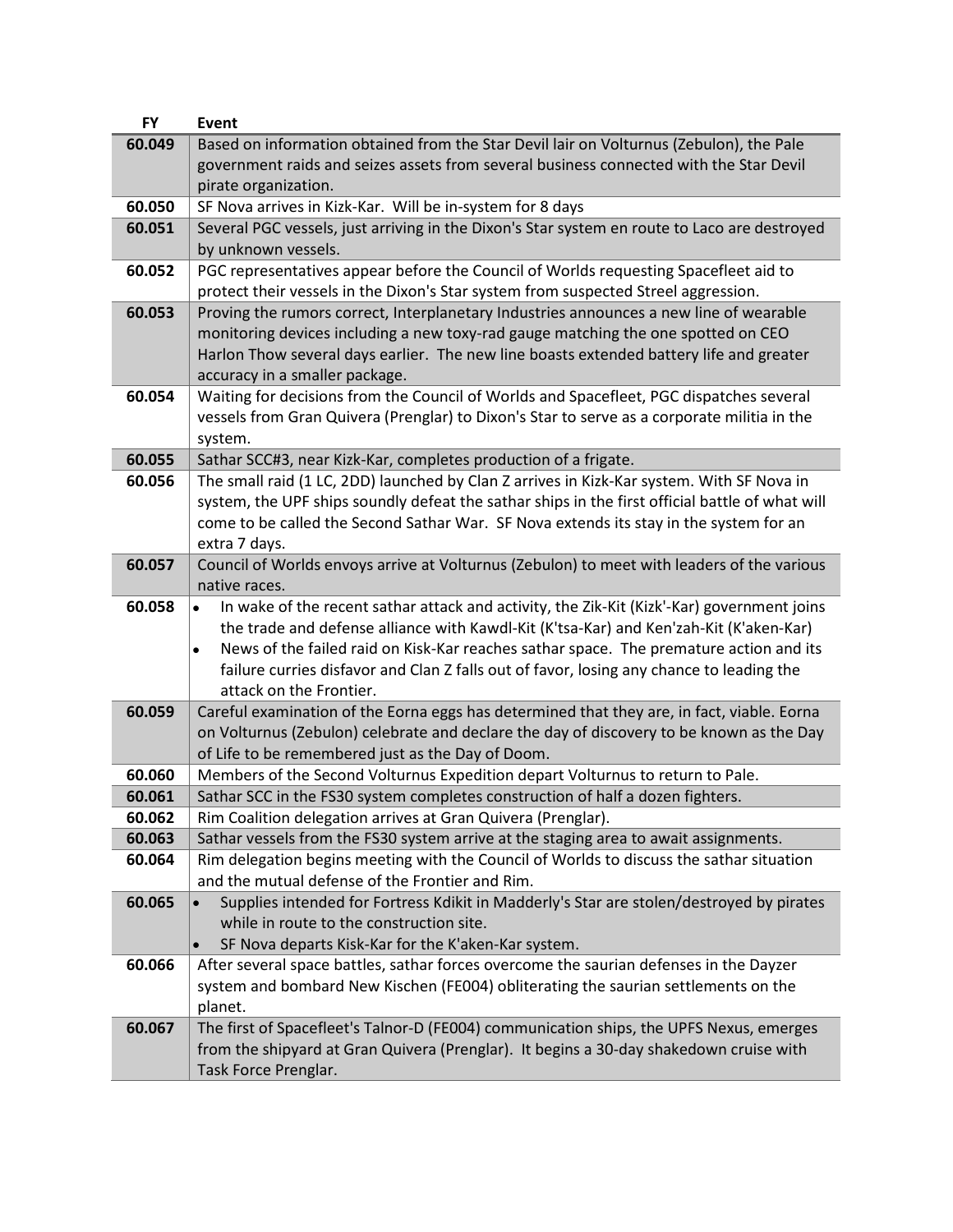| FY | Event |
|---|---|
| 60.049 | Based on information obtained from the Star Devil lair on Volturnus (Zebulon), the Pale government raids and seizes assets from several business connected with the Star Devil pirate organization. |
| 60.050 | SF Nova arrives in Kizk-Kar. Will be in-system for 8 days |
| 60.051 | Several PGC vessels, just arriving in the Dixon's Star system en route to Laco are destroyed by unknown vessels. |
| 60.052 | PGC representatives appear before the Council of Worlds requesting Spacefleet aid to protect their vessels in the Dixon's Star system from suspected Streel aggression. |
| 60.053 | Proving the rumors correct, Interplanetary Industries announces a new line of wearable monitoring devices including a new toxy-rad gauge matching the one spotted on CEO Harlon Thow several days earlier. The new line boasts extended battery life and greater accuracy in a smaller package. |
| 60.054 | Waiting for decisions from the Council of Worlds and Spacefleet, PGC dispatches several vessels from Gran Quivera (Prenglar) to Dixon's Star to serve as a corporate militia in the system. |
| 60.055 | Sathar SCC#3, near Kizk-Kar, completes production of a frigate. |
| 60.056 | The small raid (1 LC, 2DD) launched by Clan Z arrives in Kizk-Kar system. With SF Nova in system, the UPF ships soundly defeat the sathar ships in the first official battle of what will come to be called the Second Sathar War. SF Nova extends its stay in the system for an extra 7 days. |
| 60.057 | Council of Worlds envoys arrive at Volturnus (Zebulon) to meet with leaders of the various native races. |
| 60.058 | • In wake of the recent sathar attack and activity, the Zik-Kit (Kizk'-Kar) government joins the trade and defense alliance with Kawdl-Kit (K'tsa-Kar) and Ken'zah-Kit (K'aken-Kar)<br>• News of the failed raid on Kisk-Kar reaches sathar space. The premature action and its failure curries disfavor and Clan Z falls out of favor, losing any chance to leading the attack on the Frontier. |
| 60.059 | Careful examination of the Eorna eggs has determined that they are, in fact, viable. Eorna on Volturnus (Zebulon) celebrate and declare the day of discovery to be known as the Day of Life to be remembered just as the Day of Doom. |
| 60.060 | Members of the Second Volturnus Expedition depart Volturnus to return to Pale. |
| 60.061 | Sathar SCC in the FS30 system completes construction of half a dozen fighters. |
| 60.062 | Rim Coalition delegation arrives at Gran Quivera (Prenglar). |
| 60.063 | Sathar vessels from the FS30 system arrive at the staging area to await assignments. |
| 60.064 | Rim delegation begins meeting with the Council of Worlds to discuss the sathar situation and the mutual defense of the Frontier and Rim. |
| 60.065 | • Supplies intended for Fortress Kdikit in Madderly's Star are stolen/destroyed by pirates while in route to the construction site.<br>• SF Nova departs Kisk-Kar for the K'aken-Kar system. |
| 60.066 | After several space battles, sathar forces overcome the saurian defenses in the Dayzer system and bombard New Kischen (FE004) obliterating the saurian settlements on the planet. |
| 60.067 | The first of Spacefleet's Talnor-D (FE004) communication ships, the UPFS Nexus, emerges from the shipyard at Gran Quivera (Prenglar). It begins a 30-day shakedown cruise with Task Force Prenglar. |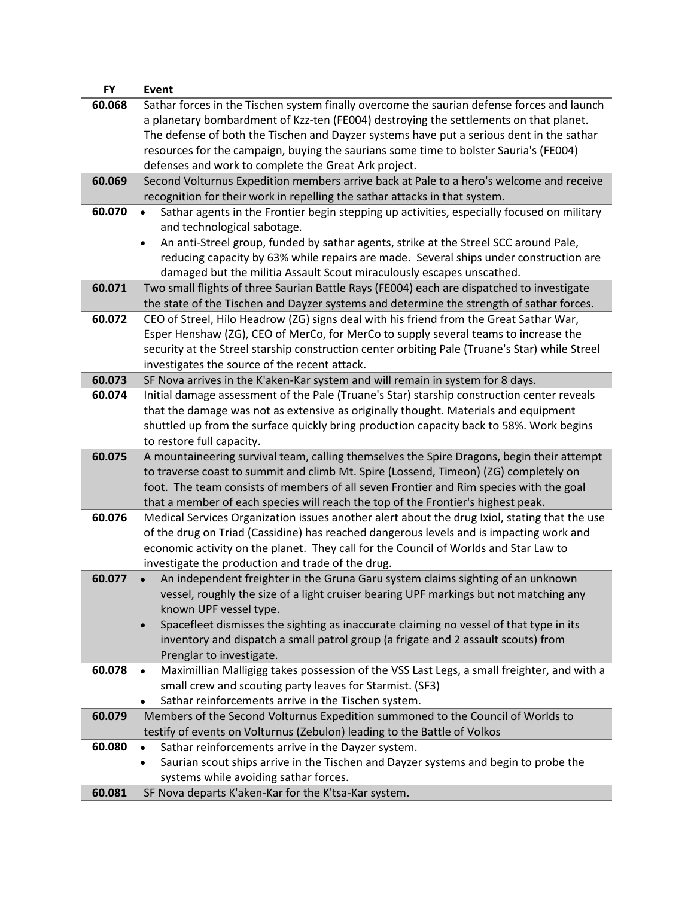| FY | Event |
|---|---|
| 60.068 | Sathar forces in the Tischen system finally overcome the saurian defense forces and launch a planetary bombardment of Kzz-ten (FE004) destroying the settlements on that planet. The defense of both the Tischen and Dayzer systems have put a serious dent in the sathar resources for the campaign, buying the saurians some time to bolster Sauria's (FE004) defenses and work to complete the Great Ark project. |
| 60.069 | Second Volturnus Expedition members arrive back at Pale to a hero's welcome and receive recognition for their work in repelling the sathar attacks in that system. |
| 60.070 | • Sathar agents in the Frontier begin stepping up activities, especially focused on military and technological sabotage.<br>• An anti-Streel group, funded by sathar agents, strike at the Streel SCC around Pale, reducing capacity by 63% while repairs are made. Several ships under construction are damaged but the militia Assault Scout miraculously escapes unscathed. |
| 60.071 | Two small flights of three Saurian Battle Rays (FE004) each are dispatched to investigate the state of the Tischen and Dayzer systems and determine the strength of sathar forces. |
| 60.072 | CEO of Streel, Hilo Headrow (ZG) signs deal with his friend from the Great Sathar War, Esper Henshaw (ZG), CEO of MerCo, for MerCo to supply several teams to increase the security at the Streel starship construction center orbiting Pale (Truane's Star) while Streel investigates the source of the recent attack. |
| 60.073 | SF Nova arrives in the K'aken-Kar system and will remain in system for 8 days. |
| 60.074 | Initial damage assessment of the Pale (Truane's Star) starship construction center reveals that the damage was not as extensive as originally thought. Materials and equipment shuttled up from the surface quickly bring production capacity back to 58%. Work begins to restore full capacity. |
| 60.075 | A mountaineering survival team, calling themselves the Spire Dragons, begin their attempt to traverse coast to summit and climb Mt. Spire (Lossend, Timeon) (ZG) completely on foot. The team consists of members of all seven Frontier and Rim species with the goal that a member of each species will reach the top of the Frontier's highest peak. |
| 60.076 | Medical Services Organization issues another alert about the drug Ixiol, stating that the use of the drug on Triad (Cassidine) has reached dangerous levels and is impacting work and economic activity on the planet. They call for the Council of Worlds and Star Law to investigate the production and trade of the drug. |
| 60.077 | • An independent freighter in the Gruna Garu system claims sighting of an unknown vessel, roughly the size of a light cruiser bearing UPF markings but not matching any known UPF vessel type.<br>• Spacefleet dismisses the sighting as inaccurate claiming no vessel of that type in its inventory and dispatch a small patrol group (a frigate and 2 assault scouts) from Prenglar to investigate. |
| 60.078 | • Maximillian Malligigg takes possession of the VSS Last Legs, a small freighter, and with a small crew and scouting party leaves for Starmist. (SF3)<br>• Sathar reinforcements arrive in the Tischen system. |
| 60.079 | Members of the Second Volturnus Expedition summoned to the Council of Worlds to testify of events on Volturnus (Zebulon) leading to the Battle of Volkos |
| 60.080 | • Sathar reinforcements arrive in the Dayzer system.<br>• Saurian scout ships arrive in the Tischen and Dayzer systems and begin to probe the systems while avoiding sathar forces. |
| 60.081 | SF Nova departs K'aken-Kar for the K'tsa-Kar system. |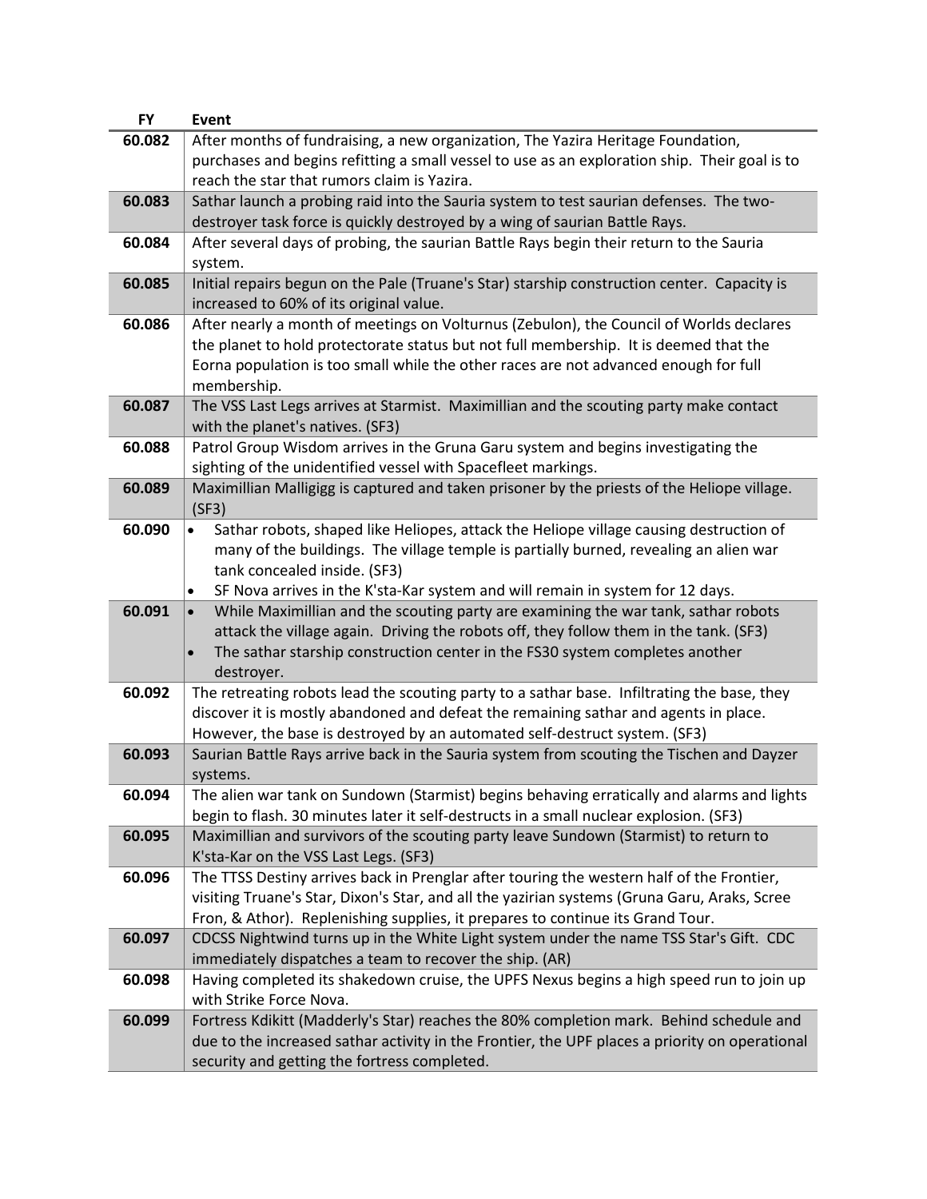| FY | Event |
|---|---|
| **60.082** | After months of fundraising, a new organization, The Yazira Heritage Foundation, purchases and begins refitting a small vessel to use as an exploration ship. Their goal is to reach the star that rumors claim is Yazira. |
| **60.083** | Sathar launch a probing raid into the Sauria system to test saurian defenses. The two-destroyer task force is quickly destroyed by a wing of saurian Battle Rays. |
| **60.084** | After several days of probing, the saurian Battle Rays begin their return to the Sauria system. |
| **60.085** | Initial repairs begun on the Pale (Truane's Star) starship construction center. Capacity is increased to 60% of its original value. |
| **60.086** | After nearly a month of meetings on Volturnus (Zebulon), the Council of Worlds declares the planet to hold protectorate status but not full membership. It is deemed that the Eorna population is too small while the other races are not advanced enough for full membership. |
| **60.087** | The VSS Last Legs arrives at Starmist. Maximillian and the scouting party make contact with the planet's natives. (SF3) |
| **60.088** | Patrol Group Wisdom arrives in the Gruna Garu system and begins investigating the sighting of the unidentified vessel with Spacefleet markings. |
| **60.089** | Maximillian Malligigg is captured and taken prisoner by the priests of the Heliope village. (SF3) |
| **60.090** | • Sathar robots, shaped like Heliopes, attack the Heliope village causing destruction of many of the buildings. The village temple is partially burned, revealing an alien war tank concealed inside. (SF3)<br>• SF Nova arrives in the K'sta-Kar system and will remain in system for 12 days. |
| **60.091** | • While Maximillian and the scouting party are examining the war tank, sathar robots attack the village again. Driving the robots off, they follow them in the tank. (SF3)<br>• The sathar starship construction center in the FS30 system completes another destroyer. |
| **60.092** | The retreating robots lead the scouting party to a sathar base. Infiltrating the base, they discover it is mostly abandoned and defeat the remaining sathar and agents in place. However, the base is destroyed by an automated self-destruct system. (SF3) |
| **60.093** | Saurian Battle Rays arrive back in the Sauria system from scouting the Tischen and Dayzer systems. |
| **60.094** | The alien war tank on Sundown (Starmist) begins behaving erratically and alarms and lights begin to flash. 30 minutes later it self-destructs in a small nuclear explosion. (SF3) |
| **60.095** | Maximillian and survivors of the scouting party leave Sundown (Starmist) to return to K'sta-Kar on the VSS Last Legs. (SF3) |
| **60.096** | The TTSS Destiny arrives back in Prenglar after touring the western half of the Frontier, visiting Truane's Star, Dixon's Star, and all the yazirian systems (Gruna Garu, Araks, Scree Fron, & Athor). Replenishing supplies, it prepares to continue its Grand Tour. |
| **60.097** | CDCSS Nightwind turns up in the White Light system under the name TSS Star's Gift. CDC immediately dispatches a team to recover the ship. (AR) |
| **60.098** | Having completed its shakedown cruise, the UPFS Nexus begins a high speed run to join up with Strike Force Nova. |
| **60.099** | Fortress Kdikitt (Madderly's Star) reaches the 80% completion mark. Behind schedule and due to the increased sathar activity in the Frontier, the UPF places a priority on operational security and getting the fortress completed. |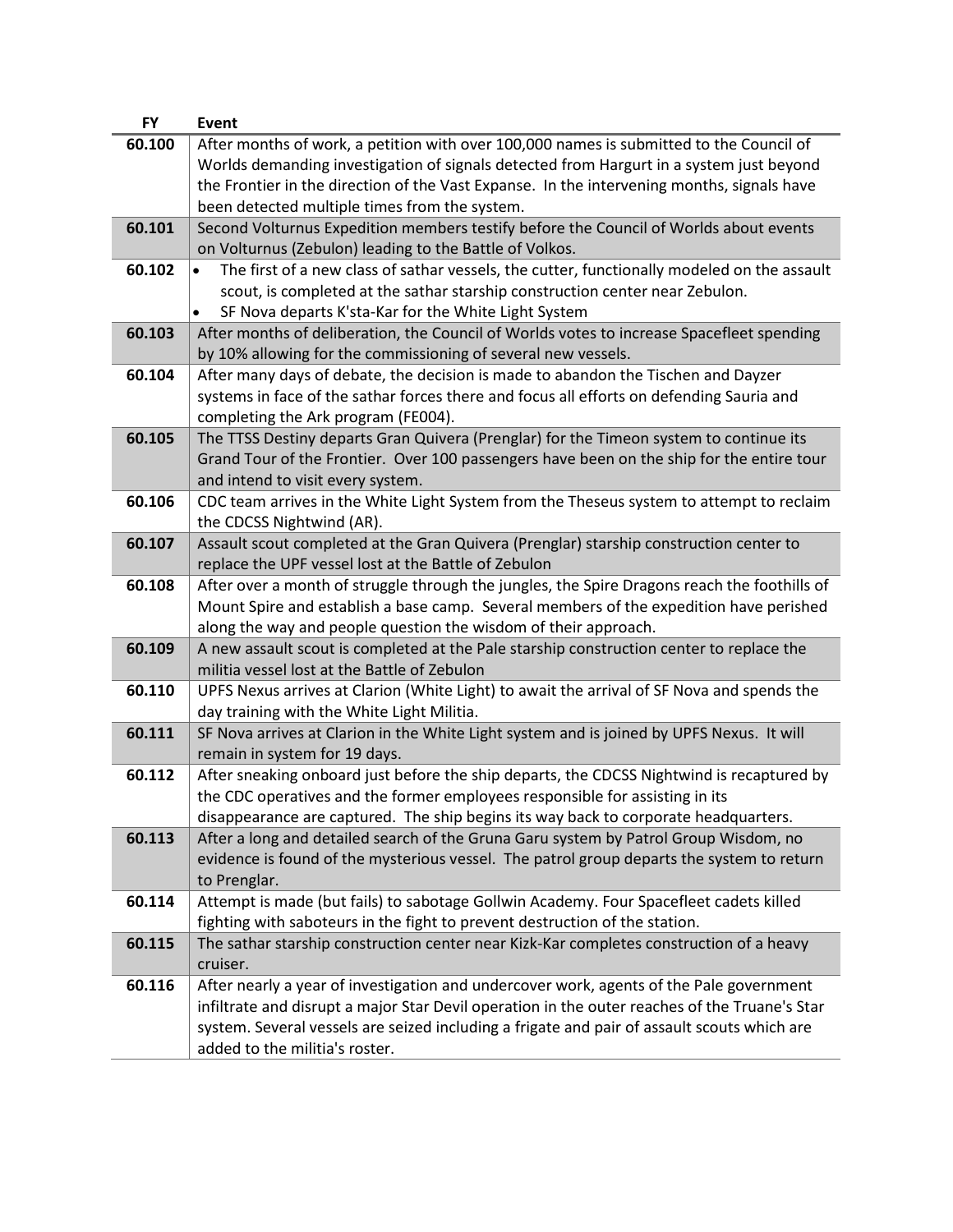| FY | Event |
|---|---|
| 60.100 | After months of work, a petition with over 100,000 names is submitted to the Council of Worlds demanding investigation of signals detected from Hargurt in a system just beyond the Frontier in the direction of the Vast Expanse. In the intervening months, signals have been detected multiple times from the system. |
| 60.101 | Second Volturnus Expedition members testify before the Council of Worlds about events on Volturnus (Zebulon) leading to the Battle of Volkos. |
| 60.102 | • The first of a new class of sathar vessels, the cutter, functionally modeled on the assault scout, is completed at the sathar starship construction center near Zebulon.<br>• SF Nova departs K'sta-Kar for the White Light System |
| 60.103 | After months of deliberation, the Council of Worlds votes to increase Spacefleet spending by 10% allowing for the commissioning of several new vessels. |
| 60.104 | After many days of debate, the decision is made to abandon the Tischen and Dayzer systems in face of the sathar forces there and focus all efforts on defending Sauria and completing the Ark program (FE004). |
| 60.105 | The TTSS Destiny departs Gran Quivera (Prenglar) for the Timeon system to continue its Grand Tour of the Frontier. Over 100 passengers have been on the ship for the entire tour and intend to visit every system. |
| 60.106 | CDC team arrives in the White Light System from the Theseus system to attempt to reclaim the CDCSS Nightwind (AR). |
| 60.107 | Assault scout completed at the Gran Quivera (Prenglar) starship construction center to replace the UPF vessel lost at the Battle of Zebulon |
| 60.108 | After over a month of struggle through the jungles, the Spire Dragons reach the foothills of Mount Spire and establish a base camp. Several members of the expedition have perished along the way and people question the wisdom of their approach. |
| 60.109 | A new assault scout is completed at the Pale starship construction center to replace the militia vessel lost at the Battle of Zebulon |
| 60.110 | UPFS Nexus arrives at Clarion (White Light) to await the arrival of SF Nova and spends the day training with the White Light Militia. |
| 60.111 | SF Nova arrives at Clarion in the White Light system and is joined by UPFS Nexus. It will remain in system for 19 days. |
| 60.112 | After sneaking onboard just before the ship departs, the CDCSS Nightwind is recaptured by the CDC operatives and the former employees responsible for assisting in its disappearance are captured. The ship begins its way back to corporate headquarters. |
| 60.113 | After a long and detailed search of the Gruna Garu system by Patrol Group Wisdom, no evidence is found of the mysterious vessel. The patrol group departs the system to return to Prenglar. |
| 60.114 | Attempt is made (but fails) to sabotage Gollwin Academy. Four Spacefleet cadets killed fighting with saboteurs in the fight to prevent destruction of the station. |
| 60.115 | The sathar starship construction center near Kizk-Kar completes construction of a heavy cruiser. |
| 60.116 | After nearly a year of investigation and undercover work, agents of the Pale government infiltrate and disrupt a major Star Devil operation in the outer reaches of the Truane's Star system. Several vessels are seized including a frigate and pair of assault scouts which are added to the militia's roster. |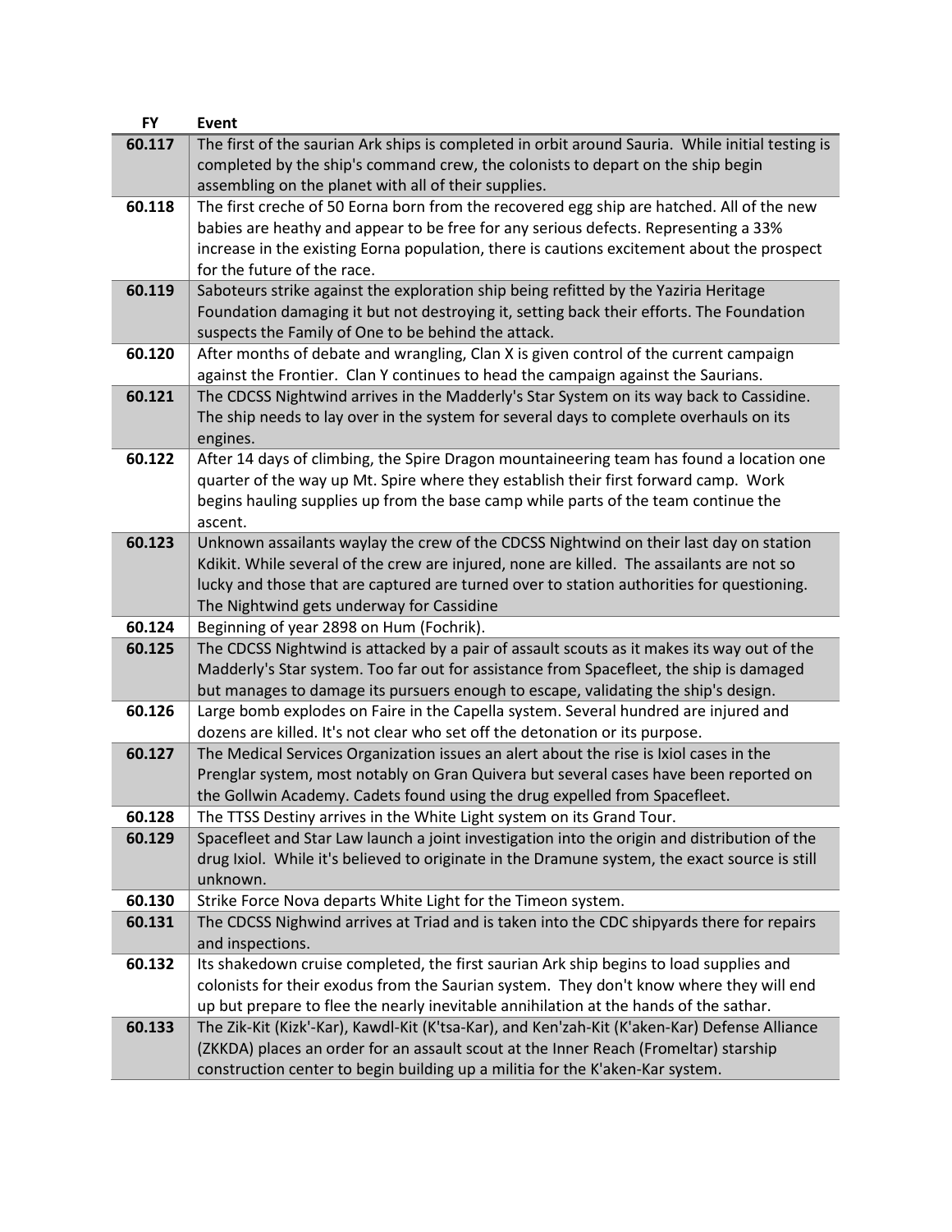| FY | Event |
|---|---|
| 60.117 | The first of the saurian Ark ships is completed in orbit around Sauria. While initial testing is completed by the ship's command crew, the colonists to depart on the ship begin assembling on the planet with all of their supplies. |
| 60.118 | The first creche of 50 Eorna born from the recovered egg ship are hatched. All of the new babies are heathy and appear to be free for any serious defects. Representing a 33% increase in the existing Eorna population, there is cautions excitement about the prospect for the future of the race. |
| 60.119 | Saboteurs strike against the exploration ship being refitted by the Yaziria Heritage Foundation damaging it but not destroying it, setting back their efforts. The Foundation suspects the Family of One to be behind the attack. |
| 60.120 | After months of debate and wrangling, Clan X is given control of the current campaign against the Frontier. Clan Y continues to head the campaign against the Saurians. |
| 60.121 | The CDCSS Nightwind arrives in the Madderly's Star System on its way back to Cassidine. The ship needs to lay over in the system for several days to complete overhauls on its engines. |
| 60.122 | After 14 days of climbing, the Spire Dragon mountaineering team has found a location one quarter of the way up Mt. Spire where they establish their first forward camp. Work begins hauling supplies up from the base camp while parts of the team continue the ascent. |
| 60.123 | Unknown assailants waylay the crew of the CDCSS Nightwind on their last day on station Kdikit. While several of the crew are injured, none are killed. The assailants are not so lucky and those that are captured are turned over to station authorities for questioning. The Nightwind gets underway for Cassidine |
| 60.124 | Beginning of year 2898 on Hum (Fochrik). |
| 60.125 | The CDCSS Nightwind is attacked by a pair of assault scouts as it makes its way out of the Madderly's Star system. Too far out for assistance from Spacefleet, the ship is damaged but manages to damage its pursuers enough to escape, validating the ship's design. |
| 60.126 | Large bomb explodes on Faire in the Capella system. Several hundred are injured and dozens are killed. It's not clear who set off the detonation or its purpose. |
| 60.127 | The Medical Services Organization issues an alert about the rise is Ixiol cases in the Prenglar system, most notably on Gran Quivera but several cases have been reported on the Gollwin Academy. Cadets found using the drug expelled from Spacefleet. |
| 60.128 | The TTSS Destiny arrives in the White Light system on its Grand Tour. |
| 60.129 | Spacefleet and Star Law launch a joint investigation into the origin and distribution of the drug Ixiol. While it's believed to originate in the Dramune system, the exact source is still unknown. |
| 60.130 | Strike Force Nova departs White Light for the Timeon system. |
| 60.131 | The CDCSS Nighwind arrives at Triad and is taken into the CDC shipyards there for repairs and inspections. |
| 60.132 | Its shakedown cruise completed, the first saurian Ark ship begins to load supplies and colonists for their exodus from the Saurian system. They don't know where they will end up but prepare to flee the nearly inevitable annihilation at the hands of the sathar. |
| 60.133 | The Zik-Kit (Kizk'-Kar), Kawdl-Kit (K'tsa-Kar), and Ken'zah-Kit (K'aken-Kar) Defense Alliance (ZKKDA) places an order for an assault scout at the Inner Reach (Frometlar) starship construction center to begin building up a militia for the K'aken-Kar system. |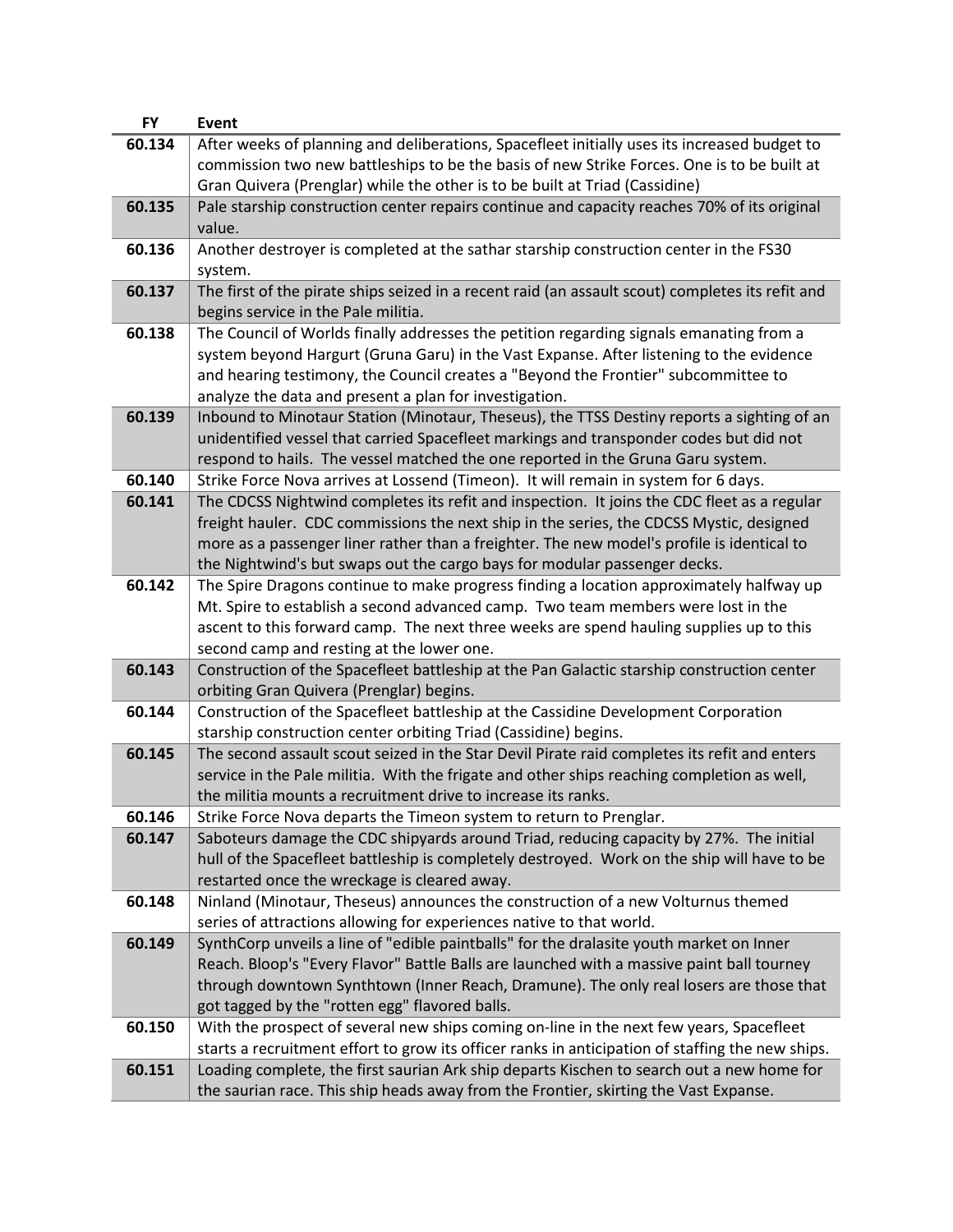| FY | Event |
|---|---|
| 60.134 | After weeks of planning and deliberations, Spacefleet initially uses its increased budget to commission two new battleships to be the basis of new Strike Forces. One is to be built at Gran Quivera (Prenglar) while the other is to be built at Triad (Cassidine) |
| 60.135 | Pale starship construction center repairs continue and capacity reaches 70% of its original value. |
| 60.136 | Another destroyer is completed at the sathar starship construction center in the FS30 system. |
| 60.137 | The first of the pirate ships seized in a recent raid (an assault scout) completes its refit and begins service in the Pale militia. |
| 60.138 | The Council of Worlds finally addresses the petition regarding signals emanating from a system beyond Hargurt (Gruna Garu) in the Vast Expanse. After listening to the evidence and hearing testimony, the Council creates a "Beyond the Frontier" subcommittee to analyze the data and present a plan for investigation. |
| 60.139 | Inbound to Minotaur Station (Minotaur, Theseus), the TTSS Destiny reports a sighting of an unidentified vessel that carried Spacefleet markings and transponder codes but did not respond to hails. The vessel matched the one reported in the Gruna Garu system. |
| 60.140 | Strike Force Nova arrives at Lossend (Timeon). It will remain in system for 6 days. |
| 60.141 | The CDCSS Nightwind completes its refit and inspection. It joins the CDC fleet as a regular freight hauler. CDC commissions the next ship in the series, the CDCSS Mystic, designed more as a passenger liner rather than a freighter. The new model's profile is identical to the Nightwind's but swaps out the cargo bays for modular passenger decks. |
| 60.142 | The Spire Dragons continue to make progress finding a location approximately halfway up Mt. Spire to establish a second advanced camp. Two team members were lost in the ascent to this forward camp. The next three weeks are spend hauling supplies up to this second camp and resting at the lower one. |
| 60.143 | Construction of the Spacefleet battleship at the Pan Galactic starship construction center orbiting Gran Quivera (Prenglar) begins. |
| 60.144 | Construction of the Spacefleet battleship at the Cassidine Development Corporation starship construction center orbiting Triad (Cassidine) begins. |
| 60.145 | The second assault scout seized in the Star Devil Pirate raid completes its refit and enters service in the Pale militia. With the frigate and other ships reaching completion as well, the militia mounts a recruitment drive to increase its ranks. |
| 60.146 | Strike Force Nova departs the Timeon system to return to Prenglar. |
| 60.147 | Saboteurs damage the CDC shipyards around Triad, reducing capacity by 27%. The initial hull of the Spacefleet battleship is completely destroyed. Work on the ship will have to be restarted once the wreckage is cleared away. |
| 60.148 | Ninland (Minotaur, Theseus) announces the construction of a new Volturnus themed series of attractions allowing for experiences native to that world. |
| 60.149 | SynthCorp unveils a line of "edible paintballs" for the dralasite youth market on Inner Reach. Bloop's "Every Flavor" Battle Balls are launched with a massive paint ball tourney through downtown Synthtown (Inner Reach, Dramune). The only real losers are those that got tagged by the "rotten egg" flavored balls. |
| 60.150 | With the prospect of several new ships coming on-line in the next few years, Spacefleet starts a recruitment effort to grow its officer ranks in anticipation of staffing the new ships. |
| 60.151 | Loading complete, the first saurian Ark ship departs Kischen to search out a new home for the saurian race. This ship heads away from the Frontier, skirting the Vast Expanse. |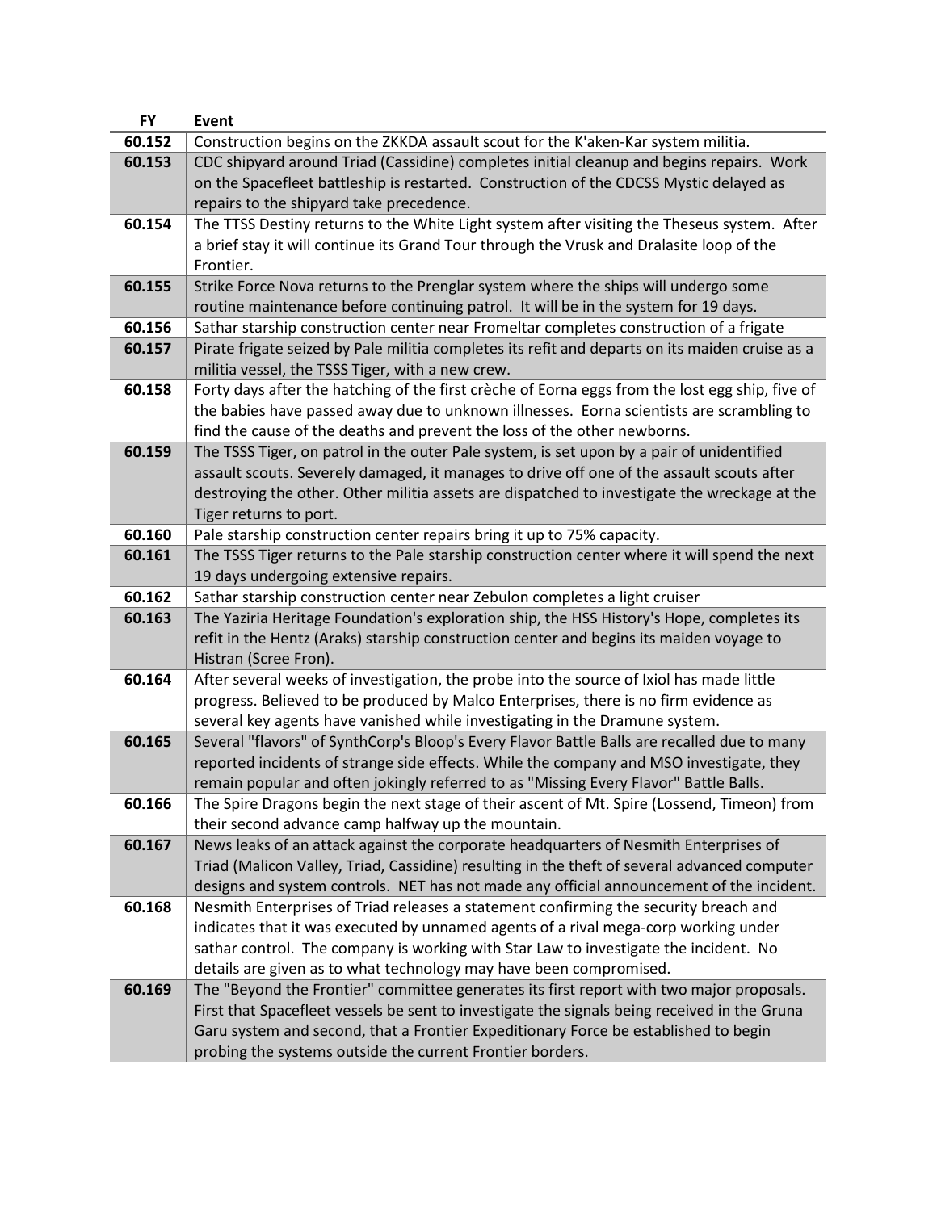| FY | Event |
|---|---|
| 60.152 | Construction begins on the ZKKDA assault scout for the K'aken-Kar system militia. |
| 60.153 | CDC shipyard around Triad (Cassidine) completes initial cleanup and begins repairs. Work on the Spacefleet battleship is restarted. Construction of the CDCSS Mystic delayed as repairs to the shipyard take precedence. |
| 60.154 | The TTSS Destiny returns to the White Light system after visiting the Theseus system. After a brief stay it will continue its Grand Tour through the Vrusk and Dralasite loop of the Frontier. |
| 60.155 | Strike Force Nova returns to the Prenglar system where the ships will undergo some routine maintenance before continuing patrol. It will be in the system for 19 days. |
| 60.156 | Sathar starship construction center near Fromeltar completes construction of a frigate |
| 60.157 | Pirate frigate seized by Pale militia completes its refit and departs on its maiden cruise as a militia vessel, the TSSS Tiger, with a new crew. |
| 60.158 | Forty days after the hatching of the first crèche of Eorna eggs from the lost egg ship, five of the babies have passed away due to unknown illnesses. Eorna scientists are scrambling to find the cause of the deaths and prevent the loss of the other newborns. |
| 60.159 | The TSSS Tiger, on patrol in the outer Pale system, is set upon by a pair of unidentified assault scouts. Severely damaged, it manages to drive off one of the assault scouts after destroying the other. Other militia assets are dispatched to investigate the wreckage at the Tiger returns to port. |
| 60.160 | Pale starship construction center repairs bring it up to 75% capacity. |
| 60.161 | The TSSS Tiger returns to the Pale starship construction center where it will spend the next 19 days undergoing extensive repairs. |
| 60.162 | Sathar starship construction center near Zebulon completes a light cruiser |
| 60.163 | The Yaziria Heritage Foundation's exploration ship, the HSS History's Hope, completes its refit in the Hentz (Araks) starship construction center and begins its maiden voyage to Histran (Scree Fron). |
| 60.164 | After several weeks of investigation, the probe into the source of Ixiol has made little progress. Believed to be produced by Malco Enterprises, there is no firm evidence as several key agents have vanished while investigating in the Dramune system. |
| 60.165 | Several "flavors" of SynthCorp's Bloop's Every Flavor Battle Balls are recalled due to many reported incidents of strange side effects. While the company and MSO investigate, they remain popular and often jokingly referred to as "Missing Every Flavor" Battle Balls. |
| 60.166 | The Spire Dragons begin the next stage of their ascent of Mt. Spire (Lossend, Timeon) from their second advance camp halfway up the mountain. |
| 60.167 | News leaks of an attack against the corporate headquarters of Nesmith Enterprises of Triad (Malicon Valley, Triad, Cassidine) resulting in the theft of several advanced computer designs and system controls. NET has not made any official announcement of the incident. |
| 60.168 | Nesmith Enterprises of Triad releases a statement confirming the security breach and indicates that it was executed by unnamed agents of a rival mega-corp working under sathar control. The company is working with Star Law to investigate the incident. No details are given as to what technology may have been compromised. |
| 60.169 | The "Beyond the Frontier" committee generates its first report with two major proposals. First that Spacefleet vessels be sent to investigate the signals being received in the Gruna Garu system and second, that a Frontier Expeditionary Force be established to begin probing the systems outside the current Frontier borders. |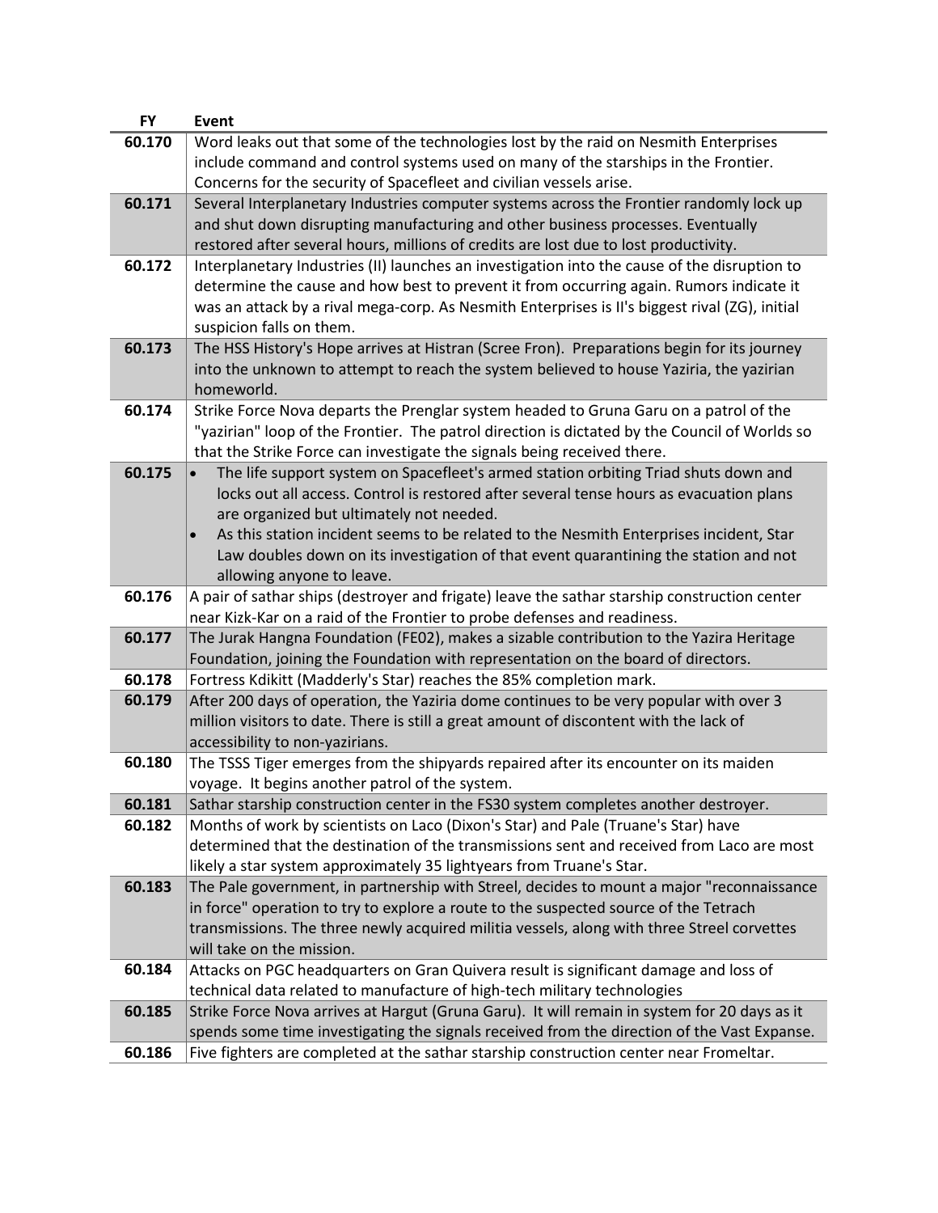| FY | Event |
|---|---|
| 60.170 | Word leaks out that some of the technologies lost by the raid on Nesmith Enterprises include command and control systems used on many of the starships in the Frontier. Concerns for the security of Spacefleet and civilian vessels arise. |
| 60.171 | Several Interplanetary Industries computer systems across the Frontier randomly lock up and shut down disrupting manufacturing and other business processes. Eventually restored after several hours, millions of credits are lost due to lost productivity. |
| 60.172 | Interplanetary Industries (II) launches an investigation into the cause of the disruption to determine the cause and how best to prevent it from occurring again. Rumors indicate it was an attack by a rival mega-corp. As Nesmith Enterprises is II's biggest rival (ZG), initial suspicion falls on them. |
| 60.173 | The HSS History's Hope arrives at Histran (Scree Fron). Preparations begin for its journey into the unknown to attempt to reach the system believed to house Yaziria, the yazirian homeworld. |
| 60.174 | Strike Force Nova departs the Prenglar system headed to Gruna Garu on a patrol of the "yazirian" loop of the Frontier. The patrol direction is dictated by the Council of Worlds so that the Strike Force can investigate the signals being received there. |
| 60.175 | • The life support system on Spacefleet's armed station orbiting Triad shuts down and locks out all access. Control is restored after several tense hours as evacuation plans are organized but ultimately not needed. <br> • As this station incident seems to be related to the Nesmith Enterprises incident, Star Law doubles down on its investigation of that event quarantining the station and not allowing anyone to leave. |
| 60.176 | A pair of sathar ships (destroyer and frigate) leave the sathar starship construction center near Kizk-Kar on a raid of the Frontier to probe defenses and readiness. |
| 60.177 | The Jurak Hangna Foundation (FE02), makes a sizable contribution to the Yazira Heritage Foundation, joining the Foundation with representation on the board of directors. |
| 60.178 | Fortress Kdikitt (Madderly's Star) reaches the 85% completion mark. |
| 60.179 | After 200 days of operation, the Yaziria dome continues to be very popular with over 3 million visitors to date. There is still a great amount of discontent with the lack of accessibility to non-yazirians. |
| 60.180 | The TSSS Tiger emerges from the shipyards repaired after its encounter on its maiden voyage. It begins another patrol of the system. |
| 60.181 | Sathar starship construction center in the FS30 system completes another destroyer. |
| 60.182 | Months of work by scientists on Laco (Dixon's Star) and Pale (Truane's Star) have determined that the destination of the transmissions sent and received from Laco are most likely a star system approximately 35 lightyears from Truane's Star. |
| 60.183 | The Pale government, in partnership with Streel, decides to mount a major "reconnaissance in force" operation to try to explore a route to the suspected source of the Tetrach transmissions. The three newly acquired militia vessels, along with three Streel corvettes will take on the mission. |
| 60.184 | Attacks on PGC headquarters on Gran Quivera result is significant damage and loss of technical data related to manufacture of high-tech military technologies |
| 60.185 | Strike Force Nova arrives at Hargut (Gruna Garu). It will remain in system for 20 days as it spends some time investigating the signals received from the direction of the Vast Expanse. |
| 60.186 | Five fighters are completed at the sathar starship construction center near Fromeltar. |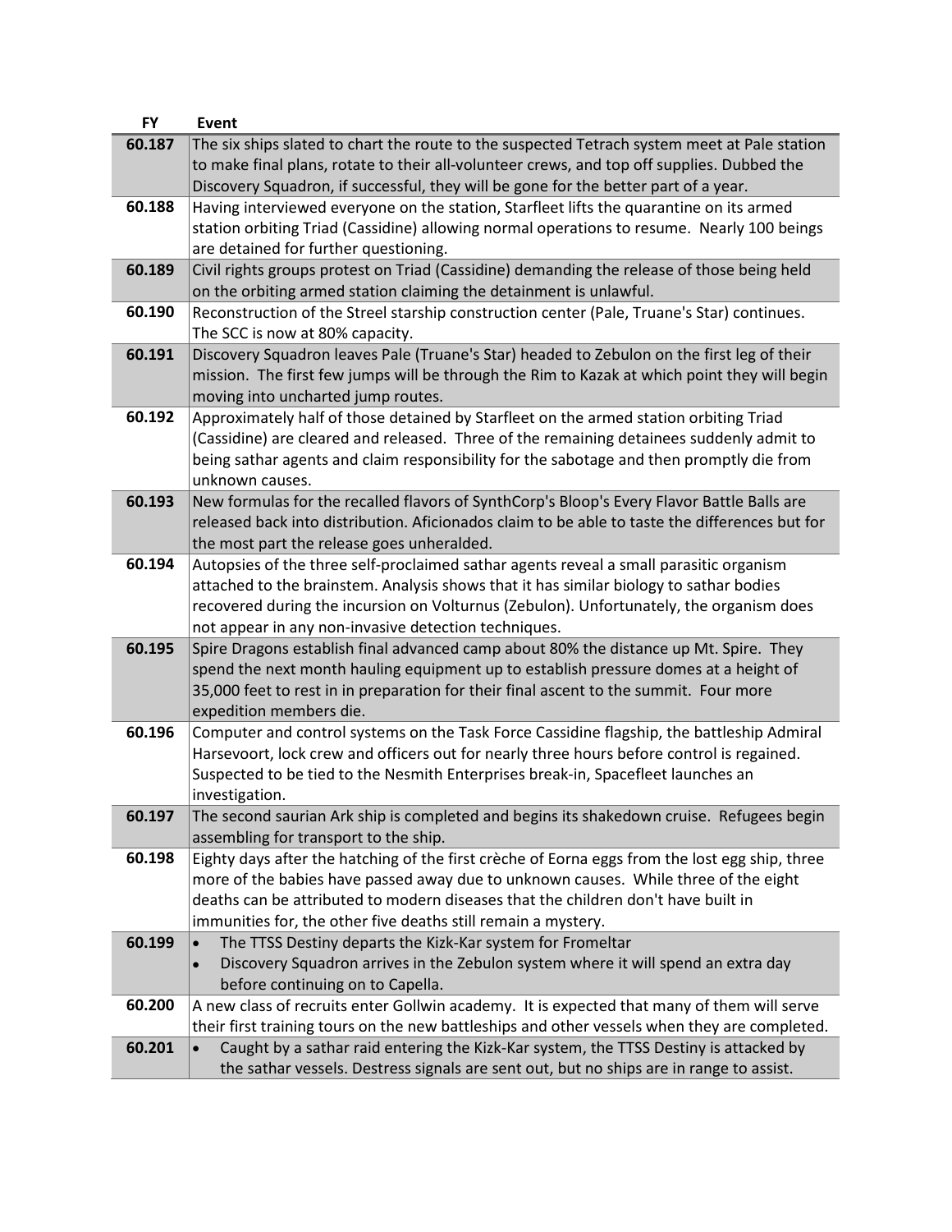| FY | Event |
|---|---|
| 60.187 | The six ships slated to chart the route to the suspected Tetrach system meet at Pale station to make final plans, rotate to their all-volunteer crews, and top off supplies. Dubbed the Discovery Squadron, if successful, they will be gone for the better part of a year. |
| 60.188 | Having interviewed everyone on the station, Starfleet lifts the quarantine on its armed station orbiting Triad (Cassidine) allowing normal operations to resume. Nearly 100 beings are detained for further questioning. |
| 60.189 | Civil rights groups protest on Triad (Cassidine) demanding the release of those being held on the orbiting armed station claiming the detainment is unlawful. |
| 60.190 | Reconstruction of the Streel starship construction center (Pale, Truane's Star) continues. The SCC is now at 80% capacity. |
| 60.191 | Discovery Squadron leaves Pale (Truane's Star) headed to Zebulon on the first leg of their mission. The first few jumps will be through the Rim to Kazak at which point they will begin moving into uncharted jump routes. |
| 60.192 | Approximately half of those detained by Starfleet on the armed station orbiting Triad (Cassidine) are cleared and released. Three of the remaining detainees suddenly admit to being sathar agents and claim responsibility for the sabotage and then promptly die from unknown causes. |
| 60.193 | New formulas for the recalled flavors of SynthCorp's Bloop's Every Flavor Battle Balls are released back into distribution. Aficionados claim to be able to taste the differences but for the most part the release goes unheralded. |
| 60.194 | Autopsies of the three self-proclaimed sathar agents reveal a small parasitic organism attached to the brainstem. Analysis shows that it has similar biology to sathar bodies recovered during the incursion on Volturnus (Zebulon). Unfortunately, the organism does not appear in any non-invasive detection techniques. |
| 60.195 | Spire Dragons establish final advanced camp about 80% the distance up Mt. Spire. They spend the next month hauling equipment up to establish pressure domes at a height of 35,000 feet to rest in in preparation for their final ascent to the summit. Four more expedition members die. |
| 60.196 | Computer and control systems on the Task Force Cassidine flagship, the battleship Admiral Harsevoort, lock crew and officers out for nearly three hours before control is regained. Suspected to be tied to the Nesmith Enterprises break-in, Spacefleet launches an investigation. |
| 60.197 | The second saurian Ark ship is completed and begins its shakedown cruise. Refugees begin assembling for transport to the ship. |
| 60.198 | Eighty days after the hatching of the first crèche of Eorna eggs from the lost egg ship, three more of the babies have passed away due to unknown causes. While three of the eight deaths can be attributed to modern diseases that the children don't have built in immunities for, the other five deaths still remain a mystery. |
| 60.199 | • The TTSS Destiny departs the Kizk-Kar system for Fromeltar<br>• Discovery Squadron arrives in the Zebulon system where it will spend an extra day before continuing on to Capella. |
| 60.200 | A new class of recruits enter Gollwin academy. It is expected that many of them will serve their first training tours on the new battleships and other vessels when they are completed. |
| 60.201 | • Caught by a sathar raid entering the Kizk-Kar system, the TTSS Destiny is attacked by the sathar vessels. Destress signals are sent out, but no ships are in range to assist. |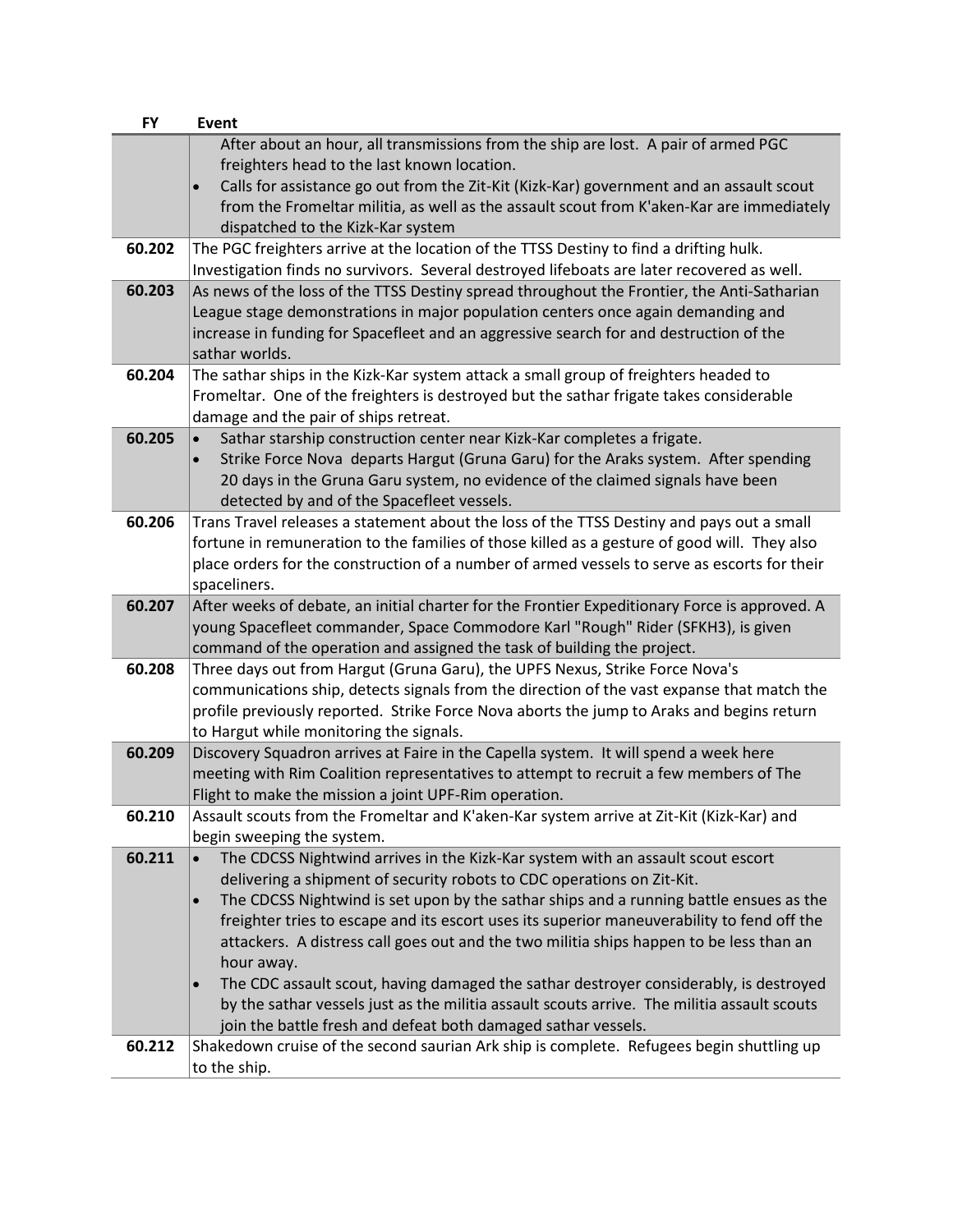| FY | Event |
|---|---|
| | After about an hour, all transmissions from the ship are lost. A pair of armed PGC freighters head to the last known location.<br>• Calls for assistance go out from the Zit-Kit (Kizk-Kar) government and an assault scout from the Fromeltar militia, as well as the assault scout from K'aken-Kar are immediately dispatched to the Kizk-Kar system |
| 60.202 | The PGC freighters arrive at the location of the TTSS Destiny to find a drifting hulk. Investigation finds no survivors. Several destroyed lifeboats are later recovered as well. |
| 60.203 | As news of the loss of the TTSS Destiny spread throughout the Frontier, the Anti-Satharian League stage demonstrations in major population centers once again demanding and increase in funding for Spacefleet and an aggressive search for and destruction of the sathar worlds. |
| 60.204 | The sathar ships in the Kizk-Kar system attack a small group of freighters headed to Fromeltar. One of the freighters is destroyed but the sathar frigate takes considerable damage and the pair of ships retreat. |
| 60.205 | • Sathar starship construction center near Kizk-Kar completes a frigate.<br>• Strike Force Nova departs Hargut (Gruna Garu) for the Araks system. After spending 20 days in the Gruna Garu system, no evidence of the claimed signals have been detected by and of the Spacefleet vessels. |
| 60.206 | Trans Travel releases a statement about the loss of the TTSS Destiny and pays out a small fortune in remuneration to the families of those killed as a gesture of good will. They also place orders for the construction of a number of armed vessels to serve as escorts for their spaceliners. |
| 60.207 | After weeks of debate, an initial charter for the Frontier Expeditionary Force is approved. A young Spacefleet commander, Space Commodore Karl "Rough" Rider (SFKH3), is given command of the operation and assigned the task of building the project. |
| 60.208 | Three days out from Hargut (Gruna Garu), the UPFS Nexus, Strike Force Nova's communications ship, detects signals from the direction of the vast expanse that match the profile previously reported. Strike Force Nova aborts the jump to Araks and begins return to Hargut while monitoring the signals. |
| 60.209 | Discovery Squadron arrives at Faire in the Capella system. It will spend a week here meeting with Rim Coalition representatives to attempt to recruit a few members of The Flight to make the mission a joint UPF-Rim operation. |
| 60.210 | Assault scouts from the Fromeltar and K'aken-Kar system arrive at Zit-Kit (Kizk-Kar) and begin sweeping the system. |
| 60.211 | • The CDCSS Nightwind arrives in the Kizk-Kar system with an assault scout escort delivering a shipment of security robots to CDC operations on Zit-Kit.<br>• The CDCSS Nightwind is set upon by the sathar ships and a running battle ensues as the freighter tries to escape and its escort uses its superior maneuverability to fend off the attackers. A distress call goes out and the two militia ships happen to be less than an hour away.<br>• The CDC assault scout, having damaged the sathar destroyer considerably, is destroyed by the sathar vessels just as the militia assault scouts arrive. The militia assault scouts join the battle fresh and defeat both damaged sathar vessels. |
| 60.212 | Shakedown cruise of the second saurian Ark ship is complete. Refugees begin shuttling up to the ship. |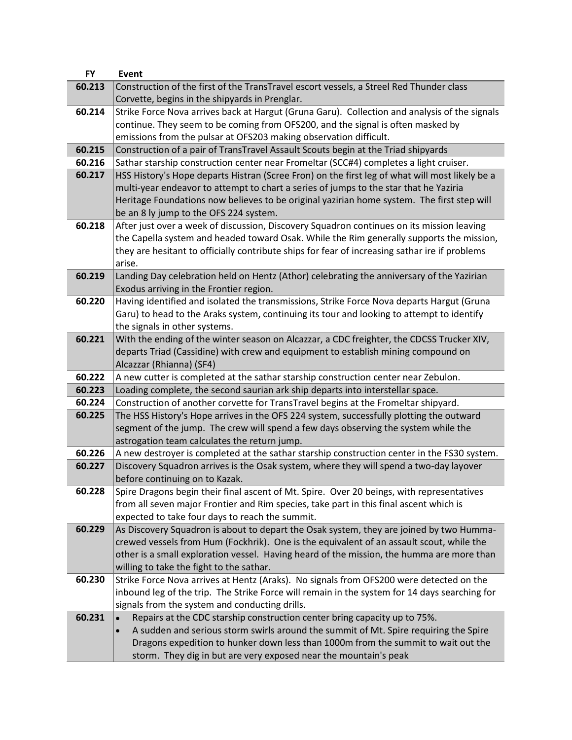| FY | Event |
|---|---|
| 60.213 | Construction of the first of the TransTravel escort vessels, a Streel Red Thunder class Corvette, begins in the shipyards in Prenglar. |
| 60.214 | Strike Force Nova arrives back at Hargut (Gruna Garu). Collection and analysis of the signals continue. They seem to be coming from OFS200, and the signal is often masked by emissions from the pulsar at OFS203 making observation difficult. |
| 60.215 | Construction of a pair of TransTravel Assault Scouts begin at the Triad shipyards |
| 60.216 | Sathar starship construction center near Fromeltar (SCC#4) completes a light cruiser. |
| 60.217 | HSS History's Hope departs Histran (Scree Fron) on the first leg of what will most likely be a multi-year endeavor to attempt to chart a series of jumps to the star that he Yaziria Heritage Foundations now believes to be original yazirian home system. The first step will be an 8 ly jump to the OFS 224 system. |
| 60.218 | After just over a week of discussion, Discovery Squadron continues on its mission leaving the Capella system and headed toward Osak. While the Rim generally supports the mission, they are hesitant to officially contribute ships for fear of increasing sathar ire if problems arise. |
| 60.219 | Landing Day celebration held on Hentz (Athor) celebrating the anniversary of the Yazirian Exodus arriving in the Frontier region. |
| 60.220 | Having identified and isolated the transmissions, Strike Force Nova departs Hargut (Gruna Garu) to head to the Araks system, continuing its tour and looking to attempt to identify the signals in other systems. |
| 60.221 | With the ending of the winter season on Alcazzar, a CDC freighter, the CDCSS Trucker XIV, departs Triad (Cassidine) with crew and equipment to establish mining compound on Alcazzar (Rhianna) (SF4) |
| 60.222 | A new cutter is completed at the sathar starship construction center near Zebulon. |
| 60.223 | Loading complete, the second saurian ark ship departs into interstellar space. |
| 60.224 | Construction of another corvette for TransTravel begins at the Fromeltar shipyard. |
| 60.225 | The HSS History's Hope arrives in the OFS 224 system, successfully plotting the outward segment of the jump. The crew will spend a few days observing the system while the astrogation team calculates the return jump. |
| 60.226 | A new destroyer is completed at the sathar starship construction center in the FS30 system. |
| 60.227 | Discovery Squadron arrives is the Osak system, where they will spend a two-day layover before continuing on to Kazak. |
| 60.228 | Spire Dragons begin their final ascent of Mt. Spire. Over 20 beings, with representatives from all seven major Frontier and Rim species, take part in this final ascent which is expected to take four days to reach the summit. |
| 60.229 | As Discovery Squadron is about to depart the Osak system, they are joined by two Humma-crewed vessels from Hum (Fockhrik). One is the equivalent of an assault scout, while the other is a small exploration vessel. Having heard of the mission, the humma are more than willing to take the fight to the sathar. |
| 60.230 | Strike Force Nova arrives at Hentz (Araks). No signals from OFS200 were detected on the inbound leg of the trip. The Strike Force will remain in the system for 14 days searching for signals from the system and conducting drills. |
| 60.231 | • Repairs at the CDC starship construction center bring capacity up to 75%.<br>• A sudden and serious storm swirls around the summit of Mt. Spire requiring the Spire Dragons expedition to hunker down less than 1000m from the summit to wait out the storm. They dig in but are very exposed near the mountain's peak |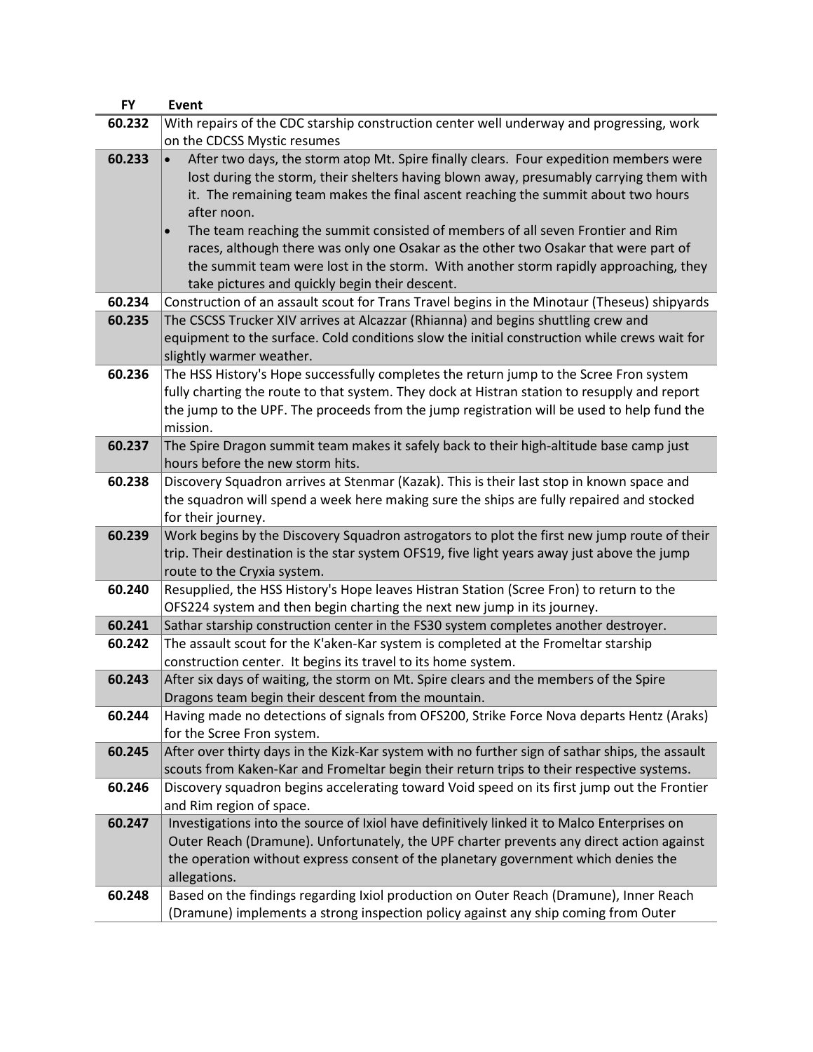| FY | Event |
|---|---|
| 60.232 | With repairs of the CDC starship construction center well underway and progressing, work on the CDCSS Mystic resumes |
| 60.233 | • After two days, the storm atop Mt. Spire finally clears. Four expedition members were lost during the storm, their shelters having blown away, presumably carrying them with it. The remaining team makes the final ascent reaching the summit about two hours after noon.<br>• The team reaching the summit consisted of members of all seven Frontier and Rim races, although there was only one Osakar as the other two Osakar that were part of the summit team were lost in the storm. With another storm rapidly approaching, they take pictures and quickly begin their descent. |
| 60.234 | Construction of an assault scout for Trans Travel begins in the Minotaur (Theseus) shipyards |
| 60.235 | The CSCSS Trucker XIV arrives at Alcazzar (Rhianna) and begins shuttling crew and equipment to the surface. Cold conditions slow the initial construction while crews wait for slightly warmer weather. |
| 60.236 | The HSS History's Hope successfully completes the return jump to the Scree Fron system fully charting the route to that system. They dock at Histran station to resupply and report the jump to the UPF. The proceeds from the jump registration will be used to help fund the mission. |
| 60.237 | The Spire Dragon summit team makes it safely back to their high-altitude base camp just hours before the new storm hits. |
| 60.238 | Discovery Squadron arrives at Stenmar (Kazak). This is their last stop in known space and the squadron will spend a week here making sure the ships are fully repaired and stocked for their journey. |
| 60.239 | Work begins by the Discovery Squadron astrogators to plot the first new jump route of their trip. Their destination is the star system OFS19, five light years away just above the jump route to the Cryxia system. |
| 60.240 | Resupplied, the HSS History's Hope leaves Histran Station (Scree Fron) to return to the OFS224 system and then begin charting the next new jump in its journey. |
| 60.241 | Sathar starship construction center in the FS30 system completes another destroyer. |
| 60.242 | The assault scout for the K'aken-Kar system is completed at the Fromeltar starship construction center. It begins its travel to its home system. |
| 60.243 | After six days of waiting, the storm on Mt. Spire clears and the members of the Spire Dragons team begin their descent from the mountain. |
| 60.244 | Having made no detections of signals from OFS200, Strike Force Nova departs Hentz (Araks) for the Scree Fron system. |
| 60.245 | After over thirty days in the Kizk-Kar system with no further sign of sathar ships, the assault scouts from Kaken-Kar and Fromeltar begin their return trips to their respective systems. |
| 60.246 | Discovery squadron begins accelerating toward Void speed on its first jump out the Frontier and Rim region of space. |
| 60.247 | Investigations into the source of Ixiol have definitively linked it to Malco Enterprises on Outer Reach (Dramune). Unfortunately, the UPF charter prevents any direct action against the operation without express consent of the planetary government which denies the allegations. |
| 60.248 | Based on the findings regarding Ixiol production on Outer Reach (Dramune), Inner Reach (Dramune) implements a strong inspection policy against any ship coming from Outer |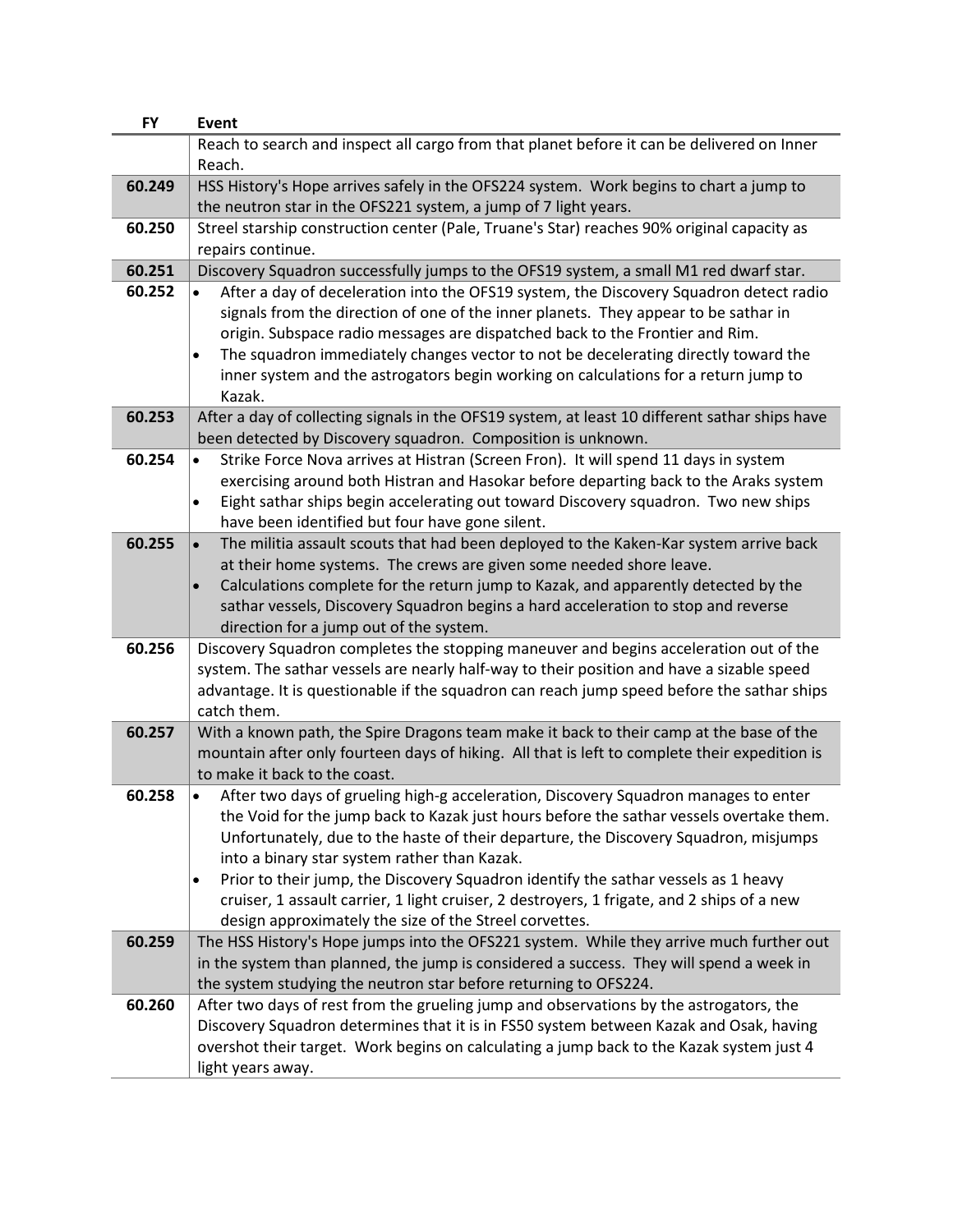| FY | Event |
|---|---|
| | Reach to search and inspect all cargo from that planet before it can be delivered on Inner Reach. |
| **60.249** | HSS History's Hope arrives safely in the OFS224 system. Work begins to chart a jump to the neutron star in the OFS221 system, a jump of 7 light years. |
| **60.250** | Streel starship construction center (Pale, Truane's Star) reaches 90% original capacity as repairs continue. |
| **60.251** | Discovery Squadron successfully jumps to the OFS19 system, a small M1 red dwarf star. |
| **60.252** | • After a day of deceleration into the OFS19 system, the Discovery Squadron detect radio signals from the direction of one of the inner planets. They appear to be sathar in origin. Subspace radio messages are dispatched back to the Frontier and Rim. <br> • The squadron immediately changes vector to not be decelerating directly toward the inner system and the astrogators begin working on calculations for a return jump to Kazak. |
| **60.253** | After a day of collecting signals in the OFS19 system, at least 10 different sathar ships have been detected by Discovery squadron. Composition is unknown. |
| **60.254** | • Strike Force Nova arrives at Histran (Screen Fron). It will spend 11 days in system exercising around both Histran and Hasokar before departing back to the Araks system <br> • Eight sathar ships begin accelerating out toward Discovery squadron. Two new ships have been identified but four have gone silent. |
| **60.255** | • The militia assault scouts that had been deployed to the Kaken-Kar system arrive back at their home systems. The crews are given some needed shore leave. <br> • Calculations complete for the return jump to Kazak, and apparently detected by the sathar vessels, Discovery Squadron begins a hard acceleration to stop and reverse direction for a jump out of the system. |
| **60.256** | Discovery Squadron completes the stopping maneuver and begins acceleration out of the system. The sathar vessels are nearly half-way to their position and have a sizable speed advantage. It is questionable if the squadron can reach jump speed before the sathar ships catch them. |
| **60.257** | With a known path, the Spire Dragons team make it back to their camp at the base of the mountain after only fourteen days of hiking. All that is left to complete their expedition is to make it back to the coast. |
| **60.258** | • After two days of grueling high-g acceleration, Discovery Squadron manages to enter the Void for the jump back to Kazak just hours before the sathar vessels overtake them. Unfortunately, due to the haste of their departure, the Discovery Squadron, misjumps into a binary star system rather than Kazak. <br> • Prior to their jump, the Discovery Squadron identify the sathar vessels as 1 heavy cruiser, 1 assault carrier, 1 light cruiser, 2 destroyers, 1 frigate, and 2 ships of a new design approximately the size of the Streel corvettes. |
| **60.259** | The HSS History's Hope jumps into the OFS221 system. While they arrive much further out in the system than planned, the jump is considered a success. They will spend a week in the system studying the neutron star before returning to OFS224. |
| **60.260** | After two days of rest from the grueling jump and observations by the astrogators, the Discovery Squadron determines that it is in FS50 system between Kazak and Osak, having overshot their target. Work begins on calculating a jump back to the Kazak system just 4 light years away. |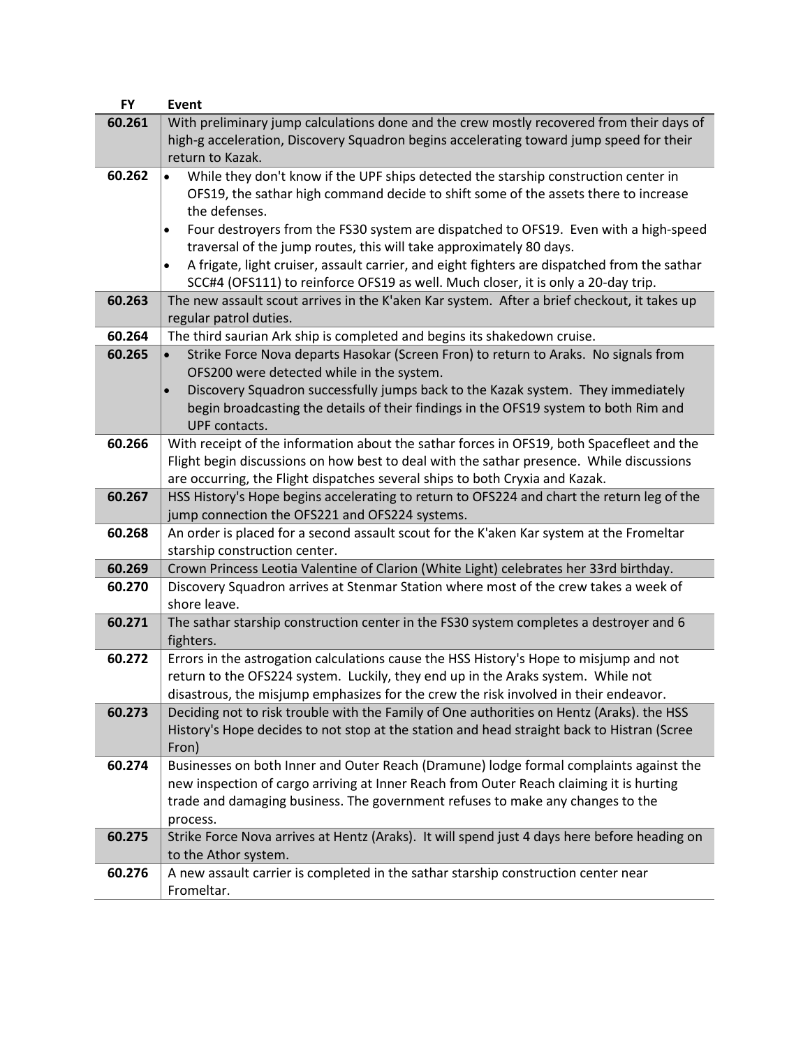| FY | Event |
| --- | --- |
| 60.261 | With preliminary jump calculations done and the crew mostly recovered from their days of high-g acceleration, Discovery Squadron begins accelerating toward jump speed for their return to Kazak. |
| 60.262 | • While they don't know if the UPF ships detected the starship construction center in OFS19, the sathar high command decide to shift some of the assets there to increase the defenses. • Four destroyers from the FS30 system are dispatched to OFS19. Even with a high-speed traversal of the jump routes, this will take approximately 80 days. • A frigate, light cruiser, assault carrier, and eight fighters are dispatched from the sathar SCC#4 (OFS111) to reinforce OFS19 as well. Much closer, it is only a 20-day trip. |
| 60.263 | The new assault scout arrives in the K'aken Kar system. After a brief checkout, it takes up regular patrol duties. |
| 60.264 | The third saurian Ark ship is completed and begins its shakedown cruise. |
| 60.265 | • Strike Force Nova departs Hasokar (Screen Fron) to return to Araks. No signals from OFS200 were detected while in the system. • Discovery Squadron successfully jumps back to the Kazak system. They immediately begin broadcasting the details of their findings in the OFS19 system to both Rim and UPF contacts. |
| 60.266 | With receipt of the information about the sathar forces in OFS19, both Spacefleet and the Flight begin discussions on how best to deal with the sathar presence. While discussions are occurring, the Flight dispatches several ships to both Cryxia and Kazak. |
| 60.267 | HSS History's Hope begins accelerating to return to OFS224 and chart the return leg of the jump connection the OFS221 and OFS224 systems. |
| 60.268 | An order is placed for a second assault scout for the K'aken Kar system at the Frometlar starship construction center. |
| 60.269 | Crown Princess Leotia Valentine of Clarion (White Light) celebrates her 33rd birthday. |
| 60.270 | Discovery Squadron arrives at Stenmar Station where most of the crew takes a week of shore leave. |
| 60.271 | The sathar starship construction center in the FS30 system completes a destroyer and 6 fighters. |
| 60.272 | Errors in the astrogation calculations cause the HSS History's Hope to misjump and not return to the OFS224 system. Luckily, they end up in the Araks system. While not disastrous, the misjump emphasizes for the crew the risk involved in their endeavor. |
| 60.273 | Deciding not to risk trouble with the Family of One authorities on Hentz (Araks). the HSS History's Hope decides to not stop at the station and head straight back to Histran (Scree Fron) |
| 60.274 | Businesses on both Inner and Outer Reach (Dramune) lodge formal complaints against the new inspection of cargo arriving at Inner Reach from Outer Reach claiming it is hurting trade and damaging business. The government refuses to make any changes to the process. |
| 60.275 | Strike Force Nova arrives at Hentz (Araks). It will spend just 4 days here before heading on to the Athor system. |
| 60.276 | A new assault carrier is completed in the sathar starship construction center near Frometlar. |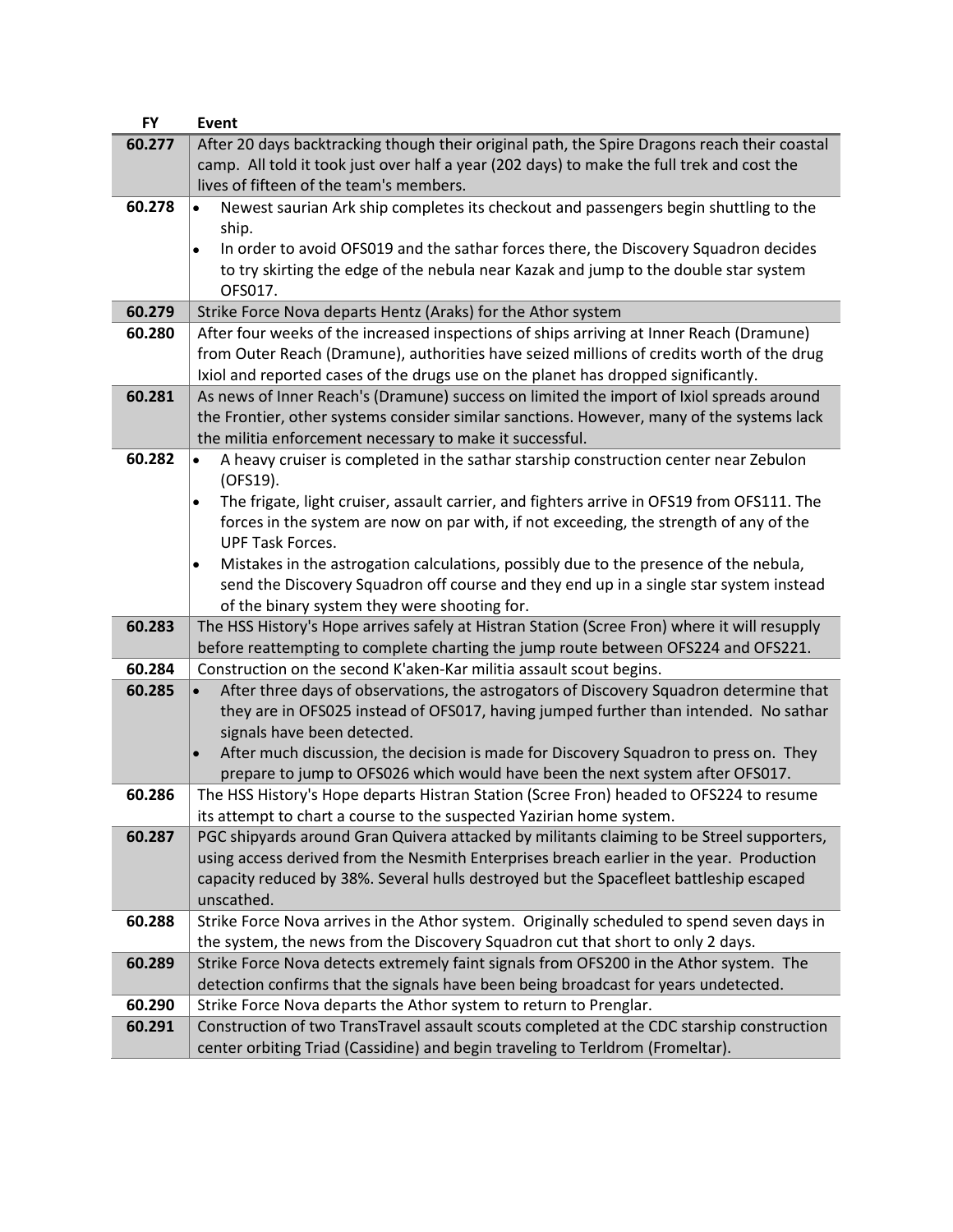| FY | Event |
|---|---|
| 60.277 | After 20 days backtracking though their original path, the Spire Dragons reach their coastal camp. All told it took just over half a year (202 days) to make the full trek and cost the lives of fifteen of the team's members. |
| 60.278 | • Newest saurian Ark ship completes its checkout and passengers begin shuttling to the ship.<br>• In order to avoid OFS019 and the sathar forces there, the Discovery Squadron decides to try skirting the edge of the nebula near Kazak and jump to the double star system OFS017. |
| 60.279 | Strike Force Nova departs Hentz (Araks) for the Athor system |
| 60.280 | After four weeks of the increased inspections of ships arriving at Inner Reach (Dramune) from Outer Reach (Dramune), authorities have seized millions of credits worth of the drug Ixiol and reported cases of the drugs use on the planet has dropped significantly. |
| 60.281 | As news of Inner Reach's (Dramune) success on limited the import of Ixiol spreads around the Frontier, other systems consider similar sanctions. However, many of the systems lack the militia enforcement necessary to make it successful. |
| 60.282 | • A heavy cruiser is completed in the sathar starship construction center near Zebulon (OFS19).<br>• The frigate, light cruiser, assault carrier, and fighters arrive in OFS19 from OFS111. The forces in the system are now on par with, if not exceeding, the strength of any of the UPF Task Forces.<br>• Mistakes in the astrogation calculations, possibly due to the presence of the nebula, send the Discovery Squadron off course and they end up in a single star system instead of the binary system they were shooting for. |
| 60.283 | The HSS History's Hope arrives safely at Histran Station (Scree Fron) where it will resupply before reattempting to complete charting the jump route between OFS224 and OFS221. |
| 60.284 | Construction on the second K'aken-Kar militia assault scout begins. |
| 60.285 | • After three days of observations, the astrogators of Discovery Squadron determine that they are in OFS025 instead of OFS017, having jumped further than intended. No sathar signals have been detected.<br>• After much discussion, the decision is made for Discovery Squadron to press on. They prepare to jump to OFS026 which would have been the next system after OFS017. |
| 60.286 | The HSS History's Hope departs Histran Station (Scree Fron) headed to OFS224 to resume its attempt to chart a course to the suspected Yazirian home system. |
| 60.287 | PGC shipyards around Gran Quivera attacked by militants claiming to be Streel supporters, using access derived from the Nesmith Enterprises breach earlier in the year. Production capacity reduced by 38%. Several hulls destroyed but the Spacefleet battleship escaped unscathed. |
| 60.288 | Strike Force Nova arrives in the Athor system. Originally scheduled to spend seven days in the system, the news from the Discovery Squadron cut that short to only 2 days. |
| 60.289 | Strike Force Nova detects extremely faint signals from OFS200 in the Athor system. The detection confirms that the signals have been being broadcast for years undetected. |
| 60.290 | Strike Force Nova departs the Athor system to return to Prenglar. |
| 60.291 | Construction of two TransTravel assault scouts completed at the CDC starship construction center orbiting Triad (Cassidine) and begin traveling to Terldrom (Fromeltar). |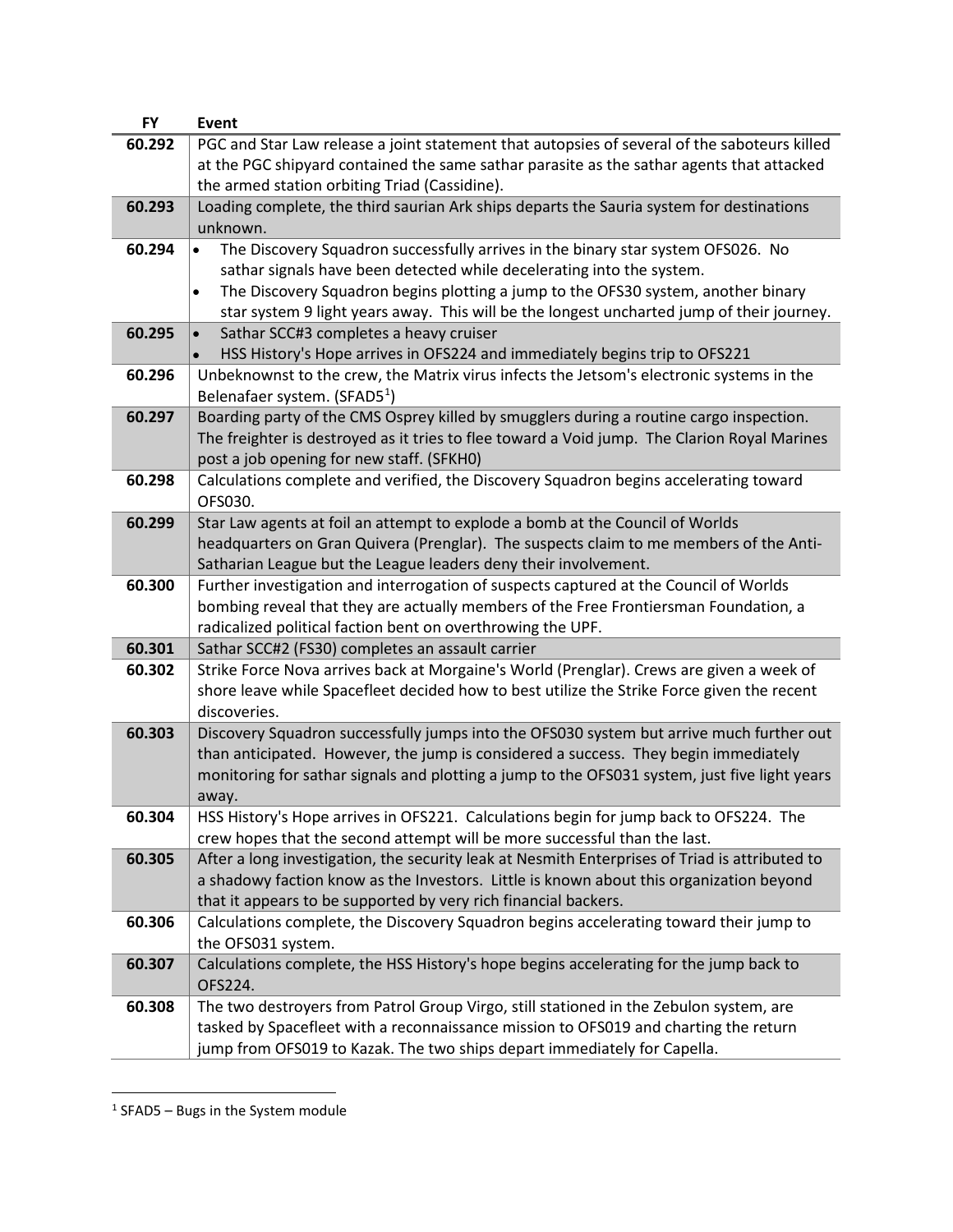| FY | Event |
|---|---|
| 60.292 | PGC and Star Law release a joint statement that autopsies of several of the saboteurs killed at the PGC shipyard contained the same sathar parasite as the sathar agents that attacked the armed station orbiting Triad (Cassidine). |
| 60.293 | Loading complete, the third saurian Ark ships departs the Sauria system for destinations unknown. |
| 60.294 | • The Discovery Squadron successfully arrives in the binary star system OFS026. No sathar signals have been detected while decelerating into the system.<br>• The Discovery Squadron begins plotting a jump to the OFS30 system, another binary star system 9 light years away. This will be the longest uncharted jump of their journey. |
| 60.295 | • Sathar SCC#3 completes a heavy cruiser<br>• HSS History's Hope arrives in OFS224 and immediately begins trip to OFS221 |
| 60.296 | Unbeknownst to the crew, the Matrix virus infects the Jetsom's electronic systems in the Belenafaer system. (SFAD5[1]) |
| 60.297 | Boarding party of the CMS Osprey killed by smugglers during a routine cargo inspection. The freighter is destroyed as it tries to flee toward a Void jump. The Clarion Royal Marines post a job opening for new staff. (SFKH0) |
| 60.298 | Calculations complete and verified, the Discovery Squadron begins accelerating toward OFS030. |
| 60.299 | Star Law agents at foil an attempt to explode a bomb at the Council of Worlds headquarters on Gran Quivera (Prenglar). The suspects claim to me members of the Anti-Satharian League but the League leaders deny their involvement. |
| 60.300 | Further investigation and interrogation of suspects captured at the Council of Worlds bombing reveal that they are actually members of the Free Frontiersman Foundation, a radicalized political faction bent on overthrowing the UPF. |
| 60.301 | Sathar SCC#2 (FS30) completes an assault carrier |
| 60.302 | Strike Force Nova arrives back at Morgaine's World (Prenglar). Crews are given a week of shore leave while Spacefleet decided how to best utilize the Strike Force given the recent discoveries. |
| 60.303 | Discovery Squadron successfully jumps into the OFS030 system but arrive much further out than anticipated. However, the jump is considered a success. They begin immediately monitoring for sathar signals and plotting a jump to the OFS031 system, just five light years away. |
| 60.304 | HSS History's Hope arrives in OFS221. Calculations begin for jump back to OFS224. The crew hopes that the second attempt will be more successful than the last. |
| 60.305 | After a long investigation, the security leak at Nesmith Enterprises of Triad is attributed to a shadowy faction know as the Investors. Little is known about this organization beyond that it appears to be supported by very rich financial backers. |
| 60.306 | Calculations complete, the Discovery Squadron begins accelerating toward their jump to the OFS031 system. |
| 60.307 | Calculations complete, the HSS History's hope begins accelerating for the jump back to OFS224. |
| 60.308 | The two destroyers from Patrol Group Virgo, still stationed in the Zebulon system, are tasked by Spacefleet with a reconnaissance mission to OFS019 and charting the return jump from OFS019 to Kazak. The two ships depart immediately for Capella. |

[1] SFAD5 – Bugs in the System module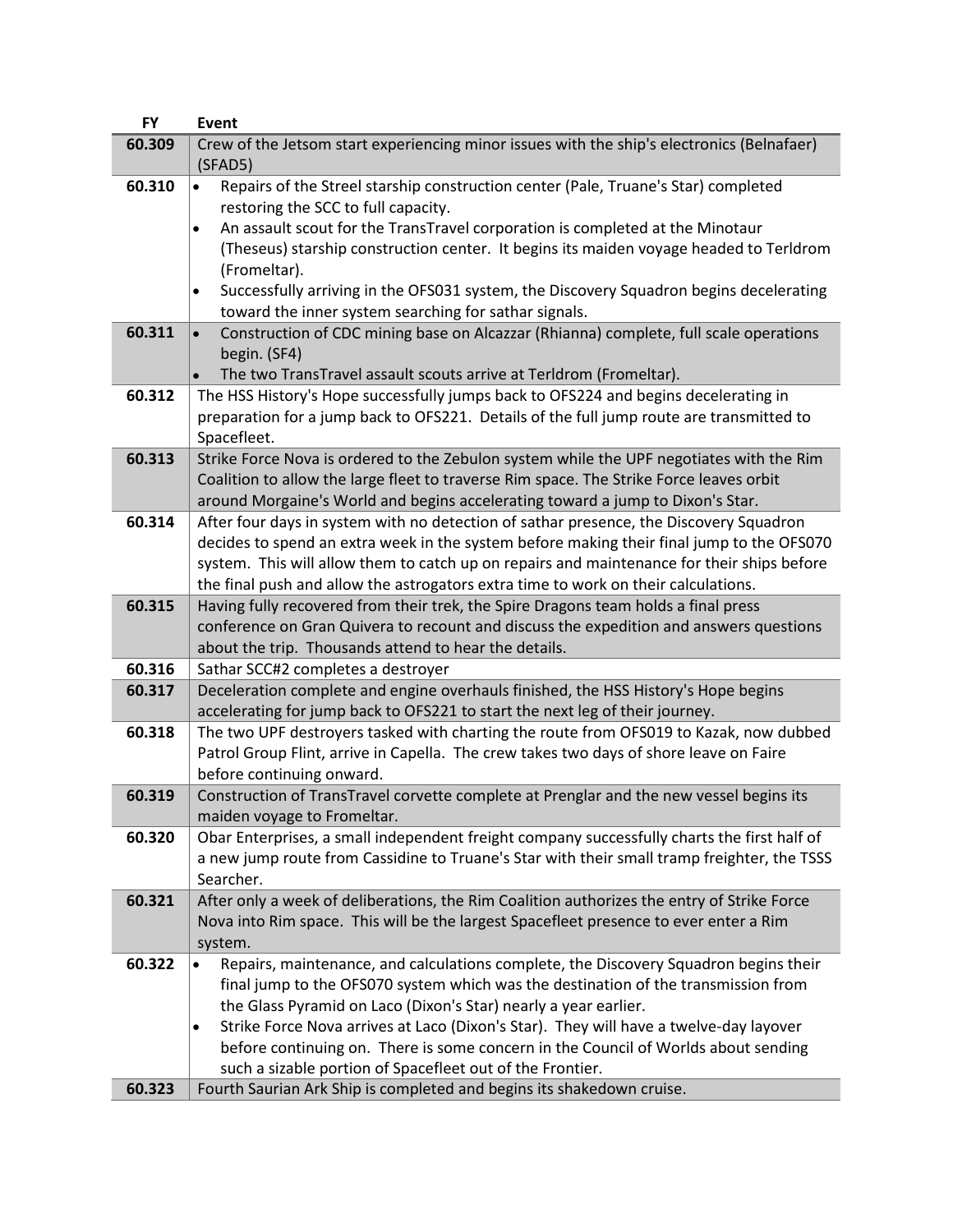| FY | Event |
|---|---|
| 60.309 | Crew of the Jetsom start experiencing minor issues with the ship's electronics (Belnafaer) (SFAD5) |
| 60.310 | • Repairs of the Streel starship construction center (Pale, Truane's Star) completed restoring the SCC to full capacity.<br>• An assault scout for the TransTravel corporation is completed at the Minotaur (Theseus) starship construction center. It begins its maiden voyage headed to Terldrom (Fromeltar).<br>• Successfully arriving in the OFS031 system, the Discovery Squadron begins decelerating toward the inner system searching for sathar signals. |
| 60.311 | • Construction of CDC mining base on Alcazzar (Rhianna) complete, full scale operations begin. (SF4)<br>• The two TransTravel assault scouts arrive at Terldrom (Fromeltar). |
| 60.312 | The HSS History's Hope successfully jumps back to OFS224 and begins decelerating in preparation for a jump back to OFS221. Details of the full jump route are transmitted to Spacefleet. |
| 60.313 | Strike Force Nova is ordered to the Zebulon system while the UPF negotiates with the Rim Coalition to allow the large fleet to traverse Rim space. The Strike Force leaves orbit around Morgaine's World and begins accelerating toward a jump to Dixon's Star. |
| 60.314 | After four days in system with no detection of sathar presence, the Discovery Squadron decides to spend an extra week in the system before making their final jump to the OFS070 system. This will allow them to catch up on repairs and maintenance for their ships before the final push and allow the astrogators extra time to work on their calculations. |
| 60.315 | Having fully recovered from their trek, the Spire Dragons team holds a final press conference on Gran Quivera to recount and discuss the expedition and answers questions about the trip. Thousands attend to hear the details. |
| 60.316 | Sathar SCC#2 completes a destroyer |
| 60.317 | Deceleration complete and engine overhauls finished, the HSS History's Hope begins accelerating for jump back to OFS221 to start the next leg of their journey. |
| 60.318 | The two UPF destroyers tasked with charting the route from OFS019 to Kazak, now dubbed Patrol Group Flint, arrive in Capella. The crew takes two days of shore leave on Faire before continuing onward. |
| 60.319 | Construction of TransTravel corvette complete at Prenglar and the new vessel begins its maiden voyage to Fromeltar. |
| 60.320 | Obar Enterprises, a small independent freight company successfully charts the first half of a new jump route from Cassidine to Truane's Star with their small tramp freighter, the TSSS Searcher. |
| 60.321 | After only a week of deliberations, the Rim Coalition authorizes the entry of Strike Force Nova into Rim space. This will be the largest Spacefleet presence to ever enter a Rim system. |
| 60.322 | • Repairs, maintenance, and calculations complete, the Discovery Squadron begins their final jump to the OFS070 system which was the destination of the transmission from the Glass Pyramid on Laco (Dixon's Star) nearly a year earlier.<br>• Strike Force Nova arrives at Laco (Dixon's Star). They will have a twelve-day layover before continuing on. There is some concern in the Council of Worlds about sending such a sizable portion of Spacefleet out of the Frontier. |
| 60.323 | Fourth Saurian Ark Ship is completed and begins its shakedown cruise. |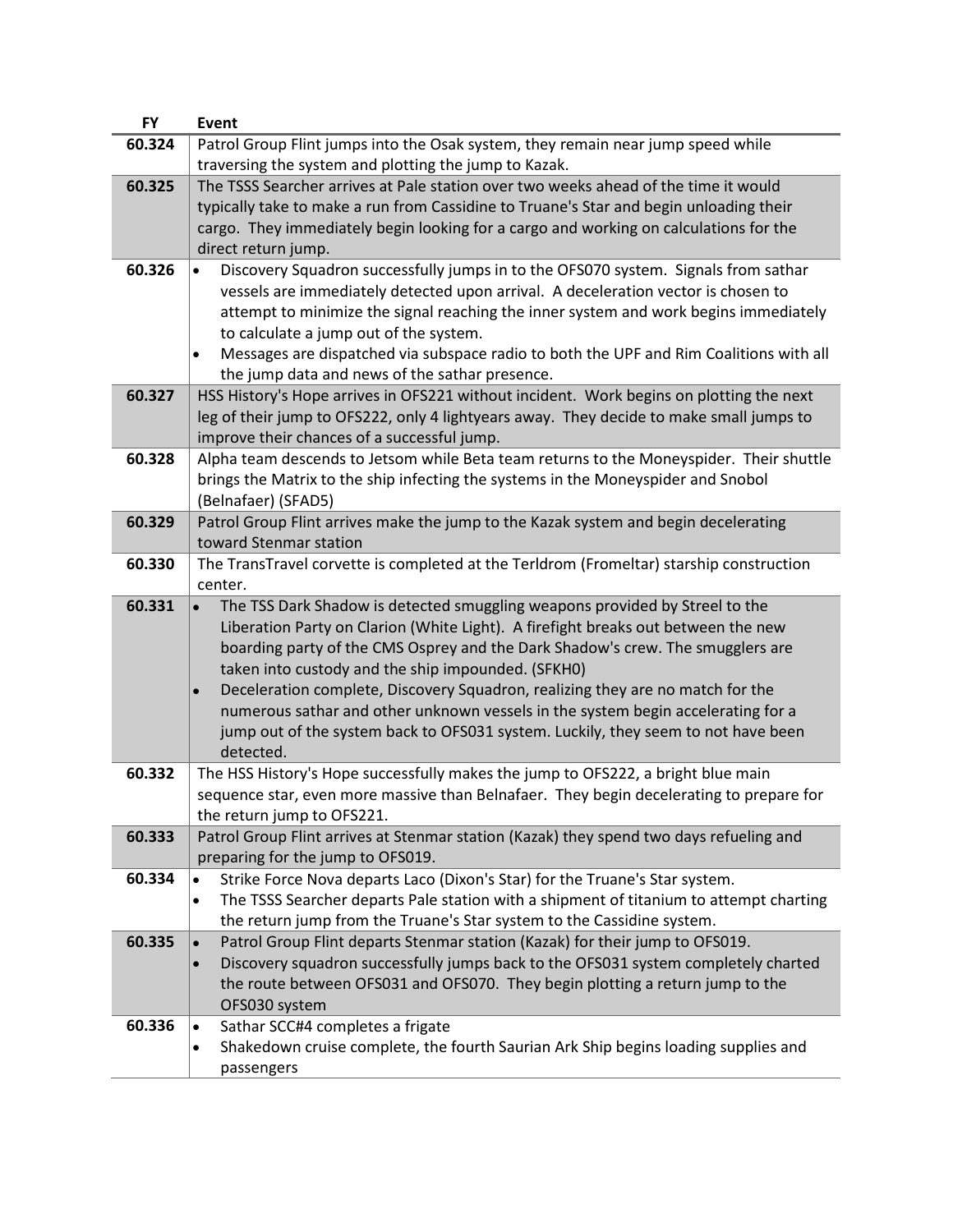| FY | Event |
|---|---|
| **60.324** | Patrol Group Flint jumps into the Osak system, they remain near jump speed while traversing the system and plotting the jump to Kazak. |
| **60.325** | The TSSS Searcher arrives at Pale station over two weeks ahead of the time it would typically take to make a run from Cassidine to Truane's Star and begin unloading their cargo. They immediately begin looking for a cargo and working on calculations for the direct return jump. |
| **60.326** | • Discovery Squadron successfully jumps in to the OFS070 system. Signals from sathar vessels are immediately detected upon arrival. A deceleration vector is chosen to attempt to minimize the signal reaching the inner system and work begins immediately to calculate a jump out of the system.<br>• Messages are dispatched via subspace radio to both the UPF and Rim Coalitions with all the jump data and news of the sathar presence. |
| **60.327** | HSS History's Hope arrives in OFS221 without incident. Work begins on plotting the next leg of their jump to OFS222, only 4 lightyears away. They decide to make small jumps to improve their chances of a successful jump. |
| **60.328** | Alpha team descends to Jetsom while Beta team returns to the Moneyspider. Their shuttle brings the Matrix to the ship infecting the systems in the Moneyspider and Snobol (Belnafaer) (SFAD5) |
| **60.329** | Patrol Group Flint arrives make the jump to the Kazak system and begin decelerating toward Stenmar station |
| **60.330** | The TransTravel corvette is completed at the Terldrom (Fromeltar) starship construction center. |
| **60.331** | • The TSS Dark Shadow is detected smuggling weapons provided by Streel to the Liberation Party on Clarion (White Light). A firefight breaks out between the new boarding party of the CMS Osprey and the Dark Shadow's crew. The smugglers are taken into custody and the ship impounded. (SFKH0)<br>• Deceleration complete, Discovery Squadron, realizing they are no match for the numerous sathar and other unknown vessels in the system begin accelerating for a jump out of the system back to OFS031 system. Luckily, they seem to not have been detected. |
| **60.332** | The HSS History's Hope successfully makes the jump to OFS222, a bright blue main sequence star, even more massive than Belnafaer. They begin decelerating to prepare for the return jump to OFS221. |
| **60.333** | Patrol Group Flint arrives at Stenmar station (Kazak) they spend two days refueling and preparing for the jump to OFS019. |
| **60.334** | • Strike Force Nova departs Laco (Dixon's Star) for the Truane's Star system.<br>• The TSSS Searcher departs Pale station with a shipment of titanium to attempt charting the return jump from the Truane's Star system to the Cassidine system. |
| **60.335** | • Patrol Group Flint departs Stenmar station (Kazak) for their jump to OFS019.<br>• Discovery squadron successfully jumps back to the OFS031 system completely charted the route between OFS031 and OFS070. They begin plotting a return jump to the OFS030 system |
| **60.336** | • Sathar SCC#4 completes a frigate<br>• Shakedown cruise complete, the fourth Saurian Ark Ship begins loading supplies and passengers |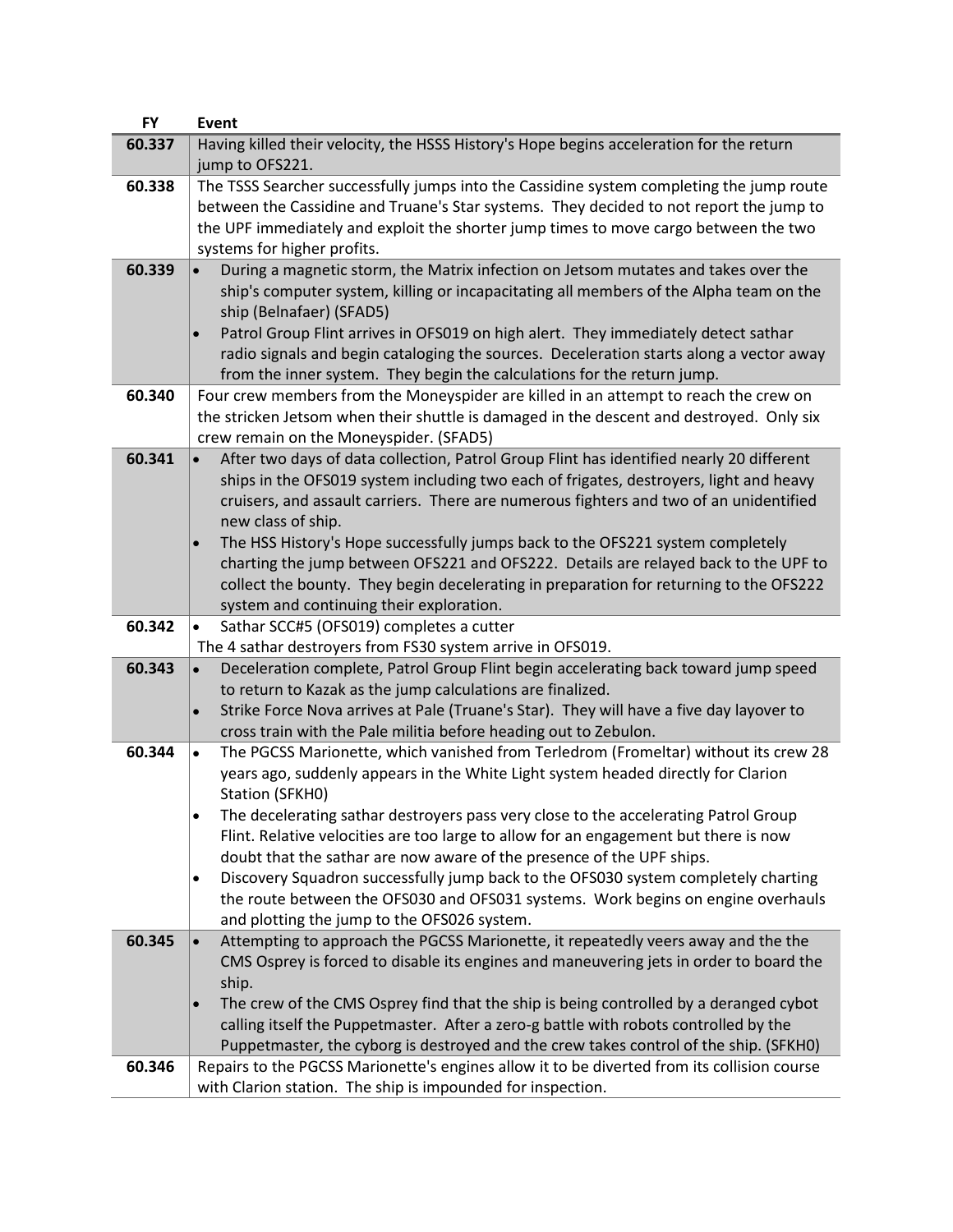| FY | Event |
|---|---|
| 60.337 | Having killed their velocity, the HSSS History's Hope begins acceleration for the return jump to OFS221. |
| 60.338 | The TSSS Searcher successfully jumps into the Cassidine system completing the jump route between the Cassidine and Truane's Star systems. They decided to not report the jump to the UPF immediately and exploit the shorter jump times to move cargo between the two systems for higher profits. |
| 60.339 | • During a magnetic storm, the Matrix infection on Jetsom mutates and takes over the ship's computer system, killing or incapacitating all members of the Alpha team on the ship (Belnafaer) (SFAD5)<br>• Patrol Group Flint arrives in OFS019 on high alert. They immediately detect sathar radio signals and begin cataloging the sources. Deceleration starts along a vector away from the inner system. They begin the calculations for the return jump. |
| 60.340 | Four crew members from the Moneyspider are killed in an attempt to reach the crew on the stricken Jetsom when their shuttle is damaged in the descent and destroyed. Only six crew remain on the Moneyspider. (SFAD5) |
| 60.341 | • After two days of data collection, Patrol Group Flint has identified nearly 20 different ships in the OFS019 system including two each of frigates, destroyers, light and heavy cruisers, and assault carriers. There are numerous fighters and two of an unidentified new class of ship.<br>• The HSS History's Hope successfully jumps back to the OFS221 system completely charting the jump between OFS221 and OFS222. Details are relayed back to the UPF to collect the bounty. They begin decelerating in preparation for returning to the OFS222 system and continuing their exploration. |
| 60.342 | • Sathar SCC#5 (OFS019) completes a cutter<br>The 4 sathar destroyers from FS30 system arrive in OFS019. |
| 60.343 | • Deceleration complete, Patrol Group Flint begin accelerating back toward jump speed to return to Kazak as the jump calculations are finalized.<br>• Strike Force Nova arrives at Pale (Truane's Star). They will have a five day layover to cross train with the Pale militia before heading out to Zebulon. |
| 60.344 | • The PGCSS Marionette, which vanished from Terledrom (Fromeltar) without its crew 28 years ago, suddenly appears in the White Light system headed directly for Clarion Station (SFKH0)<br>• The decelerating sathar destroyers pass very close to the accelerating Patrol Group Flint. Relative velocities are too large to allow for an engagement but there is now doubt that the sathar are now aware of the presence of the UPF ships.<br>• Discovery Squadron successfully jump back to the OFS030 system completely charting the route between the OFS030 and OFS031 systems. Work begins on engine overhauls and plotting the jump to the OFS026 system. |
| 60.345 | • Attempting to approach the PGCSS Marionette, it repeatedly veers away and the the CMS Osprey is forced to disable its engines and maneuvering jets in order to board the ship.<br>• The crew of the CMS Osprey find that the ship is being controlled by a deranged cybot calling itself the Puppetmaster. After a zero-g battle with robots controlled by the Puppetmaster, the cyborg is destroyed and the crew takes control of the ship. (SFKH0) |
| 60.346 | Repairs to the PGCSS Marionette's engines allow it to be diverted from its collision course with Clarion station. The ship is impounded for inspection. |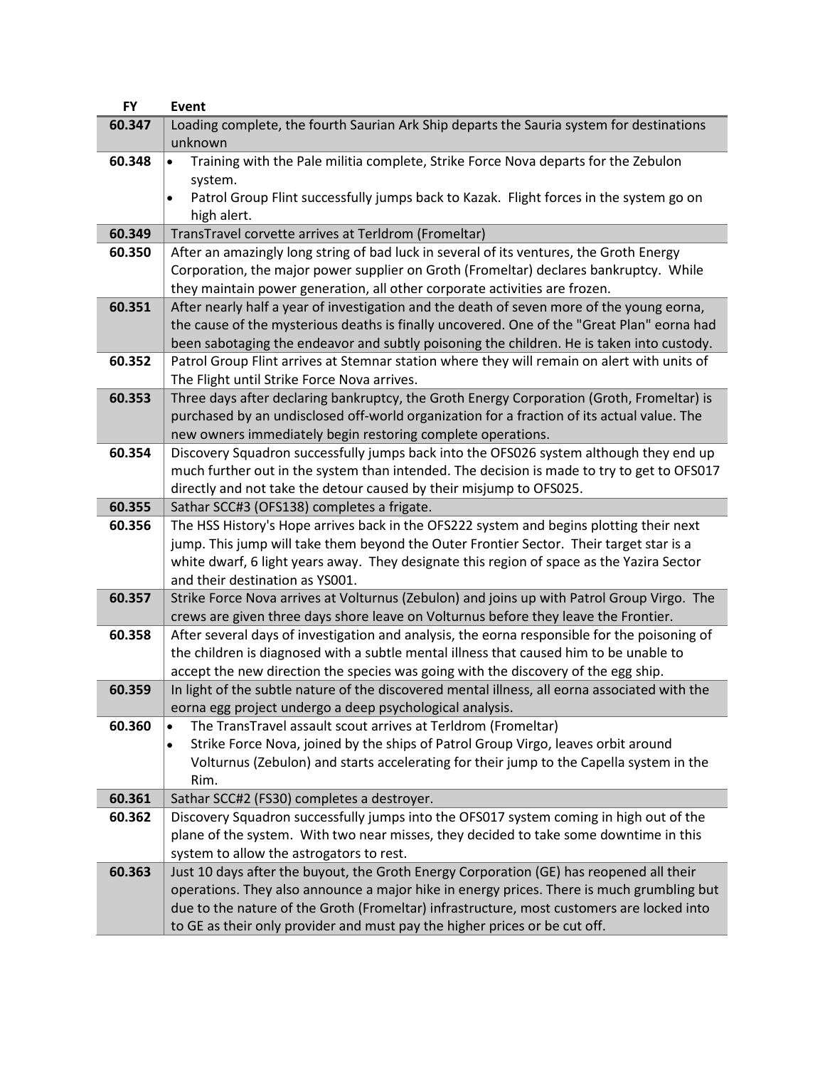| FY | Event |
|---|---|
| 60.347 | Loading complete, the fourth Saurian Ark Ship departs the Sauria system for destinations unknown |
| 60.348 | • Training with the Pale militia complete, Strike Force Nova departs for the Zebulon system.<br>• Patrol Group Flint successfully jumps back to Kazak. Flight forces in the system go on high alert. |
| 60.349 | TransTravel corvette arrives at Terldrom (Fromeltar) |
| 60.350 | After an amazingly long string of bad luck in several of its ventures, the Groth Energy Corporation, the major power supplier on Groth (Fromeltar) declares bankruptcy. While they maintain power generation, all other corporate activities are frozen. |
| 60.351 | After nearly half a year of investigation and the death of seven more of the young eorna, the cause of the mysterious deaths is finally uncovered. One of the "Great Plan" eorna had been sabotaging the endeavor and subtly poisoning the children. He is taken into custody. |
| 60.352 | Patrol Group Flint arrives at Stemnar station where they will remain on alert with units of The Flight until Strike Force Nova arrives. |
| 60.353 | Three days after declaring bankruptcy, the Groth Energy Corporation (Groth, Fromeltar) is purchased by an undisclosed off-world organization for a fraction of its actual value. The new owners immediately begin restoring complete operations. |
| 60.354 | Discovery Squadron successfully jumps back into the OFS026 system although they end up much further out in the system than intended. The decision is made to try to get to OFS017 directly and not take the detour caused by their misjump to OFS025. |
| 60.355 | Sathar SCC#3 (OFS138) completes a frigate. |
| 60.356 | The HSS History's Hope arrives back in the OFS222 system and begins plotting their next jump. This jump will take them beyond the Outer Frontier Sector. Their target star is a white dwarf, 6 light years away. They designate this region of space as the Yazira Sector and their destination as YS001. |
| 60.357 | Strike Force Nova arrives at Volturnus (Zebulon) and joins up with Patrol Group Virgo. The crews are given three days shore leave on Volturnus before they leave the Frontier. |
| 60.358 | After several days of investigation and analysis, the eorna responsible for the poisoning of the children is diagnosed with a subtle mental illness that caused him to be unable to accept the new direction the species was going with the discovery of the egg ship. |
| 60.359 | In light of the subtle nature of the discovered mental illness, all eorna associated with the eorna egg project undergo a deep psychological analysis. |
| 60.360 | • The TransTravel assault scout arrives at Terldrom (Fromeltar)<br>• Strike Force Nova, joined by the ships of Patrol Group Virgo, leaves orbit around Volturnus (Zebulon) and starts accelerating for their jump to the Capella system in the Rim. |
| 60.361 | Sathar SCC#2 (FS30) completes a destroyer. |
| 60.362 | Discovery Squadron successfully jumps into the OFS017 system coming in high out of the plane of the system. With two near misses, they decided to take some downtime in this system to allow the astrogators to rest. |
| 60.363 | Just 10 days after the buyout, the Groth Energy Corporation (GE) has reopened all their operations. They also announce a major hike in energy prices. There is much grumbling but due to the nature of the Groth (Fromeltar) infrastructure, most customers are locked into to GE as their only provider and must pay the higher prices or be cut off. |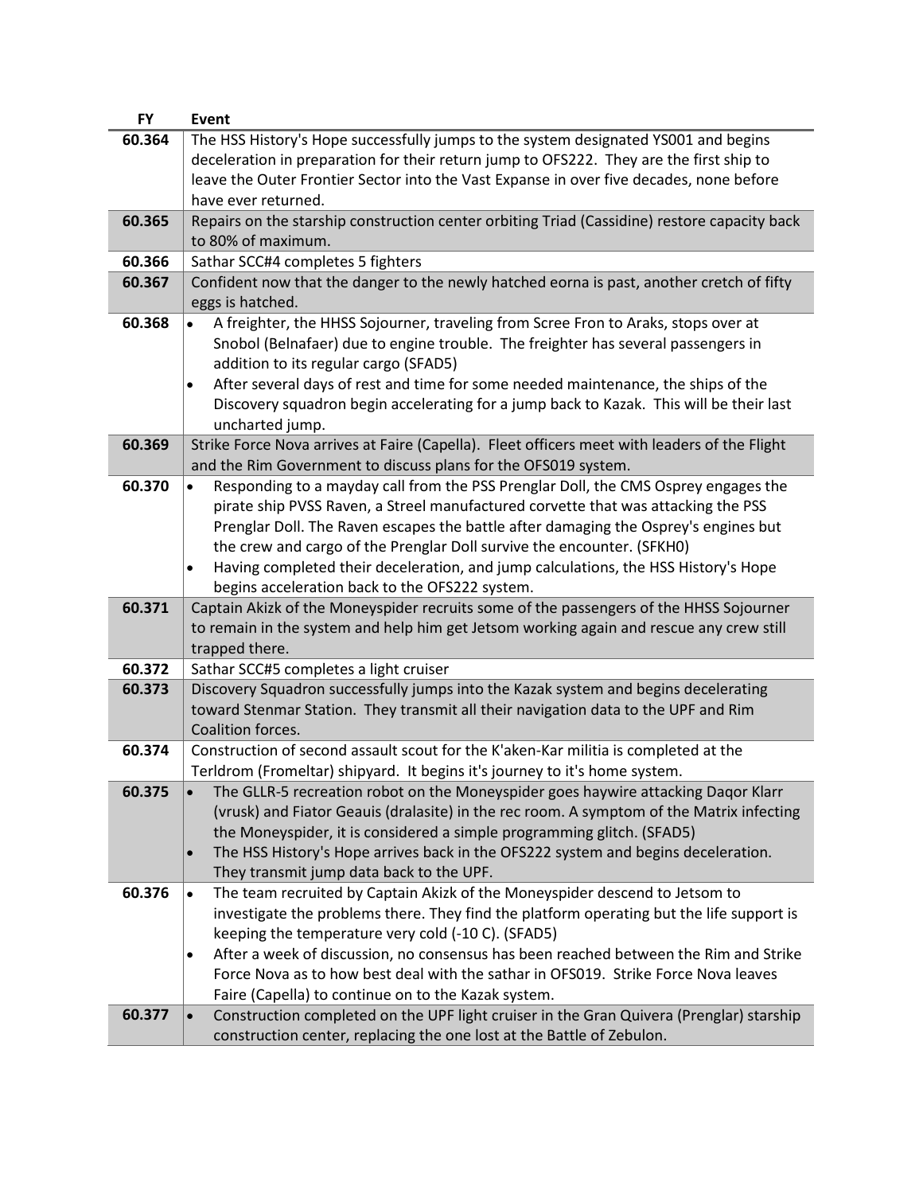| FY | Event |
|---|---|
| 60.364 | The HSS History's Hope successfully jumps to the system designated YS001 and begins deceleration in preparation for their return jump to OFS222. They are the first ship to leave the Outer Frontier Sector into the Vast Expanse in over five decades, none before have ever returned. |
| 60.365 | Repairs on the starship construction center orbiting Triad (Cassidine) restore capacity back to 80% of maximum. |
| 60.366 | Sathar SCC#4 completes 5 fighters |
| 60.367 | Confident now that the danger to the newly hatched eorna is past, another cretch of fifty eggs is hatched. |
| 60.368 | • A freighter, the HHSS Sojourner, traveling from Scree Fron to Araks, stops over at Snobol (Belnafaer) due to engine trouble. The freighter has several passengers in addition to its regular cargo (SFAD5)<br>• After several days of rest and time for some needed maintenance, the ships of the Discovery squadron begin accelerating for a jump back to Kazak. This will be their last uncharted jump. |
| 60.369 | Strike Force Nova arrives at Faire (Capella). Fleet officers meet with leaders of the Flight and the Rim Government to discuss plans for the OFS019 system. |
| 60.370 | • Responding to a mayday call from the PSS Prenglar Doll, the CMS Osprey engages the pirate ship PVSS Raven, a Streel manufactured corvette that was attacking the PSS Prenglar Doll. The Raven escapes the battle after damaging the Osprey's engines but the crew and cargo of the Prenglar Doll survive the encounter. (SFKH0)<br>• Having completed their deceleration, and jump calculations, the HSS History's Hope begins acceleration back to the OFS222 system. |
| 60.371 | Captain Akizk of the Moneyspider recruits some of the passengers of the HHSS Sojourner to remain in the system and help him get Jetsom working again and rescue any crew still trapped there. |
| 60.372 | Sathar SCC#5 completes a light cruiser |
| 60.373 | Discovery Squadron successfully jumps into the Kazak system and begins decelerating toward Stenmar Station. They transmit all their navigation data to the UPF and Rim Coalition forces. |
| 60.374 | Construction of second assault scout for the K'aken-Kar militia is completed at the Terldrom (Fromeltar) shipyard. It begins it's journey to it's home system. |
| 60.375 | • The GLLR-5 recreation robot on the Moneyspider goes haywire attacking Daqor Klarr (vrusk) and Fiator Geauis (dralasite) in the rec room. A symptom of the Matrix infecting the Moneyspider, it is considered a simple programming glitch. (SFAD5)<br>• The HSS History's Hope arrives back in the OFS222 system and begins deceleration. They transmit jump data back to the UPF. |
| 60.376 | • The team recruited by Captain Akizk of the Moneyspider descend to Jetsom to investigate the problems there. They find the platform operating but the life support is keeping the temperature very cold (-10 C). (SFAD5)<br>• After a week of discussion, no consensus has been reached between the Rim and Strike Force Nova as to how best deal with the sathar in OFS019. Strike Force Nova leaves Faire (Capella) to continue on to the Kazak system. |
| 60.377 | • Construction completed on the UPF light cruiser in the Gran Quivera (Prenglar) starship construction center, replacing the one lost at the Battle of Zebulon. |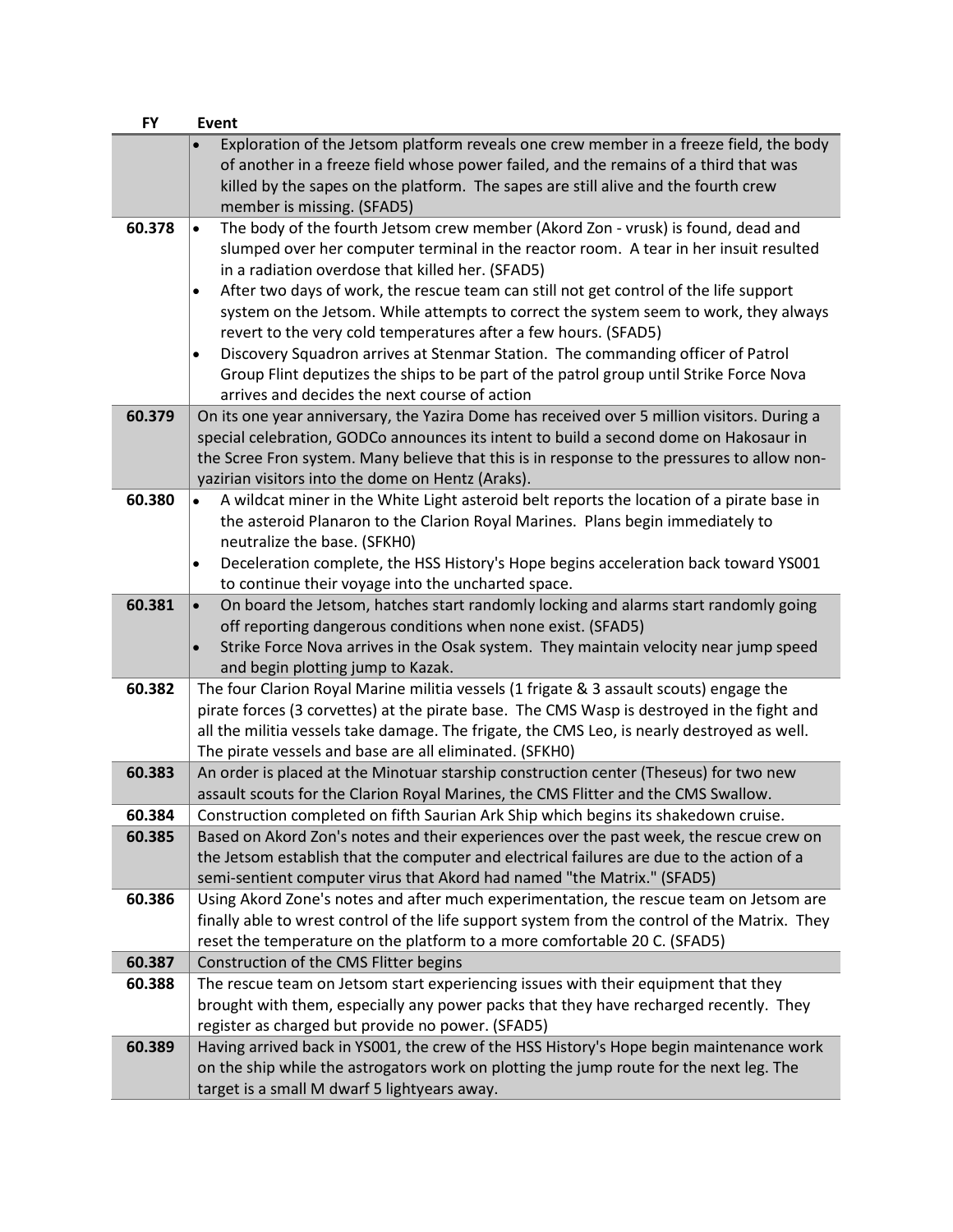| FY | Event |
|---|---|
| | • Exploration of the Jetsom platform reveals one crew member in a freeze field, the body of another in a freeze field whose power failed, and the remains of a third that was killed by the sapes on the platform. The sapes are still alive and the fourth crew member is missing. (SFAD5) |
| 60.378 | • The body of the fourth Jetsom crew member (Akord Zon - vrusk) is found, dead and slumped over her computer terminal in the reactor room. A tear in her insuit resulted in a radiation overdose that killed her. (SFAD5)<br>• After two days of work, the rescue team can still not get control of the life support system on the Jetsom. While attempts to correct the system seem to work, they always revert to the very cold temperatures after a few hours. (SFAD5)<br>• Discovery Squadron arrives at Stenmar Station. The commanding officer of Patrol Group Flint deputizes the ships to be part of the patrol group until Strike Force Nova arrives and decides the next course of action |
| 60.379 | On its one year anniversary, the Yazira Dome has received over 5 million visitors. During a special celebration, GODCo announces its intent to build a second dome on Hakosaur in the Scree Fron system. Many believe that this is in response to the pressures to allow non-yazirian visitors into the dome on Hentz (Araks). |
| 60.380 | • A wildcat miner in the White Light asteroid belt reports the location of a pirate base in the asteroid Planaron to the Clarion Royal Marines. Plans begin immediately to neutralize the base. (SFKH0)<br>• Deceleration complete, the HSS History's Hope begins acceleration back toward YS001 to continue their voyage into the uncharted space. |
| 60.381 | • On board the Jetsom, hatches start randomly locking and alarms start randomly going off reporting dangerous conditions when none exist. (SFAD5)<br>• Strike Force Nova arrives in the Osak system. They maintain velocity near jump speed and begin plotting jump to Kazak. |
| 60.382 | The four Clarion Royal Marine militia vessels (1 frigate & 3 assault scouts) engage the pirate forces (3 corvettes) at the pirate base. The CMS Wasp is destroyed in the fight and all the militia vessels take damage. The frigate, the CMS Leo, is nearly destroyed as well. The pirate vessels and base are all eliminated. (SFKH0) |
| 60.383 | An order is placed at the Minotuar starship construction center (Theseus) for two new assault scouts for the Clarion Royal Marines, the CMS Flitter and the CMS Swallow. |
| 60.384 | Construction completed on fifth Saurian Ark Ship which begins its shakedown cruise. |
| 60.385 | Based on Akord Zon's notes and their experiences over the past week, the rescue crew on the Jetsom establish that the computer and electrical failures are due to the action of a semi-sentient computer virus that Akord had named "the Matrix." (SFAD5) |
| 60.386 | Using Akord Zone's notes and after much experimentation, the rescue team on Jetsom are finally able to wrest control of the life support system from the control of the Matrix. They reset the temperature on the platform to a more comfortable 20 C. (SFAD5) |
| 60.387 | Construction of the CMS Flitter begins |
| 60.388 | The rescue team on Jetsom start experiencing issues with their equipment that they brought with them, especially any power packs that they have recharged recently. They register as charged but provide no power. (SFAD5) |
| 60.389 | Having arrived back in YS001, the crew of the HSS History's Hope begin maintenance work on the ship while the astrogators work on plotting the jump route for the next leg. The target is a small M dwarf 5 lightyears away. |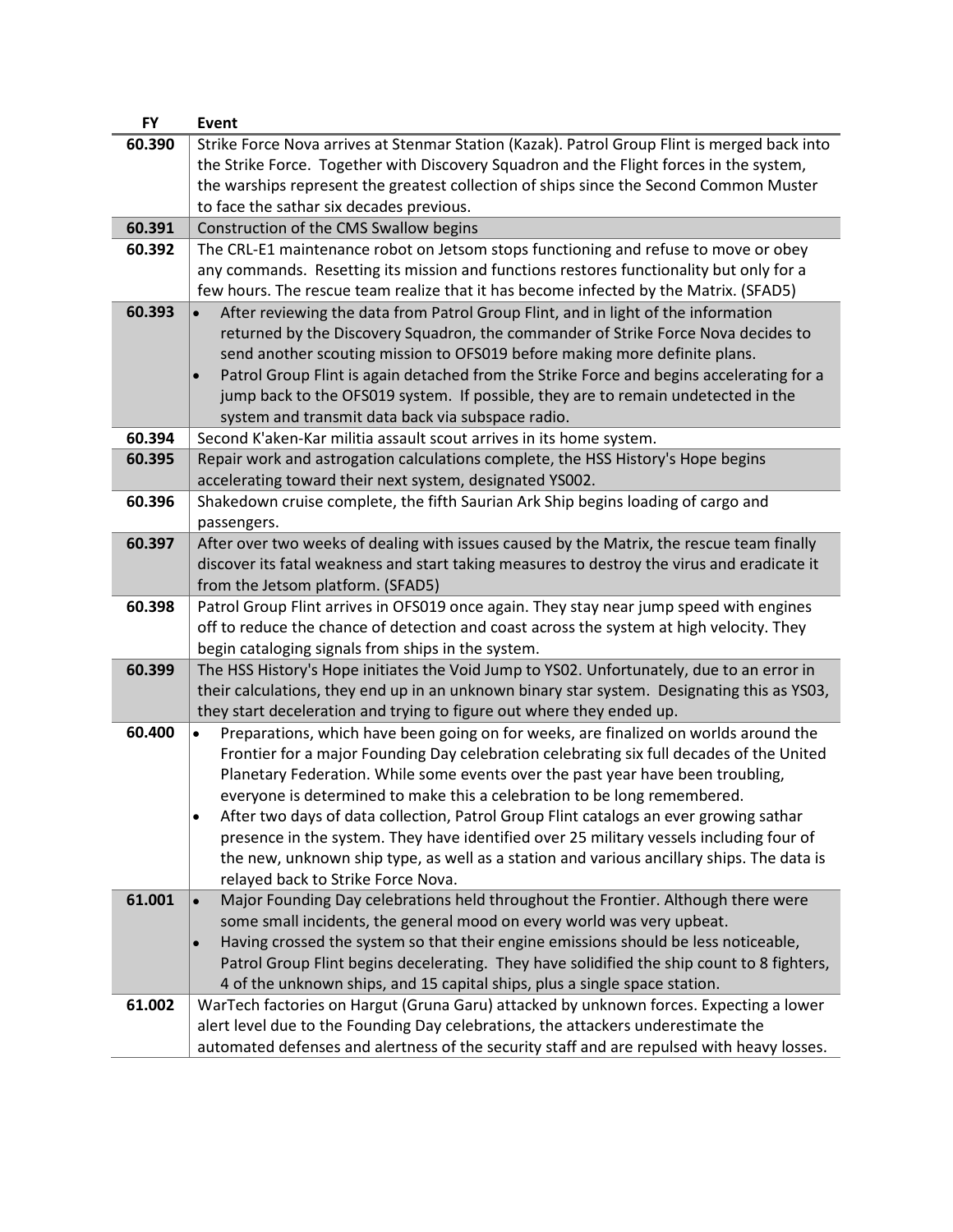| FY | Event |
|---|---|
| 60.390 | Strike Force Nova arrives at Stenmar Station (Kazak). Patrol Group Flint is merged back into the Strike Force. Together with Discovery Squadron and the Flight forces in the system, the warships represent the greatest collection of ships since the Second Common Muster to face the sathar six decades previous. |
| 60.391 | Construction of the CMS Swallow begins |
| 60.392 | The CRL-E1 maintenance robot on Jetsom stops functioning and refuse to move or obey any commands. Resetting its mission and functions restores functionality but only for a few hours. The rescue team realize that it has become infected by the Matrix. (SFAD5) |
| 60.393 | • After reviewing the data from Patrol Group Flint, and in light of the information returned by the Discovery Squadron, the commander of Strike Force Nova decides to send another scouting mission to OFS019 before making more definite plans.<br>• Patrol Group Flint is again detached from the Strike Force and begins accelerating for a jump back to the OFS019 system. If possible, they are to remain undetected in the system and transmit data back via subspace radio. |
| 60.394 | Second K'aken-Kar militia assault scout arrives in its home system. |
| 60.395 | Repair work and astrogation calculations complete, the HSS History's Hope begins accelerating toward their next system, designated YS002. |
| 60.396 | Shakedown cruise complete, the fifth Saurian Ark Ship begins loading of cargo and passengers. |
| 60.397 | After over two weeks of dealing with issues caused by the Matrix, the rescue team finally discover its fatal weakness and start taking measures to destroy the virus and eradicate it from the Jetsom platform. (SFAD5) |
| 60.398 | Patrol Group Flint arrives in OFS019 once again. They stay near jump speed with engines off to reduce the chance of detection and coast across the system at high velocity. They begin cataloging signals from ships in the system. |
| 60.399 | The HSS History's Hope initiates the Void Jump to YS02. Unfortunately, due to an error in their calculations, they end up in an unknown binary star system. Designating this as YS03, they start deceleration and trying to figure out where they ended up. |
| 60.400 | • Preparations, which have been going on for weeks, are finalized on worlds around the Frontier for a major Founding Day celebration celebrating six full decades of the United Planetary Federation. While some events over the past year have been troubling, everyone is determined to make this a celebration to be long remembered.<br>• After two days of data collection, Patrol Group Flint catalogs an ever growing sathar presence in the system. They have identified over 25 military vessels including four of the new, unknown ship type, as well as a station and various ancillary ships. The data is relayed back to Strike Force Nova. |
| 61.001 | • Major Founding Day celebrations held throughout the Frontier. Although there were some small incidents, the general mood on every world was very upbeat.<br>• Having crossed the system so that their engine emissions should be less noticeable, Patrol Group Flint begins decelerating. They have solidified the ship count to 8 fighters, 4 of the unknown ships, and 15 capital ships, plus a single space station. |
| 61.002 | WarTech factories on Hargut (Gruna Garu) attacked by unknown forces. Expecting a lower alert level due to the Founding Day celebrations, the attackers underestimate the automated defenses and alertness of the security staff and are repulsed with heavy losses. |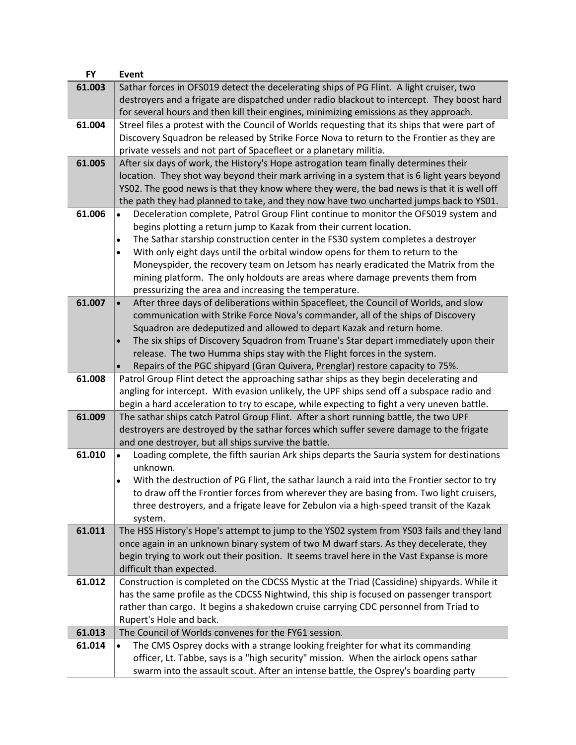| FY | Event |
|---|---|
| 61.003 | Sathar forces in OFS019 detect the decelerating ships of PG Flint. A light cruiser, two destroyers and a frigate are dispatched under radio blackout to intercept. They boost hard for several hours and then kill their engines, minimizing emissions as they approach. |
| 61.004 | Streel files a protest with the Council of Worlds requesting that its ships that were part of Discovery Squadron be released by Strike Force Nova to return to the Frontier as they are private vessels and not part of Spacefleet or a planetary militia. |
| 61.005 | After six days of work, the History's Hope astrogation team finally determines their location. They shot way beyond their mark arriving in a system that is 6 light years beyond YS02. The good news is that they know where they were, the bad news is that it is well off the path they had planned to take, and they now have two uncharted jumps back to YS01. |
| 61.006 | • Deceleration complete, Patrol Group Flint continue to monitor the OFS019 system and begins plotting a return jump to Kazak from their current location.<br>• The Sathar starship construction center in the FS30 system completes a destroyer<br>• With only eight days until the orbital window opens for them to return to the Moneyspider, the recovery team on Jetsom has nearly eradicated the Matrix from the mining platform. The only holdouts are areas where damage prevents them from pressurizing the area and increasing the temperature. |
| 61.007 | • After three days of deliberations within Spacefleet, the Council of Worlds, and slow communication with Strike Force Nova's commander, all of the ships of Discovery Squadron are dedeputized and allowed to depart Kazak and return home.<br>• The six ships of Discovery Squadron from Truane's Star depart immediately upon their release. The two Humma ships stay with the Flight forces in the system.<br>• Repairs of the PGC shipyard (Gran Quivera, Prenglar) restore capacity to 75%. |
| 61.008 | Patrol Group Flint detect the approaching sathar ships as they begin decelerating and angling for intercept. With evasion unlikely, the UPF ships send off a subspace radio and begin a hard acceleration to try to escape, while expecting to fight a very uneven battle. |
| 61.009 | The sathar ships catch Patrol Group Flint. After a short running battle, the two UPF destroyers are destroyed by the sathar forces which suffer severe damage to the frigate and one destroyer, but all ships survive the battle. |
| 61.010 | • Loading complete, the fifth saurian Ark ships departs the Sauria system for destinations unknown.<br>• With the destruction of PG Flint, the sathar launch a raid into the Frontier sector to try to draw off the Frontier forces from wherever they are basing from. Two light cruisers, three destroyers, and a frigate leave for Zebulon via a high-speed transit of the Kazak system. |
| 61.011 | The HSS History's Hope's attempt to jump to the YS02 system from YS03 fails and they land once again in an unknown binary system of two M dwarf stars. As they decelerate, they begin trying to work out their position. It seems travel here in the Vast Expanse is more difficult than expected. |
| 61.012 | Construction is completed on the CDCSS Mystic at the Triad (Cassidine) shipyards. While it has the same profile as the CDCSS Nightwind, this ship is focused on passenger transport rather than cargo. It begins a shakedown cruise carrying CDC personnel from Triad to Rupert's Hole and back. |
| 61.013 | The Council of Worlds convenes for the FY61 session. |
| 61.014 | • The CMS Osprey docks with a strange looking freighter for what its commanding officer, Lt. Tabbe, says is a "high security" mission. When the airlock opens sathar swarm into the assault scout. After an intense battle, the Osprey's boarding party |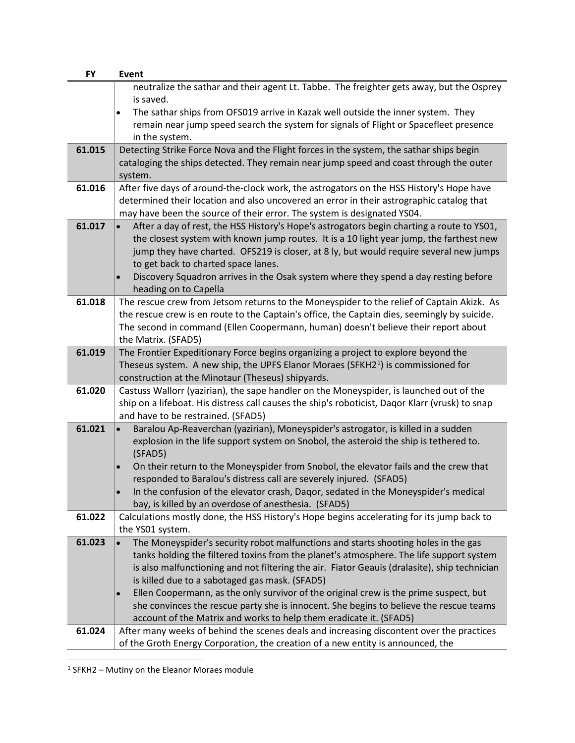| FY | Event |
|---|---|
| | neutralize the sathar and their agent Lt. Tabbe. The freighter gets away, but the Osprey is saved.<br>• The sathar ships from OFS019 arrive in Kazak well outside the inner system. They remain near jump speed search the system for signals of Flight or Spacefleet presence in the system. |
| **61.015** | Detecting Strike Force Nova and the Flight forces in the system, the sathar ships begin cataloging the ships detected. They remain near jump speed and coast through the outer system. |
| **61.016** | After five days of around-the-clock work, the astrogators on the HSS History's Hope have determined their location and also uncovered an error in their astrographic catalog that may have been the source of their error. The system is designated YS04. |
| **61.017** | • After a day of rest, the HSS History's Hope's astrogators begin charting a route to YS01, the closest system with known jump routes. It is a 10 light year jump, the farthest new jump they have charted. OFS219 is closer, at 8 ly, but would require several new jumps to get back to charted space lanes.<br>• Discovery Squadron arrives in the Osak system where they spend a day resting before heading on to Capella |
| **61.018** | The rescue crew from Jetsom returns to the Moneyspider to the relief of Captain Akizk. As the rescue crew is en route to the Captain's office, the Captain dies, seemingly by suicide. The second in command (Ellen Coopermann, human) doesn't believe their report about the Matrix. (SFAD5) |
| **61.019** | The Frontier Expeditionary Force begins organizing a project to explore beyond the Theseus system. A new ship, the UPFS Elanor Moraes (SFKH2[1]) is commissioned for construction at the Minotaur (Theseus) shipyards. |
| **61.020** | Castuss Wallorr (yazirian), the sape handler on the Moneyspider, is launched out of the ship on a lifeboat. His distress call causes the ship's roboticist, Daqor Klarr (vrusk) to snap and have to be restrained. (SFAD5) |
| **61.021** | • Baralou Ap-Reaverchan (yazirian), Moneyspider's astrogator, is killed in a sudden explosion in the life support system on Snobol, the asteroid the ship is tethered to. (SFAD5)<br>• On their return to the Moneyspider from Snobol, the elevator fails and the crew that responded to Baralou's distress call are severely injured. (SFAD5)<br>• In the confusion of the elevator crash, Daqor, sedated in the Moneyspider's medical bay, is killed by an overdose of anesthesia. (SFAD5) |
| **61.022** | Calculations mostly done, the HSS History's Hope begins accelerating for its jump back to the YS01 system. |
| **61.023** | • The Moneyspider's security robot malfunctions and starts shooting holes in the gas tanks holding the filtered toxins from the planet's atmosphere. The life support system is also malfunctioning and not filtering the air. Fiator Geauis (dralasite), ship technician is killed due to a sabotaged gas mask. (SFAD5)<br>• Ellen Coopermann, as the only survivor of the original crew is the prime suspect, but she convinces the rescue party she is innocent. She begins to believe the rescue teams account of the Matrix and works to help them eradicate it. (SFAD5) |
| **61.024** | After many weeks of behind the scenes deals and increasing discontent over the practices of the Groth Energy Corporation, the creation of a new entity is announced, the |

[1] SFKH2 – Mutiny on the Eleanor Moraes module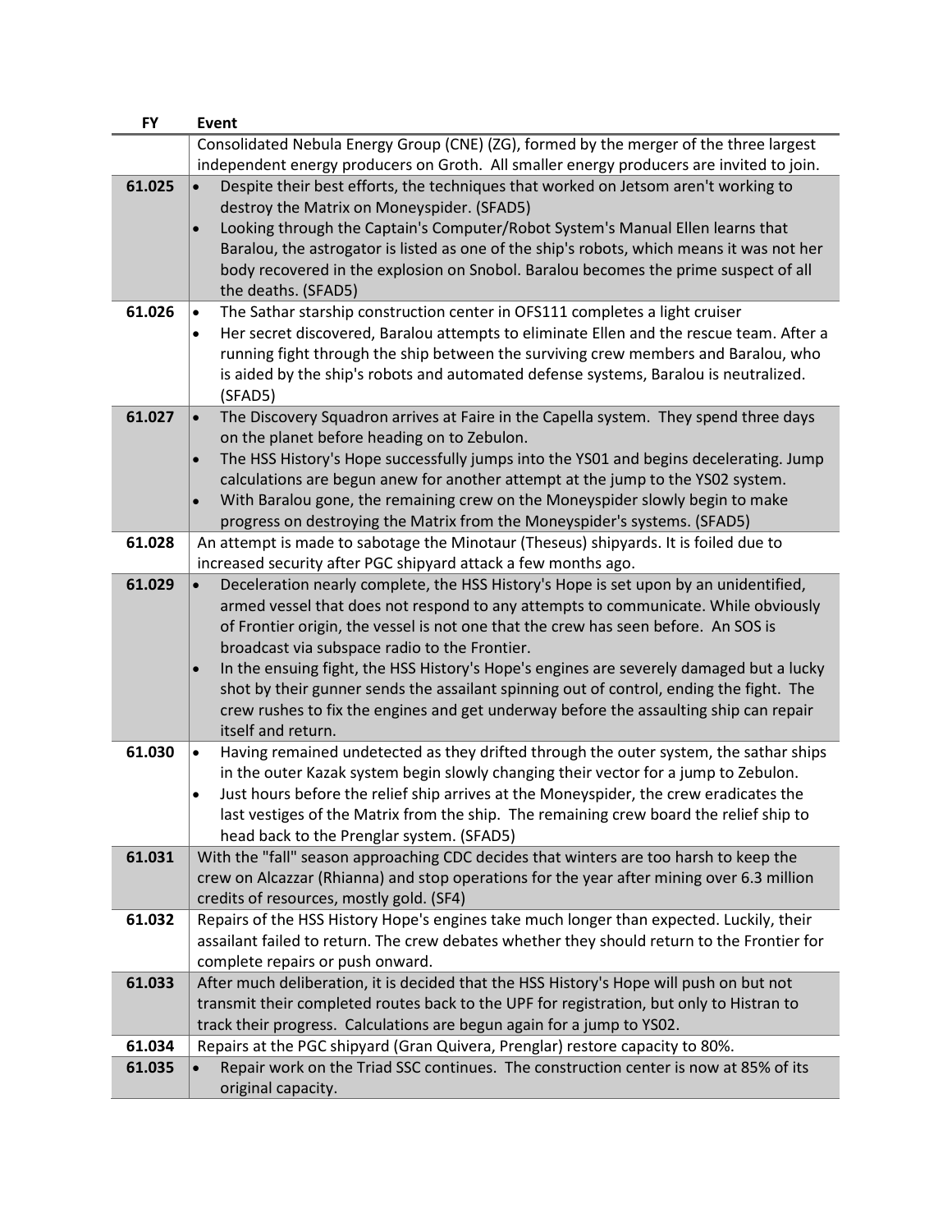| FY | Event |
|---|---|
| | Consolidated Nebula Energy Group (CNE) (ZG), formed by the merger of the three largest independent energy producers on Groth. All smaller energy producers are invited to join. |
| 61.025 | • Despite their best efforts, the techniques that worked on Jetsom aren't working to destroy the Matrix on Moneyspider. (SFAD5)<br>• Looking through the Captain's Computer/Robot System's Manual Ellen learns that Baralou, the astrogator is listed as one of the ship's robots, which means it was not her body recovered in the explosion on Snobol. Baralou becomes the prime suspect of all the deaths. (SFAD5) |
| 61.026 | • The Sathar starship construction center in OFS111 completes a light cruiser<br>• Her secret discovered, Baralou attempts to eliminate Ellen and the rescue team. After a running fight through the ship between the surviving crew members and Baralou, who is aided by the ship's robots and automated defense systems, Baralou is neutralized. (SFAD5) |
| 61.027 | • The Discovery Squadron arrives at Faire in the Capella system. They spend three days on the planet before heading on to Zebulon.<br>• The HSS History's Hope successfully jumps into the YS01 and begins decelerating. Jump calculations are begun anew for another attempt at the jump to the YS02 system.<br>• With Baralou gone, the remaining crew on the Moneyspider slowly begin to make progress on destroying the Matrix from the Moneyspider's systems. (SFAD5) |
| 61.028 | An attempt is made to sabotage the Minotaur (Theseus) shipyards. It is foiled due to increased security after PGC shipyard attack a few months ago. |
| 61.029 | • Deceleration nearly complete, the HSS History's Hope is set upon by an unidentified, armed vessel that does not respond to any attempts to communicate. While obviously of Frontier origin, the vessel is not one that the crew has seen before. An SOS is broadcast via subspace radio to the Frontier.<br>• In the ensuing fight, the HSS History's Hope's engines are severely damaged but a lucky shot by their gunner sends the assailant spinning out of control, ending the fight. The crew rushes to fix the engines and get underway before the assaulting ship can repair itself and return. |
| 61.030 | • Having remained undetected as they drifted through the outer system, the sathar ships in the outer Kazak system begin slowly changing their vector for a jump to Zebulon.<br>• Just hours before the relief ship arrives at the Moneyspider, the crew eradicates the last vestiges of the Matrix from the ship. The remaining crew board the relief ship to head back to the Prenglar system. (SFAD5) |
| 61.031 | With the "fall" season approaching CDC decides that winters are too harsh to keep the crew on Alcazzar (Rhianna) and stop operations for the year after mining over 6.3 million credits of resources, mostly gold. (SF4) |
| 61.032 | Repairs of the HSS History Hope's engines take much longer than expected. Luckily, their assailant failed to return. The crew debates whether they should return to the Frontier for complete repairs or push onward. |
| 61.033 | After much deliberation, it is decided that the HSS History's Hope will push on but not transmit their completed routes back to the UPF for registration, but only to Histran to track their progress. Calculations are begun again for a jump to YS02. |
| 61.034 | Repairs at the PGC shipyard (Gran Quivera, Prenglar) restore capacity to 80%. |
| 61.035 | • Repair work on the Triad SSC continues. The construction center is now at 85% of its original capacity. |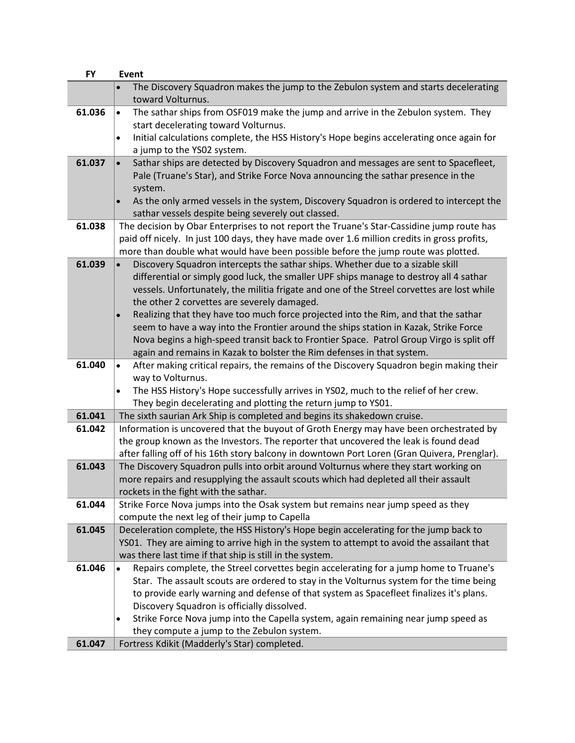| FY | Event |
|---|---|
| | • The Discovery Squadron makes the jump to the Zebulon system and starts decelerating toward Volturnus. |
| **61.036** | • The sathar ships from OSF019 make the jump and arrive in the Zebulon system. They start decelerating toward Volturnus.<br>• Initial calculations complete, the HSS History's Hope begins accelerating once again for a jump to the YS02 system. |
| **61.037** | • Sathar ships are detected by Discovery Squadron and messages are sent to Spacefleet, Pale (Truane's Star), and Strike Force Nova announcing the sathar presence in the system.<br>• As the only armed vessels in the system, Discovery Squadron is ordered to intercept the sathar vessels despite being severely out classed. |
| **61.038** | The decision by Obar Enterprises to not report the Truane's Star-Cassidine jump route has paid off nicely. In just 100 days, they have made over 1.6 million credits in gross profits, more than double what would have been possible before the jump route was plotted. |
| **61.039** | • Discovery Squadron intercepts the sathar ships. Whether due to a sizable skill differential or simply good luck, the smaller UPF ships manage to destroy all 4 sathar vessels. Unfortunately, the militia frigate and one of the Streel corvettes are lost while the other 2 corvettes are severely damaged.<br>• Realizing that they have too much force projected into the Rim, and that the sathar seem to have a way into the Frontier around the ships station in Kazak, Strike Force Nova begins a high-speed transit back to Frontier Space. Patrol Group Virgo is split off again and remains in Kazak to bolster the Rim defenses in that system. |
| **61.040** | • After making critical repairs, the remains of the Discovery Squadron begin making their way to Volturnus.<br>• The HSS History's Hope successfully arrives in YS02, much to the relief of her crew. They begin decelerating and plotting the return jump to YS01. |
| **61.041** | The sixth saurian Ark Ship is completed and begins its shakedown cruise. |
| **61.042** | Information is uncovered that the buyout of Groth Energy may have been orchestrated by the group known as the Investors. The reporter that uncovered the leak is found dead after falling off of his 16th story balcony in downtown Port Loren (Gran Quivera, Prenglar). |
| **61.043** | The Discovery Squadron pulls into orbit around Volturnus where they start working on more repairs and resupplying the assault scouts which had depleted all their assault rockets in the fight with the sathar. |
| **61.044** | Strike Force Nova jumps into the Osak system but remains near jump speed as they compute the next leg of their jump to Capella |
| **61.045** | Deceleration complete, the HSS History's Hope begin accelerating for the jump back to YS01. They are aiming to arrive high in the system to attempt to avoid the assailant that was there last time if that ship is still in the system. |
| **61.046** | • Repairs complete, the Streel corvettes begin accelerating for a jump home to Truane's Star. The assault scouts are ordered to stay in the Volturnus system for the time being to provide early warning and defense of that system as Spacefleet finalizes it's plans. Discovery Squadron is officially dissolved.<br>• Strike Force Nova jump into the Capella system, again remaining near jump speed as they compute a jump to the Zebulon system. |
| **61.047** | Fortress Kdikit (Madderly's Star) completed. |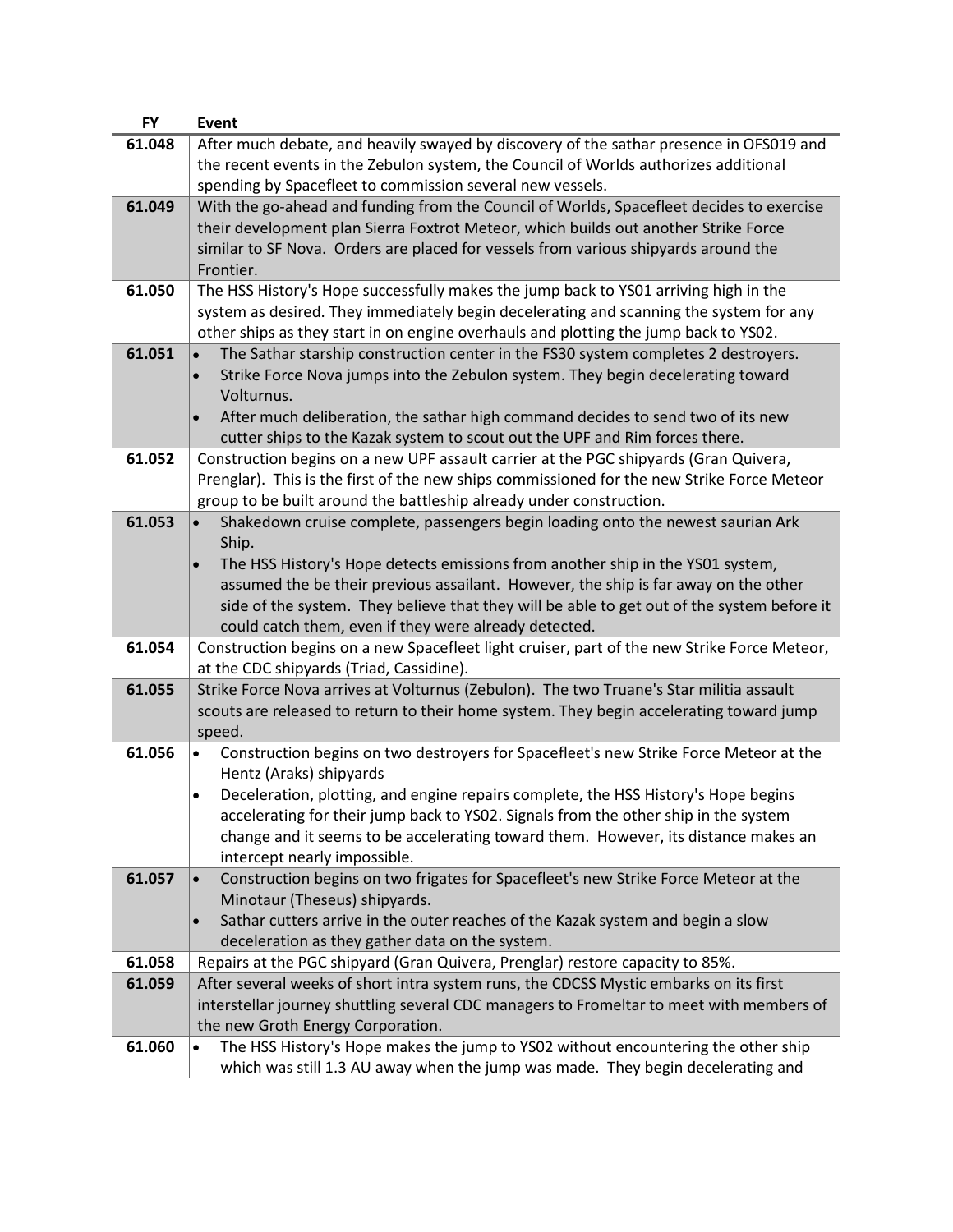| FY | Event |
|---|---|
| 61.048 | After much debate, and heavily swayed by discovery of the sathar presence in OFS019 and the recent events in the Zebulon system, the Council of Worlds authorizes additional spending by Spacefleet to commission several new vessels. |
| 61.049 | With the go-ahead and funding from the Council of Worlds, Spacefleet decides to exercise their development plan Sierra Foxtrot Meteor, which builds out another Strike Force similar to SF Nova. Orders are placed for vessels from various shipyards around the Frontier. |
| 61.050 | The HSS History's Hope successfully makes the jump back to YS01 arriving high in the system as desired. They immediately begin decelerating and scanning the system for any other ships as they start in on engine overhauls and plotting the jump back to YS02. |
| 61.051 | • The Sathar starship construction center in the FS30 system completes 2 destroyers.<br>• Strike Force Nova jumps into the Zebulon system. They begin decelerating toward Volturnus.<br>• After much deliberation, the sathar high command decides to send two of its new cutter ships to the Kazak system to scout out the UPF and Rim forces there. |
| 61.052 | Construction begins on a new UPF assault carrier at the PGC shipyards (Gran Quivera, Prenglar). This is the first of the new ships commissioned for the new Strike Force Meteor group to be built around the battleship already under construction. |
| 61.053 | • Shakedown cruise complete, passengers begin loading onto the newest saurian Ark Ship.<br>• The HSS History's Hope detects emissions from another ship in the YS01 system, assumed the be their previous assailant. However, the ship is far away on the other side of the system. They believe that they will be able to get out of the system before it could catch them, even if they were already detected. |
| 61.054 | Construction begins on a new Spacefleet light cruiser, part of the new Strike Force Meteor, at the CDC shipyards (Triad, Cassidine). |
| 61.055 | Strike Force Nova arrives at Volturnus (Zebulon). The two Truane's Star militia assault scouts are released to return to their home system. They begin accelerating toward jump speed. |
| 61.056 | • Construction begins on two destroyers for Spacefleet's new Strike Force Meteor at the Hentz (Araks) shipyards<br>• Deceleration, plotting, and engine repairs complete, the HSS History's Hope begins accelerating for their jump back to YS02. Signals from the other ship in the system change and it seems to be accelerating toward them. However, its distance makes an intercept nearly impossible. |
| 61.057 | • Construction begins on two frigates for Spacefleet's new Strike Force Meteor at the Minotaur (Theseus) shipyards.<br>• Sathar cutters arrive in the outer reaches of the Kazak system and begin a slow deceleration as they gather data on the system. |
| 61.058 | Repairs at the PGC shipyard (Gran Quivera, Prenglar) restore capacity to 85%. |
| 61.059 | After several weeks of short intra system runs, the CDCSS Mystic embarks on its first interstellar journey shuttling several CDC managers to Fromeltar to meet with members of the new Groth Energy Corporation. |
| 61.060 | • The HSS History's Hope makes the jump to YS02 without encountering the other ship which was still 1.3 AU away when the jump was made. They begin decelerating and |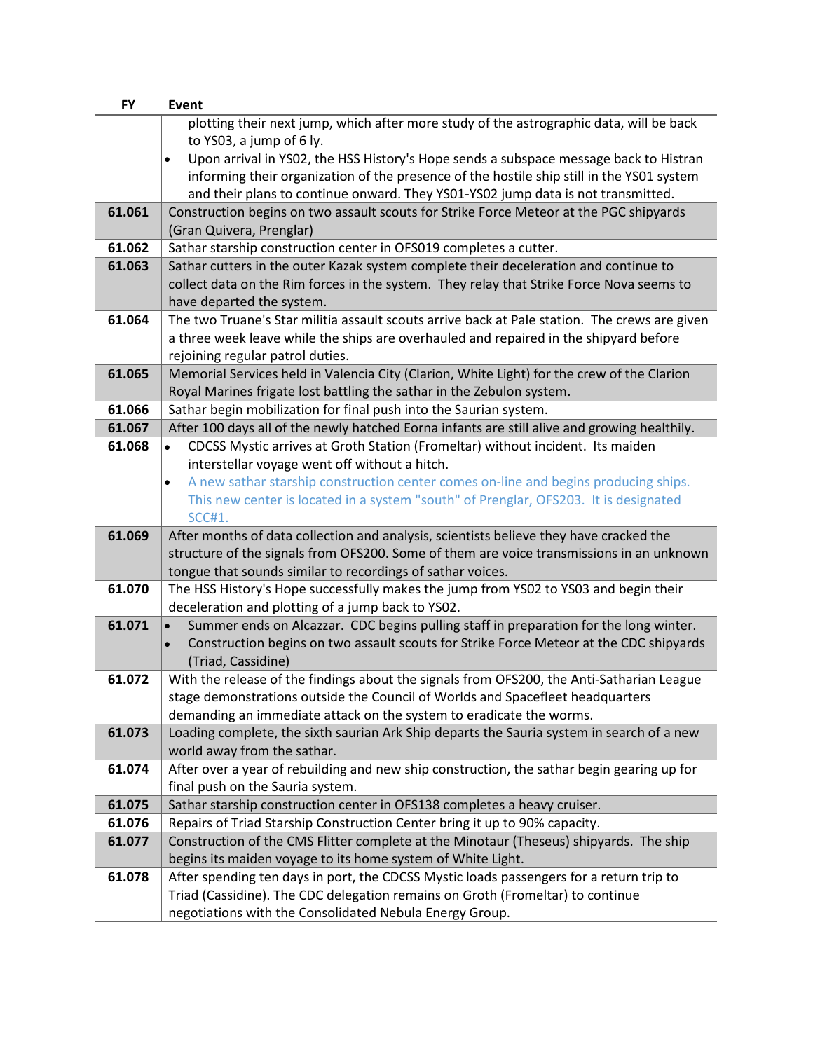| FY | Event |
|---|---|
| | plotting their next jump, which after more study of the astrographic data, will be back to YS03, a jump of 6 ly.<br>• Upon arrival in YS02, the HSS History's Hope sends a subspace message back to Histran informing their organization of the presence of the hostile ship still in the YS01 system and their plans to continue onward. They YS01-YS02 jump data is not transmitted. |
| **61.061** | Construction begins on two assault scouts for Strike Force Meteor at the PGC shipyards (Gran Quivera, Prenglar) |
| **61.062** | Sathar starship construction center in OFS019 completes a cutter. |
| **61.063** | Sathar cutters in the outer Kazak system complete their deceleration and continue to collect data on the Rim forces in the system. They relay that Strike Force Nova seems to have departed the system. |
| **61.064** | The two Truane's Star militia assault scouts arrive back at Pale station. The crews are given a three week leave while the ships are overhauled and repaired in the shipyard before rejoining regular patrol duties. |
| **61.065** | Memorial Services held in Valencia City (Clarion, White Light) for the crew of the Clarion Royal Marines frigate lost battling the sathar in the Zebulon system. |
| **61.066** | Sathar begin mobilization for final push into the Saurian system. |
| **61.067** | After 100 days all of the newly hatched Eorna infants are still alive and growing healthily. |
| **61.068** | • CDCSS Mystic arrives at Groth Station (Frometlar) without incident. Its maiden interstellar voyage went off without a hitch.<br>• A new sathar starship construction center comes on-line and begins producing ships. This new center is located in a system "south" of Prenglar, OFS203. It is designated SCC#1. |
| **61.069** | After months of data collection and analysis, scientists believe they have cracked the structure of the signals from OFS200. Some of them are voice transmissions in an unknown tongue that sounds similar to recordings of sathar voices. |
| **61.070** | The HSS History's Hope successfully makes the jump from YS02 to YS03 and begin their deceleration and plotting of a jump back to YS02. |
| **61.071** | • Summer ends on Alcazzar. CDC begins pulling staff in preparation for the long winter.<br>• Construction begins on two assault scouts for Strike Force Meteor at the CDC shipyards (Triad, Cassidine) |
| **61.072** | With the release of the findings about the signals from OFS200, the Anti-Satharian League stage demonstrations outside the Council of Worlds and Spacefleet headquarters demanding an immediate attack on the system to eradicate the worms. |
| **61.073** | Loading complete, the sixth saurian Ark Ship departs the Sauria system in search of a new world away from the sathar. |
| **61.074** | After over a year of rebuilding and new ship construction, the sathar begin gearing up for final push on the Sauria system. |
| **61.075** | Sathar starship construction center in OFS138 completes a heavy cruiser. |
| **61.076** | Repairs of Triad Starship Construction Center bring it up to 90% capacity. |
| **61.077** | Construction of the CMS Flitter complete at the Minotaur (Theseus) shipyards. The ship begins its maiden voyage to its home system of White Light. |
| **61.078** | After spending ten days in port, the CDCSS Mystic loads passengers for a return trip to Triad (Cassidine). The CDC delegation remains on Groth (Frometlar) to continue negotiations with the Consolidated Nebula Energy Group. |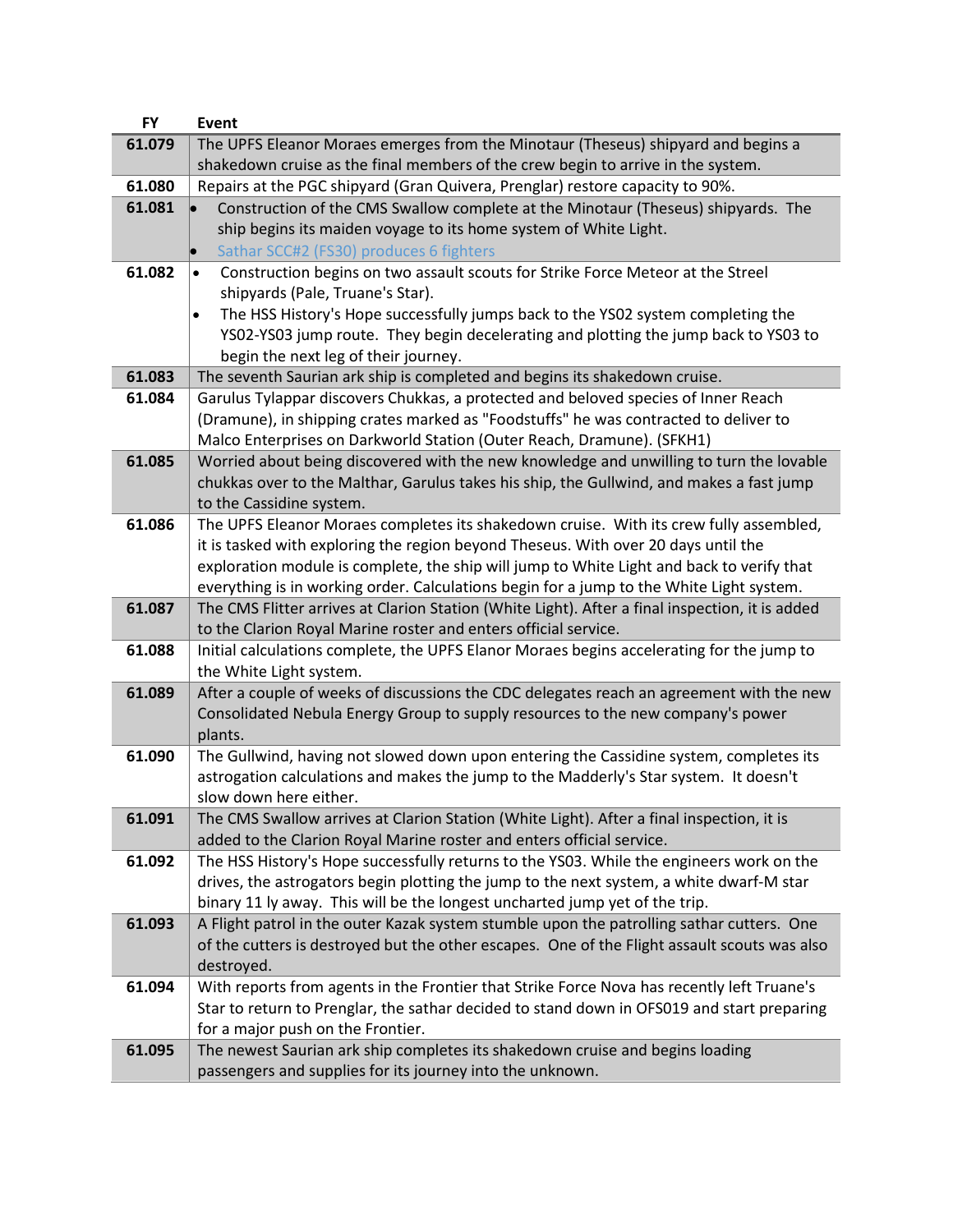| FY | Event |
|---|---|
| 61.079 | The UPFS Eleanor Moraes emerges from the Minotaur (Theseus) shipyard and begins a shakedown cruise as the final members of the crew begin to arrive in the system. |
| 61.080 | Repairs at the PGC shipyard (Gran Quivera, Prenglar) restore capacity to 90%. |
| 61.081 | • Construction of the CMS Swallow complete at the Minotaur (Theseus) shipyards. The ship begins its maiden voyage to its home system of White Light.<br>• Sathar SCC#2 (FS30) produces 6 fighters |
| 61.082 | • Construction begins on two assault scouts for Strike Force Meteor at the Streel shipyards (Pale, Truane's Star).<br>• The HSS History's Hope successfully jumps back to the YS02 system completing the YS02-YS03 jump route. They begin decelerating and plotting the jump back to YS03 to begin the next leg of their journey. |
| 61.083 | The seventh Saurian ark ship is completed and begins its shakedown cruise. |
| 61.084 | Garulus Tylappar discovers Chukkas, a protected and beloved species of Inner Reach (Dramune), in shipping crates marked as "Foodstuffs" he was contracted to deliver to Malco Enterprises on Darkworld Station (Outer Reach, Dramune). (SFKH1) |
| 61.085 | Worried about being discovered with the new knowledge and unwilling to turn the lovable chukkas over to the Malthar, Garulus takes his ship, the Gullwind, and makes a fast jump to the Cassidine system. |
| 61.086 | The UPFS Eleanor Moraes completes its shakedown cruise. With its crew fully assembled, it is tasked with exploring the region beyond Theseus. With over 20 days until the exploration module is complete, the ship will jump to White Light and back to verify that everything is in working order. Calculations begin for a jump to the White Light system. |
| 61.087 | The CMS Flitter arrives at Clarion Station (White Light). After a final inspection, it is added to the Clarion Royal Marine roster and enters official service. |
| 61.088 | Initial calculations complete, the UPFS Elanor Moraes begins accelerating for the jump to the White Light system. |
| 61.089 | After a couple of weeks of discussions the CDC delegates reach an agreement with the new Consolidated Nebula Energy Group to supply resources to the new company's power plants. |
| 61.090 | The Gullwind, having not slowed down upon entering the Cassidine system, completes its astrogation calculations and makes the jump to the Madderly's Star system. It doesn't slow down here either. |
| 61.091 | The CMS Swallow arrives at Clarion Station (White Light). After a final inspection, it is added to the Clarion Royal Marine roster and enters official service. |
| 61.092 | The HSS History's Hope successfully returns to the YS03. While the engineers work on the drives, the astrogators begin plotting the jump to the next system, a white dwarf-M star binary 11 ly away. This will be the longest uncharted jump yet of the trip. |
| 61.093 | A Flight patrol in the outer Kazak system stumble upon the patrolling sathar cutters. One of the cutters is destroyed but the other escapes. One of the Flight assault scouts was also destroyed. |
| 61.094 | With reports from agents in the Frontier that Strike Force Nova has recently left Truane's Star to return to Prenglar, the sathar decided to stand down in OFS019 and start preparing for a major push on the Frontier. |
| 61.095 | The newest Saurian ark ship completes its shakedown cruise and begins loading passengers and supplies for its journey into the unknown. |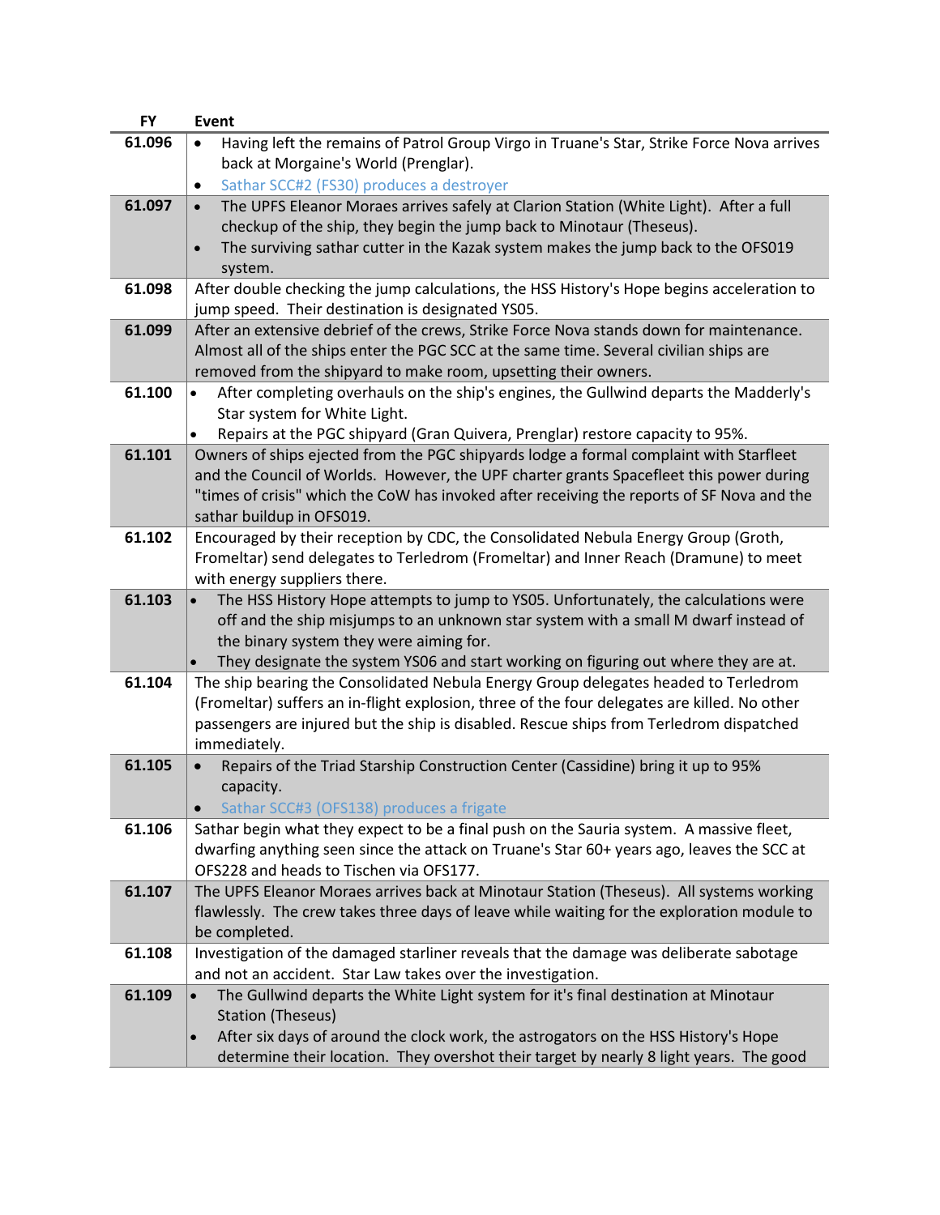| FY | Event |
| --- | --- |
| 61.096 | • Having left the remains of Patrol Group Virgo in Truane's Star, Strike Force Nova arrives back at Morgaine's World (Prenglar).<br>• Sathar SCC#2 (FS30) produces a destroyer |
| 61.097 | • The UPFS Eleanor Moraes arrives safely at Clarion Station (White Light). After a full checkup of the ship, they begin the jump back to Minotaur (Theseus).<br>• The surviving sathar cutter in the Kazak system makes the jump back to the OFS019 system. |
| 61.098 | After double checking the jump calculations, the HSS History's Hope begins acceleration to jump speed. Their destination is designated YS05. |
| 61.099 | After an extensive debrief of the crews, Strike Force Nova stands down for maintenance. Almost all of the ships enter the PGC SCC at the same time. Several civilian ships are removed from the shipyard to make room, upsetting their owners. |
| 61.100 | • After completing overhauls on the ship's engines, the Gullwind departs the Madderly's Star system for White Light.<br>• Repairs at the PGC shipyard (Gran Quivera, Prenglar) restore capacity to 95%. |
| 61.101 | Owners of ships ejected from the PGC shipyards lodge a formal complaint with Starfleet and the Council of Worlds. However, the UPF charter grants Spacefleet this power during "times of crisis" which the CoW has invoked after receiving the reports of SF Nova and the sathar buildup in OFS019. |
| 61.102 | Encouraged by their reception by CDC, the Consolidated Nebula Energy Group (Groth, Fromeltar) send delegates to Terledrom (Fromeltar) and Inner Reach (Dramune) to meet with energy suppliers there. |
| 61.103 | • The HSS History Hope attempts to jump to YS05. Unfortunately, the calculations were off and the ship misjumps to an unknown star system with a small M dwarf instead of the binary system they were aiming for.<br>• They designate the system YS06 and start working on figuring out where they are at. |
| 61.104 | The ship bearing the Consolidated Nebula Energy Group delegates headed to Terledrom (Fromeltar) suffers an in-flight explosion, three of the four delegates are killed. No other passengers are injured but the ship is disabled. Rescue ships from Terledrom dispatched immediately. |
| 61.105 | • Repairs of the Triad Starship Construction Center (Cassidine) bring it up to 95% capacity.<br>• Sathar SCC#3 (OFS138) produces a frigate |
| 61.106 | Sathar begin what they expect to be a final push on the Sauria system. A massive fleet, dwarfing anything seen since the attack on Truane's Star 60+ years ago, leaves the SCC at OFS228 and heads to Tischen via OFS177. |
| 61.107 | The UPFS Eleanor Moraes arrives back at Minotaur Station (Theseus). All systems working flawlessly. The crew takes three days of leave while waiting for the exploration module to be completed. |
| 61.108 | Investigation of the damaged starliner reveals that the damage was deliberate sabotage and not an accident. Star Law takes over the investigation. |
| 61.109 | • The Gullwind departs the White Light system for it's final destination at Minotaur Station (Theseus)<br>• After six days of around the clock work, the astrogators on the HSS History's Hope determine their location. They overshot their target by nearly 8 light years. The good |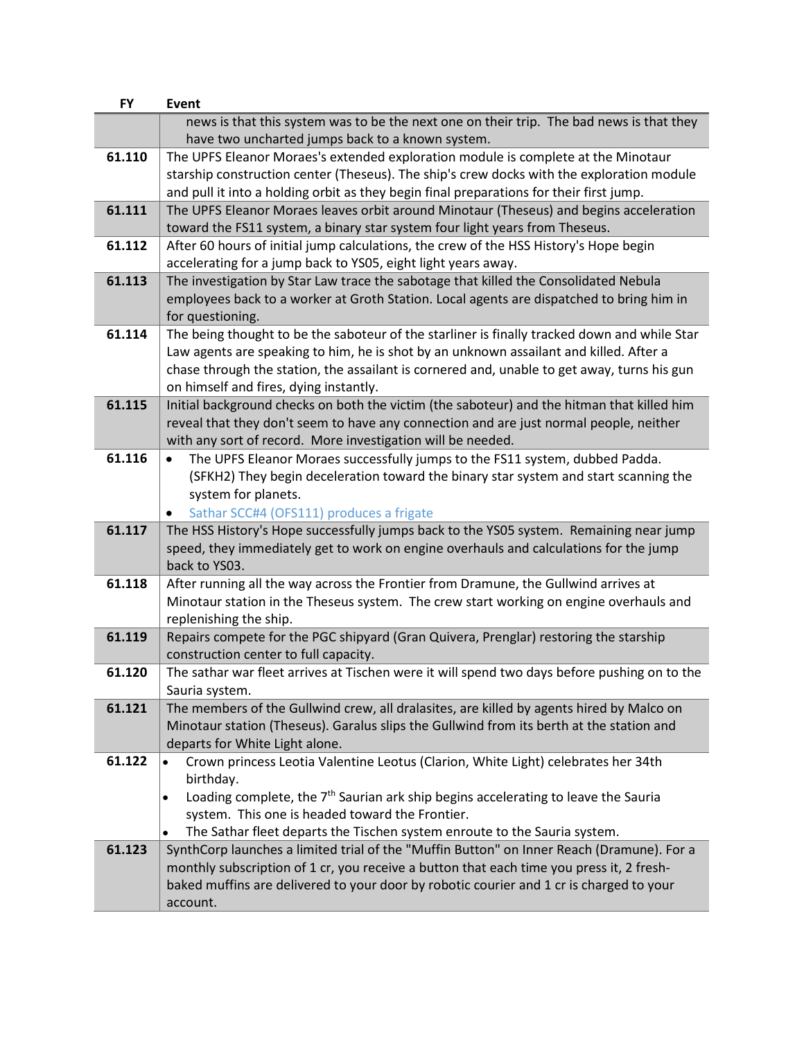| FY | Event |
|---|---|
| | news is that this system was to be the next one on their trip. The bad news is that they have two uncharted jumps back to a known system. |
| **61.110** | The UPFS Eleanor Moraes's extended exploration module is complete at the Minotaur starship construction center (Theseus). The ship's crew docks with the exploration module and pull it into a holding orbit as they begin final preparations for their first jump. |
| **61.111** | The UPFS Eleanor Moraes leaves orbit around Minotaur (Theseus) and begins acceleration toward the FS11 system, a binary star system four light years from Theseus. |
| **61.112** | After 60 hours of initial jump calculations, the crew of the HSS History's Hope begin accelerating for a jump back to YS05, eight light years away. |
| **61.113** | The investigation by Star Law trace the sabotage that killed the Consolidated Nebula employees back to a worker at Groth Station. Local agents are dispatched to bring him in for questioning. |
| **61.114** | The being thought to be the saboteur of the starliner is finally tracked down and while Star Law agents are speaking to him, he is shot by an unknown assailant and killed. After a chase through the station, the assailant is cornered and, unable to get away, turns his gun on himself and fires, dying instantly. |
| **61.115** | Initial background checks on both the victim (the saboteur) and the hitman that killed him reveal that they don't seem to have any connection and are just normal people, neither with any sort of record. More investigation will be needed. |
| **61.116** | • The UPFS Eleanor Moraes successfully jumps to the FS11 system, dubbed Padda. (SFKH2) They begin deceleration toward the binary star system and start scanning the system for planets.<br>• Sathar SCC#4 (OFS111) produces a frigate |
| **61.117** | The HSS History's Hope successfully jumps back to the YS05 system. Remaining near jump speed, they immediately get to work on engine overhauls and calculations for the jump back to YS03. |
| **61.118** | After running all the way across the Frontier from Dramune, the Gullwind arrives at Minotaur station in the Theseus system. The crew start working on engine overhauls and replenishing the ship. |
| **61.119** | Repairs compete for the PGC shipyard (Gran Quivera, Prenglar) restoring the starship construction center to full capacity. |
| **61.120** | The sathar war fleet arrives at Tischen were it will spend two days before pushing on to the Sauria system. |
| **61.121** | The members of the Gullwind crew, all dralasites, are killed by agents hired by Malco on Minotaur station (Theseus). Garalus slips the Gullwind from its berth at the station and departs for White Light alone. |
| **61.122** | • Crown princess Leotia Valentine Leotus (Clarion, White Light) celebrates her 34th birthday.<br>• Loading complete, the 7th Saurian ark ship begins accelerating to leave the Sauria system. This one is headed toward the Frontier.<br>• The Sathar fleet departs the Tischen system enroute to the Sauria system. |
| **61.123** | SynthCorp launches a limited trial of the "Muffin Button" on Inner Reach (Dramune). For a monthly subscription of 1 cr, you receive a button that each time you press it, 2 fresh-baked muffins are delivered to your door by robotic courier and 1 cr is charged to your account. |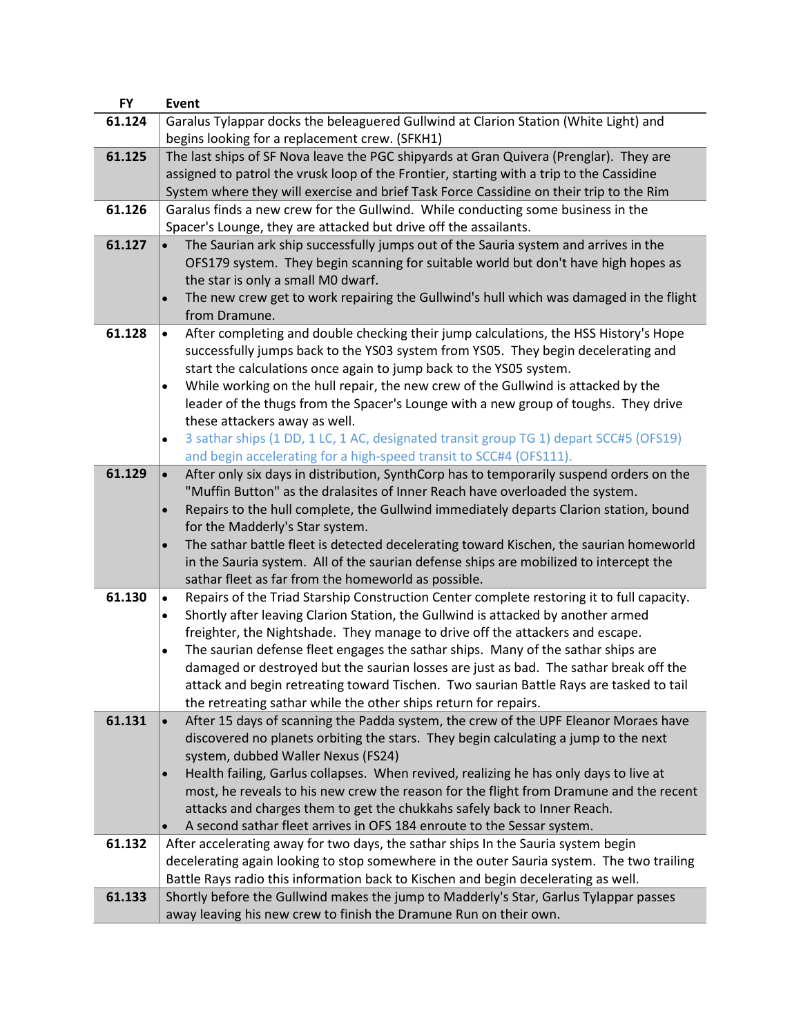| FY | Event |
|---|---|
| 61.124 | Garalus Tylappar docks the beleaguered Gullwind at Clarion Station (White Light) and begins looking for a replacement crew. (SFKH1) |
| 61.125 | The last ships of SF Nova leave the PGC shipyards at Gran Quivera (Prenglar). They are assigned to patrol the vrusk loop of the Frontier, starting with a trip to the Cassidine System where they will exercise and brief Task Force Cassidine on their trip to the Rim |
| 61.126 | Garalus finds a new crew for the Gullwind. While conducting some business in the Spacer's Lounge, they are attacked but drive off the assailants. |
| 61.127 | • The Saurian ark ship successfully jumps out of the Sauria system and arrives in the OFS179 system. They begin scanning for suitable world but don't have high hopes as the star is only a small M0 dwarf.<br>• The new crew get to work repairing the Gullwind's hull which was damaged in the flight from Dramune. |
| 61.128 | • After completing and double checking their jump calculations, the HSS History's Hope successfully jumps back to the YS03 system from YS05. They begin decelerating and start the calculations once again to jump back to the YS05 system.<br>• While working on the hull repair, the new crew of the Gullwind is attacked by the leader of the thugs from the Spacer's Lounge with a new group of toughs. They drive these attackers away as well.<br>• 3 sathar ships (1 DD, 1 LC, 1 AC, designated transit group TG 1) depart SCC#5 (OFS19) and begin accelerating for a high-speed transit to SCC#4 (OFS111). |
| 61.129 | • After only six days in distribution, SynthCorp has to temporarily suspend orders on the "Muffin Button" as the dralasites of Inner Reach have overloaded the system.<br>• Repairs to the hull complete, the Gullwind immediately departs Clarion station, bound for the Madderly's Star system.<br>• The sathar battle fleet is detected decelerating toward Kischen, the saurian homeworld in the Sauria system. All of the saurian defense ships are mobilized to intercept the sathar fleet as far from the homeworld as possible. |
| 61.130 | • Repairs of the Triad Starship Construction Center complete restoring it to full capacity.<br>• Shortly after leaving Clarion Station, the Gullwind is attacked by another armed freighter, the Nightshade. They manage to drive off the attackers and escape.<br>• The saurian defense fleet engages the sathar ships. Many of the sathar ships are damaged or destroyed but the saurian losses are just as bad. The sathar break off the attack and begin retreating toward Tischen. Two saurian Battle Rays are tasked to tail the retreating sathar while the other ships return for repairs. |
| 61.131 | • After 15 days of scanning the Padda system, the crew of the UPF Eleanor Moraes have discovered no planets orbiting the stars. They begin calculating a jump to the next system, dubbed Waller Nexus (FS24)<br>• Health failing, Garlus collapses. When revived, realizing he has only days to live at most, he reveals to his new crew the reason for the flight from Dramune and the recent attacks and charges them to get the chukkahs safely back to Inner Reach.<br>• A second sathar fleet arrives in OFS 184 enroute to the Sessar system. |
| 61.132 | After accelerating away for two days, the sathar ships In the Sauria system begin decelerating again looking to stop somewhere in the outer Sauria system. The two trailing Battle Rays radio this information back to Kischen and begin decelerating as well. |
| 61.133 | Shortly before the Gullwind makes the jump to Madderly's Star, Garlus Tylappar passes away leaving his new crew to finish the Dramune Run on their own. |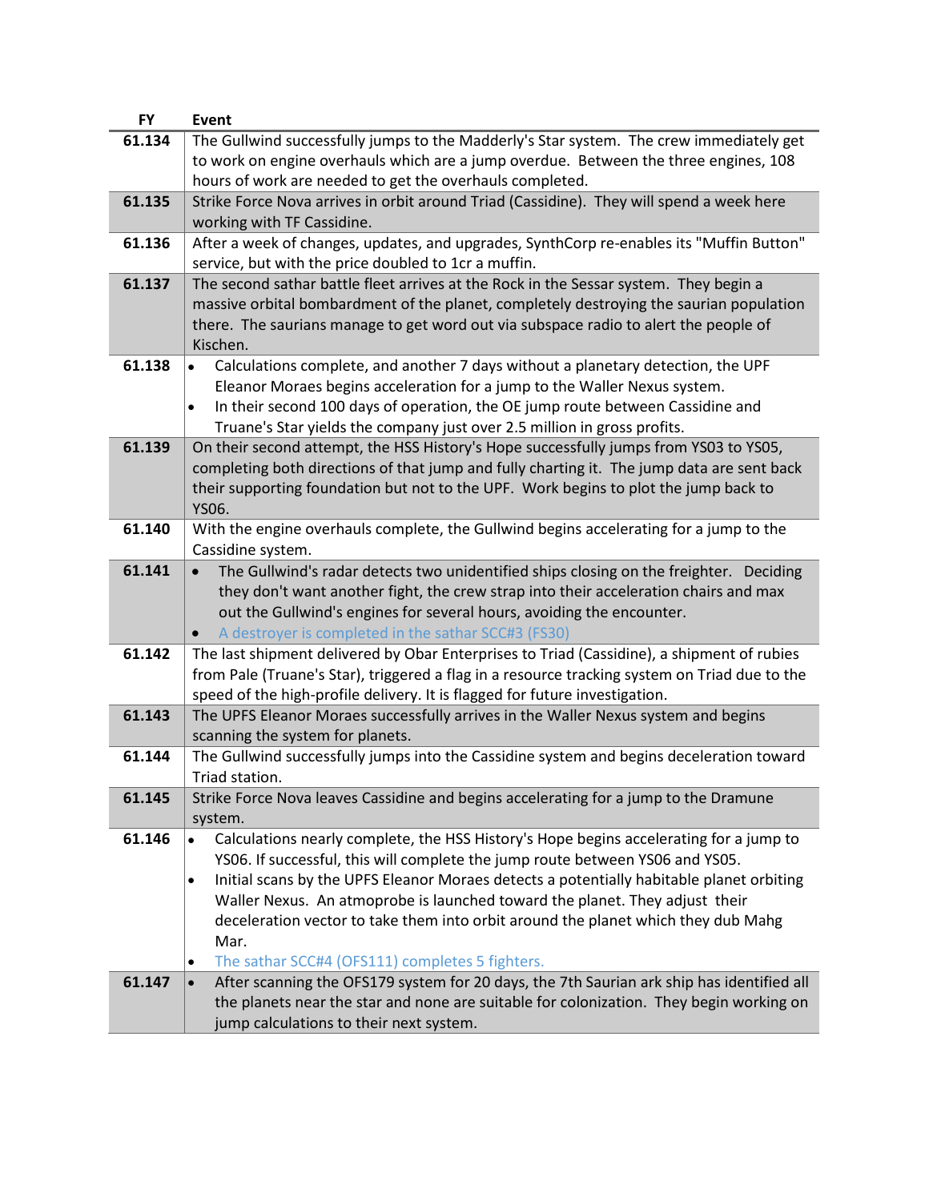| FY | Event |
| --- | --- |
| 61.134 | The Gullwind successfully jumps to the Madderly's Star system. The crew immediately get to work on engine overhauls which are a jump overdue. Between the three engines, 108 hours of work are needed to get the overhauls completed. |
| 61.135 | Strike Force Nova arrives in orbit around Triad (Cassidine). They will spend a week here working with TF Cassidine. |
| 61.136 | After a week of changes, updates, and upgrades, SynthCorp re-enables its "Muffin Button" service, but with the price doubled to 1cr a muffin. |
| 61.137 | The second sathar battle fleet arrives at the Rock in the Sessar system. They begin a massive orbital bombardment of the planet, completely destroying the saurian population there. The saurians manage to get word out via subspace radio to alert the people of Kischen. |
| 61.138 | • Calculations complete, and another 7 days without a planetary detection, the UPF Eleanor Moraes begins acceleration for a jump to the Waller Nexus system.<br>• In their second 100 days of operation, the OE jump route between Cassidine and Truane's Star yields the company just over 2.5 million in gross profits. |
| 61.139 | On their second attempt, the HSS History's Hope successfully jumps from YS03 to YS05, completing both directions of that jump and fully charting it. The jump data are sent back their supporting foundation but not to the UPF. Work begins to plot the jump back to YS06. |
| 61.140 | With the engine overhauls complete, the Gullwind begins accelerating for a jump to the Cassidine system. |
| 61.141 | • The Gullwind's radar detects two unidentified ships closing on the freighter. Deciding they don't want another fight, the crew strap into their acceleration chairs and max out the Gullwind's engines for several hours, avoiding the encounter.<br>• A destroyer is completed in the sathar SCC#3 (FS30) |
| 61.142 | The last shipment delivered by Obar Enterprises to Triad (Cassidine), a shipment of rubies from Pale (Truane's Star), triggered a flag in a resource tracking system on Triad due to the speed of the high-profile delivery. It is flagged for future investigation. |
| 61.143 | The UPFS Eleanor Moraes successfully arrives in the Waller Nexus system and begins scanning the system for planets. |
| 61.144 | The Gullwind successfully jumps into the Cassidine system and begins deceleration toward Triad station. |
| 61.145 | Strike Force Nova leaves Cassidine and begins accelerating for a jump to the Dramune system. |
| 61.146 | • Calculations nearly complete, the HSS History's Hope begins accelerating for a jump to YS06. If successful, this will complete the jump route between YS06 and YS05.<br>• Initial scans by the UPFS Eleanor Moraes detects a potentially habitable planet orbiting Waller Nexus. An atmoprobe is launched toward the planet. They adjust their deceleration vector to take them into orbit around the planet which they dub Mahg Mar.<br>• The sathar SCC#4 (OFS111) completes 5 fighters. |
| 61.147 | • After scanning the OFS179 system for 20 days, the 7th Saurian ark ship has identified all the planets near the star and none are suitable for colonization. They begin working on jump calculations to their next system. |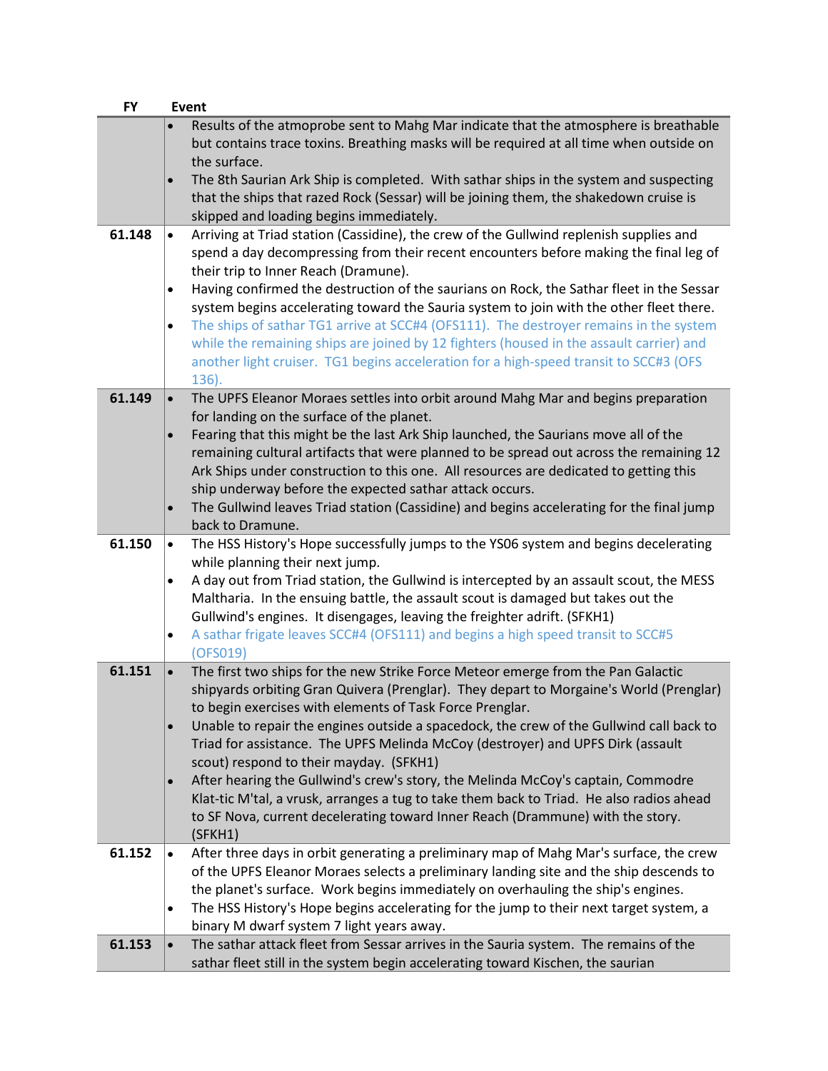| FY | Event |
|---|---|
| | • Results of the atmoprobe sent to Mahg Mar indicate that the atmosphere is breathable but contains trace toxins. Breathing masks will be required at all time when outside on the surface.<br>• The 8th Saurian Ark Ship is completed. With sathar ships in the system and suspecting that the ships that razed Rock (Sessar) will be joining them, the shakedown cruise is skipped and loading begins immediately. |
| **61.148** | • Arriving at Triad station (Cassidine), the crew of the Gullwind replenish supplies and spend a day decompressing from their recent encounters before making the final leg of their trip to Inner Reach (Dramune).<br>• Having confirmed the destruction of the saurians on Rock, the Sathar fleet in the Sessar system begins accelerating toward the Sauria system to join with the other fleet there.<br>• The ships of sathar TG1 arrive at SCC#4 (OFS111). The destroyer remains in the system while the remaining ships are joined by 12 fighters (housed in the assault carrier) and another light cruiser. TG1 begins acceleration for a high-speed transit to SCC#3 (OFS 136). |
| **61.149** | • The UPFS Eleanor Moraes settles into orbit around Mahg Mar and begins preparation for landing on the surface of the planet.<br>• Fearing that this might be the last Ark Ship launched, the Saurians move all of the remaining cultural artifacts that were planned to be spread out across the remaining 12 Ark Ships under construction to this one. All resources are dedicated to getting this ship underway before the expected sathar attack occurs.<br>• The Gullwind leaves Triad station (Cassidine) and begins accelerating for the final jump back to Dramune. |
| **61.150** | • The HSS History's Hope successfully jumps to the YS06 system and begins decelerating while planning their next jump.<br>• A day out from Triad station, the Gullwind is intercepted by an assault scout, the MESS Maltharia. In the ensuing battle, the assault scout is damaged but takes out the Gullwind's engines. It disengages, leaving the freighter adrift. (SFKH1)<br>• A sathar frigate leaves SCC#4 (OFS111) and begins a high speed transit to SCC#5 (OFS019) |
| **61.151** | • The first two ships for the new Strike Force Meteor emerge from the Pan Galactic shipyards orbiting Gran Quivera (Prenglar). They depart to Morgaine's World (Prenglar) to begin exercises with elements of Task Force Prenglar.<br>• Unable to repair the engines outside a spacedock, the crew of the Gullwind call back to Triad for assistance. The UPFS Melinda McCoy (destroyer) and UPFS Dirk (assault scout) respond to their mayday. (SFKH1)<br>• After hearing the Gullwind's crew's story, the Melinda McCoy's captain, Commodre Klat-tic M'tal, a vrusk, arranges a tug to take them back to Triad. He also radios ahead to SF Nova, current decelerating toward Inner Reach (Drammune) with the story. (SFKH1) |
| **61.152** | • After three days in orbit generating a preliminary map of Mahg Mar's surface, the crew of the UPFS Eleanor Moraes selects a preliminary landing site and the ship descends to the planet's surface. Work begins immediately on overhauling the ship's engines.<br>• The HSS History's Hope begins accelerating for the jump to their next target system, a binary M dwarf system 7 light years away. |
| **61.153** | • The sathar attack fleet from Sessar arrives in the Sauria system. The remains of the sathar fleet still in the system begin accelerating toward Kischen, the saurian |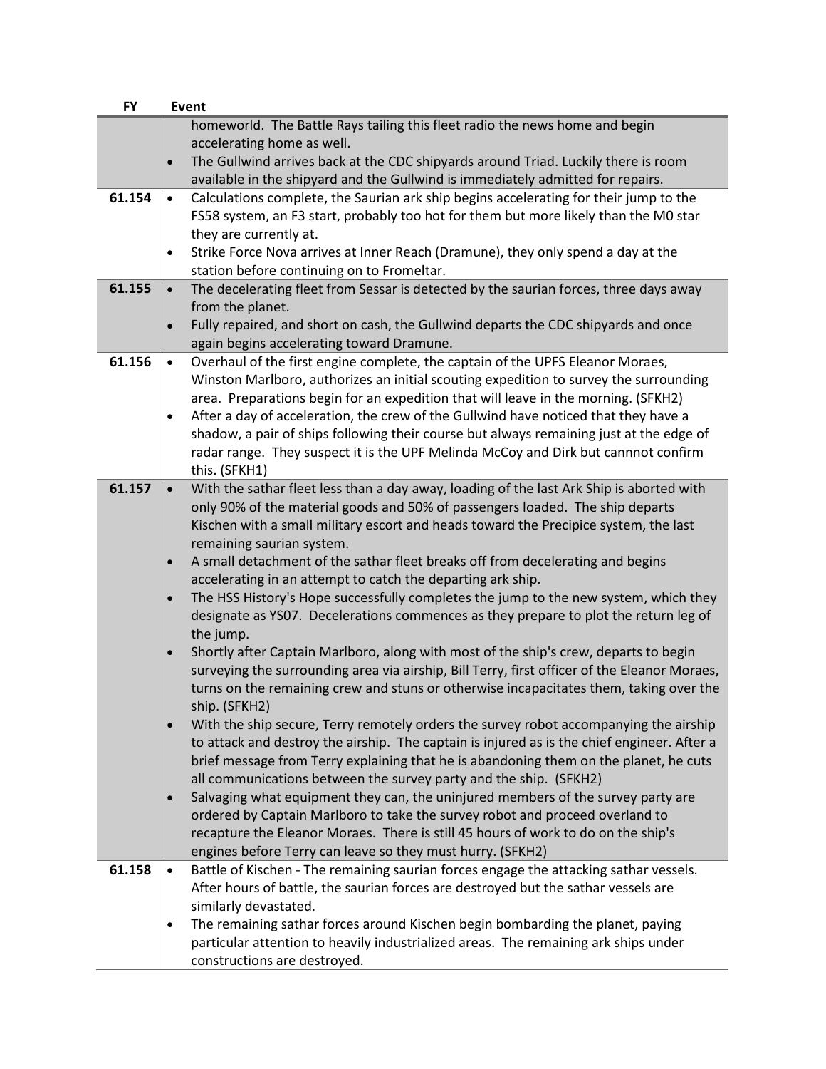| FY | Event |
|---|---|
| | homeworld. The Battle Rays tailing this fleet radio the news home and begin accelerating home as well.<br>• The Gullwind arrives back at the CDC shipyards around Triad. Luckily there is room available in the shipyard and the Gullwind is immediately admitted for repairs. |
| 61.154 | • Calculations complete, the Saurian ark ship begins accelerating for their jump to the FS58 system, an F3 start, probably too hot for them but more likely than the M0 star they are currently at.<br>• Strike Force Nova arrives at Inner Reach (Dramune), they only spend a day at the station before continuing on to Fromeltar. |
| 61.155 | • The decelerating fleet from Sessar is detected by the saurian forces, three days away from the planet.<br>• Fully repaired, and short on cash, the Gullwind departs the CDC shipyards and once again begins accelerating toward Dramune. |
| 61.156 | • Overhaul of the first engine complete, the captain of the UPFS Eleanor Moraes, Winston Marlboro, authorizes an initial scouting expedition to survey the surrounding area. Preparations begin for an expedition that will leave in the morning. (SFKH2)<br>• After a day of acceleration, the crew of the Gullwind have noticed that they have a shadow, a pair of ships following their course but always remaining just at the edge of radar range. They suspect it is the UPF Melinda McCoy and Dirk but cannnot confirm this. (SFKH1) |
| 61.157 | • With the sathar fleet less than a day away, loading of the last Ark Ship is aborted with only 90% of the material goods and 50% of passengers loaded. The ship departs Kischen with a small military escort and heads toward the Precipice system, the last remaining saurian system.<br>• A small detachment of the sathar fleet breaks off from decelerating and begins accelerating in an attempt to catch the departing ark ship.<br>• The HSS History's Hope successfully completes the jump to the new system, which they designate as YS07. Decelerations commences as they prepare to plot the return leg of the jump.<br>• Shortly after Captain Marlboro, along with most of the ship's crew, departs to begin surveying the surrounding area via airship, Bill Terry, first officer of the Eleanor Moraes, turns on the remaining crew and stuns or otherwise incapacitates them, taking over the ship. (SFKH2)<br>• With the ship secure, Terry remotely orders the survey robot accompanying the airship to attack and destroy the airship. The captain is injured as is the chief engineer. After a brief message from Terry explaining that he is abandoning them on the planet, he cuts all communications between the survey party and the ship. (SFKH2)<br>• Salvaging what equipment they can, the uninjured members of the survey party are ordered by Captain Marlboro to take the survey robot and proceed overland to recapture the Eleanor Moraes. There is still 45 hours of work to do on the ship's engines before Terry can leave so they must hurry. (SFKH2) |
| 61.158 | • Battle of Kischen - The remaining saurian forces engage the attacking sathar vessels. After hours of battle, the saurian forces are destroyed but the sathar vessels are similarly devastated.<br>• The remaining sathar forces around Kischen begin bombarding the planet, paying particular attention to heavily industrialized areas. The remaining ark ships under constructions are destroyed. |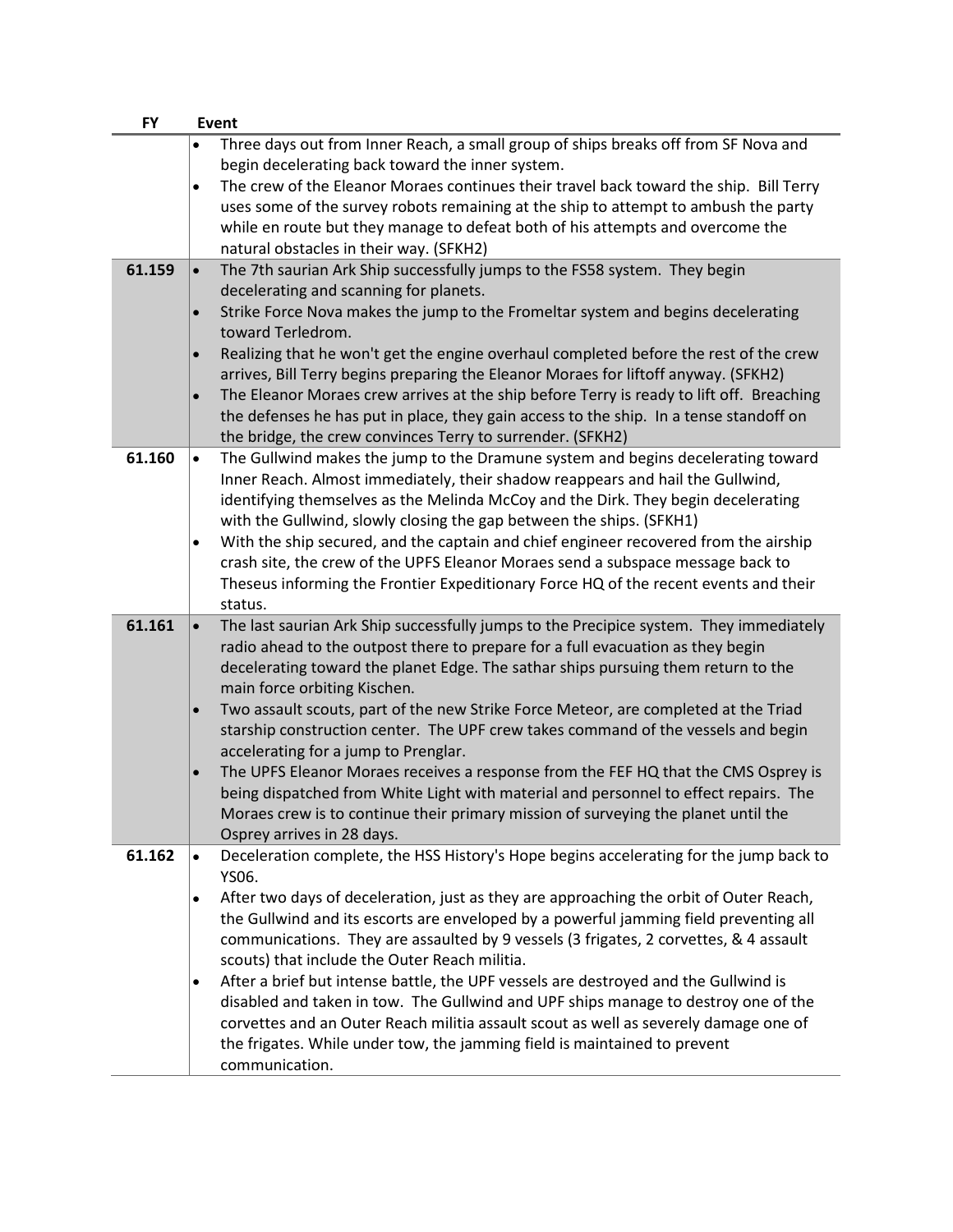| FY | Event |
|---|---|
| | • Three days out from Inner Reach, a small group of ships breaks off from SF Nova and begin decelerating back toward the inner system.<br>• The crew of the Eleanor Moraes continues their travel back toward the ship. Bill Terry uses some of the survey robots remaining at the ship to attempt to ambush the party while en route but they manage to defeat both of his attempts and overcome the natural obstacles in their way. (SFKH2) |
| **61.159** | • The 7th saurian Ark Ship successfully jumps to the FS58 system. They begin decelerating and scanning for planets.<br>• Strike Force Nova makes the jump to the Fromeltar system and begins decelerating toward Terledrom.<br>• Realizing that he won't get the engine overhaul completed before the rest of the crew arrives, Bill Terry begins preparing the Eleanor Moraes for liftoff anyway. (SFKH2)<br>• The Eleanor Moraes crew arrives at the ship before Terry is ready to lift off. Breaching the defenses he has put in place, they gain access to the ship. In a tense standoff on the bridge, the crew convinces Terry to surrender. (SFKH2) |
| **61.160** | • The Gullwind makes the jump to the Dramune system and begins decelerating toward Inner Reach. Almost immediately, their shadow reappears and hail the Gullwind, identifying themselves as the Melinda McCoy and the Dirk. They begin decelerating with the Gullwind, slowly closing the gap between the ships. (SFKH1)<br>• With the ship secured, and the captain and chief engineer recovered from the airship crash site, the crew of the UPFS Eleanor Moraes send a subspace message back to Theseus informing the Frontier Expeditionary Force HQ of the recent events and their status. |
| **61.161** | • The last saurian Ark Ship successfully jumps to the Precipice system. They immediately radio ahead to the outpost there to prepare for a full evacuation as they begin decelerating toward the planet Edge. The sathar ships pursuing them return to the main force orbiting Kischen.<br>• Two assault scouts, part of the new Strike Force Meteor, are completed at the Triad starship construction center. The UPF crew takes command of the vessels and begin accelerating for a jump to Prenglar.<br>• The UPFS Eleanor Moraes receives a response from the FEF HQ that the CMS Osprey is being dispatched from White Light with material and personnel to effect repairs. The Moraes crew is to continue their primary mission of surveying the planet until the Osprey arrives in 28 days. |
| **61.162** | • Deceleration complete, the HSS History's Hope begins accelerating for the jump back to YS06.<br>• After two days of deceleration, just as they are approaching the orbit of Outer Reach, the Gullwind and its escorts are enveloped by a powerful jamming field preventing all communications. They are assaulted by 9 vessels (3 frigates, 2 corvettes, & 4 assault scouts) that include the Outer Reach militia.<br>• After a brief but intense battle, the UPF vessels are destroyed and the Gullwind is disabled and taken in tow. The Gullwind and UPF ships manage to destroy one of the corvettes and an Outer Reach militia assault scout as well as severely damage one of the frigates. While under tow, the jamming field is maintained to prevent communication. |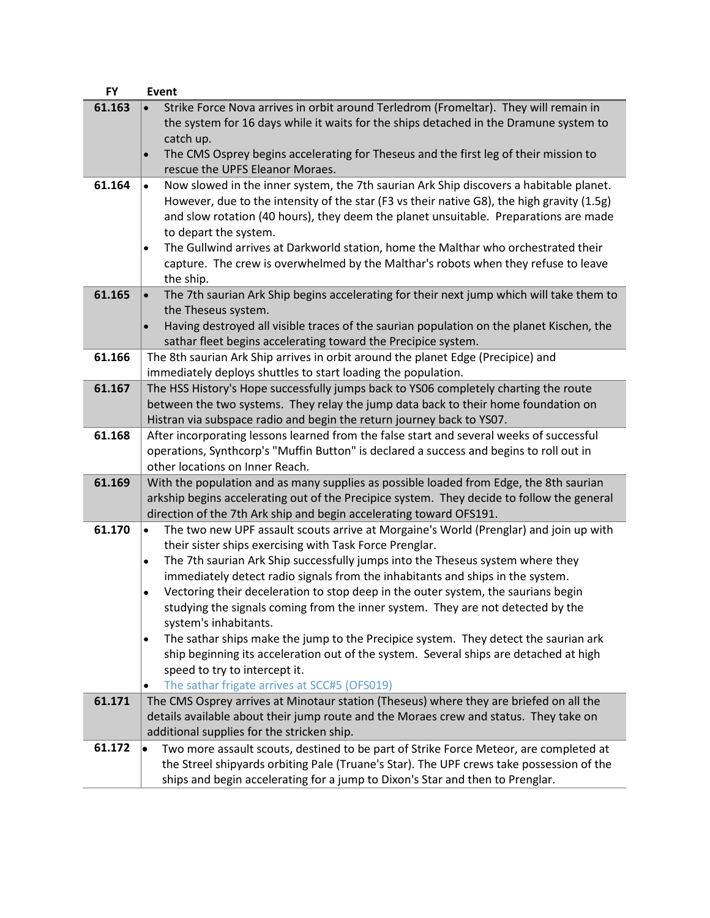| FY | Event |
| --- | --- |
| 61.163 | • Strike Force Nova arrives in orbit around Terledrom (Fromeltar). They will remain in the system for 16 days while it waits for the ships detached in the Dramune system to catch up.<br>• The CMS Osprey begins accelerating for Theseus and the first leg of their mission to rescue the UPFS Eleanor Moraes. |
| 61.164 | • Now slowed in the inner system, the 7th saurian Ark Ship discovers a habitable planet. However, due to the intensity of the star (F3 vs their native G8), the high gravity (1.5g) and slow rotation (40 hours), they deem the planet unsuitable. Preparations are made to depart the system.<br>• The Gullwind arrives at Darkworld station, home the Malthar who orchestrated their capture. The crew is overwhelmed by the Malthar's robots when they refuse to leave the ship. |
| 61.165 | • The 7th saurian Ark Ship begins accelerating for their next jump which will take them to the Theseus system.<br>• Having destroyed all visible traces of the saurian population on the planet Kischen, the sathar fleet begins accelerating toward the Precipice system. |
| 61.166 | The 8th saurian Ark Ship arrives in orbit around the planet Edge (Precipice) and immediately deploys shuttles to start loading the population. |
| 61.167 | The HSS History's Hope successfully jumps back to YS06 completely charting the route between the two systems. They relay the jump data back to their home foundation on Histran via subspace radio and begin the return journey back to YS07. |
| 61.168 | After incorporating lessons learned from the false start and several weeks of successful operations, Synthcorp's "Muffin Button" is declared a success and begins to roll out in other locations on Inner Reach. |
| 61.169 | With the population and as many supplies as possible loaded from Edge, the 8th saurian arkship begins accelerating out of the Precipice system. They decide to follow the general direction of the 7th Ark ship and begin accelerating toward OFS191. |
| 61.170 | • The two new UPF assault scouts arrive at Morgaine's World (Prenglar) and join up with their sister ships exercising with Task Force Prenglar.<br>• The 7th saurian Ark Ship successfully jumps into the Theseus system where they immediately detect radio signals from the inhabitants and ships in the system.<br>• Vectoring their deceleration to stop deep in the outer system, the saurians begin studying the signals coming from the inner system. They are not detected by the system's inhabitants.<br>• The sathar ships make the jump to the Precipice system. They detect the saurian ark ship beginning its acceleration out of the system. Several ships are detached at high speed to try to intercept it.<br>• The sathar frigate arrives at SCC#5 (OFS019) |
| 61.171 | The CMS Osprey arrives at Minotaur station (Theseus) where they are briefed on all the details available about their jump route and the Moraes crew and status. They take on additional supplies for the stricken ship. |
| 61.172 | • Two more assault scouts, destined to be part of Strike Force Meteor, are completed at the Streel shipyards orbiting Pale (Truane's Star). The UPF crews take possession of the ships and begin accelerating for a jump to Dixon's Star and then to Prenglar. |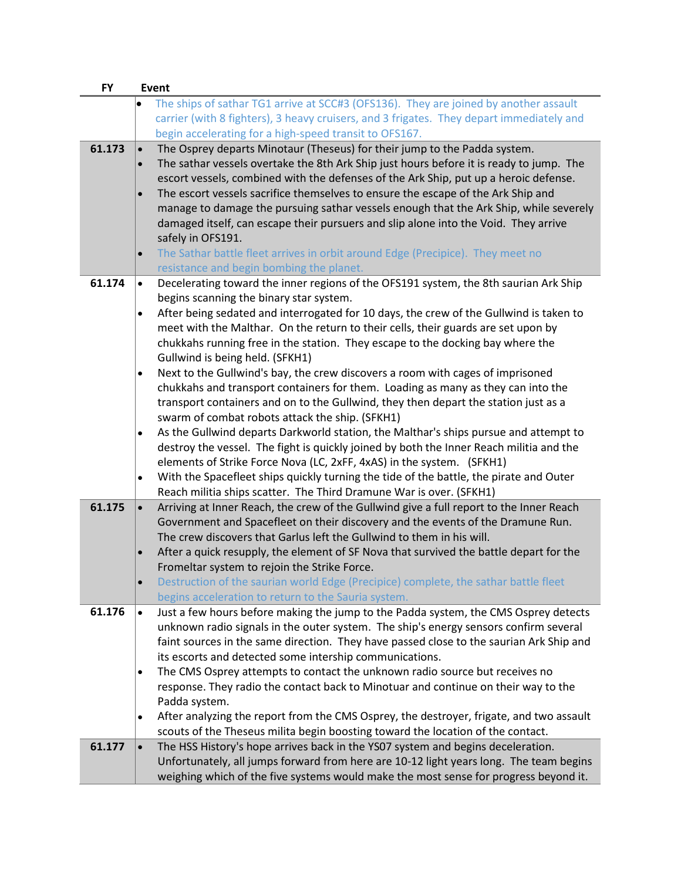| FY | Event |
|---|---|
| | • The ships of sathar TG1 arrive at SCC#3 (OFS136). They are joined by another assault carrier (with 8 fighters), 3 heavy cruisers, and 3 frigates. They depart immediately and begin accelerating for a high-speed transit to OFS167. |
| **61.173** | • The Osprey departs Minotaur (Theseus) for their jump to the Padda system.<br>• The sathar vessels overtake the 8th Ark Ship just hours before it is ready to jump. The escort vessels, combined with the defenses of the Ark Ship, put up a heroic defense.<br>• The escort vessels sacrifice themselves to ensure the escape of the Ark Ship and manage to damage the pursuing sathar vessels enough that the Ark Ship, while severely damaged itself, can escape their pursuers and slip alone into the Void. They arrive safely in OFS191.<br>• The Sathar battle fleet arrives in orbit around Edge (Precipice). They meet no resistance and begin bombing the planet. |
| **61.174** | • Decelerating toward the inner regions of the OFS191 system, the 8th saurian Ark Ship begins scanning the binary star system.<br>• After being sedated and interrogated for 10 days, the crew of the Gullwind is taken to meet with the Malthar. On the return to their cells, their guards are set upon by chukkahs running free in the station. They escape to the docking bay where the Gullwind is being held. (SFKH1)<br>• Next to the Gullwind's bay, the crew discovers a room with cages of imprisoned chukkahs and transport containers for them. Loading as many as they can into the transport containers and on to the Gullwind, they then depart the station just as a swarm of combat robots attack the ship. (SFKH1)<br>• As the Gullwind departs Darkworld station, the Malthar's ships pursue and attempt to destroy the vessel. The fight is quickly joined by both the Inner Reach militia and the elements of Strike Force Nova (LC, 2xFF, 4xAS) in the system. (SFKH1)<br>• With the Spacefleet ships quickly turning the tide of the battle, the pirate and Outer Reach militia ships scatter. The Third Dramune War is over. (SFKH1) |
| **61.175** | • Arriving at Inner Reach, the crew of the Gullwind give a full report to the Inner Reach Government and Spacefleet on their discovery and the events of the Dramune Run. The crew discovers that Garlus left the Gullwind to them in his will.<br>• After a quick resupply, the element of SF Nova that survived the battle depart for the Frometlar system to rejoin the Strike Force.<br>• Destruction of the saurian world Edge (Precipice) complete, the sathar battle fleet begins acceleration to return to the Sauria system. |
| **61.176** | • Just a few hours before making the jump to the Padda system, the CMS Osprey detects unknown radio signals in the outer system. The ship's energy sensors confirm several faint sources in the same direction. They have passed close to the saurian Ark Ship and its escorts and detected some intership communications.<br>• The CMS Osprey attempts to contact the unknown radio source but receives no response. They radio the contact back to Minotuar and continue on their way to the Padda system.<br>• After analyzing the report from the CMS Osprey, the destroyer, frigate, and two assault scouts of the Theseus milita begin boosting toward the location of the contact. |
| **61.177** | • The HSS History's hope arrives back in the YS07 system and begins deceleration. Unfortunately, all jumps forward from here are 10-12 light years long. The team begins weighing which of the five systems would make the most sense for progress beyond it. |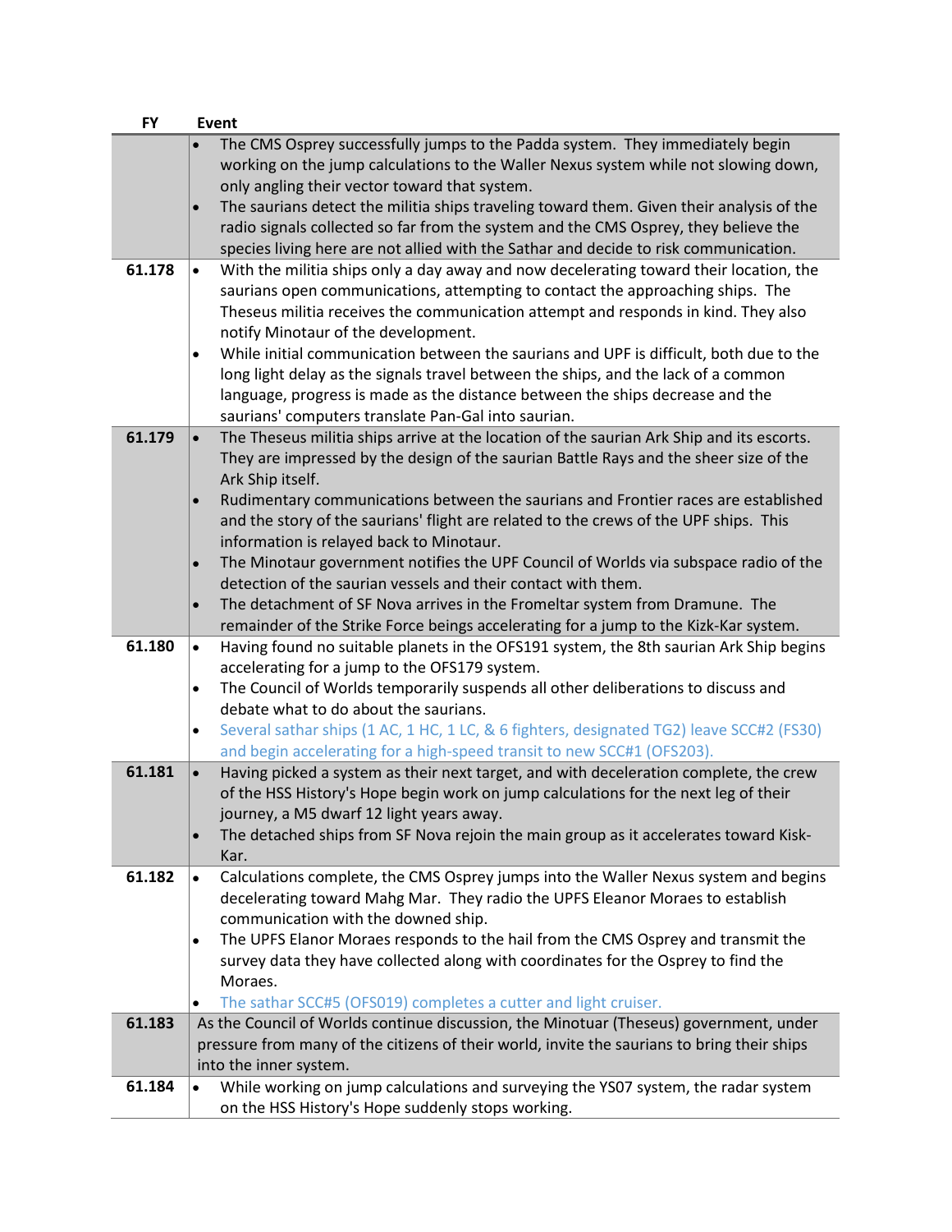| FY | Event |
|---|---|
| | • The CMS Osprey successfully jumps to the Padda system. They immediately begin working on the jump calculations to the Waller Nexus system while not slowing down, only angling their vector toward that system.<br>• The saurians detect the militia ships traveling toward them. Given their analysis of the radio signals collected so far from the system and the CMS Osprey, they believe the species living here are not allied with the Sathar and decide to risk communication. |
| 61.178 | • With the militia ships only a day away and now decelerating toward their location, the saurians open communications, attempting to contact the approaching ships. The Theseus militia receives the communication attempt and responds in kind. They also notify Minotaur of the development.<br>• While initial communication between the saurians and UPF is difficult, both due to the long light delay as the signals travel between the ships, and the lack of a common language, progress is made as the distance between the ships decrease and the saurians' computers translate Pan-Gal into saurian. |
| 61.179 | • The Theseus militia ships arrive at the location of the saurian Ark Ship and its escorts. They are impressed by the design of the saurian Battle Rays and the sheer size of the Ark Ship itself.<br>• Rudimentary communications between the saurians and Frontier races are established and the story of the saurians' flight are related to the crews of the UPF ships. This information is relayed back to Minotaur.<br>• The Minotaur government notifies the UPF Council of Worlds via subspace radio of the detection of the saurian vessels and their contact with them.<br>• The detachment of SF Nova arrives in the Fromeltar system from Dramune. The remainder of the Strike Force beings accelerating for a jump to the Kizk-Kar system. |
| 61.180 | • Having found no suitable planets in the OFS191 system, the 8th saurian Ark Ship begins accelerating for a jump to the OFS179 system.<br>• The Council of Worlds temporarily suspends all other deliberations to discuss and debate what to do about the saurians.<br>• Several sathar ships (1 AC, 1 HC, 1 LC, & 6 fighters, designated TG2) leave SCC#2 (FS30) and begin accelerating for a high-speed transit to new SCC#1 (OFS203). |
| 61.181 | • Having picked a system as their next target, and with deceleration complete, the crew of the HSS History's Hope begin work on jump calculations for the next leg of their journey, a M5 dwarf 12 light years away.<br>• The detached ships from SF Nova rejoin the main group as it accelerates toward Kisk-Kar. |
| 61.182 | • Calculations complete, the CMS Osprey jumps into the Waller Nexus system and begins decelerating toward Mahg Mar. They radio the UPFS Eleanor Moraes to establish communication with the downed ship.<br>• The UPFS Elanor Moraes responds to the hail from the CMS Osprey and transmit the survey data they have collected along with coordinates for the Osprey to find the Moraes.<br>• The sathar SCC#5 (OFS019) completes a cutter and light cruiser. |
| 61.183 | As the Council of Worlds continue discussion, the Minotuar (Theseus) government, under pressure from many of the citizens of their world, invite the saurians to bring their ships into the inner system. |
| 61.184 | • While working on jump calculations and surveying the YS07 system, the radar system on the HSS History's Hope suddenly stops working. |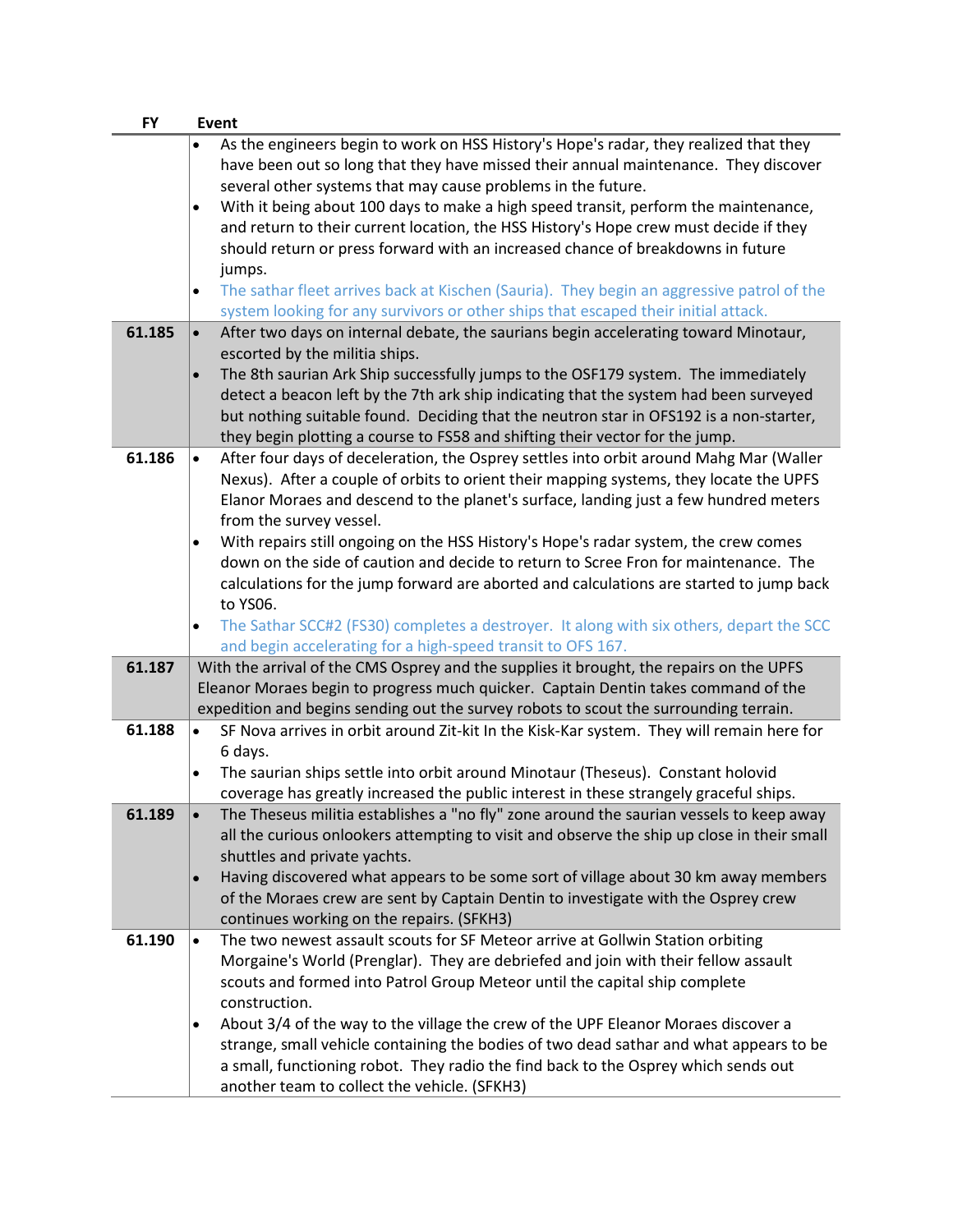| FY | Event |
|---|---|
| | • As the engineers begin to work on HSS History's Hope's radar, they realized that they have been out so long that they have missed their annual maintenance. They discover several other systems that may cause problems in the future.<br>• With it being about 100 days to make a high speed transit, perform the maintenance, and return to their current location, the HSS History's Hope crew must decide if they should return or press forward with an increased chance of breakdowns in future jumps.<br>• The sathar fleet arrives back at Kischen (Sauria). They begin an aggressive patrol of the system looking for any survivors or other ships that escaped their initial attack. |
| 61.185 | • After two days on internal debate, the saurians begin accelerating toward Minotaur, escorted by the militia ships.<br>• The 8th saurian Ark Ship successfully jumps to the OSF179 system. The immediately detect a beacon left by the 7th ark ship indicating that the system had been surveyed but nothing suitable found. Deciding that the neutron star in OFS192 is a non-starter, they begin plotting a course to FS58 and shifting their vector for the jump. |
| 61.186 | • After four days of deceleration, the Osprey settles into orbit around Mahg Mar (Waller Nexus). After a couple of orbits to orient their mapping systems, they locate the UPFS Elanor Moraes and descend to the planet's surface, landing just a few hundred meters from the survey vessel.<br>• With repairs still ongoing on the HSS History's Hope's radar system, the crew comes down on the side of caution and decide to return to Scree Fron for maintenance. The calculations for the jump forward are aborted and calculations are started to jump back to YS06.<br>• The Sathar SCC#2 (FS30) completes a destroyer. It along with six others, depart the SCC and begin accelerating for a high-speed transit to OFS 167. |
| 61.187 | With the arrival of the CMS Osprey and the supplies it brought, the repairs on the UPFS Eleanor Moraes begin to progress much quicker. Captain Dentin takes command of the expedition and begins sending out the survey robots to scout the surrounding terrain. |
| 61.188 | • SF Nova arrives in orbit around Zit-kit In the Kisk-Kar system. They will remain here for 6 days.<br>• The saurian ships settle into orbit around Minotaur (Theseus). Constant holovid coverage has greatly increased the public interest in these strangely graceful ships. |
| 61.189 | • The Theseus militia establishes a "no fly" zone around the saurian vessels to keep away all the curious onlookers attempting to visit and observe the ship up close in their small shuttles and private yachts.<br>• Having discovered what appears to be some sort of village about 30 km away members of the Moraes crew are sent by Captain Dentin to investigate with the Osprey crew continues working on the repairs. (SFKH3) |
| 61.190 | • The two newest assault scouts for SF Meteor arrive at Gollwin Station orbiting Morgaine's World (Prenglar). They are debriefed and join with their fellow assault scouts and formed into Patrol Group Meteor until the capital ship complete construction.<br>• About 3/4 of the way to the village the crew of the UPF Eleanor Moraes discover a strange, small vehicle containing the bodies of two dead sathar and what appears to be a small, functioning robot. They radio the find back to the Osprey which sends out another team to collect the vehicle. (SFKH3) |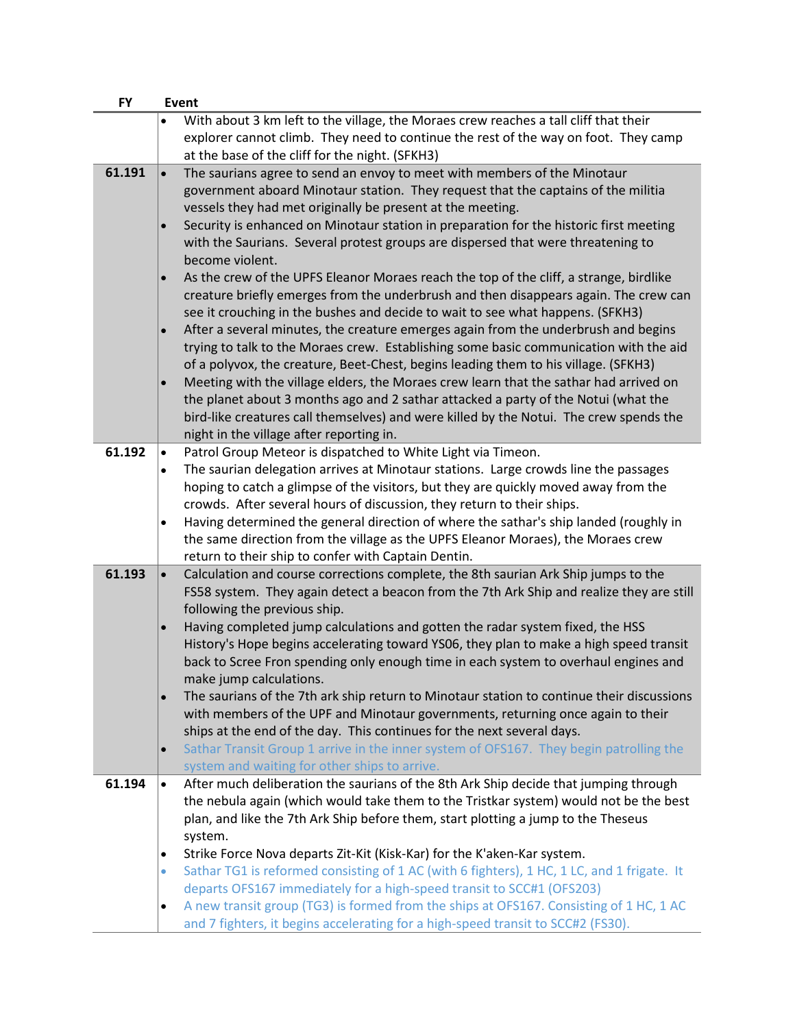| FY | Event |
|---|---|
| | • With about 3 km left to the village, the Moraes crew reaches a tall cliff that their explorer cannot climb. They need to continue the rest of the way on foot. They camp at the base of the cliff for the night. (SFKH3) |
| 61.191 | • The saurians agree to send an envoy to meet with members of the Minotaur government aboard Minotaur station. They request that the captains of the militia vessels they had met originally be present at the meeting.<br>• Security is enhanced on Minotaur station in preparation for the historic first meeting with the Saurians. Several protest groups are dispersed that were threatening to become violent.<br>• As the crew of the UPFS Eleanor Moraes reach the top of the cliff, a strange, birdlike creature briefly emerges from the underbrush and then disappears again. The crew can see it crouching in the bushes and decide to wait to see what happens. (SFKH3)<br>• After a several minutes, the creature emerges again from the underbrush and begins trying to talk to the Moraes crew. Establishing some basic communication with the aid of a polyvox, the creature, Beet-Chest, begins leading them to his village. (SFKH3)<br>• Meeting with the village elders, the Moraes crew learn that the sathar had arrived on the planet about 3 months ago and 2 sathar attacked a party of the Notui (what the bird-like creatures call themselves) and were killed by the Notui. The crew spends the night in the village after reporting in. |
| 61.192 | • Patrol Group Meteor is dispatched to White Light via Timeon.<br>• The saurian delegation arrives at Minotaur stations. Large crowds line the passages hoping to catch a glimpse of the visitors, but they are quickly moved away from the crowds. After several hours of discussion, they return to their ships.<br>• Having determined the general direction of where the sathar's ship landed (roughly in the same direction from the village as the UPFS Eleanor Moraes), the Moraes crew return to their ship to confer with Captain Dentin. |
| 61.193 | • Calculation and course corrections complete, the 8th saurian Ark Ship jumps to the FS58 system. They again detect a beacon from the 7th Ark Ship and realize they are still following the previous ship.<br>• Having completed jump calculations and gotten the radar system fixed, the HSS History's Hope begins accelerating toward YS06, they plan to make a high speed transit back to Scree Fron spending only enough time in each system to overhaul engines and make jump calculations.<br>• The saurians of the 7th ark ship return to Minotaur station to continue their discussions with members of the UPF and Minotaur governments, returning once again to their ships at the end of the day. This continues for the next several days.<br>• Sathar Transit Group 1 arrive in the inner system of OFS167. They begin patrolling the system and waiting for other ships to arrive. |
| 61.194 | • After much deliberation the saurians of the 8th Ark Ship decide that jumping through the nebula again (which would take them to the Tristkar system) would not be the best plan, and like the 7th Ark Ship before them, start plotting a jump to the Theseus system.<br>• Strike Force Nova departs Zit-Kit (Kisk-Kar) for the K'aken-Kar system.<br>• Sathar TG1 is reformed consisting of 1 AC (with 6 fighters), 1 HC, 1 LC, and 1 frigate. It departs OFS167 immediately for a high-speed transit to SCC#1 (OFS203)<br>• A new transit group (TG3) is formed from the ships at OFS167. Consisting of 1 HC, 1 AC and 7 fighters, it begins accelerating for a high-speed transit to SCC#2 (FS30). |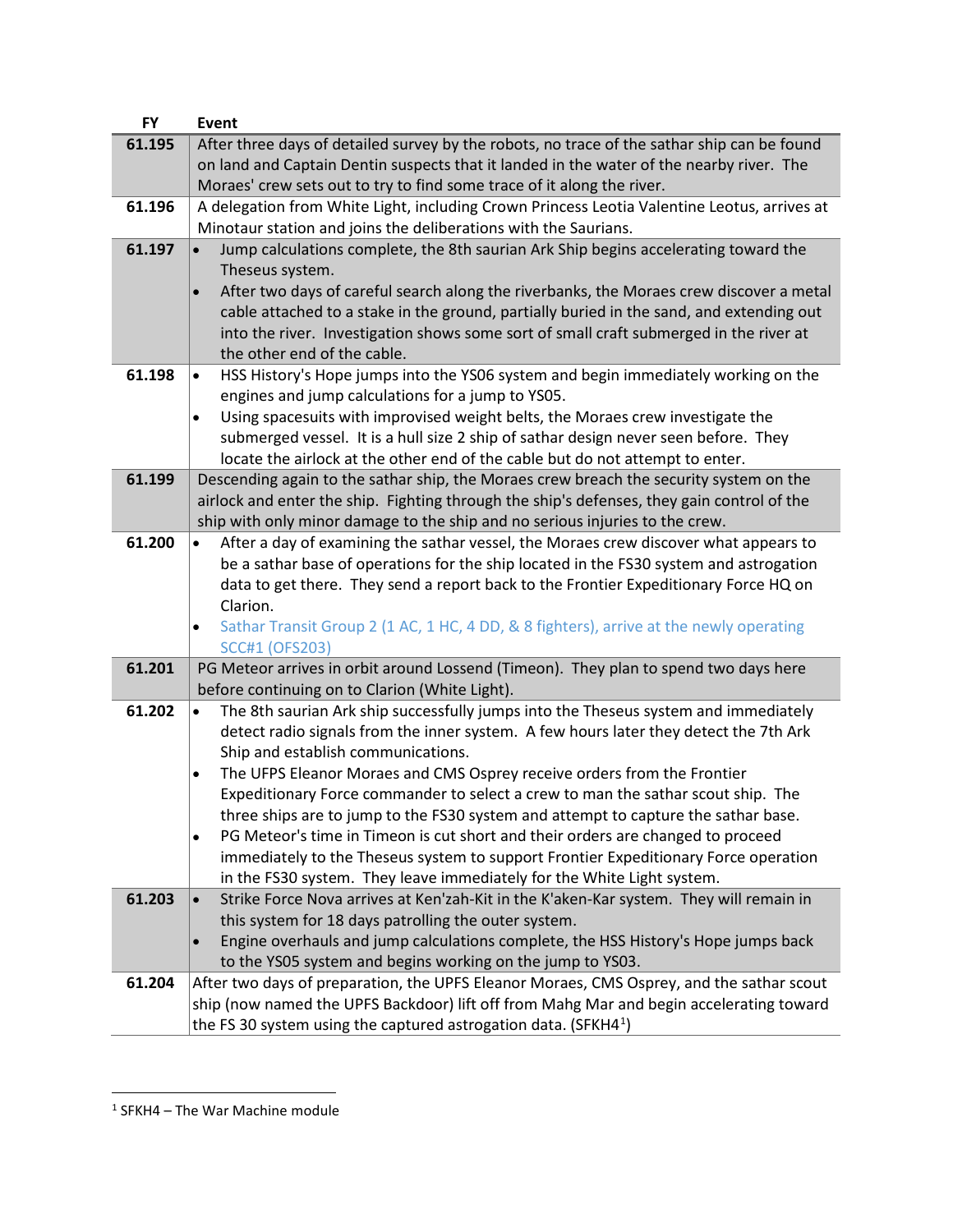| FY | Event |
|---|---|
| 61.195 | After three days of detailed survey by the robots, no trace of the sathar ship can be found on land and Captain Dentin suspects that it landed in the water of the nearby river. The Moraes' crew sets out to try to find some trace of it along the river. |
| 61.196 | A delegation from White Light, including Crown Princess Leotia Valentine Leotus, arrives at Minotaur station and joins the deliberations with the Saurians. |
| 61.197 | • Jump calculations complete, the 8th saurian Ark Ship begins accelerating toward the Theseus system.<br>• After two days of careful search along the riverbanks, the Moraes crew discover a metal cable attached to a stake in the ground, partially buried in the sand, and extending out into the river. Investigation shows some sort of small craft submerged in the river at the other end of the cable. |
| 61.198 | • HSS History's Hope jumps into the YS06 system and begin immediately working on the engines and jump calculations for a jump to YS05.<br>• Using spacesuits with improvised weight belts, the Moraes crew investigate the submerged vessel. It is a hull size 2 ship of sathar design never seen before. They locate the airlock at the other end of the cable but do not attempt to enter. |
| 61.199 | Descending again to the sathar ship, the Moraes crew breach the security system on the airlock and enter the ship. Fighting through the ship's defenses, they gain control of the ship with only minor damage to the ship and no serious injuries to the crew. |
| 61.200 | • After a day of examining the sathar vessel, the Moraes crew discover what appears to be a sathar base of operations for the ship located in the FS30 system and astrogation data to get there. They send a report back to the Frontier Expeditionary Force HQ on Clarion.<br>• Sathar Transit Group 2 (1 AC, 1 HC, 4 DD, & 8 fighters), arrive at the newly operating SCC#1 (OFS203) |
| 61.201 | PG Meteor arrives in orbit around Lossend (Timeon). They plan to spend two days here before continuing on to Clarion (White Light). |
| 61.202 | • The 8th saurian Ark ship successfully jumps into the Theseus system and immediately detect radio signals from the inner system. A few hours later they detect the 7th Ark Ship and establish communications.<br>• The UFPS Eleanor Moraes and CMS Osprey receive orders from the Frontier Expeditionary Force commander to select a crew to man the sathar scout ship. The three ships are to jump to the FS30 system and attempt to capture the sathar base.<br>• PG Meteor's time in Timeon is cut short and their orders are changed to proceed immediately to the Theseus system to support Frontier Expeditionary Force operation in the FS30 system. They leave immediately for the White Light system. |
| 61.203 | • Strike Force Nova arrives at Ken'zah-Kit in the K'aken-Kar system. They will remain in this system for 18 days patrolling the outer system.<br>• Engine overhauls and jump calculations complete, the HSS History's Hope jumps back to the YS05 system and begins working on the jump to YS03. |
| 61.204 | After two days of preparation, the UPFS Eleanor Moraes, CMS Osprey, and the sathar scout ship (now named the UPFS Backdoor) lift off from Mahg Mar and begin accelerating toward the FS 30 system using the captured astrogation data. (SFKH4[1]) |

[1] SFKH4 – The War Machine module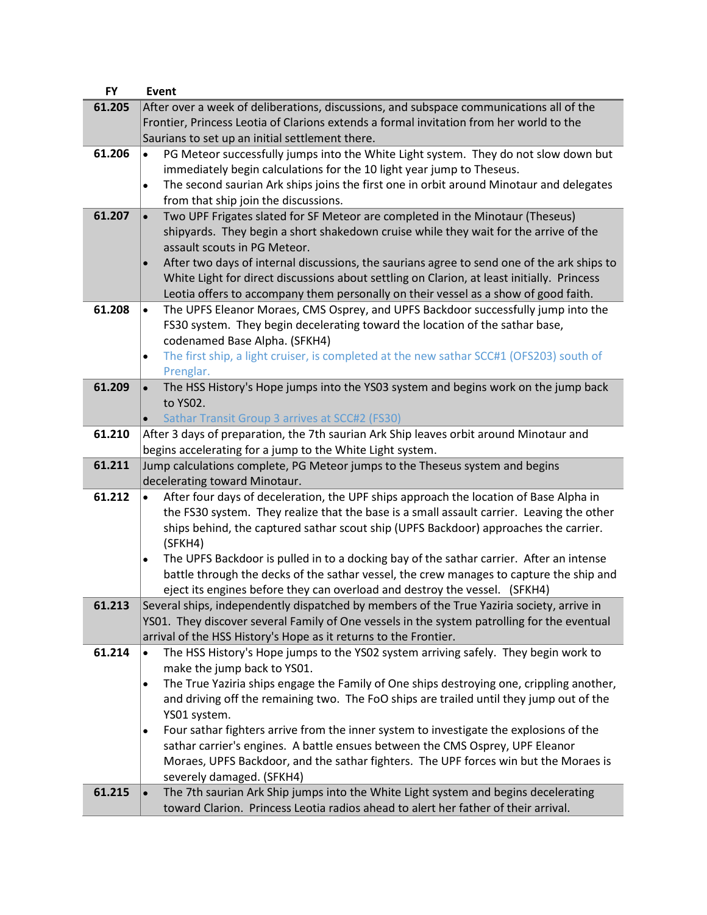| FY | Event |
|---|---|
| 61.205 | After over a week of deliberations, discussions, and subspace communications all of the Frontier, Princess Leotia of Clarions extends a formal invitation from her world to the Saurians to set up an initial settlement there. |
| 61.206 | • PG Meteor successfully jumps into the White Light system. They do not slow down but immediately begin calculations for the 10 light year jump to Theseus.<br>• The second saurian Ark ships joins the first one in orbit around Minotaur and delegates from that ship join the discussions. |
| 61.207 | • Two UPF Frigates slated for SF Meteor are completed in the Minotaur (Theseus) shipyards. They begin a short shakedown cruise while they wait for the arrive of the assault scouts in PG Meteor.<br>• After two days of internal discussions, the saurians agree to send one of the ark ships to White Light for direct discussions about settling on Clarion, at least initially. Princess Leotia offers to accompany them personally on their vessel as a show of good faith. |
| 61.208 | • The UPFS Eleanor Moraes, CMS Osprey, and UPFS Backdoor successfully jump into the FS30 system. They begin decelerating toward the location of the sathar base, codenamed Base Alpha. (SFKH4)<br>• The first ship, a light cruiser, is completed at the new sathar SCC#1 (OFS203) south of Prenglar. |
| 61.209 | • The HSS History's Hope jumps into the YS03 system and begins work on the jump back to YS02.<br>• Sathar Transit Group 3 arrives at SCC#2 (FS30) |
| 61.210 | After 3 days of preparation, the 7th saurian Ark Ship leaves orbit around Minotaur and begins accelerating for a jump to the White Light system. |
| 61.211 | Jump calculations complete, PG Meteor jumps to the Theseus system and begins decelerating toward Minotaur. |
| 61.212 | • After four days of deceleration, the UPF ships approach the location of Base Alpha in the FS30 system. They realize that the base is a small assault carrier. Leaving the other ships behind, the captured sathar scout ship (UPFS Backdoor) approaches the carrier. (SFKH4)<br>• The UPFS Backdoor is pulled in to a docking bay of the sathar carrier. After an intense battle through the decks of the sathar vessel, the crew manages to capture the ship and eject its engines before they can overload and destroy the vessel. (SFKH4) |
| 61.213 | Several ships, independently dispatched by members of the True Yaziria society, arrive in YS01. They discover several Family of One vessels in the system patrolling for the eventual arrival of the HSS History's Hope as it returns to the Frontier. |
| 61.214 | • The HSS History's Hope jumps to the YS02 system arriving safely. They begin work to make the jump back to YS01.<br>• The True Yaziria ships engage the Family of One ships destroying one, crippling another, and driving off the remaining two. The FoO ships are trailed until they jump out of the YS01 system.<br>• Four sathar fighters arrive from the inner system to investigate the explosions of the sathar carrier's engines. A battle ensues between the CMS Osprey, UPF Eleanor Moraes, UPFS Backdoor, and the sathar fighters. The UPF forces win but the Moraes is severely damaged. (SFKH4) |
| 61.215 | • The 7th saurian Ark Ship jumps into the White Light system and begins decelerating toward Clarion. Princess Leotia radios ahead to alert her father of their arrival. |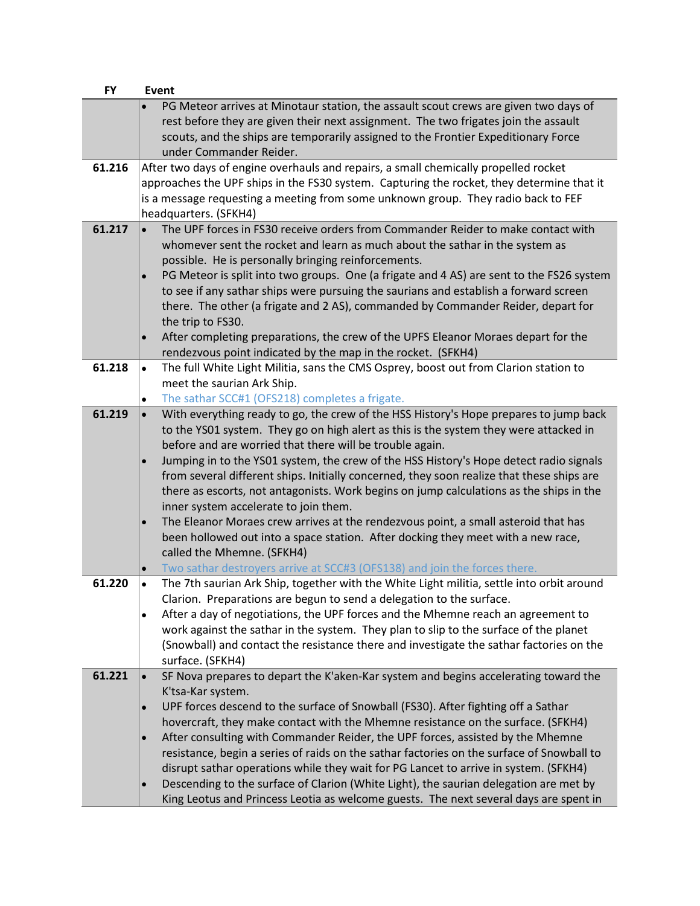| FY | Event |
|---|---|
| | • PG Meteor arrives at Minotaur station, the assault scout crews are given two days of rest before they are given their next assignment. The two frigates join the assault scouts, and the ships are temporarily assigned to the Frontier Expeditionary Force under Commander Reider. |
| **61.216** | After two days of engine overhauls and repairs, a small chemically propelled rocket approaches the UPF ships in the FS30 system. Capturing the rocket, they determine that it is a message requesting a meeting from some unknown group. They radio back to FEF headquarters. (SFKH4) |
| **61.217** | • The UPF forces in FS30 receive orders from Commander Reider to make contact with whomever sent the rocket and learn as much about the sathar in the system as possible. He is personally bringing reinforcements.<br>• PG Meteor is split into two groups. One (a frigate and 4 AS) are sent to the FS26 system to see if any sathar ships were pursuing the saurians and establish a forward screen there. The other (a frigate and 2 AS), commanded by Commander Reider, depart for the trip to FS30.<br>• After completing preparations, the crew of the UPFS Eleanor Moraes depart for the rendezvous point indicated by the map in the rocket. (SFKH4) |
| **61.218** | • The full White Light Militia, sans the CMS Osprey, boost out from Clarion station to meet the saurian Ark Ship.<br>• The sathar SCC#1 (OFS218) completes a frigate. |
| **61.219** | • With everything ready to go, the crew of the HSS History's Hope prepares to jump back to the YS01 system. They go on high alert as this is the system they were attacked in before and are worried that there will be trouble again.<br>• Jumping in to the YS01 system, the crew of the HSS History's Hope detect radio signals from several different ships. Initially concerned, they soon realize that these ships are there as escorts, not antagonists. Work begins on jump calculations as the ships in the inner system accelerate to join them.<br>• The Eleanor Moraes crew arrives at the rendezvous point, a small asteroid that has been hollowed out into a space station. After docking they meet with a new race, called the Mhemne. (SFKH4)<br>• Two sathar destroyers arrive at SCC#3 (OFS138) and join the forces there. |
| **61.220** | • The 7th saurian Ark Ship, together with the White Light militia, settle into orbit around Clarion. Preparations are begun to send a delegation to the surface.<br>• After a day of negotiations, the UPF forces and the Mhemne reach an agreement to work against the sathar in the system. They plan to slip to the surface of the planet (Snowball) and contact the resistance there and investigate the sathar factories on the surface. (SFKH4) |
| **61.221** | • SF Nova prepares to depart the K'aken-Kar system and begins accelerating toward the K'tsa-Kar system.<br>• UPF forces descend to the surface of Snowball (FS30). After fighting off a Sathar hovercraft, they make contact with the Mhemne resistance on the surface. (SFKH4)<br>• After consulting with Commander Reider, the UPF forces, assisted by the Mhemne resistance, begin a series of raids on the sathar factories on the surface of Snowball to disrupt sathar operations while they wait for PG Lancet to arrive in system. (SFKH4)<br>• Descending to the surface of Clarion (White Light), the saurian delegation are met by King Leotus and Princess Leotia as welcome guests. The next several days are spent in |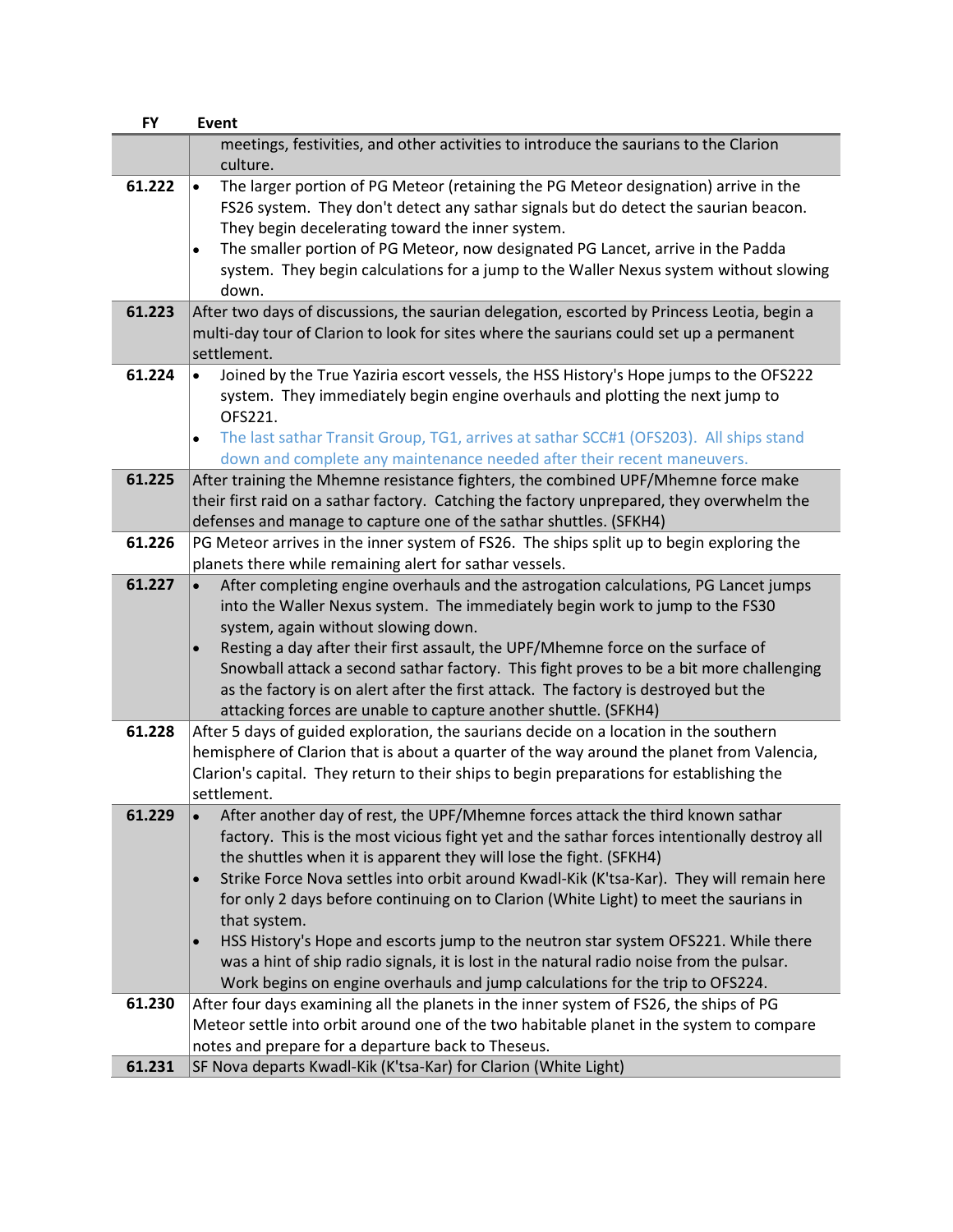| FY | Event |
|---|---|
| | meetings, festivities, and other activities to introduce the saurians to the Clarion culture. |
| **61.222** | • The larger portion of PG Meteor (retaining the PG Meteor designation) arrive in the FS26 system. They don't detect any sathar signals but do detect the saurian beacon. They begin decelerating toward the inner system.<br>• The smaller portion of PG Meteor, now designated PG Lancet, arrive in the Padda system. They begin calculations for a jump to the Waller Nexus system without slowing down. |
| **61.223** | After two days of discussions, the saurian delegation, escorted by Princess Leotia, begin a multi-day tour of Clarion to look for sites where the saurians could set up a permanent settlement. |
| **61.224** | • Joined by the True Yaziria escort vessels, the HSS History's Hope jumps to the OFS222 system. They immediately begin engine overhauls and plotting the next jump to OFS221.<br>• The last sathar Transit Group, TG1, arrives at sathar SCC#1 (OFS203). All ships stand down and complete any maintenance needed after their recent maneuvers. |
| **61.225** | After training the Mhemne resistance fighters, the combined UPF/Mhemne force make their first raid on a sathar factory. Catching the factory unprepared, they overwhelm the defenses and manage to capture one of the sathar shuttles. (SFKH4) |
| **61.226** | PG Meteor arrives in the inner system of FS26. The ships split up to begin exploring the planets there while remaining alert for sathar vessels. |
| **61.227** | • After completing engine overhauls and the astrogation calculations, PG Lancet jumps into the Waller Nexus system. The immediately begin work to jump to the FS30 system, again without slowing down.<br>• Resting a day after their first assault, the UPF/Mhemne force on the surface of Snowball attack a second sathar factory. This fight proves to be a bit more challenging as the factory is on alert after the first attack. The factory is destroyed but the attacking forces are unable to capture another shuttle. (SFKH4) |
| **61.228** | After 5 days of guided exploration, the saurians decide on a location in the southern hemisphere of Clarion that is about a quarter of the way around the planet from Valencia, Clarion's capital. They return to their ships to begin preparations for establishing the settlement. |
| **61.229** | • After another day of rest, the UPF/Mhemne forces attack the third known sathar factory. This is the most vicious fight yet and the sathar forces intentionally destroy all the shuttles when it is apparent they will lose the fight. (SFKH4)<br>• Strike Force Nova settles into orbit around Kwadl-Kik (K'tsa-Kar). They will remain here for only 2 days before continuing on to Clarion (White Light) to meet the saurians in that system.<br>• HSS History's Hope and escorts jump to the neutron star system OFS221. While there was a hint of ship radio signals, it is lost in the natural radio noise from the pulsar. Work begins on engine overhauls and jump calculations for the trip to OFS224. |
| **61.230** | After four days examining all the planets in the inner system of FS26, the ships of PG Meteor settle into orbit around one of the two habitable planet in the system to compare notes and prepare for a departure back to Theseus. |
| **61.231** | SF Nova departs Kwadl-Kik (K'tsa-Kar) for Clarion (White Light) |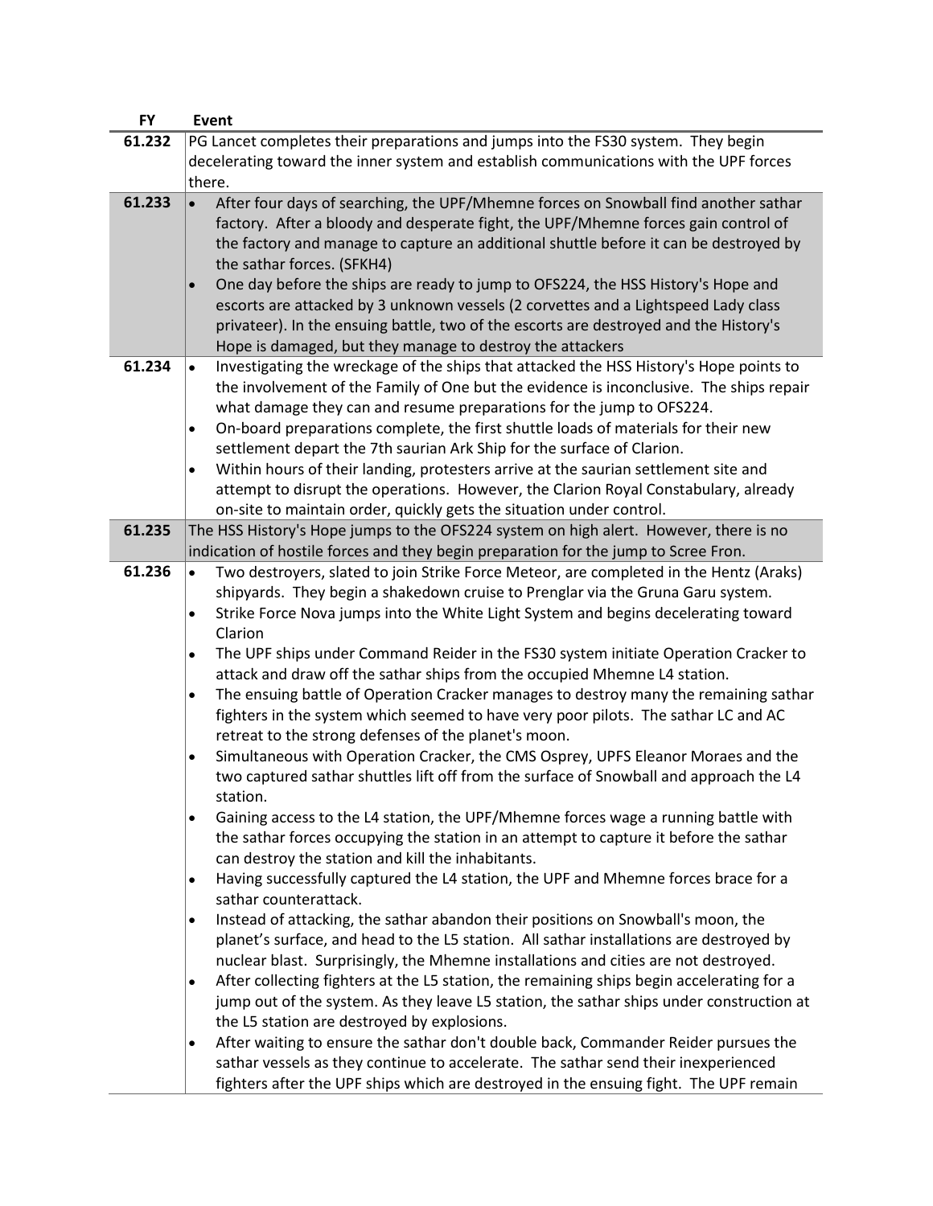| FY | Event |
|---|---|
| 61.232 | PG Lancet completes their preparations and jumps into the FS30 system. They begin decelerating toward the inner system and establish communications with the UPF forces there. |
| 61.233 | • After four days of searching, the UPF/Mhemne forces on Snowball find another sathar factory. After a bloody and desperate fight, the UPF/Mhemne forces gain control of the factory and manage to capture an additional shuttle before it can be destroyed by the sathar forces. (SFKH4)<br>• One day before the ships are ready to jump to OFS224, the HSS History's Hope and escorts are attacked by 3 unknown vessels (2 corvettes and a Lightspeed Lady class privateer). In the ensuing battle, two of the escorts are destroyed and the History's Hope is damaged, but they manage to destroy the attackers |
| 61.234 | • Investigating the wreckage of the ships that attacked the HSS History's Hope points to the involvement of the Family of One but the evidence is inconclusive. The ships repair what damage they can and resume preparations for the jump to OFS224.<br>• On-board preparations complete, the first shuttle loads of materials for their new settlement depart the 7th saurian Ark Ship for the surface of Clarion.<br>• Within hours of their landing, protesters arrive at the saurian settlement site and attempt to disrupt the operations. However, the Clarion Royal Constabulary, already on-site to maintain order, quickly gets the situation under control. |
| 61.235 | The HSS History's Hope jumps to the OFS224 system on high alert. However, there is no indication of hostile forces and they begin preparation for the jump to Scree Fron. |
| 61.236 | • Two destroyers, slated to join Strike Force Meteor, are completed in the Hentz (Araks) shipyards. They begin a shakedown cruise to Prenglar via the Gruna Garu system.<br>• Strike Force Nova jumps into the White Light System and begins decelerating toward Clarion<br>• The UPF ships under Command Reider in the FS30 system initiate Operation Cracker to attack and draw off the sathar ships from the occupied Mhemne L4 station.<br>• The ensuing battle of Operation Cracker manages to destroy many the remaining sathar fighters in the system which seemed to have very poor pilots. The sathar LC and AC retreat to the strong defenses of the planet's moon.<br>• Simultaneous with Operation Cracker, the CMS Osprey, UPFS Eleanor Moraes and the two captured sathar shuttles lift off from the surface of Snowball and approach the L4 station.<br>• Gaining access to the L4 station, the UPF/Mhemne forces wage a running battle with the sathar forces occupying the station in an attempt to capture it before the sathar can destroy the station and kill the inhabitants.<br>• Having successfully captured the L4 station, the UPF and Mhemne forces brace for a sathar counterattack.<br>• Instead of attacking, the sathar abandon their positions on Snowball's moon, the planet's surface, and head to the L5 station. All sathar installations are destroyed by nuclear blast. Surprisingly, the Mhemne installations and cities are not destroyed.<br>• After collecting fighters at the L5 station, the remaining ships begin accelerating for a jump out of the system. As they leave L5 station, the sathar ships under construction at the L5 station are destroyed by explosions.<br>• After waiting to ensure the sathar don't double back, Commander Reider pursues the sathar vessels as they continue to accelerate. The sathar send their inexperienced fighters after the UPF ships which are destroyed in the ensuing fight. The UPF remain |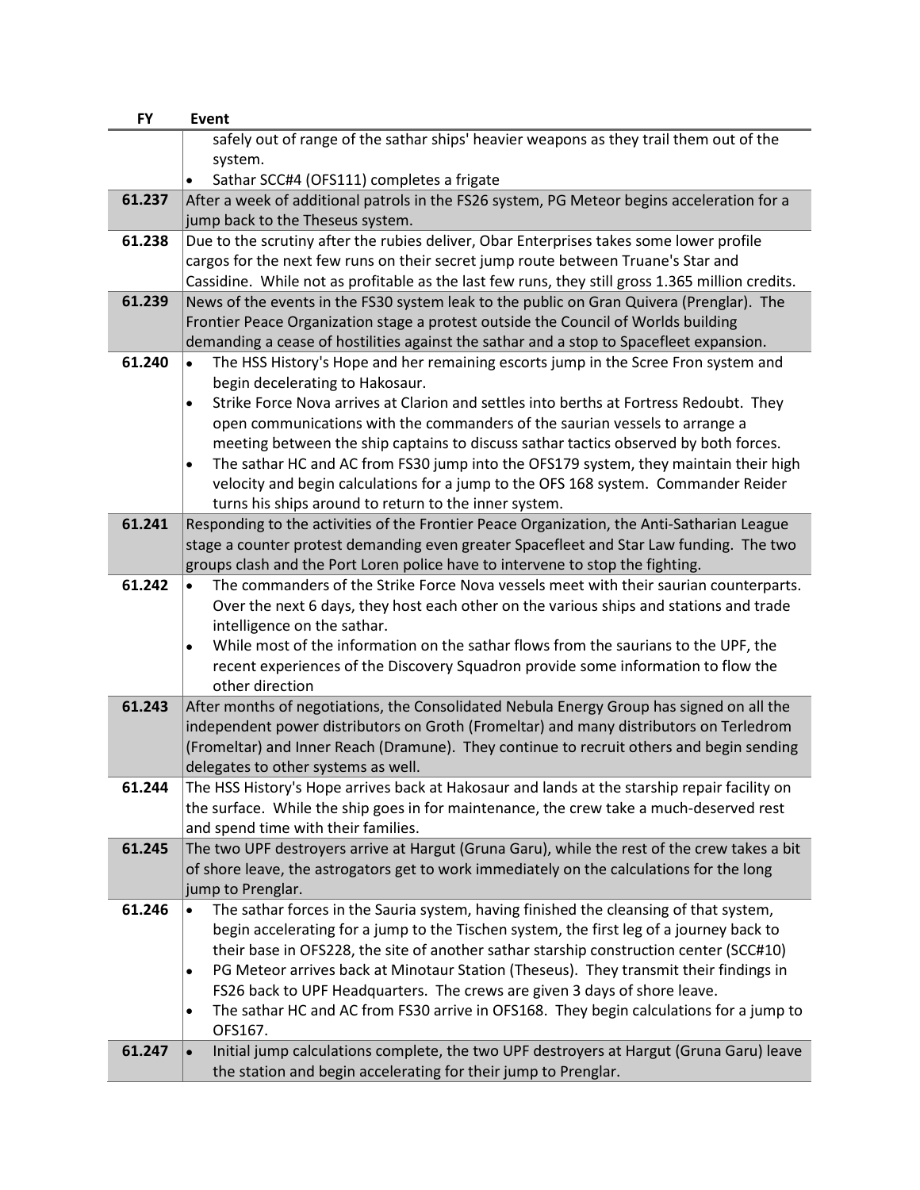| FY | Event |
|---|---|
| | safely out of range of the sathar ships' heavier weapons as they trail them out of the system.<br>• Sathar SCC#4 (OFS111) completes a frigate |
| 61.237 | After a week of additional patrols in the FS26 system, PG Meteor begins acceleration for a jump back to the Theseus system. |
| 61.238 | Due to the scrutiny after the rubies deliver, Obar Enterprises takes some lower profile cargos for the next few runs on their secret jump route between Truane's Star and Cassidine. While not as profitable as the last few runs, they still gross 1.365 million credits. |
| 61.239 | News of the events in the FS30 system leak to the public on Gran Quivera (Prenglar). The Frontier Peace Organization stage a protest outside the Council of Worlds building demanding a cease of hostilities against the sathar and a stop to Spacefleet expansion. |
| 61.240 | • The HSS History's Hope and her remaining escorts jump in the Scree Fron system and begin decelerating to Hakosaur.<br>• Strike Force Nova arrives at Clarion and settles into berths at Fortress Redoubt. They open communications with the commanders of the saurian vessels to arrange a meeting between the ship captains to discuss sathar tactics observed by both forces.<br>• The sathar HC and AC from FS30 jump into the OFS179 system, they maintain their high velocity and begin calculations for a jump to the OFS 168 system. Commander Reider turns his ships around to return to the inner system. |
| 61.241 | Responding to the activities of the Frontier Peace Organization, the Anti-Satharian League stage a counter protest demanding even greater Spacefleet and Star Law funding. The two groups clash and the Port Loren police have to intervene to stop the fighting. |
| 61.242 | • The commanders of the Strike Force Nova vessels meet with their saurian counterparts. Over the next 6 days, they host each other on the various ships and stations and trade intelligence on the sathar.<br>• While most of the information on the sathar flows from the saurians to the UPF, the recent experiences of the Discovery Squadron provide some information to flow the other direction |
| 61.243 | After months of negotiations, the Consolidated Nebula Energy Group has signed on all the independent power distributors on Groth (Fromeltar) and many distributors on Terledrom (Fromeltar) and Inner Reach (Dramune). They continue to recruit others and begin sending delegates to other systems as well. |
| 61.244 | The HSS History's Hope arrives back at Hakosaur and lands at the starship repair facility on the surface. While the ship goes in for maintenance, the crew take a much-deserved rest and spend time with their families. |
| 61.245 | The two UPF destroyers arrive at Hargut (Gruna Garu), while the rest of the crew takes a bit of shore leave, the astrogators get to work immediately on the calculations for the long jump to Prenglar. |
| 61.246 | • The sathar forces in the Sauria system, having finished the cleansing of that system, begin accelerating for a jump to the Tischen system, the first leg of a journey back to their base in OFS228, the site of another sathar starship construction center (SCC#10)<br>• PG Meteor arrives back at Minotaur Station (Theseus). They transmit their findings in FS26 back to UPF Headquarters. The crews are given 3 days of shore leave.<br>• The sathar HC and AC from FS30 arrive in OFS168. They begin calculations for a jump to OFS167. |
| 61.247 | • Initial jump calculations complete, the two UPF destroyers at Hargut (Gruna Garu) leave the station and begin accelerating for their jump to Prenglar. |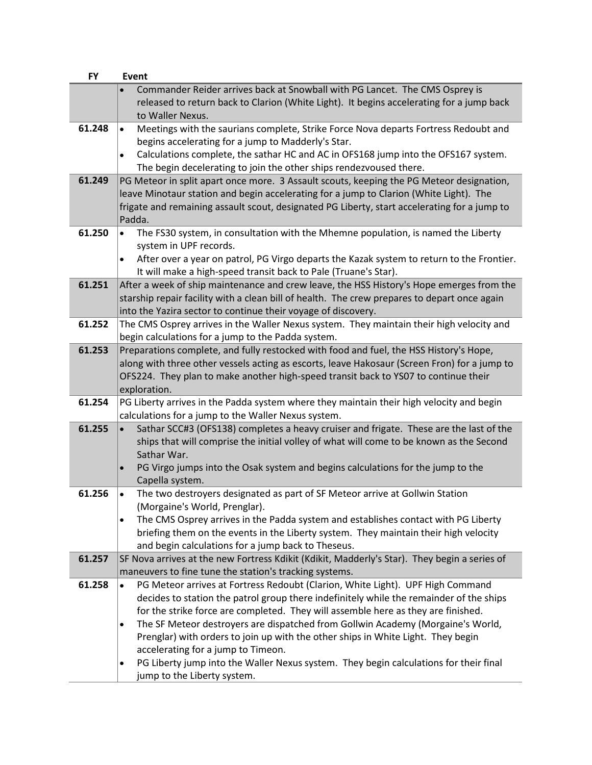| FY | Event |
| --- | --- |
| | • Commander Reider arrives back at Snowball with PG Lancet. The CMS Osprey is released to return back to Clarion (White Light). It begins accelerating for a jump back to Waller Nexus. |
| 61.248 | • Meetings with the saurians complete, Strike Force Nova departs Fortress Redoubt and begins accelerating for a jump to Madderly's Star.<br>• Calculations complete, the sathar HC and AC in OFS168 jump into the OFS167 system. The begin decelerating to join the other ships rendezvoused there. |
| 61.249 | PG Meteor in split apart once more. 3 Assault scouts, keeping the PG Meteor designation, leave Minotaur station and begin accelerating for a jump to Clarion (White Light). The frigate and remaining assault scout, designated PG Liberty, start accelerating for a jump to Padda. |
| 61.250 | • The FS30 system, in consultation with the Mhemne population, is named the Liberty system in UPF records.<br>• After over a year on patrol, PG Virgo departs the Kazak system to return to the Frontier. It will make a high-speed transit back to Pale (Truane's Star). |
| 61.251 | After a week of ship maintenance and crew leave, the HSS History's Hope emerges from the starship repair facility with a clean bill of health. The crew prepares to depart once again into the Yazira sector to continue their voyage of discovery. |
| 61.252 | The CMS Osprey arrives in the Waller Nexus system. They maintain their high velocity and begin calculations for a jump to the Padda system. |
| 61.253 | Preparations complete, and fully restocked with food and fuel, the HSS History's Hope, along with three other vessels acting as escorts, leave Hakosaur (Screen Fron) for a jump to OFS224. They plan to make another high-speed transit back to YS07 to continue their exploration. |
| 61.254 | PG Liberty arrives in the Padda system where they maintain their high velocity and begin calculations for a jump to the Waller Nexus system. |
| 61.255 | • Sathar SCC#3 (OFS138) completes a heavy cruiser and frigate. These are the last of the ships that will comprise the initial volley of what will come to be known as the Second Sathar War.<br>• PG Virgo jumps into the Osak system and begins calculations for the jump to the Capella system. |
| 61.256 | • The two destroyers designated as part of SF Meteor arrive at Gollwin Station (Morgaine's World, Prenglar).<br>• The CMS Osprey arrives in the Padda system and establishes contact with PG Liberty briefing them on the events in the Liberty system. They maintain their high velocity and begin calculations for a jump back to Theseus. |
| 61.257 | SF Nova arrives at the new Fortress Kdikit (Kdikit, Madderly's Star). They begin a series of maneuvers to fine tune the station's tracking systems. |
| 61.258 | • PG Meteor arrives at Fortress Redoubt (Clarion, White Light). UPF High Command decides to station the patrol group there indefinitely while the remainder of the ships for the strike force are completed. They will assemble here as they are finished.<br>• The SF Meteor destroyers are dispatched from Gollwin Academy (Morgaine's World, Prenglar) with orders to join up with the other ships in White Light. They begin accelerating for a jump to Timeon.<br>• PG Liberty jump into the Waller Nexus system. They begin calculations for their final jump to the Liberty system. |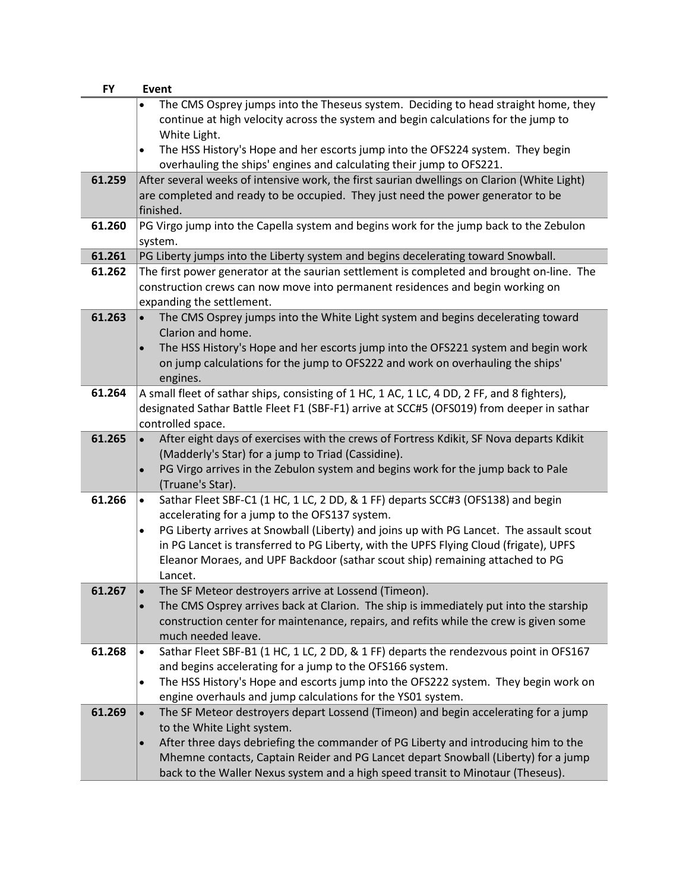| FY | Event |
|---|---|
| | • The CMS Osprey jumps into the Theseus system. Deciding to head straight home, they continue at high velocity across the system and begin calculations for the jump to White Light.<br>• The HSS History's Hope and her escorts jump into the OFS224 system. They begin overhauling the ships' engines and calculating their jump to OFS221. |
| **61.259** | After several weeks of intensive work, the first saurian dwellings on Clarion (White Light) are completed and ready to be occupied. They just need the power generator to be finished. |
| **61.260** | PG Virgo jump into the Capella system and begins work for the jump back to the Zebulon system. |
| **61.261** | PG Liberty jumps into the Liberty system and begins decelerating toward Snowball. |
| **61.262** | The first power generator at the saurian settlement is completed and brought on-line. The construction crews can now move into permanent residences and begin working on expanding the settlement. |
| **61.263** | • The CMS Osprey jumps into the White Light system and begins decelerating toward Clarion and home.<br>• The HSS History's Hope and her escorts jump into the OFS221 system and begin work on jump calculations for the jump to OFS222 and work on overhauling the ships' engines. |
| **61.264** | A small fleet of sathar ships, consisting of 1 HC, 1 AC, 1 LC, 4 DD, 2 FF, and 8 fighters), designated Sathar Battle Fleet F1 (SBF-F1) arrive at SCC#5 (OFS019) from deeper in sathar controlled space. |
| **61.265** | • After eight days of exercises with the crews of Fortress Kdikit, SF Nova departs Kdikit (Madderly's Star) for a jump to Triad (Cassidine).<br>• PG Virgo arrives in the Zebulon system and begins work for the jump back to Pale (Truane's Star). |
| **61.266** | • Sathar Fleet SBF-C1 (1 HC, 1 LC, 2 DD, & 1 FF) departs SCC#3 (OFS138) and begin accelerating for a jump to the OFS137 system.<br>• PG Liberty arrives at Snowball (Liberty) and joins up with PG Lancet. The assault scout in PG Lancet is transferred to PG Liberty, with the UPFS Flying Cloud (frigate), UPFS Eleanor Moraes, and UPF Backdoor (sathar scout ship) remaining attached to PG Lancet. |
| **61.267** | • The SF Meteor destroyers arrive at Lossend (Timeon).<br>• The CMS Osprey arrives back at Clarion. The ship is immediately put into the starship construction center for maintenance, repairs, and refits while the crew is given some much needed leave. |
| **61.268** | • Sathar Fleet SBF-B1 (1 HC, 1 LC, 2 DD, & 1 FF) departs the rendezvous point in OFS167 and begins accelerating for a jump to the OFS166 system.<br>• The HSS History's Hope and escorts jump into the OFS222 system. They begin work on engine overhauls and jump calculations for the YS01 system. |
| **61.269** | • The SF Meteor destroyers depart Lossend (Timeon) and begin accelerating for a jump to the White Light system.<br>• After three days debriefing the commander of PG Liberty and introducing him to the Mhemne contacts, Captain Reider and PG Lancet depart Snowball (Liberty) for a jump back to the Waller Nexus system and a high speed transit to Minotaur (Theseus). |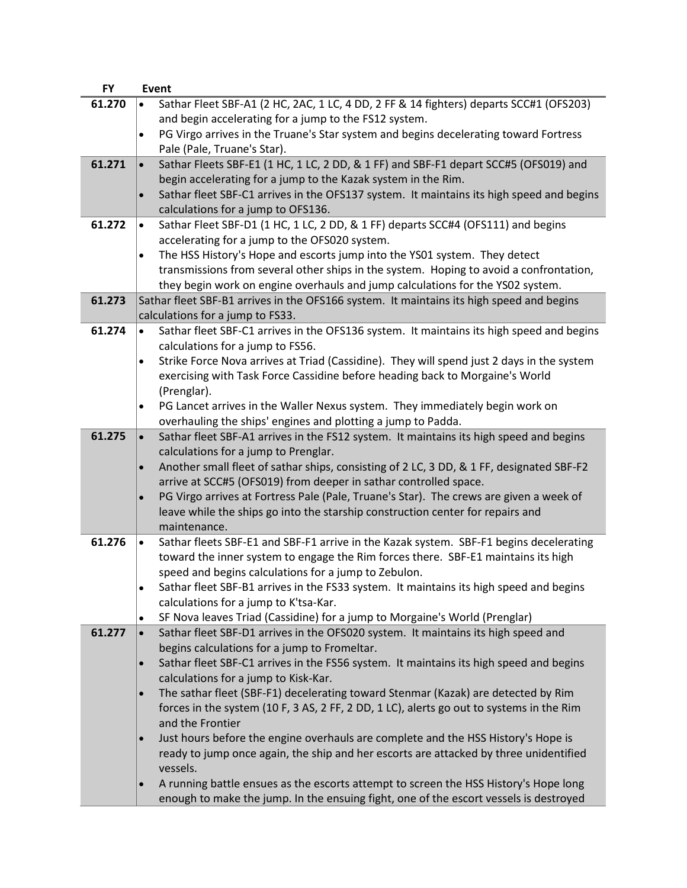| FY | Event |
|---|---|
| 61.270 | • Sathar Fleet SBF-A1 (2 HC, 2AC, 1 LC, 4 DD, 2 FF & 14 fighters) departs SCC#1 (OFS203) and begin accelerating for a jump to the FS12 system.<br>• PG Virgo arrives in the Truane's Star system and begins decelerating toward Fortress Pale (Pale, Truane's Star). |
| 61.271 | • Sathar Fleets SBF-E1 (1 HC, 1 LC, 2 DD, & 1 FF) and SBF-F1 depart SCC#5 (OFS019) and begin accelerating for a jump to the Kazak system in the Rim.<br>• Sathar fleet SBF-C1 arrives in the OFS137 system. It maintains its high speed and begins calculations for a jump to OFS136. |
| 61.272 | • Sathar Fleet SBF-D1 (1 HC, 1 LC, 2 DD, & 1 FF) departs SCC#4 (OFS111) and begins accelerating for a jump to the OFS020 system.<br>• The HSS History's Hope and escorts jump into the YS01 system. They detect transmissions from several other ships in the system. Hoping to avoid a confrontation, they begin work on engine overhauls and jump calculations for the YS02 system. |
| 61.273 | Sathar fleet SBF-B1 arrives in the OFS166 system. It maintains its high speed and begins calculations for a jump to FS33. |
| 61.274 | • Sathar fleet SBF-C1 arrives in the OFS136 system. It maintains its high speed and begins calculations for a jump to FS56.<br>• Strike Force Nova arrives at Triad (Cassidine). They will spend just 2 days in the system exercising with Task Force Cassidine before heading back to Morgaine's World (Prenglar).<br>• PG Lancet arrives in the Waller Nexus system. They immediately begin work on overhauling the ships' engines and plotting a jump to Padda. |
| 61.275 | • Sathar fleet SBF-A1 arrives in the FS12 system. It maintains its high speed and begins calculations for a jump to Prenglar.<br>• Another small fleet of sathar ships, consisting of 2 LC, 3 DD, & 1 FF, designated SBF-F2 arrive at SCC#5 (OFS019) from deeper in sathar controlled space.<br>• PG Virgo arrives at Fortress Pale (Pale, Truane's Star). The crews are given a week of leave while the ships go into the starship construction center for repairs and maintenance. |
| 61.276 | • Sathar fleets SBF-E1 and SBF-F1 arrive in the Kazak system. SBF-F1 begins decelerating toward the inner system to engage the Rim forces there. SBF-E1 maintains its high speed and begins calculations for a jump to Zebulon.<br>• Sathar fleet SBF-B1 arrives in the FS33 system. It maintains its high speed and begins calculations for a jump to K'tsa-Kar.<br>• SF Nova leaves Triad (Cassidine) for a jump to Morgaine's World (Prenglar) |
| 61.277 | • Sathar fleet SBF-D1 arrives in the OFS020 system. It maintains its high speed and begins calculations for a jump to Fromeltar.<br>• Sathar fleet SBF-C1 arrives in the FS56 system. It maintains its high speed and begins calculations for a jump to Kisk-Kar.<br>• The sathar fleet (SBF-F1) decelerating toward Stenmar (Kazak) are detected by Rim forces in the system (10 F, 3 AS, 2 FF, 2 DD, 1 LC), alerts go out to systems in the Rim and the Frontier<br>• Just hours before the engine overhauls are complete and the HSS History's Hope is ready to jump once again, the ship and her escorts are attacked by three unidentified vessels.<br>• A running battle ensues as the escorts attempt to screen the HSS History's Hope long enough to make the jump. In the ensuing fight, one of the escort vessels is destroyed |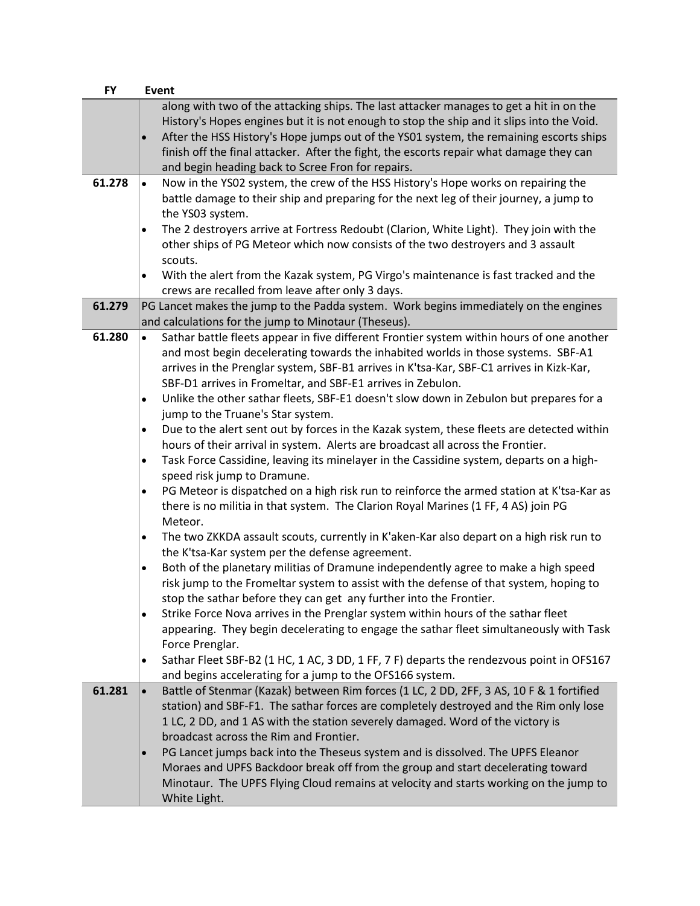| FY | Event |
|---|---|
| | along with two of the attacking ships. The last attacker manages to get a hit in on the History's Hopes engines but it is not enough to stop the ship and it slips into the Void.<br>• After the HSS History's Hope jumps out of the YS01 system, the remaining escorts ships finish off the final attacker. After the fight, the escorts repair what damage they can and begin heading back to Scree Fron for repairs. |
| **61.278** | • Now in the YS02 system, the crew of the HSS History's Hope works on repairing the battle damage to their ship and preparing for the next leg of their journey, a jump to the YS03 system.<br>• The 2 destroyers arrive at Fortress Redoubt (Clarion, White Light). They join with the other ships of PG Meteor which now consists of the two destroyers and 3 assault scouts.<br>• With the alert from the Kazak system, PG Virgo's maintenance is fast tracked and the crews are recalled from leave after only 3 days. |
| **61.279** | PG Lancet makes the jump to the Padda system. Work begins immediately on the engines and calculations for the jump to Minotaur (Theseus). |
| **61.280** | • Sathar battle fleets appear in five different Frontier system within hours of one another and most begin decelerating towards the inhabited worlds in those systems. SBF-A1 arrives in the Prenglar system, SBF-B1 arrives in K'tsa-Kar, SBF-C1 arrives in Kizk-Kar, SBF-D1 arrives in Fromeltar, and SBF-E1 arrives in Zebulon.<br>• Unlike the other sathar fleets, SBF-E1 doesn't slow down in Zebulon but prepares for a jump to the Truane's Star system.<br>• Due to the alert sent out by forces in the Kazak system, these fleets are detected within hours of their arrival in system. Alerts are broadcast all across the Frontier.<br>• Task Force Cassidine, leaving its minelayer in the Cassidine system, departs on a high-speed risk jump to Dramune.<br>• PG Meteor is dispatched on a high risk run to reinforce the armed station at K'tsa-Kar as there is no militia in that system. The Clarion Royal Marines (1 FF, 4 AS) join PG Meteor.<br>• The two ZKKDA assault scouts, currently in K'aken-Kar also depart on a high risk run to the K'tsa-Kar system per the defense agreement.<br>• Both of the planetary militias of Dramune independently agree to make a high speed risk jump to the Fromeltar system to assist with the defense of that system, hoping to stop the sathar before they can get any further into the Frontier.<br>• Strike Force Nova arrives in the Prenglar system within hours of the sathar fleet appearing. They begin decelerating to engage the sathar fleet simultaneously with Task Force Prenglar.<br>• Sathar Fleet SBF-B2 (1 HC, 1 AC, 3 DD, 1 FF, 7 F) departs the rendezvous point in OFS167 and begins accelerating for a jump to the OFS166 system. |
| **61.281** | • Battle of Stenmar (Kazak) between Rim forces (1 LC, 2 DD, 2FF, 3 AS, 10 F & 1 fortified station) and SBF-F1. The sathar forces are completely destroyed and the Rim only lose 1 LC, 2 DD, and 1 AS with the station severely damaged. Word of the victory is broadcast across the Rim and Frontier.<br>• PG Lancet jumps back into the Theseus system and is dissolved. The UPFS Eleanor Moraes and UPFS Backdoor break off from the group and start decelerating toward Minotaur. The UPFS Flying Cloud remains at velocity and starts working on the jump to White Light. |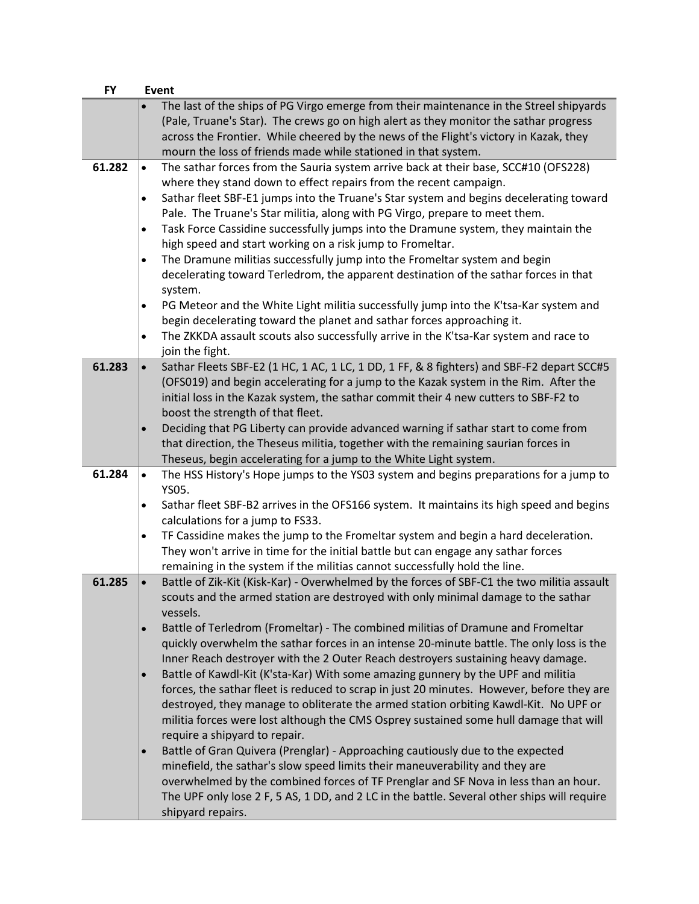| FY | Event |
|---|---|
| | • The last of the ships of PG Virgo emerge from their maintenance in the Streel shipyards (Pale, Truane's Star). The crews go on high alert as they monitor the sathar progress across the Frontier. While cheered by the news of the Flight's victory in Kazak, they mourn the loss of friends made while stationed in that system. |
| 61.282 | • The sathar forces from the Sauria system arrive back at their base, SCC#10 (OFS228) where they stand down to effect repairs from the recent campaign.<br>• Sathar fleet SBF-E1 jumps into the Truane's Star system and begins decelerating toward Pale. The Truane's Star militia, along with PG Virgo, prepare to meet them.<br>• Task Force Cassidine successfully jumps into the Dramune system, they maintain the high speed and start working on a risk jump to Fromeltar.<br>• The Dramune militias successfully jump into the Fromeltar system and begin decelerating toward Terledrom, the apparent destination of the sathar forces in that system.<br>• PG Meteor and the White Light militia successfully jump into the K'tsa-Kar system and begin decelerating toward the planet and sathar forces approaching it.<br>• The ZKKDA assault scouts also successfully arrive in the K'tsa-Kar system and race to join the fight. |
| 61.283 | • Sathar Fleets SBF-E2 (1 HC, 1 AC, 1 LC, 1 DD, 1 FF, & 8 fighters) and SBF-F2 depart SCC#5 (OFS019) and begin accelerating for a jump to the Kazak system in the Rim. After the initial loss in the Kazak system, the sathar commit their 4 new cutters to SBF-F2 to boost the strength of that fleet.<br>• Deciding that PG Liberty can provide advanced warning if sathar start to come from that direction, the Theseus militia, together with the remaining saurian forces in Theseus, begin accelerating for a jump to the White Light system. |
| 61.284 | • The HSS History's Hope jumps to the YS03 system and begins preparations for a jump to YS05.<br>• Sathar fleet SBF-B2 arrives in the OFS166 system. It maintains its high speed and begins calculations for a jump to FS33.<br>• TF Cassidine makes the jump to the Fromeltar system and begin a hard deceleration. They won't arrive in time for the initial battle but can engage any sathar forces remaining in the system if the militias cannot successfully hold the line. |
| 61.285 | • Battle of Zik-Kit (Kisk-Kar) - Overwhelmed by the forces of SBF-C1 the two militia assault scouts and the armed station are destroyed with only minimal damage to the sathar vessels.<br>• Battle of Terledrom (Fromeltar) - The combined militias of Dramune and Fromeltar quickly overwhelm the sathar forces in an intense 20-minute battle. The only loss is the Inner Reach destroyer with the 2 Outer Reach destroyers sustaining heavy damage.<br>• Battle of Kawdl-Kit (K'sta-Kar) With some amazing gunnery by the UPF and militia forces, the sathar fleet is reduced to scrap in just 20 minutes. However, before they are destroyed, they manage to obliterate the armed station orbiting Kawdl-Kit. No UPF or militia forces were lost although the CMS Osprey sustained some hull damage that will require a shipyard to repair.<br>• Battle of Gran Quivera (Prenglar) - Approaching cautiously due to the expected minefield, the sathar's slow speed limits their maneuverability and they are overwhelmed by the combined forces of TF Prenglar and SF Nova in less than an hour. The UPF only lose 2 F, 5 AS, 1 DD, and 2 LC in the battle. Several other ships will require shipyard repairs. |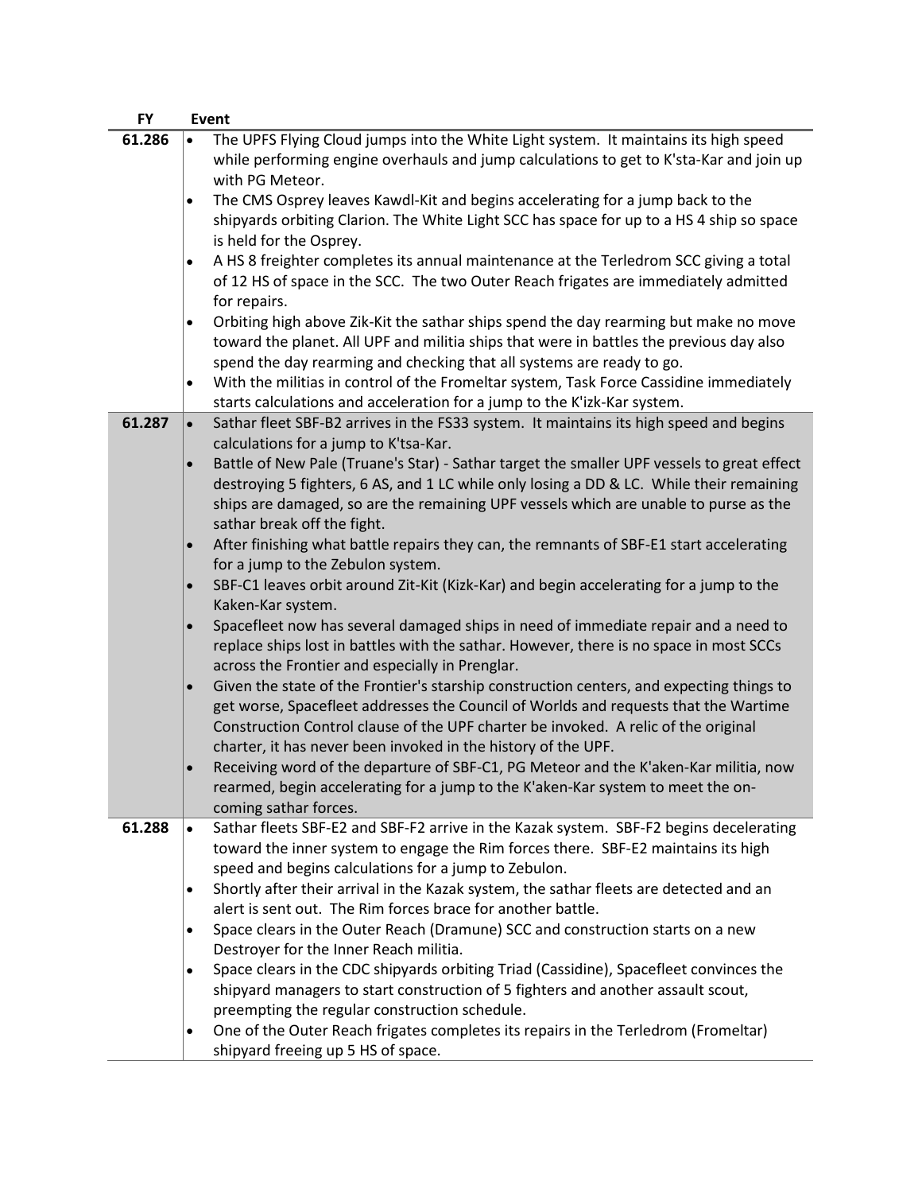| FY | Event |
|---|---|
| 61.286 | • The UPFS Flying Cloud jumps into the White Light system. It maintains its high speed while performing engine overhauls and jump calculations to get to K'sta-Kar and join up with PG Meteor.<br>• The CMS Osprey leaves Kawdl-Kit and begins accelerating for a jump back to the shipyards orbiting Clarion. The White Light SCC has space for up to a HS 4 ship so space is held for the Osprey.<br>• A HS 8 freighter completes its annual maintenance at the Terledrom SCC giving a total of 12 HS of space in the SCC. The two Outer Reach frigates are immediately admitted for repairs.<br>• Orbiting high above Zik-Kit the sathar ships spend the day rearming but make no move toward the planet. All UPF and militia ships that were in battles the previous day also spend the day rearming and checking that all systems are ready to go.<br>• With the militias in control of the Fromeltar system, Task Force Cassidine immediately starts calculations and acceleration for a jump to the K'izk-Kar system. |
| 61.287 | • Sathar fleet SBF-B2 arrives in the FS33 system. It maintains its high speed and begins calculations for a jump to K'tsa-Kar.<br>• Battle of New Pale (Truane's Star) - Sathar target the smaller UPF vessels to great effect destroying 5 fighters, 6 AS, and 1 LC while only losing a DD & LC. While their remaining ships are damaged, so are the remaining UPF vessels which are unable to purse as the sathar break off the fight.<br>• After finishing what battle repairs they can, the remnants of SBF-E1 start accelerating for a jump to the Zebulon system.<br>• SBF-C1 leaves orbit around Zit-Kit (Kizk-Kar) and begin accelerating for a jump to the Kaken-Kar system.<br>• Spacefleet now has several damaged ships in need of immediate repair and a need to replace ships lost in battles with the sathar. However, there is no space in most SCCs across the Frontier and especially in Prenglar.<br>• Given the state of the Frontier's starship construction centers, and expecting things to get worse, Spacefleet addresses the Council of Worlds and requests that the Wartime Construction Control clause of the UPF charter be invoked. A relic of the original charter, it has never been invoked in the history of the UPF.<br>• Receiving word of the departure of SBF-C1, PG Meteor and the K'aken-Kar militia, now rearmed, begin accelerating for a jump to the K'aken-Kar system to meet the on-coming sathar forces. |
| 61.288 | • Sathar fleets SBF-E2 and SBF-F2 arrive in the Kazak system. SBF-F2 begins decelerating toward the inner system to engage the Rim forces there. SBF-E2 maintains its high speed and begins calculations for a jump to Zebulon.<br>• Shortly after their arrival in the Kazak system, the sathar fleets are detected and an alert is sent out. The Rim forces brace for another battle.<br>• Space clears in the Outer Reach (Dramune) SCC and construction starts on a new Destroyer for the Inner Reach militia.<br>• Space clears in the CDC shipyards orbiting Triad (Cassidine), Spacefleet convinces the shipyard managers to start construction of 5 fighters and another assault scout, preempting the regular construction schedule.<br>• One of the Outer Reach frigates completes its repairs in the Terledrom (Fromeltar) shipyard freeing up 5 HS of space. |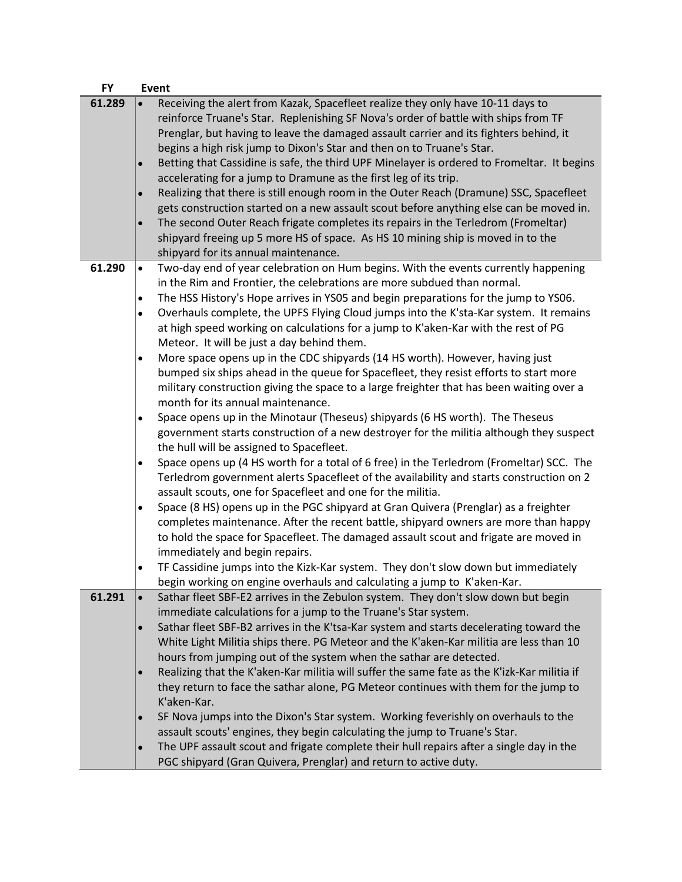| FY | Event |
|---|---|
| 61.289 | • Receiving the alert from Kazak, Spacefleet realize they only have 10-11 days to reinforce Truane's Star. Replenishing SF Nova's order of battle with ships from TF Prenglar, but having to leave the damaged assault carrier and its fighters behind, it begins a high risk jump to Dixon's Star and then on to Truane's Star.<br>• Betting that Cassidine is safe, the third UPF Minelayer is ordered to Fromeltar. It begins accelerating for a jump to Dramune as the first leg of its trip.<br>• Realizing that there is still enough room in the Outer Reach (Dramune) SSC, Spacefleet gets construction started on a new assault scout before anything else can be moved in.<br>• The second Outer Reach frigate completes its repairs in the Terledrom (Fromeltar) shipyard freeing up 5 more HS of space. As HS 10 mining ship is moved in to the shipyard for its annual maintenance. |
| 61.290 | • Two-day end of year celebration on Hum begins. With the events currently happening in the Rim and Frontier, the celebrations are more subdued than normal.<br>• The HSS History's Hope arrives in YS05 and begin preparations for the jump to YS06.<br>• Overhauls complete, the UPFS Flying Cloud jumps into the K'sta-Kar system. It remains at high speed working on calculations for a jump to K'aken-Kar with the rest of PG Meteor. It will be just a day behind them.<br>• More space opens up in the CDC shipyards (14 HS worth). However, having just bumped six ships ahead in the queue for Spacefleet, they resist efforts to start more military construction giving the space to a large freighter that has been waiting over a month for its annual maintenance.<br>• Space opens up in the Minotaur (Theseus) shipyards (6 HS worth). The Theseus government starts construction of a new destroyer for the militia although they suspect the hull will be assigned to Spacefleet.<br>• Space opens up (4 HS worth for a total of 6 free) in the Terledrom (Fromeltar) SCC. The Terledrom government alerts Spacefleet of the availability and starts construction on 2 assault scouts, one for Spacefleet and one for the militia.<br>• Space (8 HS) opens up in the PGC shipyard at Gran Quivera (Prenglar) as a freighter completes maintenance. After the recent battle, shipyard owners are more than happy to hold the space for Spacefleet. The damaged assault scout and frigate are moved in immediately and begin repairs.<br>• TF Cassidine jumps into the Kizk-Kar system. They don't slow down but immediately begin working on engine overhauls and calculating a jump to K'aken-Kar. |
| 61.291 | • Sathar fleet SBF-E2 arrives in the Zebulon system. They don't slow down but begin immediate calculations for a jump to the Truane's Star system.<br>• Sathar fleet SBF-B2 arrives in the K'tsa-Kar system and starts decelerating toward the White Light Militia ships there. PG Meteor and the K'aken-Kar militia are less than 10 hours from jumping out of the system when the sathar are detected.<br>• Realizing that the K'aken-Kar militia will suffer the same fate as the K'izk-Kar militia if they return to face the sathar alone, PG Meteor continues with them for the jump to K'aken-Kar.<br>• SF Nova jumps into the Dixon's Star system. Working feverishly on overhauls to the assault scouts' engines, they begin calculating the jump to Truane's Star.<br>• The UPF assault scout and frigate complete their hull repairs after a single day in the PGC shipyard (Gran Quivera, Prenglar) and return to active duty. |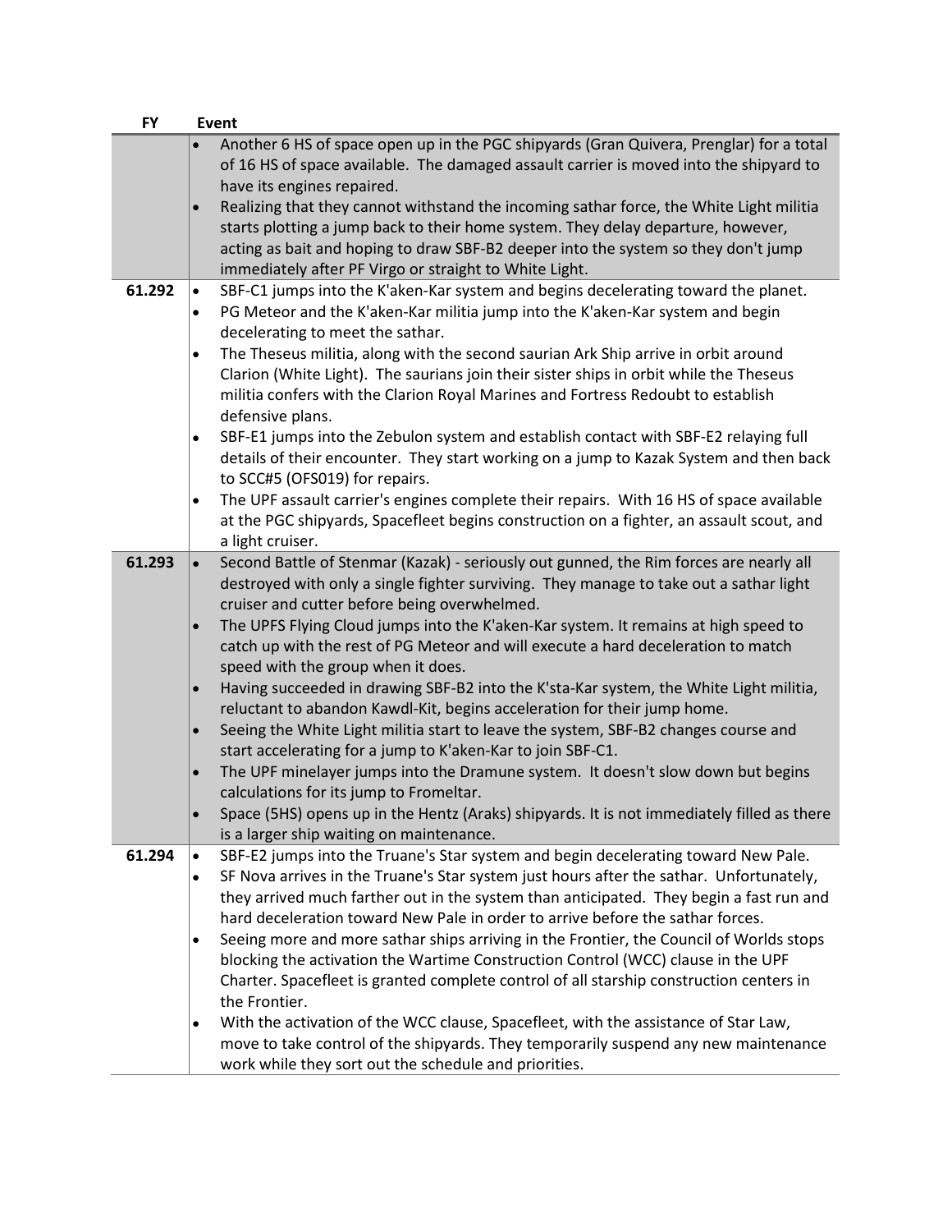| FY | Event |
|---|---|
| | • Another 6 HS of space open up in the PGC shipyards (Gran Quivera, Prenglar) for a total of 16 HS of space available. The damaged assault carrier is moved into the shipyard to have its engines repaired.<br>• Realizing that they cannot withstand the incoming sathar force, the White Light militia starts plotting a jump back to their home system. They delay departure, however, acting as bait and hoping to draw SBF-B2 deeper into the system so they don't jump immediately after PF Virgo or straight to White Light. |
| 61.292 | • SBF-C1 jumps into the K'aken-Kar system and begins decelerating toward the planet.<br>• PG Meteor and the K'aken-Kar militia jump into the K'aken-Kar system and begin decelerating to meet the sathar.<br>• The Theseus militia, along with the second saurian Ark Ship arrive in orbit around Clarion (White Light). The saurians join their sister ships in orbit while the Theseus militia confers with the Clarion Royal Marines and Fortress Redoubt to establish defensive plans.<br>• SBF-E1 jumps into the Zebulon system and establish contact with SBF-E2 relaying full details of their encounter. They start working on a jump to Kazak System and then back to SCC#5 (OFS019) for repairs.<br>• The UPF assault carrier's engines complete their repairs. With 16 HS of space available at the PGC shipyards, Spacefleet begins construction on a fighter, an assault scout, and a light cruiser. |
| 61.293 | • Second Battle of Stenmar (Kazak) - seriously out gunned, the Rim forces are nearly all destroyed with only a single fighter surviving. They manage to take out a sathar light cruiser and cutter before being overwhelmed.<br>• The UPFS Flying Cloud jumps into the K'aken-Kar system. It remains at high speed to catch up with the rest of PG Meteor and will execute a hard deceleration to match speed with the group when it does.<br>• Having succeeded in drawing SBF-B2 into the K'sta-Kar system, the White Light militia, reluctant to abandon Kawdl-Kit, begins acceleration for their jump home.<br>• Seeing the White Light militia start to leave the system, SBF-B2 changes course and start accelerating for a jump to K'aken-Kar to join SBF-C1.<br>• The UPF minelayer jumps into the Dramune system. It doesn't slow down but begins calculations for its jump to Fromeltar.<br>• Space (5HS) opens up in the Hentz (Araks) shipyards. It is not immediately filled as there is a larger ship waiting on maintenance. |
| 61.294 | • SBF-E2 jumps into the Truane's Star system and begin decelerating toward New Pale.<br>• SF Nova arrives in the Truane's Star system just hours after the sathar. Unfortunately, they arrived much farther out in the system than anticipated. They begin a fast run and hard deceleration toward New Pale in order to arrive before the sathar forces.<br>• Seeing more and more sathar ships arriving in the Frontier, the Council of Worlds stops blocking the activation the Wartime Construction Control (WCC) clause in the UPF Charter. Spacefleet is granted complete control of all starship construction centers in the Frontier.<br>• With the activation of the WCC clause, Spacefleet, with the assistance of Star Law, move to take control of the shipyards. They temporarily suspend any new maintenance work while they sort out the schedule and priorities. |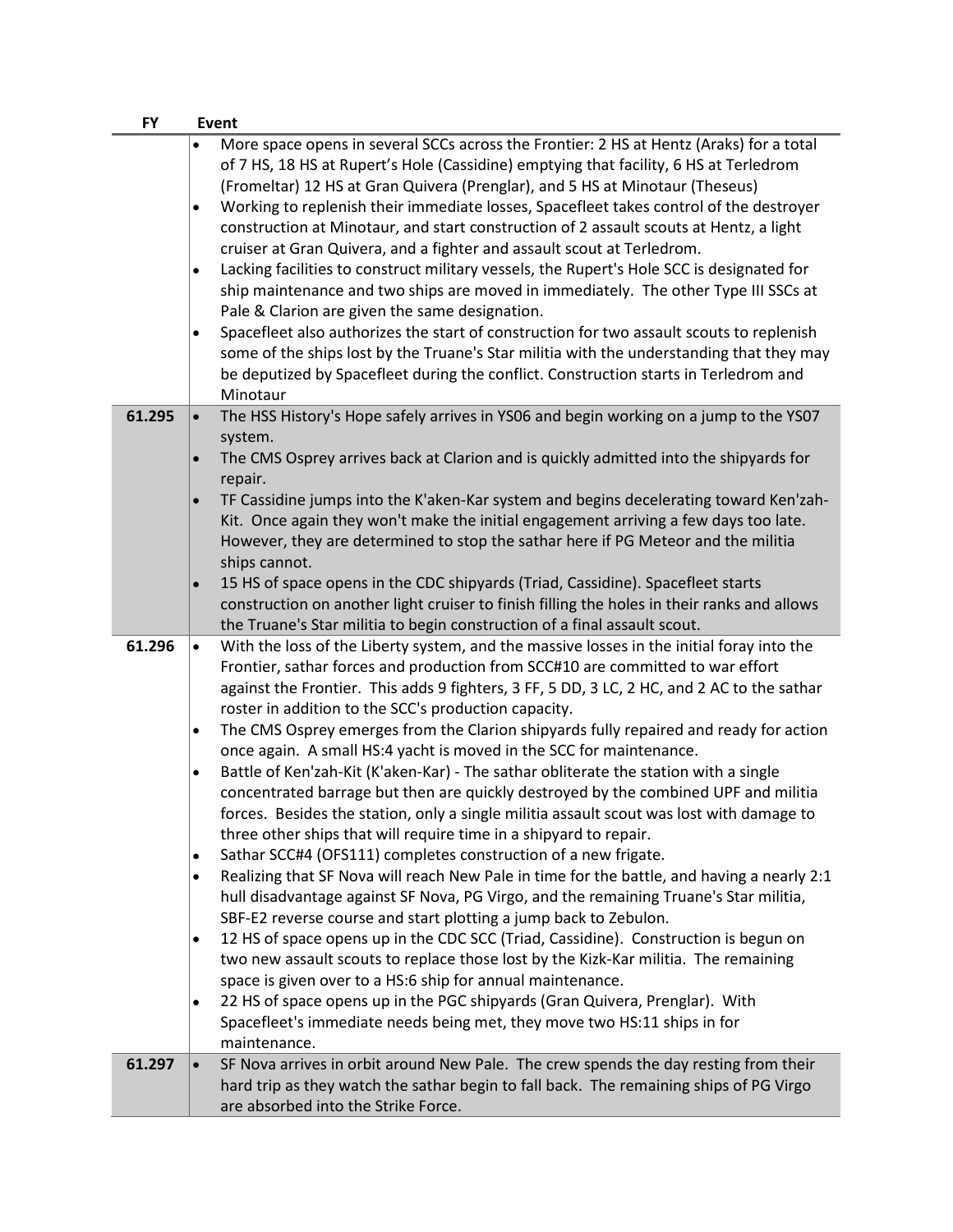| FY | Event |
|---|---|
| | • More space opens in several SCCs across the Frontier: 2 HS at Hentz (Araks) for a total of 7 HS, 18 HS at Rupert's Hole (Cassidine) emptying that facility, 6 HS at Terledrom (Fromeltar) 12 HS at Gran Quivera (Prenglar), and 5 HS at Minotaur (Theseus)<br>• Working to replenish their immediate losses, Spacefleet takes control of the destroyer construction at Minotaur, and start construction of 2 assault scouts at Hentz, a light cruiser at Gran Quivera, and a fighter and assault scout at Terledrom.<br>• Lacking facilities to construct military vessels, the Rupert's Hole SCC is designated for ship maintenance and two ships are moved in immediately. The other Type III SSCs at Pale & Clarion are given the same designation.<br>• Spacefleet also authorizes the start of construction for two assault scouts to replenish some of the ships lost by the Truane's Star militia with the understanding that they may be deputized by Spacefleet during the conflict. Construction starts in Terledrom and Minotaur |
| **61.295** | • The HSS History's Hope safely arrives in YS06 and begin working on a jump to the YS07 system.<br>• The CMS Osprey arrives back at Clarion and is quickly admitted into the shipyards for repair.<br>• TF Cassidine jumps into the K'aken-Kar system and begins decelerating toward Ken'zah-Kit. Once again they won't make the initial engagement arriving a few days too late. However, they are determined to stop the sathar here if PG Meteor and the militia ships cannot.<br>• 15 HS of space opens in the CDC shipyards (Triad, Cassidine). Spacefleet starts construction on another light cruiser to finish filling the holes in their ranks and allows the Truane's Star militia to begin construction of a final assault scout. |
| **61.296** | • With the loss of the Liberty system, and the massive losses in the initial foray into the Frontier, sathar forces and production from SCC#10 are committed to war effort against the Frontier. This adds 9 fighters, 3 FF, 5 DD, 3 LC, 2 HC, and 2 AC to the sathar roster in addition to the SCC's production capacity.<br>• The CMS Osprey emerges from the Clarion shipyards fully repaired and ready for action once again. A small HS:4 yacht is moved in the SCC for maintenance.<br>• Battle of Ken'zah-Kit (K'aken-Kar) - The sathar obliterate the station with a single concentrated barrage but then are quickly destroyed by the combined UPF and militia forces. Besides the station, only a single militia assault scout was lost with damage to three other ships that will require time in a shipyard to repair.<br>• Sathar SCC#4 (OFS111) completes construction of a new frigate.<br>• Realizing that SF Nova will reach New Pale in time for the battle, and having a nearly 2:1 hull disadvantage against SF Nova, PG Virgo, and the remaining Truane's Star militia, SBF-E2 reverse course and start plotting a jump back to Zebulon.<br>• 12 HS of space opens up in the CDC SCC (Triad, Cassidine). Construction is begun on two new assault scouts to replace those lost by the Kizk-Kar militia. The remaining space is given over to a HS:6 ship for annual maintenance.<br>• 22 HS of space opens up in the PGC shipyards (Gran Quivera, Prenglar). With Spacefleet's immediate needs being met, they move two HS:11 ships in for maintenance. |
| **61.297** | • SF Nova arrives in orbit around New Pale. The crew spends the day resting from their hard trip as they watch the sathar begin to fall back. The remaining ships of PG Virgo are absorbed into the Strike Force. |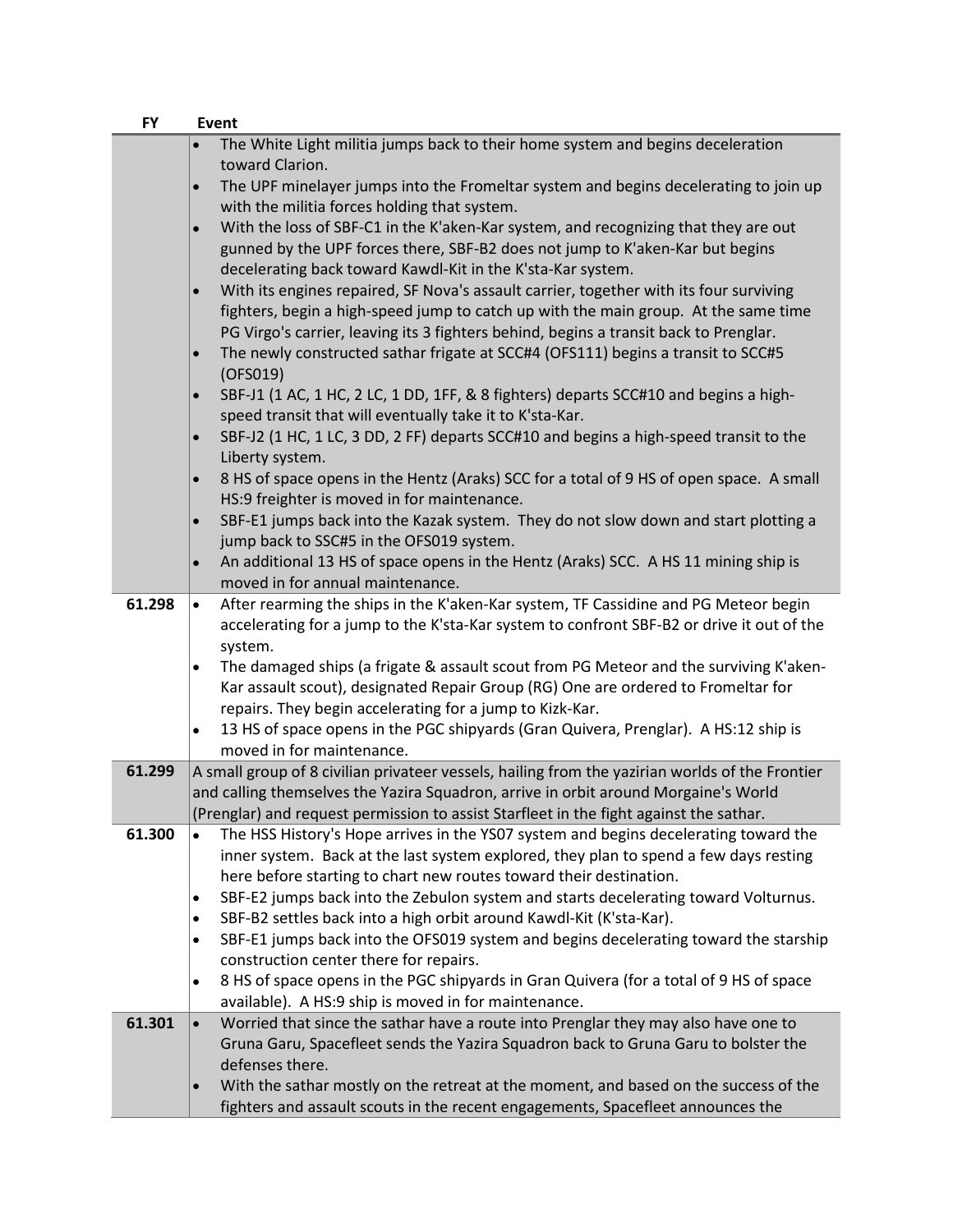| FY | Event |
|---|---|
| | • The White Light militia jumps back to their home system and begins deceleration toward Clarion.<br>• The UPF minelayer jumps into the Frommeltar system and begins decelerating to join up with the militia forces holding that system.<br>• With the loss of SBF-C1 in the K'aken-Kar system, and recognizing that they are out gunned by the UPF forces there, SBF-B2 does not jump to K'aken-Kar but begins decelerating back toward Kawdl-Kit in the K'sta-Kar system.<br>• With its engines repaired, SF Nova's assault carrier, together with its four surviving fighters, begin a high-speed jump to catch up with the main group. At the same time PG Virgo's carrier, leaving its 3 fighters behind, begins a transit back to Prenglar.<br>• The newly constructed sathar frigate at SCC#4 (OFS111) begins a transit to SCC#5 (OFS019)<br>• SBF-J1 (1 AC, 1 HC, 2 LC, 1 DD, 1FF, & 8 fighters) departs SCC#10 and begins a high-speed transit that will eventually take it to K'sta-Kar.<br>• SBF-J2 (1 HC, 1 LC, 3 DD, 2 FF) departs SCC#10 and begins a high-speed transit to the Liberty system.<br>• 8 HS of space opens in the Hentz (Araks) SCC for a total of 9 HS of open space. A small HS:9 freighter is moved in for maintenance.<br>• SBF-E1 jumps back into the Kazak system. They do not slow down and start plotting a jump back to SSC#5 in the OFS019 system.<br>• An additional 13 HS of space opens in the Hentz (Araks) SCC. A HS 11 mining ship is moved in for annual maintenance. |
| 61.298 | • After rearming the ships in the K'aken-Kar system, TF Cassidine and PG Meteor begin accelerating for a jump to the K'sta-Kar system to confront SBF-B2 or drive it out of the system.<br>• The damaged ships (a frigate & assault scout from PG Meteor and the surviving K'aken-Kar assault scout), designated Repair Group (RG) One are ordered to Fromeltar for repairs. They begin accelerating for a jump to Kizk-Kar.<br>• 13 HS of space opens in the PGC shipyards (Gran Quivera, Prenglar). A HS:12 ship is moved in for maintenance. |
| 61.299 | A small group of 8 civilian privateer vessels, hailing from the yazirian worlds of the Frontier and calling themselves the Yazira Squadron, arrive in orbit around Morgaine's World (Prenglar) and request permission to assist Starfleet in the fight against the sathar. |
| 61.300 | • The HSS History's Hope arrives in the YS07 system and begins decelerating toward the inner system. Back at the last system explored, they plan to spend a few days resting here before starting to chart new routes toward their destination.<br>• SBF-E2 jumps back into the Zebulon system and starts decelerating toward Volturnus.<br>• SBF-B2 settles back into a high orbit around Kawdl-Kit (K'sta-Kar).<br>• SBF-E1 jumps back into the OFS019 system and begins decelerating toward the starship construction center there for repairs.<br>• 8 HS of space opens in the PGC shipyards in Gran Quivera (for a total of 9 HS of space available). A HS:9 ship is moved in for maintenance. |
| 61.301 | • Worried that since the sathar have a route into Prenglar they may also have one to Gruna Garu, Spacefleet sends the Yazira Squadron back to Gruna Garu to bolster the defenses there.<br>• With the sathar mostly on the retreat at the moment, and based on the success of the fighters and assault scouts in the recent engagements, Spacefleet announces the |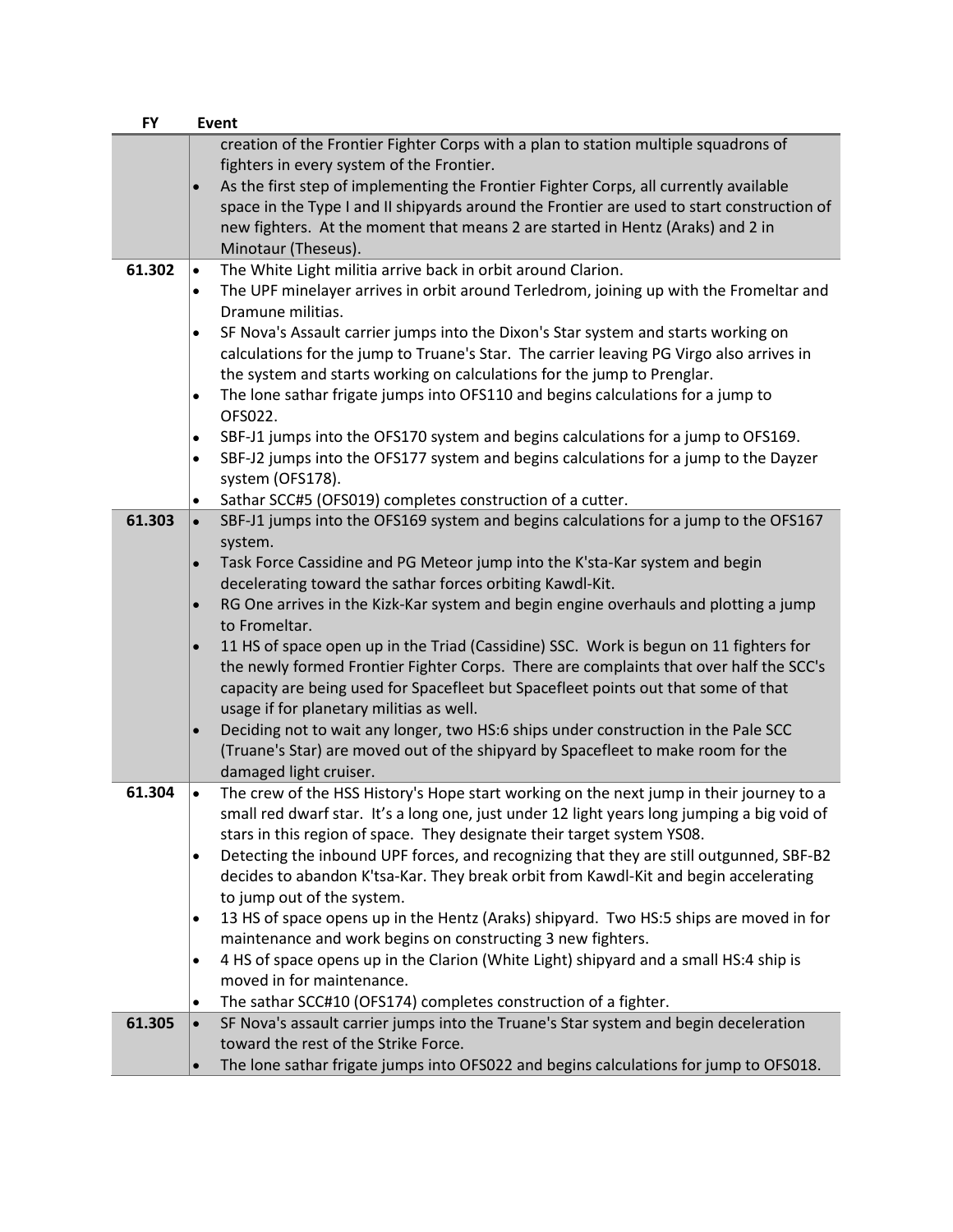| FY | Event |
|---|---|
| | creation of the Frontier Fighter Corps with a plan to station multiple squadrons of fighters in every system of the Frontier.<br>• As the first step of implementing the Frontier Fighter Corps, all currently available space in the Type I and II shipyards around the Frontier are used to start construction of new fighters. At the moment that means 2 are started in Hentz (Araks) and 2 in Minotaur (Theseus). |
| **61.302** | • The White Light militia arrive back in orbit around Clarion.<br>• The UPF minelayer arrives in orbit around Terledrom, joining up with the Frometlar and Dramune militias.<br>• SF Nova's Assault carrier jumps into the Dixon's Star system and starts working on calculations for the jump to Truane's Star. The carrier leaving PG Virgo also arrives in the system and starts working on calculations for the jump to Prenglar.<br>• The lone sathar frigate jumps into OFS110 and begins calculations for a jump to OFS022.<br>• SBF-J1 jumps into the OFS170 system and begins calculations for a jump to OFS169.<br>• SBF-J2 jumps into the OFS177 system and begins calculations for a jump to the Dayzer system (OFS178).<br>• Sathar SCC#5 (OFS019) completes construction of a cutter. |
| **61.303** | • SBF-J1 jumps into the OFS169 system and begins calculations for a jump to the OFS167 system.<br>• Task Force Cassidine and PG Meteor jump into the K'sta-Kar system and begin decelerating toward the sathar forces orbiting Kawdl-Kit.<br>• RG One arrives in the Kizk-Kar system and begin engine overhauls and plotting a jump to Frometlar.<br>• 11 HS of space open up in the Triad (Cassidine) SSC. Work is begun on 11 fighters for the newly formed Frontier Fighter Corps. There are complaints that over half the SCC's capacity are being used for Spacefleet but Spacefleet points out that some of that usage if for planetary militias as well.<br>• Deciding not to wait any longer, two HS:6 ships under construction in the Pale SCC (Truane's Star) are moved out of the shipyard by Spacefleet to make room for the damaged light cruiser. |
| **61.304** | • The crew of the HSS History's Hope start working on the next jump in their journey to a small red dwarf star. It's a long one, just under 12 light years long jumping a big void of stars in this region of space. They designate their target system YS08.<br>• Detecting the inbound UPF forces, and recognizing that they are still outgunned, SBF-B2 decides to abandon K'tsa-Kar. They break orbit from Kawdl-Kit and begin accelerating to jump out of the system.<br>• 13 HS of space opens up in the Hentz (Araks) shipyard. Two HS:5 ships are moved in for maintenance and work begins on constructing 3 new fighters.<br>• 4 HS of space opens up in the Clarion (White Light) shipyard and a small HS:4 ship is moved in for maintenance.<br>• The sathar SCC#10 (OFS174) completes construction of a fighter. |
| **61.305** | • SF Nova's assault carrier jumps into the Truane's Star system and begin deceleration toward the rest of the Strike Force.<br>• The lone sathar frigate jumps into OFS022 and begins calculations for jump to OFS018. |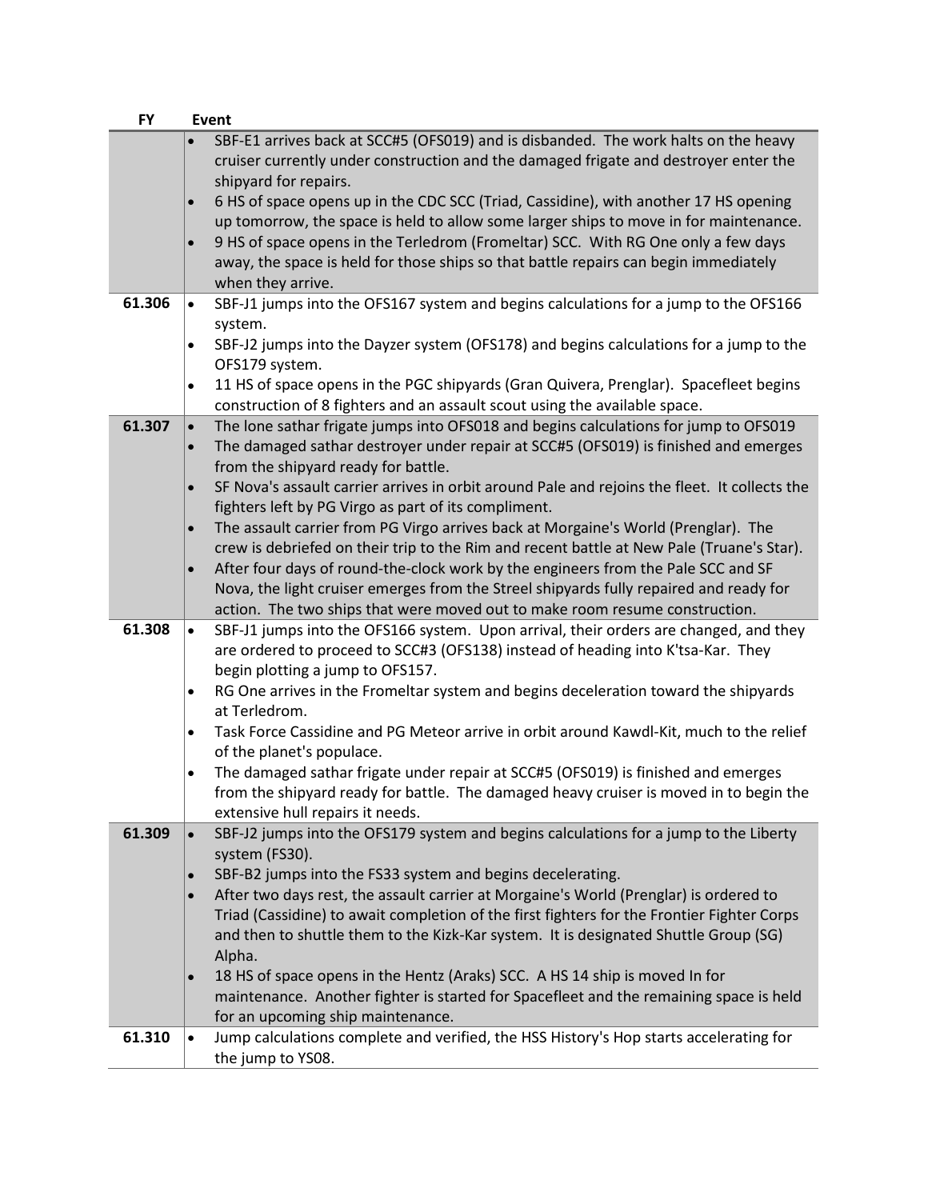| FY | Event |
|---|---|
| | • SBF-E1 arrives back at SCC#5 (OFS019) and is disbanded. The work halts on the heavy cruiser currently under construction and the damaged frigate and destroyer enter the shipyard for repairs.<br>• 6 HS of space opens up in the CDC SCC (Triad, Cassidine), with another 17 HS opening up tomorrow, the space is held to allow some larger ships to move in for maintenance.<br>• 9 HS of space opens in the Terledrom (Frommeltar) SCC. With RG One only a few days away, the space is held for those ships so that battle repairs can begin immediately when they arrive. |
| 61.306 | • SBF-J1 jumps into the OFS167 system and begins calculations for a jump to the OFS166 system.<br>• SBF-J2 jumps into the Dayzer system (OFS178) and begins calculations for a jump to the OFS179 system.<br>• 11 HS of space opens in the PGC shipyards (Gran Quivera, Prenglar). Spacefleet begins construction of 8 fighters and an assault scout using the available space. |
| 61.307 | • The lone sathar frigate jumps into OFS018 and begins calculations for jump to OFS019<br>• The damaged sathar destroyer under repair at SCC#5 (OFS019) is finished and emerges from the shipyard ready for battle.<br>• SF Nova's assault carrier arrives in orbit around Pale and rejoins the fleet. It collects the fighters left by PG Virgo as part of its compliment.<br>• The assault carrier from PG Virgo arrives back at Morgaine's World (Prenglar). The crew is debriefed on their trip to the Rim and recent battle at New Pale (Truane's Star).<br>• After four days of round-the-clock work by the engineers from the Pale SCC and SF Nova, the light cruiser emerges from the Streel shipyards fully repaired and ready for action. The two ships that were moved out to make room resume construction. |
| 61.308 | • SBF-J1 jumps into the OFS166 system. Upon arrival, their orders are changed, and they are ordered to proceed to SCC#3 (OFS138) instead of heading into K'tsa-Kar. They begin plotting a jump to OFS157.<br>• RG One arrives in the Fromeltar system and begins deceleration toward the shipyards at Terledrom.<br>• Task Force Cassidine and PG Meteor arrive in orbit around Kawdl-Kit, much to the relief of the planet's populace.<br>• The damaged sathar frigate under repair at SCC#5 (OFS019) is finished and emerges from the shipyard ready for battle. The damaged heavy cruiser is moved in to begin the extensive hull repairs it needs. |
| 61.309 | • SBF-J2 jumps into the OFS179 system and begins calculations for a jump to the Liberty system (FS30).<br>• SBF-B2 jumps into the FS33 system and begins decelerating.<br>• After two days rest, the assault carrier at Morgaine's World (Prenglar) is ordered to Triad (Cassidine) to await completion of the first fighters for the Frontier Fighter Corps and then to shuttle them to the Kizk-Kar system. It is designated Shuttle Group (SG) Alpha.<br>• 18 HS of space opens in the Hentz (Araks) SCC. A HS 14 ship is moved In for maintenance. Another fighter is started for Spacefleet and the remaining space is held for an upcoming ship maintenance. |
| 61.310 | • Jump calculations complete and verified, the HSS History's Hop starts accelerating for the jump to YS08. |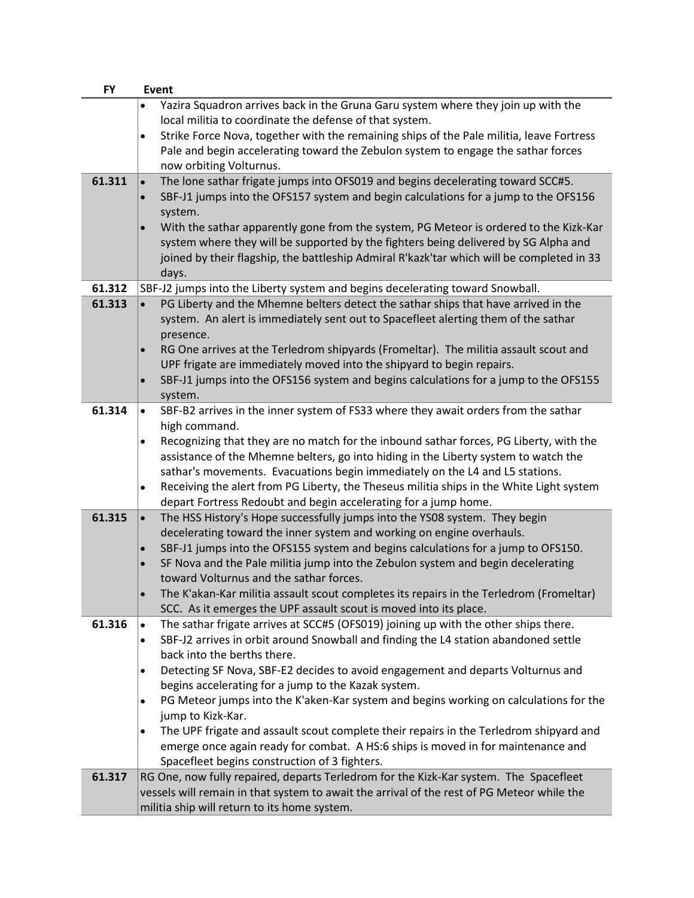| FY | Event |
|---|---|
| | • Yazira Squadron arrives back in the Gruna Garu system where they join up with the local militia to coordinate the defense of that system.<br>• Strike Force Nova, together with the remaining ships of the Pale militia, leave Fortress Pale and begin accelerating toward the Zebulon system to engage the sathar forces now orbiting Volturnus. |
| **61.311** | • The lone sathar frigate jumps into OFS019 and begins decelerating toward SCC#5.<br>• SBF-J1 jumps into the OFS157 system and begin calculations for a jump to the OFS156 system.<br>• With the sathar apparently gone from the system, PG Meteor is ordered to the Kizk-Kar system where they will be supported by the fighters being delivered by SG Alpha and joined by their flagship, the battleship Admiral R'kazk'tar which will be completed in 33 days. |
| **61.312** | SBF-J2 jumps into the Liberty system and begins decelerating toward Snowball. |
| **61.313** | • PG Liberty and the Mhemne belters detect the sathar ships that have arrived in the system. An alert is immediately sent out to Spacefleet alerting them of the sathar presence.<br>• RG One arrives at the Terledrom shipyards (Fromeltar). The militia assault scout and UPF frigate are immediately moved into the shipyard to begin repairs.<br>• SBF-J1 jumps into the OFS156 system and begins calculations for a jump to the OFS155 system. |
| **61.314** | • SBF-B2 arrives in the inner system of FS33 where they await orders from the sathar high command.<br>• Recognizing that they are no match for the inbound sathar forces, PG Liberty, with the assistance of the Mhemne belters, go into hiding in the Liberty system to watch the sathar's movements. Evacuations begin immediately on the L4 and L5 stations.<br>• Receiving the alert from PG Liberty, the Theseus militia ships in the White Light system depart Fortress Redoubt and begin accelerating for a jump home. |
| **61.315** | • The HSS History's Hope successfully jumps into the YS08 system. They begin decelerating toward the inner system and working on engine overhauls.<br>• SBF-J1 jumps into the OFS155 system and begins calculations for a jump to OFS150.<br>• SF Nova and the Pale militia jump into the Zebulon system and begin decelerating toward Volturnus and the sathar forces.<br>• The K'akan-Kar militia assault scout completes its repairs in the Terledrom (Fromeltar) SCC. As it emerges the UPF assault scout is moved into its place. |
| **61.316** | • The sathar frigate arrives at SCC#5 (OFS019) joining up with the other ships there.<br>• SBF-J2 arrives in orbit around Snowball and finding the L4 station abandoned settle back into the berths there.<br>• Detecting SF Nova, SBF-E2 decides to avoid engagement and departs Volturnus and begins accelerating for a jump to the Kazak system.<br>• PG Meteor jumps into the K'aken-Kar system and begins working on calculations for the jump to Kizk-Kar.<br>• The UPF frigate and assault scout complete their repairs in the Terledrom shipyard and emerge once again ready for combat. A HS:6 ships is moved in for maintenance and Spacefleet begins construction of 3 fighters. |
| **61.317** | RG One, now fully repaired, departs Terledrom for the Kizk-Kar system. The Spacefleet vessels will remain in that system to await the arrival of the rest of PG Meteor while the militia ship will return to its home system. |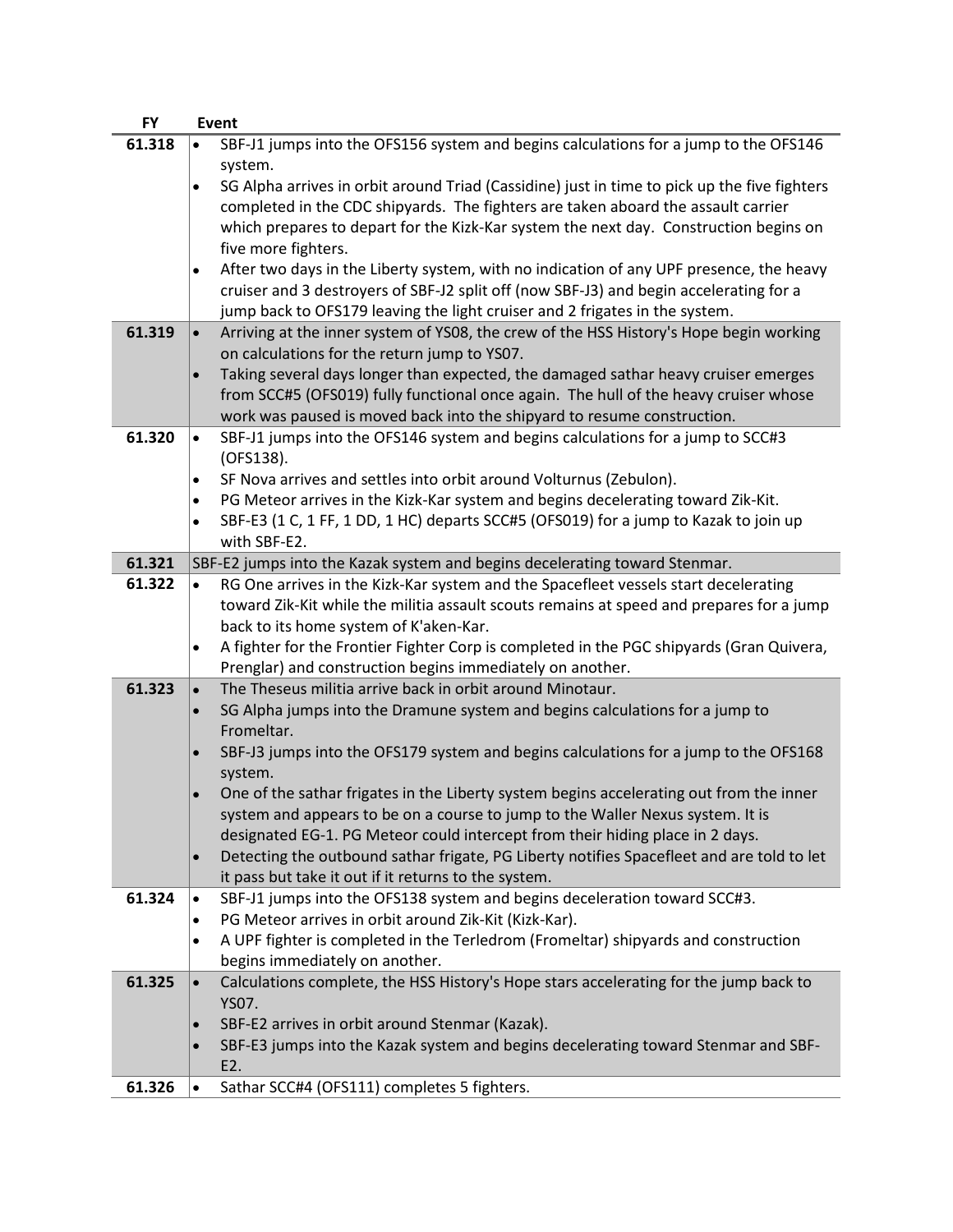| FY | Event |
|---|---|
| 61.318 | • SBF-J1 jumps into the OFS156 system and begins calculations for a jump to the OFS146 system.<br>• SG Alpha arrives in orbit around Triad (Cassidine) just in time to pick up the five fighters completed in the CDC shipyards. The fighters are taken aboard the assault carrier which prepares to depart for the Kizk-Kar system the next day. Construction begins on five more fighters.<br>• After two days in the Liberty system, with no indication of any UPF presence, the heavy cruiser and 3 destroyers of SBF-J2 split off (now SBF-J3) and begin accelerating for a jump back to OFS179 leaving the light cruiser and 2 frigates in the system. |
| 61.319 | • Arriving at the inner system of YS08, the crew of the HSS History's Hope begin working on calculations for the return jump to YS07.<br>• Taking several days longer than expected, the damaged sathar heavy cruiser emerges from SCC#5 (OFS019) fully functional once again. The hull of the heavy cruiser whose work was paused is moved back into the shipyard to resume construction. |
| 61.320 | • SBF-J1 jumps into the OFS146 system and begins calculations for a jump to SCC#3 (OFS138).<br>• SF Nova arrives and settles into orbit around Volturnus (Zebulon).<br>• PG Meteor arrives in the Kizk-Kar system and begins decelerating toward Zik-Kit.<br>• SBF-E3 (1 C, 1 FF, 1 DD, 1 HC) departs SCC#5 (OFS019) for a jump to Kazak to join up with SBF-E2. |
| 61.321 | SBF-E2 jumps into the Kazak system and begins decelerating toward Stenmar. |
| 61.322 | • RG One arrives in the Kizk-Kar system and the Spacefleet vessels start decelerating toward Zik-Kit while the militia assault scouts remains at speed and prepares for a jump back to its home system of K'aken-Kar.<br>• A fighter for the Frontier Fighter Corp is completed in the PGC shipyards (Gran Quivera, Prenglar) and construction begins immediately on another. |
| 61.323 | • The Theseus militia arrive back in orbit around Minotaur.<br>• SG Alpha jumps into the Dramune system and begins calculations for a jump to Fromeltar.<br>• SBF-J3 jumps into the OFS179 system and begins calculations for a jump to the OFS168 system.<br>• One of the sathar frigates in the Liberty system begins accelerating out from the inner system and appears to be on a course to jump to the Waller Nexus system. It is designated EG-1. PG Meteor could intercept from their hiding place in 2 days.<br>• Detecting the outbound sathar frigate, PG Liberty notifies Spacefleet and are told to let it pass but take it out if it returns to the system. |
| 61.324 | • SBF-J1 jumps into the OFS138 system and begins deceleration toward SCC#3.<br>• PG Meteor arrives in orbit around Zik-Kit (Kizk-Kar).<br>• A UPF fighter is completed in the Terledrom (Fromeltar) shipyards and construction begins immediately on another. |
| 61.325 | • Calculations complete, the HSS History's Hope stars accelerating for the jump back to YS07.<br>• SBF-E2 arrives in orbit around Stenmar (Kazak).<br>• SBF-E3 jumps into the Kazak system and begins decelerating toward Stenmar and SBF-E2. |
| 61.326 | • Sathar SCC#4 (OFS111) completes 5 fighters. |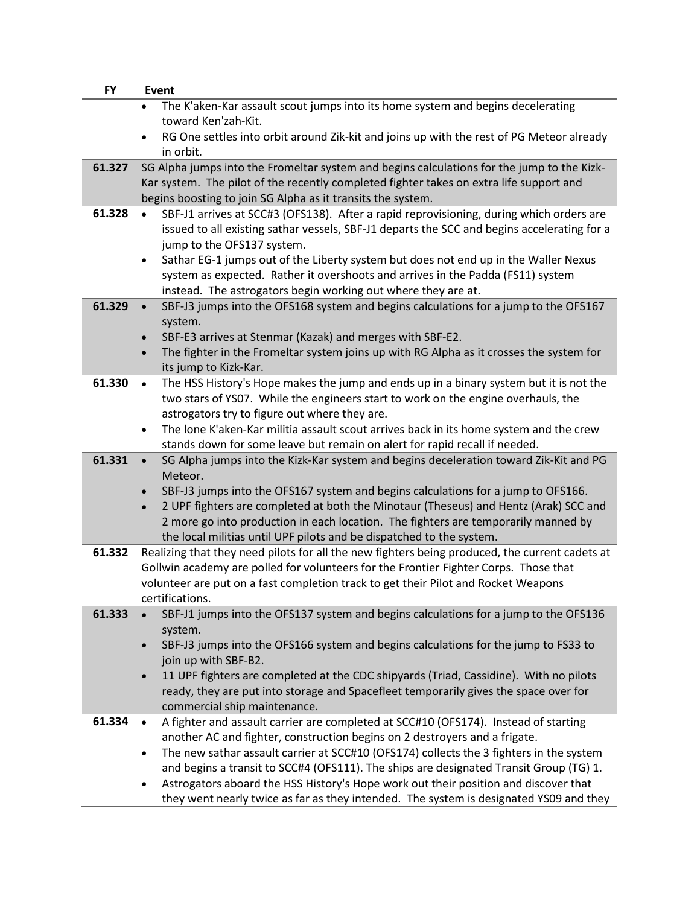| FY | Event |
|---|---|
| | • The K'aken-Kar assault scout jumps into its home system and begins decelerating toward Ken'zah-Kit.<br>• RG One settles into orbit around Zik-kit and joins up with the rest of PG Meteor already in orbit. |
| **61.327** | SG Alpha jumps into the Frometltar system and begins calculations for the jump to the Kizk-Kar system. The pilot of the recently completed fighter takes on extra life support and begins boosting to join SG Alpha as it transits the system. |
| **61.328** | • SBF-J1 arrives at SCC#3 (OFS138). After a rapid reprovisioning, during which orders are issued to all existing sathar vessels, SBF-J1 departs the SCC and begins accelerating for a jump to the OFS137 system.<br>• Sathar EG-1 jumps out of the Liberty system but does not end up in the Waller Nexus system as expected. Rather it overshoots and arrives in the Padda (FS11) system instead. The astrogators begin working out where they are at. |
| **61.329** | • SBF-J3 jumps into the OFS168 system and begins calculations for a jump to the OFS167 system.<br>• SBF-E3 arrives at Stenmar (Kazak) and merges with SBF-E2.<br>• The fighter in the Frometltar system joins up with RG Alpha as it crosses the system for its jump to Kizk-Kar. |
| **61.330** | • The HSS History's Hope makes the jump and ends up in a binary system but it is not the two stars of YS07. While the engineers start to work on the engine overhauls, the astrogators try to figure out where they are.<br>• The lone K'aken-Kar militia assault scout arrives back in its home system and the crew stands down for some leave but remain on alert for rapid recall if needed. |
| **61.331** | • SG Alpha jumps into the Kizk-Kar system and begins deceleration toward Zik-Kit and PG Meteor.<br>• SBF-J3 jumps into the OFS167 system and begins calculations for a jump to OFS166.<br>• 2 UPF fighters are completed at both the Minotaur (Theseus) and Hentz (Arak) SCC and 2 more go into production in each location. The fighters are temporarily manned by the local militias until UPF pilots and be dispatched to the system. |
| **61.332** | Realizing that they need pilots for all the new fighters being produced, the current cadets at Gollwin academy are polled for volunteers for the Frontier Fighter Corps. Those that volunteer are put on a fast completion track to get their Pilot and Rocket Weapons certifications. |
| **61.333** | • SBF-J1 jumps into the OFS137 system and begins calculations for a jump to the OFS136 system.<br>• SBF-J3 jumps into the OFS166 system and begins calculations for the jump to FS33 to join up with SBF-B2.<br>• 11 UPF fighters are completed at the CDC shipyards (Triad, Cassidine). With no pilots ready, they are put into storage and Spacefleet temporarily gives the space over for commercial ship maintenance. |
| **61.334** | • A fighter and assault carrier are completed at SCC#10 (OFS174). Instead of starting another AC and fighter, construction begins on 2 destroyers and a frigate.<br>• The new sathar assault carrier at SCC#10 (OFS174) collects the 3 fighters in the system and begins a transit to SCC#4 (OFS111). The ships are designated Transit Group (TG) 1.<br>• Astrogators aboard the HSS History's Hope work out their position and discover that they went nearly twice as far as they intended. The system is designated YS09 and they |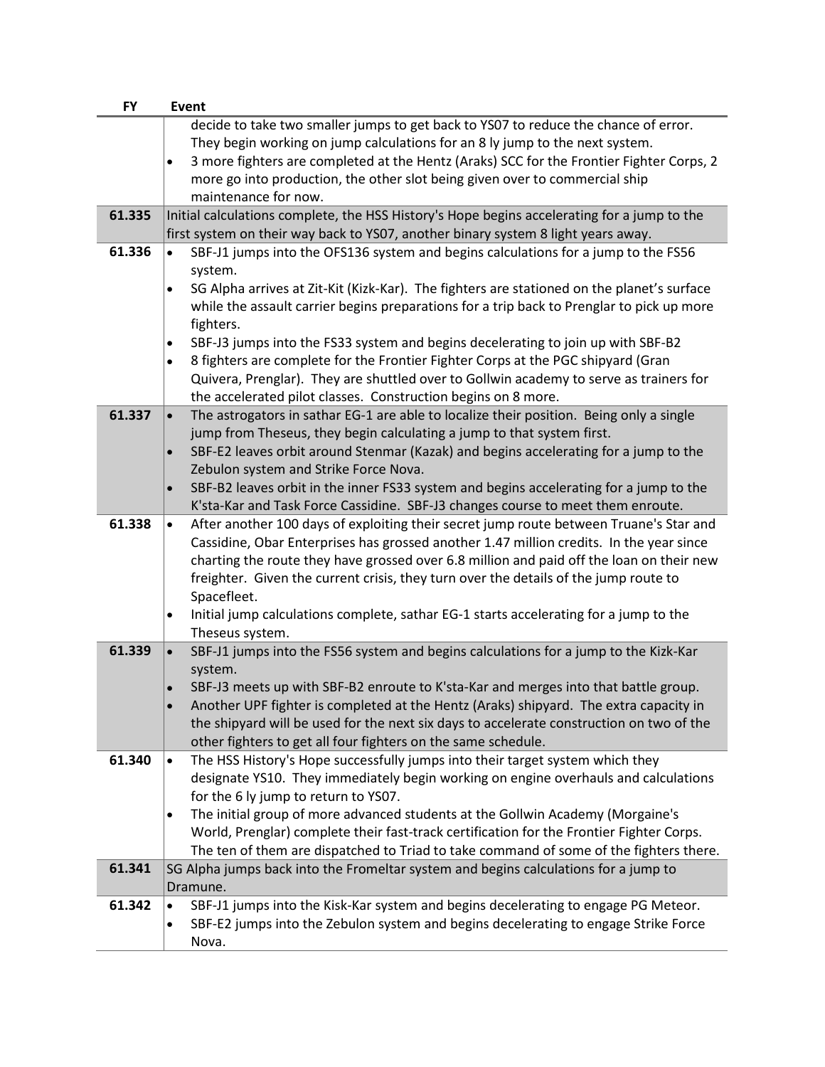| FY | Event |
|---|---|
| | decide to take two smaller jumps to get back to YS07 to reduce the chance of error. They begin working on jump calculations for an 8 ly jump to the next system.<br>• 3 more fighters are completed at the Hentz (Araks) SCC for the Frontier Fighter Corps, 2 more go into production, the other slot being given over to commercial ship maintenance for now. |
| **61.335** | Initial calculations complete, the HSS History's Hope begins accelerating for a jump to the first system on their way back to YS07, another binary system 8 light years away. |
| **61.336** | • SBF-J1 jumps into the OFS136 system and begins calculations for a jump to the FS56 system.<br>• SG Alpha arrives at Zit-Kit (Kizk-Kar). The fighters are stationed on the planet's surface while the assault carrier begins preparations for a trip back to Prenglar to pick up more fighters.<br>• SBF-J3 jumps into the FS33 system and begins decelerating to join up with SBF-B2<br>• 8 fighters are complete for the Frontier Fighter Corps at the PGC shipyard (Gran Quivera, Prenglar). They are shuttled over to Gollwin academy to serve as trainers for the accelerated pilot classes. Construction begins on 8 more. |
| **61.337** | • The astrogators in sathar EG-1 are able to localize their position. Being only a single jump from Theseus, they begin calculating a jump to that system first.<br>• SBF-E2 leaves orbit around Stenmar (Kazak) and begins accelerating for a jump to the Zebulon system and Strike Force Nova.<br>• SBF-B2 leaves orbit in the inner FS33 system and begins accelerating for a jump to the K'sta-Kar and Task Force Cassidine. SBF-J3 changes course to meet them enroute. |
| **61.338** | • After another 100 days of exploiting their secret jump route between Truane's Star and Cassidine, Obar Enterprises has grossed another 1.47 million credits. In the year since charting the route they have grossed over 6.8 million and paid off the loan on their new freighter. Given the current crisis, they turn over the details of the jump route to Spacefleet.<br>• Initial jump calculations complete, sathar EG-1 starts accelerating for a jump to the Theseus system. |
| **61.339** | • SBF-J1 jumps into the FS56 system and begins calculations for a jump to the Kizk-Kar system.<br>• SBF-J3 meets up with SBF-B2 enroute to K'sta-Kar and merges into that battle group.<br>• Another UPF fighter is completed at the Hentz (Araks) shipyard. The extra capacity in the shipyard will be used for the next six days to accelerate construction on two of the other fighters to get all four fighters on the same schedule. |
| **61.340** | • The HSS History's Hope successfully jumps into their target system which they designate YS10. They immediately begin working on engine overhauls and calculations for the 6 ly jump to return to YS07.<br>• The initial group of more advanced students at the Gollwin Academy (Morgaine's World, Prenglar) complete their fast-track certification for the Frontier Fighter Corps. The ten of them are dispatched to Triad to take command of some of the fighters there. |
| **61.341** | SG Alpha jumps back into the Fromeltar system and begins calculations for a jump to Dramune. |
| **61.342** | • SBF-J1 jumps into the Kisk-Kar system and begins decelerating to engage PG Meteor.<br>• SBF-E2 jumps into the Zebulon system and begins decelerating to engage Strike Force Nova. |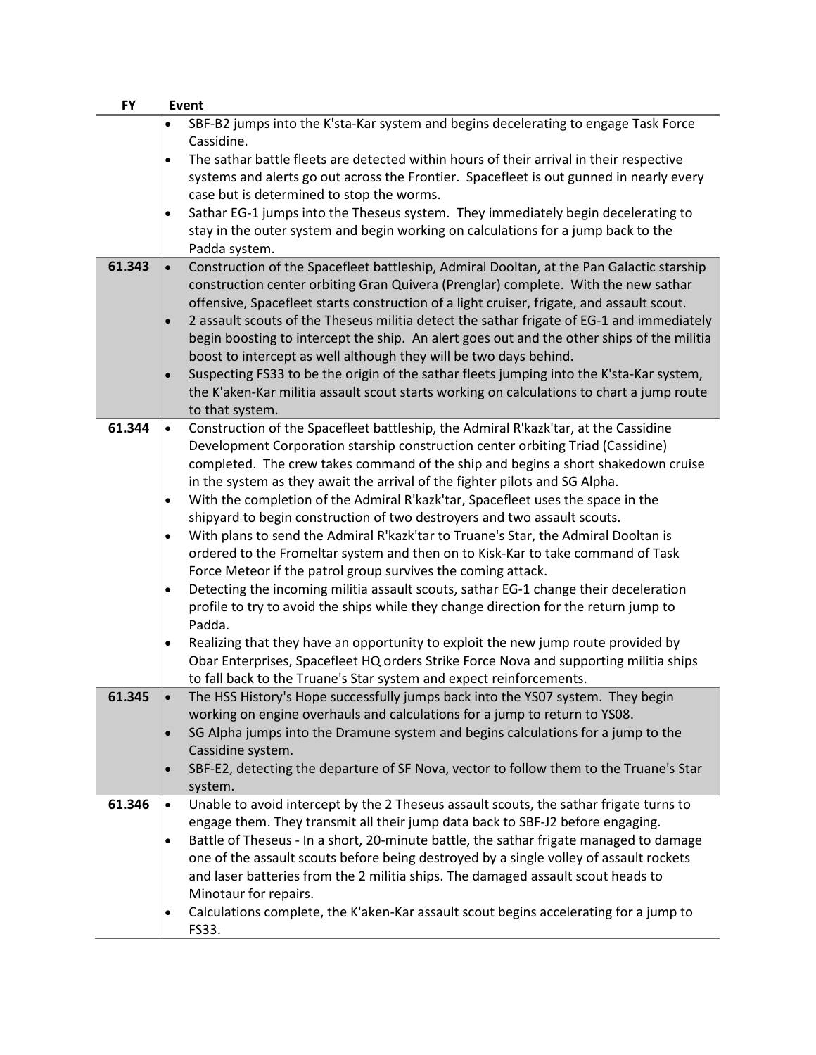| FY | Event |
|---|---|
| | • SBF-B2 jumps into the K'sta-Kar system and begins decelerating to engage Task Force Cassidine.<br>• The sathar battle fleets are detected within hours of their arrival in their respective systems and alerts go out across the Frontier. Spacefleet is out gunned in nearly every case but is determined to stop the worms.<br>• Sathar EG-1 jumps into the Theseus system. They immediately begin decelerating to stay in the outer system and begin working on calculations for a jump back to the Padda system. |
| 61.343 | • Construction of the Spacefleet battleship, Admiral Dooltan, at the Pan Galactic starship construction center orbiting Gran Quivera (Prenglar) complete. With the new sathar offensive, Spacefleet starts construction of a light cruiser, frigate, and assault scout.<br>• 2 assault scouts of the Theseus militia detect the sathar frigate of EG-1 and immediately begin boosting to intercept the ship. An alert goes out and the other ships of the militia boost to intercept as well although they will be two days behind.<br>• Suspecting FS33 to be the origin of the sathar fleets jumping into the K'sta-Kar system, the K'aken-Kar militia assault scout starts working on calculations to chart a jump route to that system. |
| 61.344 | • Construction of the Spacefleet battleship, the Admiral R'kazk'tar, at the Cassidine Development Corporation starship construction center orbiting Triad (Cassidine) completed. The crew takes command of the ship and begins a short shakedown cruise in the system as they await the arrival of the fighter pilots and SG Alpha.<br>• With the completion of the Admiral R'kazk'tar, Spacefleet uses the space in the shipyard to begin construction of two destroyers and two assault scouts.<br>• With plans to send the Admiral R'kazk'tar to Truane's Star, the Admiral Dooltan is ordered to the Frometlar system and then on to Kisk-Kar to take command of Task Force Meteor if the patrol group survives the coming attack.<br>• Detecting the incoming militia assault scouts, sathar EG-1 change their deceleration profile to try to avoid the ships while they change direction for the return jump to Padda.<br>• Realizing that they have an opportunity to exploit the new jump route provided by Obar Enterprises, Spacefleet HQ orders Strike Force Nova and supporting militia ships to fall back to the Truane's Star system and expect reinforcements. |
| 61.345 | • The HSS History's Hope successfully jumps back into the YS07 system. They begin working on engine overhauls and calculations for a jump to return to YS08.<br>• SG Alpha jumps into the Dramune system and begins calculations for a jump to the Cassidine system.<br>• SBF-E2, detecting the departure of SF Nova, vector to follow them to the Truane's Star system. |
| 61.346 | • Unable to avoid intercept by the 2 Theseus assault scouts, the sathar frigate turns to engage them. They transmit all their jump data back to SBF-J2 before engaging.<br>• Battle of Theseus - In a short, 20-minute battle, the sathar frigate managed to damage one of the assault scouts before being destroyed by a single volley of assault rockets and laser batteries from the 2 militia ships. The damaged assault scout heads to Minotaur for repairs.<br>• Calculations complete, the K'aken-Kar assault scout begins accelerating for a jump to FS33. |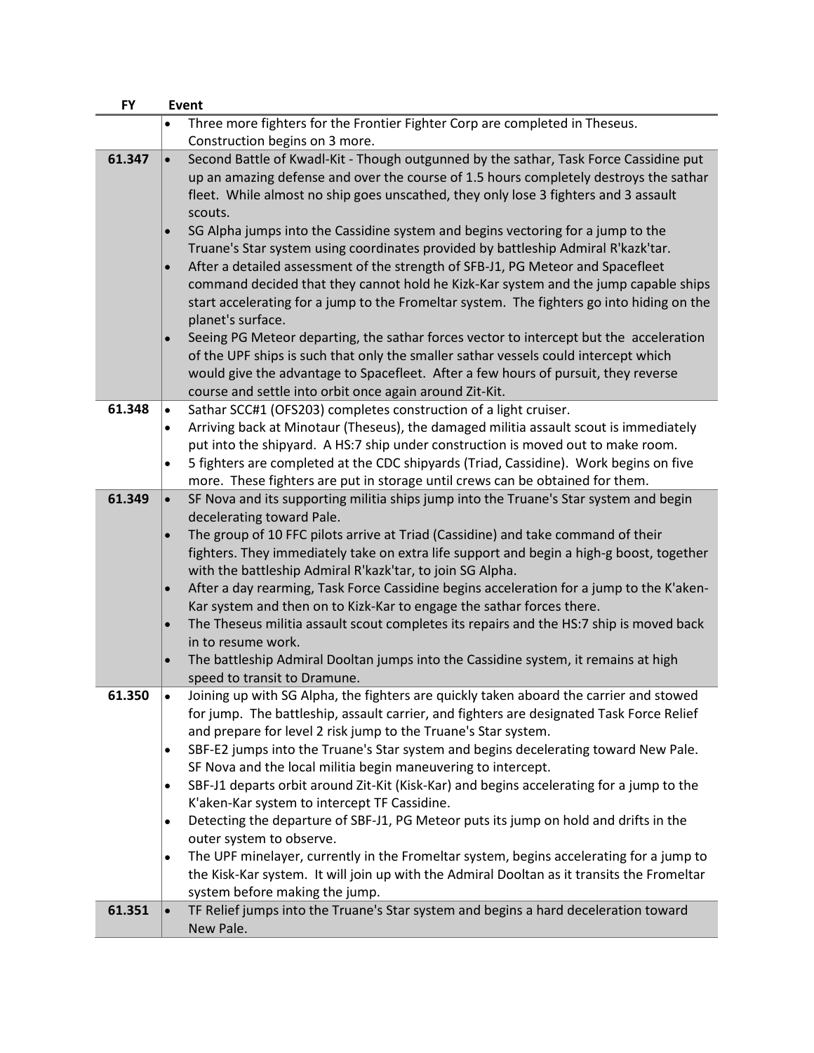| FY | Event |
|---|---|
| | • Three more fighters for the Frontier Fighter Corp are completed in Theseus. Construction begins on 3 more. |
| **61.347** | • Second Battle of Kwadl-Kit - Though outgunned by the sathar, Task Force Cassidine put up an amazing defense and over the course of 1.5 hours completely destroys the sathar fleet. While almost no ship goes unscathed, they only lose 3 fighters and 3 assault scouts.<br>• SG Alpha jumps into the Cassidine system and begins vectoring for a jump to the Truane's Star system using coordinates provided by battleship Admiral R'kazk'tar.<br>• After a detailed assessment of the strength of SFB-J1, PG Meteor and Spacefleet command decided that they cannot hold he Kizk-Kar system and the jump capable ships start accelerating for a jump to the Fromeltar system. The fighters go into hiding on the planet's surface.<br>• Seeing PG Meteor departing, the sathar forces vector to intercept but the acceleration of the UPF ships is such that only the smaller sathar vessels could intercept which would give the advantage to Spacefleet. After a few hours of pursuit, they reverse course and settle into orbit once again around Zit-Kit. |
| **61.348** | • Sathar SCC#1 (OFS203) completes construction of a light cruiser.<br>• Arriving back at Minotaur (Theseus), the damaged militia assault scout is immediately put into the shipyard. A HS:7 ship under construction is moved out to make room.<br>• 5 fighters are completed at the CDC shipyards (Triad, Cassidine). Work begins on five more. These fighters are put in storage until crews can be obtained for them. |
| **61.349** | • SF Nova and its supporting militia ships jump into the Truane's Star system and begin decelerating toward Pale.<br>• The group of 10 FFC pilots arrive at Triad (Cassidine) and take command of their fighters. They immediately take on extra life support and begin a high-g boost, together with the battleship Admiral R'kazk'tar, to join SG Alpha.<br>• After a day rearming, Task Force Cassidine begins acceleration for a jump to the K'aken-Kar system and then on to Kizk-Kar to engage the sathar forces there.<br>• The Theseus militia assault scout completes its repairs and the HS:7 ship is moved back in to resume work.<br>• The battleship Admiral Dooltan jumps into the Cassidine system, it remains at high speed to transit to Dramune. |
| **61.350** | • Joining up with SG Alpha, the fighters are quickly taken aboard the carrier and stowed for jump. The battleship, assault carrier, and fighters are designated Task Force Relief and prepare for level 2 risk jump to the Truane's Star system.<br>• SBF-E2 jumps into the Truane's Star system and begins decelerating toward New Pale. SF Nova and the local militia begin maneuvering to intercept.<br>• SBF-J1 departs orbit around Zit-Kit (Kisk-Kar) and begins accelerating for a jump to the K'aken-Kar system to intercept TF Cassidine.<br>• Detecting the departure of SBF-J1, PG Meteor puts its jump on hold and drifts in the outer system to observe.<br>• The UPF minelayer, currently in the Fromeltar system, begins accelerating for a jump to the Kisk-Kar system. It will join up with the Admiral Dooltan as it transits the Fromeltar system before making the jump. |
| **61.351** | • TF Relief jumps into the Truane's Star system and begins a hard deceleration toward New Pale. |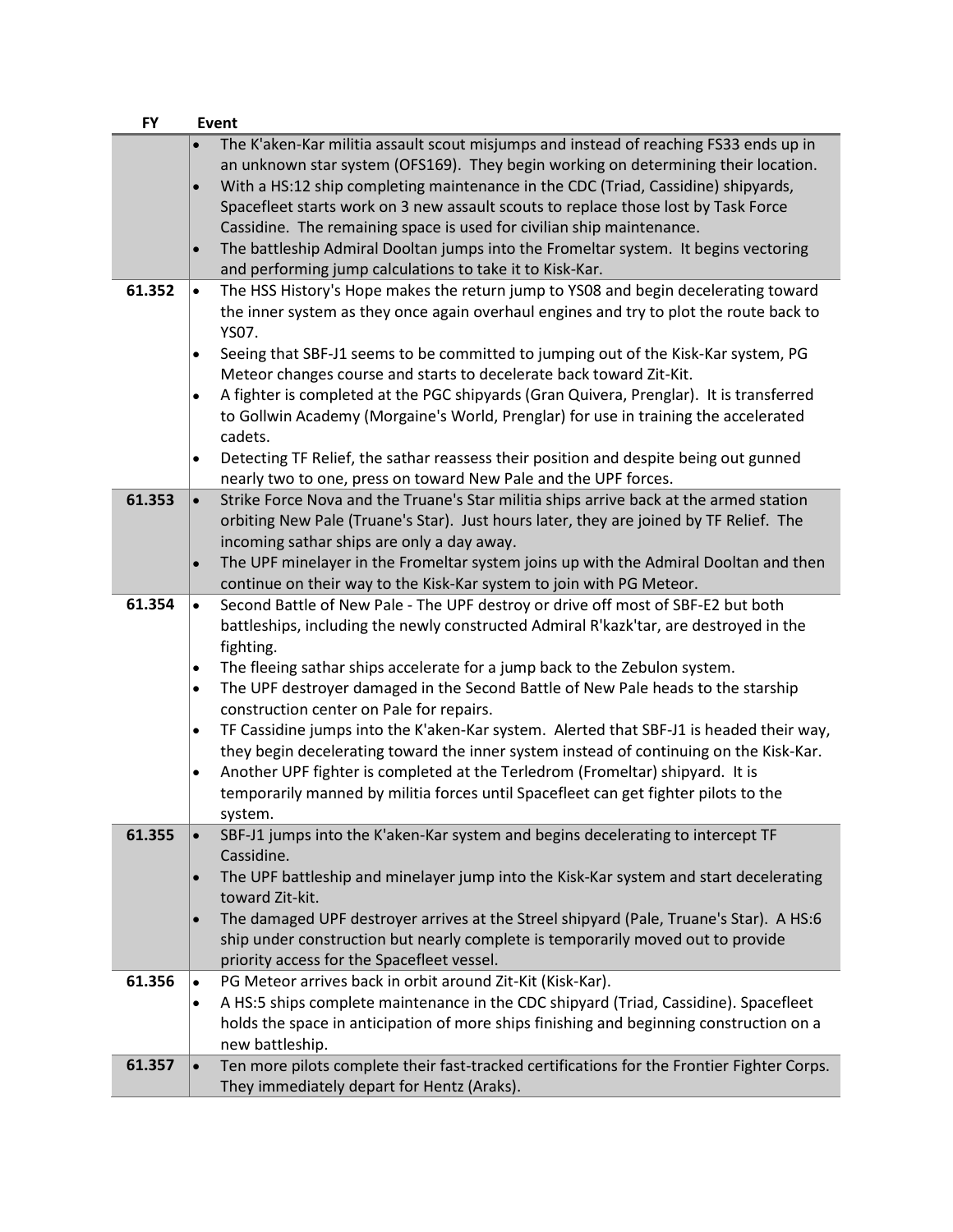| FY | Event |
|---|---|
| | • The K'aken-Kar militia assault scout misjumps and instead of reaching FS33 ends up in an unknown star system (OFS169). They begin working on determining their location.<br>• With a HS:12 ship completing maintenance in the CDC (Triad, Cassidine) shipyards, Spacefleet starts work on 3 new assault scouts to replace those lost by Task Force Cassidine. The remaining space is used for civilian ship maintenance.<br>• The battleship Admiral Dooltan jumps into the Fromeltar system. It begins vectoring and performing jump calculations to take it to Kisk-Kar. |
| 61.352 | • The HSS History's Hope makes the return jump to YS08 and begin decelerating toward the inner system as they once again overhaul engines and try to plot the route back to YS07.<br>• Seeing that SBF-J1 seems to be committed to jumping out of the Kisk-Kar system, PG Meteor changes course and starts to decelerate back toward Zit-Kit.<br>• A fighter is completed at the PGC shipyards (Gran Quivera, Prenglar). It is transferred to Gollwin Academy (Morgaine's World, Prenglar) for use in training the accelerated cadets.<br>• Detecting TF Relief, the sathar reassess their position and despite being out gunned nearly two to one, press on toward New Pale and the UPF forces. |
| 61.353 | • Strike Force Nova and the Truane's Star militia ships arrive back at the armed station orbiting New Pale (Truane's Star). Just hours later, they are joined by TF Relief. The incoming sathar ships are only a day away.<br>• The UPF minelayer in the Fromeltar system joins up with the Admiral Dooltan and then continue on their way to the Kisk-Kar system to join with PG Meteor. |
| 61.354 | • Second Battle of New Pale - The UPF destroy or drive off most of SBF-E2 but both battleships, including the newly constructed Admiral R'kazk'tar, are destroyed in the fighting.<br>• The fleeing sathar ships accelerate for a jump back to the Zebulon system.<br>• The UPF destroyer damaged in the Second Battle of New Pale heads to the starship construction center on Pale for repairs.<br>• TF Cassidine jumps into the K'aken-Kar system. Alerted that SBF-J1 is headed their way, they begin decelerating toward the inner system instead of continuing on the Kisk-Kar.<br>• Another UPF fighter is completed at the Terledrom (Fromeltar) shipyard. It is temporarily manned by militia forces until Spacefleet can get fighter pilots to the system. |
| 61.355 | • SBF-J1 jumps into the K'aken-Kar system and begins decelerating to intercept TF Cassidine.<br>• The UPF battleship and minelayer jump into the Kisk-Kar system and start decelerating toward Zit-kit.<br>• The damaged UPF destroyer arrives at the Streel shipyard (Pale, Truane's Star). A HS:6 ship under construction but nearly complete is temporarily moved out to provide priority access for the Spacefleet vessel. |
| 61.356 | • PG Meteor arrives back in orbit around Zit-Kit (Kisk-Kar).<br>• A HS:5 ships complete maintenance in the CDC shipyard (Triad, Cassidine). Spacefleet holds the space in anticipation of more ships finishing and beginning construction on a new battleship. |
| 61.357 | • Ten more pilots complete their fast-tracked certifications for the Frontier Fighter Corps. They immediately depart for Hentz (Araks). |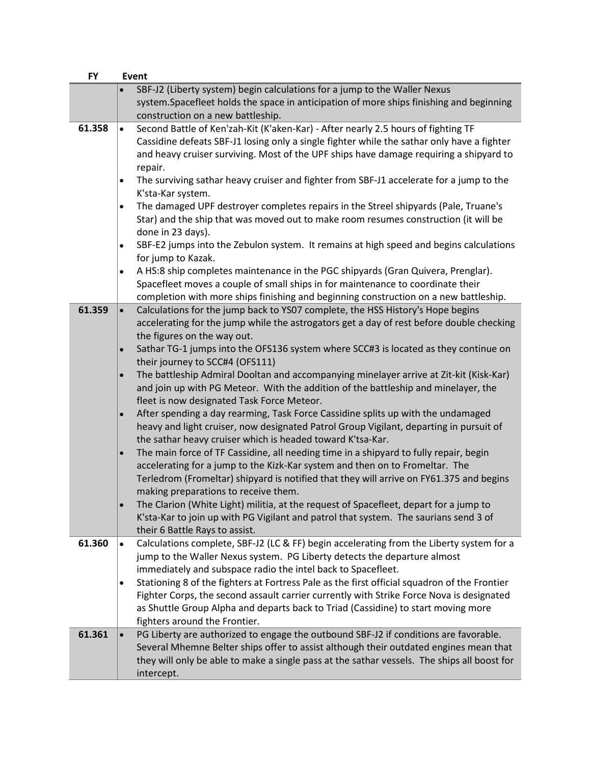| FY | Event |
|---|---|
| | • SBF-J2 (Liberty system) begin calculations for a jump to the Waller Nexus system.Spacefleet holds the space in anticipation of more ships finishing and beginning construction on a new battleship. |
| 61.358 | • Second Battle of Ken'zah-Kit (K'aken-Kar) - After nearly 2.5 hours of fighting TF Cassidine defeats SBF-J1 losing only a single fighter while the sathar only have a fighter and heavy cruiser surviving. Most of the UPF ships have damage requiring a shipyard to repair.<br>• The surviving sathar heavy cruiser and fighter from SBF-J1 accelerate for a jump to the K'sta-Kar system.<br>• The damaged UPF destroyer completes repairs in the Streel shipyards (Pale, Truane's Star) and the ship that was moved out to make room resumes construction (it will be done in 23 days).<br>• SBF-E2 jumps into the Zebulon system. It remains at high speed and begins calculations for jump to Kazak.<br>• A HS:8 ship completes maintenance in the PGC shipyards (Gran Quivera, Prenglar). Spacefleet moves a couple of small ships in for maintenance to coordinate their completion with more ships finishing and beginning construction on a new battleship. |
| 61.359 | • Calculations for the jump back to YS07 complete, the HSS History's Hope begins accelerating for the jump while the astrogators get a day of rest before double checking the figures on the way out.<br>• Sathar TG-1 jumps into the OFS136 system where SCC#3 is located as they continue on their journey to SCC#4 (OFS111)<br>• The battleship Admiral Dooltan and accompanying minelayer arrive at Zit-kit (Kisk-Kar) and join up with PG Meteor. With the addition of the battleship and minelayer, the fleet is now designated Task Force Meteor.<br>• After spending a day rearming, Task Force Cassidine splits up with the undamaged heavy and light cruiser, now designated Patrol Group Vigilant, departing in pursuit of the sathar heavy cruiser which is headed toward K'tsa-Kar.<br>• The main force of TF Cassidine, all needing time in a shipyard to fully repair, begin accelerating for a jump to the Kizk-Kar system and then on to Fromeltar. The Terledrom (Fromeltar) shipyard is notified that they will arrive on FY61.375 and begins making preparations to receive them.<br>• The Clarion (White Light) militia, at the request of Spacefleet, depart for a jump to K'sta-Kar to join up with PG Vigilant and patrol that system. The saurians send 3 of their 6 Battle Rays to assist. |
| 61.360 | • Calculations complete, SBF-J2 (LC & FF) begin accelerating from the Liberty system for a jump to the Waller Nexus system. PG Liberty detects the departure almost immediately and subspace radio the intel back to Spacefleet.<br>• Stationing 8 of the fighters at Fortress Pale as the first official squadron of the Frontier Fighter Corps, the second assault carrier currently with Strike Force Nova is designated as Shuttle Group Alpha and departs back to Triad (Cassidine) to start moving more fighters around the Frontier. |
| 61.361 | • PG Liberty are authorized to engage the outbound SBF-J2 if conditions are favorable. Several Mhemne Belter ships offer to assist although their outdated engines mean that they will only be able to make a single pass at the sathar vessels. The ships all boost for intercept. |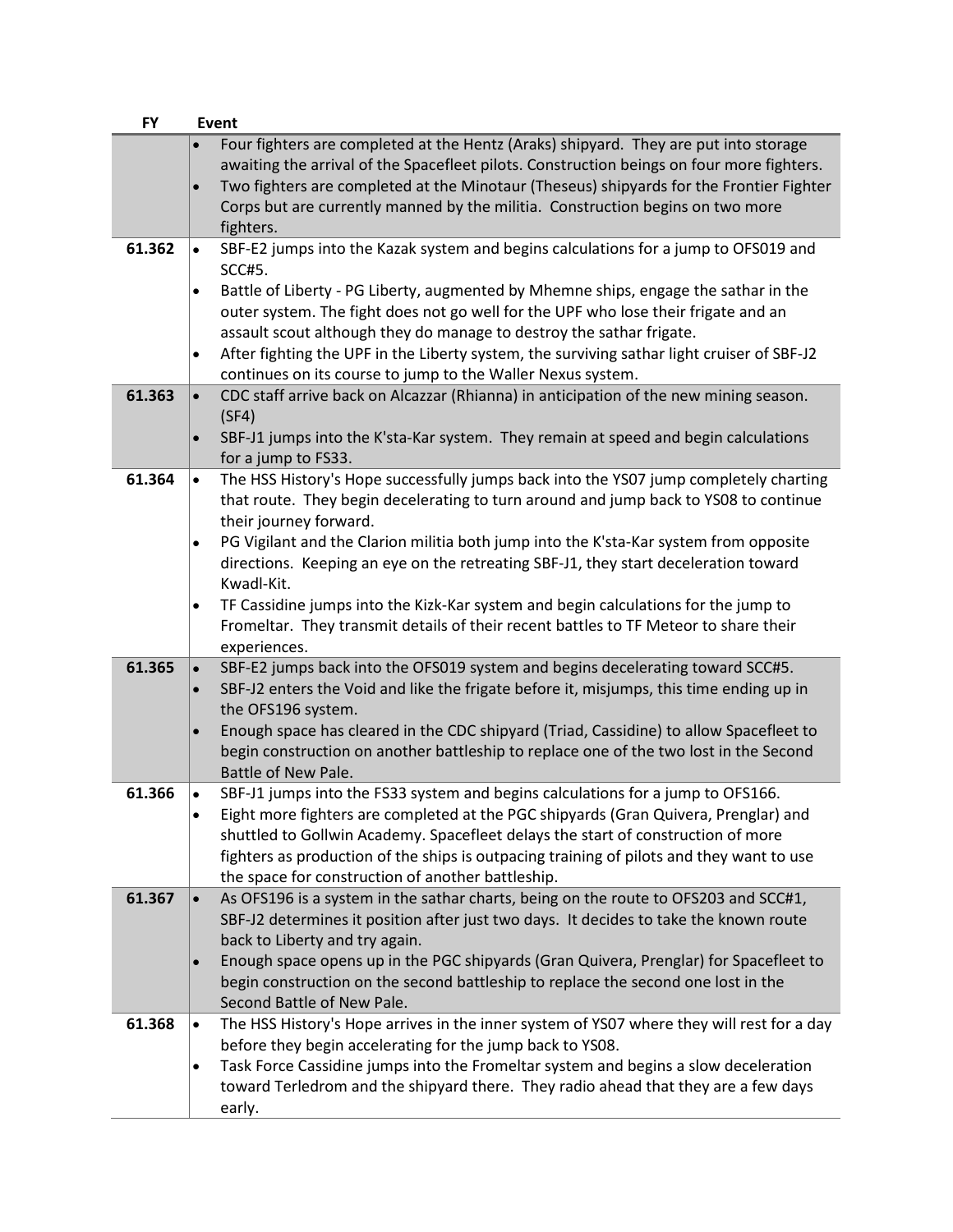| FY | Event |
|---|---|
| | • Four fighters are completed at the Hentz (Araks) shipyard. They are put into storage awaiting the arrival of the Spacefleet pilots. Construction beings on four more fighters.<br>• Two fighters are completed at the Minotaur (Theseus) shipyards for the Frontier Fighter Corps but are currently manned by the militia. Construction begins on two more fighters. |
| 61.362 | • SBF-E2 jumps into the Kazak system and begins calculations for a jump to OFS019 and SCC#5.<br>• Battle of Liberty - PG Liberty, augmented by Mhemne ships, engage the sathar in the outer system. The fight does not go well for the UPF who lose their frigate and an assault scout although they do manage to destroy the sathar frigate.<br>• After fighting the UPF in the Liberty system, the surviving sathar light cruiser of SBF-J2 continues on its course to jump to the Waller Nexus system. |
| 61.363 | • CDC staff arrive back on Alcazzar (Rhianna) in anticipation of the new mining season. (SF4)<br>• SBF-J1 jumps into the K'sta-Kar system. They remain at speed and begin calculations for a jump to FS33. |
| 61.364 | • The HSS History's Hope successfully jumps back into the YS07 jump completely charting that route. They begin decelerating to turn around and jump back to YS08 to continue their journey forward.<br>• PG Vigilant and the Clarion militia both jump into the K'sta-Kar system from opposite directions. Keeping an eye on the retreating SBF-J1, they start deceleration toward Kwadl-Kit.<br>• TF Cassidine jumps into the Kizk-Kar system and begin calculations for the jump to Fromeltar. They transmit details of their recent battles to TF Meteor to share their experiences. |
| 61.365 | • SBF-E2 jumps back into the OFS019 system and begins decelerating toward SCC#5.<br>• SBF-J2 enters the Void and like the frigate before it, misjumps, this time ending up in the OFS196 system.<br>• Enough space has cleared in the CDC shipyard (Triad, Cassidine) to allow Spacefleet to begin construction on another battleship to replace one of the two lost in the Second Battle of New Pale. |
| 61.366 | • SBF-J1 jumps into the FS33 system and begins calculations for a jump to OFS166.<br>• Eight more fighters are completed at the PGC shipyards (Gran Quivera, Prenglar) and shuttled to Gollwin Academy. Spacefleet delays the start of construction of more fighters as production of the ships is outpacing training of pilots and they want to use the space for construction of another battleship. |
| 61.367 | • As OFS196 is a system in the sathar charts, being on the route to OFS203 and SCC#1, SBF-J2 determines it position after just two days. It decides to take the known route back to Liberty and try again.<br>• Enough space opens up in the PGC shipyards (Gran Quivera, Prenglar) for Spacefleet to begin construction on the second battleship to replace the second one lost in the Second Battle of New Pale. |
| 61.368 | • The HSS History's Hope arrives in the inner system of YS07 where they will rest for a day before they begin accelerating for the jump back to YS08.<br>• Task Force Cassidine jumps into the Fromeltar system and begins a slow deceleration toward Terledrom and the shipyard there. They radio ahead that they are a few days early. |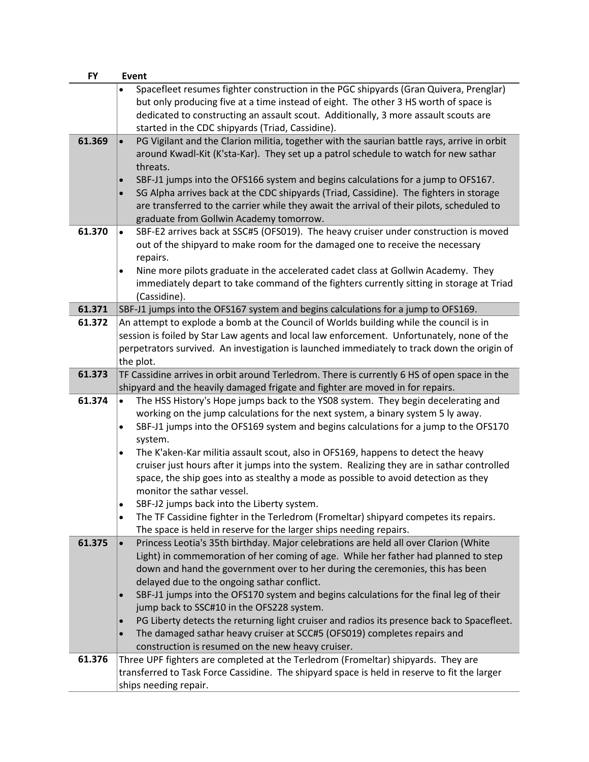| FY | Event |
|---|---|
| | • Spacefleet resumes fighter construction in the PGC shipyards (Gran Quivera, Prenglar) but only producing five at a time instead of eight. The other 3 HS worth of space is dedicated to constructing an assault scout. Additionally, 3 more assault scouts are started in the CDC shipyards (Triad, Cassidine). |
| **61.369** | • PG Vigilant and the Clarion militia, together with the saurian battle rays, arrive in orbit around Kwadl-Kit (K'sta-Kar). They set up a patrol schedule to watch for new sathar threats.<br>• SBF-J1 jumps into the OFS166 system and begins calculations for a jump to OFS167.<br>• SG Alpha arrives back at the CDC shipyards (Triad, Cassidine). The fighters in storage are transferred to the carrier while they await the arrival of their pilots, scheduled to graduate from Gollwin Academy tomorrow. |
| **61.370** | • SBF-E2 arrives back at SSC#5 (OFS019). The heavy cruiser under construction is moved out of the shipyard to make room for the damaged one to receive the necessary repairs.<br>• Nine more pilots graduate in the accelerated cadet class at Gollwin Academy. They immediately depart to take command of the fighters currently sitting in storage at Triad (Cassidine). |
| **61.371** | SBF-J1 jumps into the OFS167 system and begins calculations for a jump to OFS169. |
| **61.372** | An attempt to explode a bomb at the Council of Worlds building while the council is in session is foiled by Star Law agents and local law enforcement. Unfortunately, none of the perpetrators survived. An investigation is launched immediately to track down the origin of the plot. |
| **61.373** | TF Cassidine arrives in orbit around Terledrom. There is currently 6 HS of open space in the shipyard and the heavily damaged frigate and fighter are moved in for repairs. |
| **61.374** | • The HSS History's Hope jumps back to the YS08 system. They begin decelerating and working on the jump calculations for the next system, a binary system 5 ly away.<br>• SBF-J1 jumps into the OFS169 system and begins calculations for a jump to the OFS170 system.<br>• The K'aken-Kar militia assault scout, also in OFS169, happens to detect the heavy cruiser just hours after it jumps into the system. Realizing they are in sathar controlled space, the ship goes into as stealthy a mode as possible to avoid detection as they monitor the sathar vessel.<br>• SBF-J2 jumps back into the Liberty system.<br>• The TF Cassidine fighter in the Terledrom (Fromeltar) shipyard competes its repairs. The space is held in reserve for the larger ships needing repairs. |
| **61.375** | • Princess Leotia's 35th birthday. Major celebrations are held all over Clarion (White Light) in commemoration of her coming of age. While her father had planned to step down and hand the government over to her during the ceremonies, this has been delayed due to the ongoing sathar conflict.<br>• SBF-J1 jumps into the OFS170 system and begins calculations for the final leg of their jump back to SSC#10 in the OFS228 system.<br>• PG Liberty detects the returning light cruiser and radios its presence back to Spacefleet.<br>• The damaged sathar heavy cruiser at SCC#5 (OFS019) completes repairs and construction is resumed on the new heavy cruiser. |
| **61.376** | Three UPF fighters are completed at the Terledrom (Fromeltar) shipyards. They are transferred to Task Force Cassidine. The shipyard space is held in reserve to fit the larger ships needing repair. |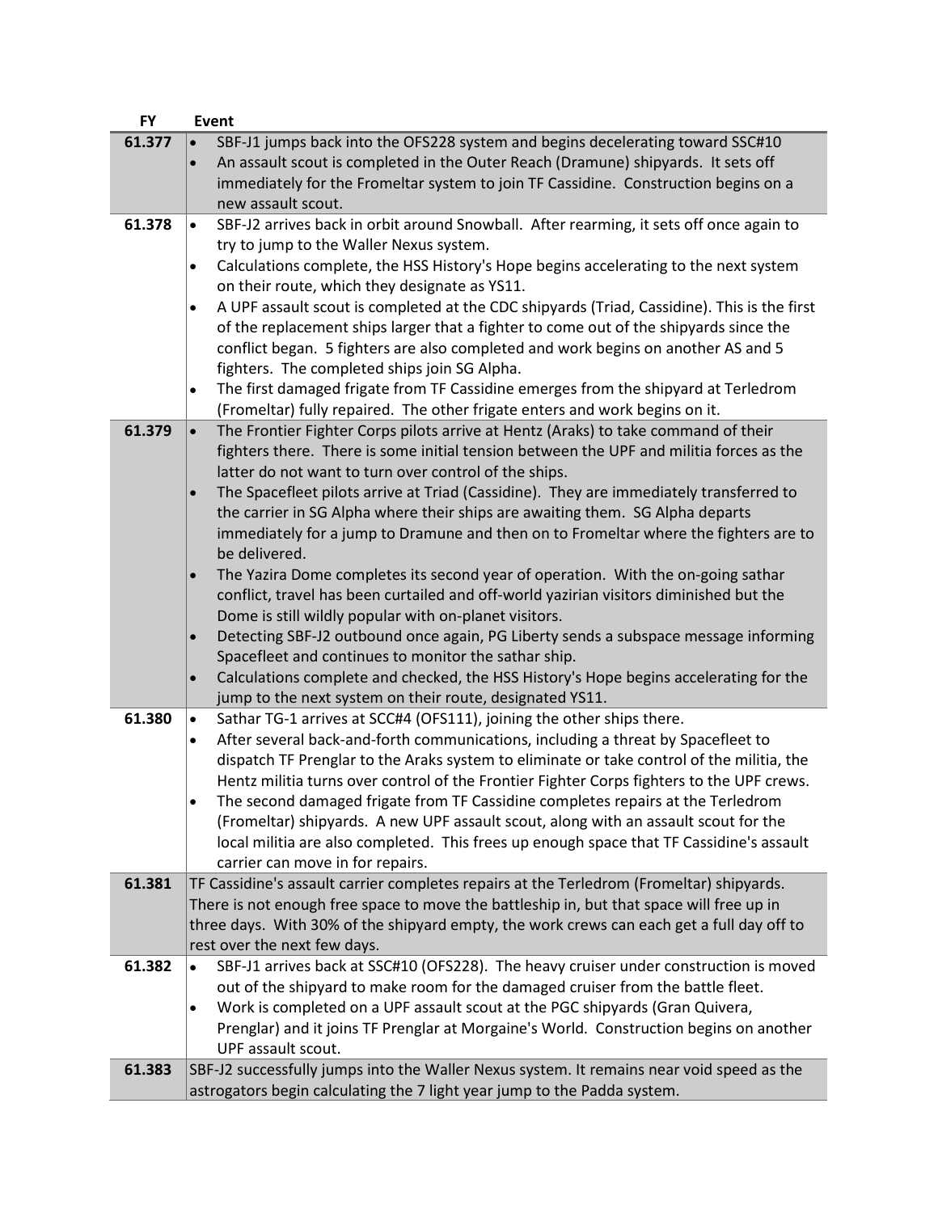| FY | Event |
| --- | --- |
| 61.377 | • SBF-J1 jumps back into the OFS228 system and begins decelerating toward SSC#10<br>• An assault scout is completed in the Outer Reach (Dramune) shipyards. It sets off immediately for the Fromeltar system to join TF Cassidine. Construction begins on a new assault scout. |
| 61.378 | • SBF-J2 arrives back in orbit around Snowball. After rearming, it sets off once again to try to jump to the Waller Nexus system.<br>• Calculations complete, the HSS History's Hope begins accelerating to the next system on their route, which they designate as YS11.<br>• A UPF assault scout is completed at the CDC shipyards (Triad, Cassidine). This is the first of the replacement ships larger that a fighter to come out of the shipyards since the conflict began. 5 fighters are also completed and work begins on another AS and 5 fighters. The completed ships join SG Alpha.<br>• The first damaged frigate from TF Cassidine emerges from the shipyard at Terledrom (Fromeltar) fully repaired. The other frigate enters and work begins on it. |
| 61.379 | • The Frontier Fighter Corps pilots arrive at Hentz (Araks) to take command of their fighters there. There is some initial tension between the UPF and militia forces as the latter do not want to turn over control of the ships.<br>• The Spacefleet pilots arrive at Triad (Cassidine). They are immediately transferred to the carrier in SG Alpha where their ships are awaiting them. SG Alpha departs immediately for a jump to Dramune and then on to Fromeltar where the fighters are to be delivered.<br>• The Yazira Dome completes its second year of operation. With the on-going sathar conflict, travel has been curtailed and off-world yazirian visitors diminished but the Dome is still wildly popular with on-planet visitors.<br>• Detecting SBF-J2 outbound once again, PG Liberty sends a subspace message informing Spacefleet and continues to monitor the sathar ship.<br>• Calculations complete and checked, the HSS History's Hope begins accelerating for the jump to the next system on their route, designated YS11. |
| 61.380 | • Sathar TG-1 arrives at SCC#4 (OFS111), joining the other ships there.<br>• After several back-and-forth communications, including a threat by Spacefleet to dispatch TF Prenglar to the Araks system to eliminate or take control of the militia, the Hentz militia turns over control of the Frontier Fighter Corps fighters to the UPF crews.<br>• The second damaged frigate from TF Cassidine completes repairs at the Terledrom (Fromeltar) shipyards. A new UPF assault scout, along with an assault scout for the local militia are also completed. This frees up enough space that TF Cassidine's assault carrier can move in for repairs. |
| 61.381 | TF Cassidine's assault carrier completes repairs at the Terledrom (Fromeltar) shipyards. There is not enough free space to move the battleship in, but that space will free up in three days. With 30% of the shipyard empty, the work crews can each get a full day off to rest over the next few days. |
| 61.382 | • SBF-J1 arrives back at SSC#10 (OFS228). The heavy cruiser under construction is moved out of the shipyard to make room for the damaged cruiser from the battle fleet.<br>• Work is completed on a UPF assault scout at the PGC shipyards (Gran Quivera, Prenglar) and it joins TF Prenglar at Morgaine's World. Construction begins on another UPF assault scout. |
| 61.383 | SBF-J2 successfully jumps into the Waller Nexus system. It remains near void speed as the astrogators begin calculating the 7 light year jump to the Padda system. |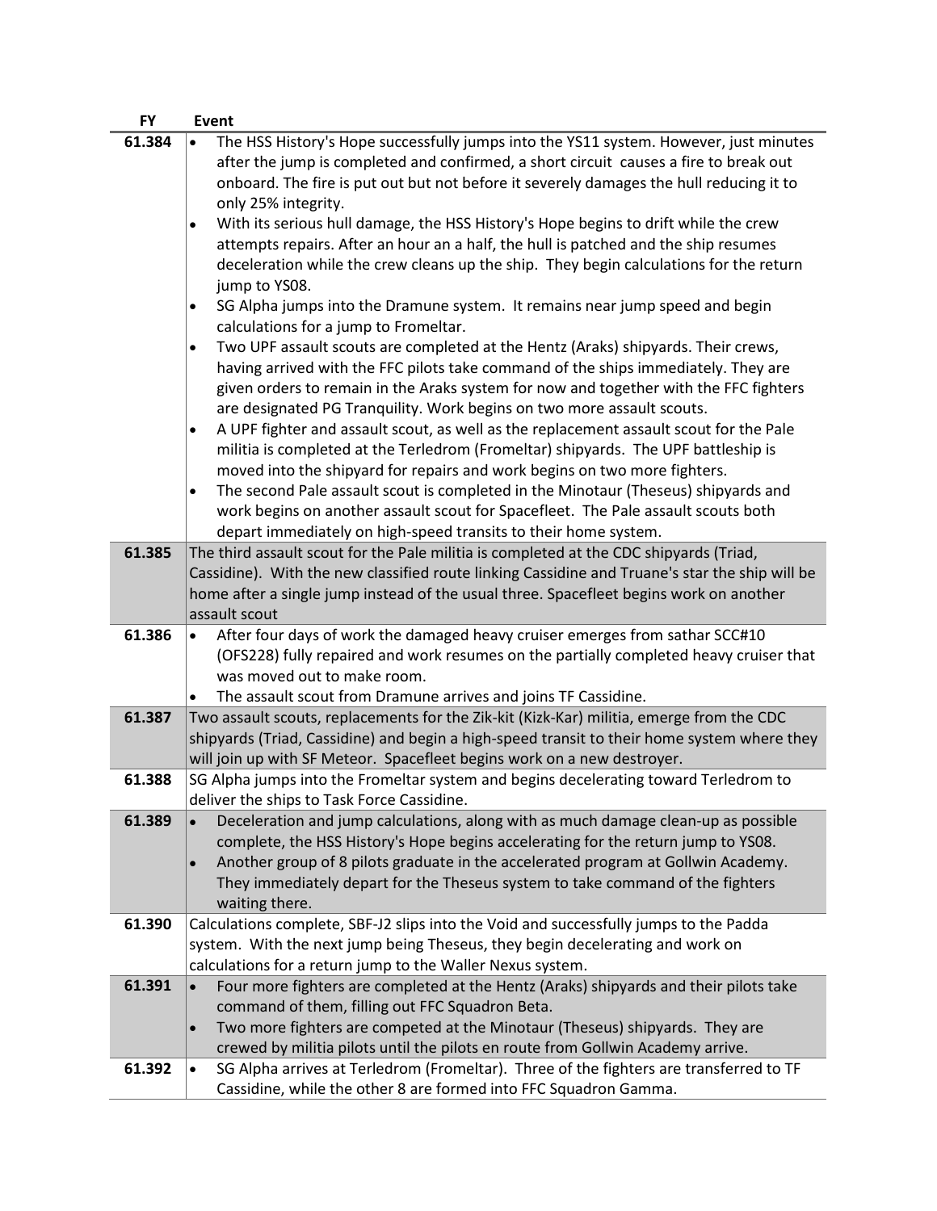| FY | Event |
| --- | --- |
| 61.384 | • The HSS History's Hope successfully jumps into the YS11 system. However, just minutes after the jump is completed and confirmed, a short circuit causes a fire to break out onboard. The fire is put out but not before it severely damages the hull reducing it to only 25% integrity.<br>• With its serious hull damage, the HSS History's Hope begins to drift while the crew attempts repairs. After an hour an a half, the hull is patched and the ship resumes deceleration while the crew cleans up the ship. They begin calculations for the return jump to YS08.<br>• SG Alpha jumps into the Dramune system. It remains near jump speed and begin calculations for a jump to Fromeltar.<br>• Two UPF assault scouts are completed at the Hentz (Araks) shipyards. Their crews, having arrived with the FFC pilots take command of the ships immediately. They are given orders to remain in the Araks system for now and together with the FFC fighters are designated PG Tranquility. Work begins on two more assault scouts.<br>• A UPF fighter and assault scout, as well as the replacement assault scout for the Pale militia is completed at the Terledrom (Fromeltar) shipyards. The UPF battleship is moved into the shipyard for repairs and work begins on two more fighters.<br>• The second Pale assault scout is completed in the Minotaur (Theseus) shipyards and work begins on another assault scout for Spacefleet. The Pale assault scouts both depart immediately on high-speed transits to their home system. |
| 61.385 | The third assault scout for the Pale militia is completed at the CDC shipyards (Triad, Cassidine). With the new classified route linking Cassidine and Truane's star the ship will be home after a single jump instead of the usual three. Spacefleet begins work on another assault scout |
| 61.386 | • After four days of work the damaged heavy cruiser emerges from sathar SCC#10 (OFS228) fully repaired and work resumes on the partially completed heavy cruiser that was moved out to make room.<br>• The assault scout from Dramune arrives and joins TF Cassidine. |
| 61.387 | Two assault scouts, replacements for the Zik-kit (Kizk-Kar) militia, emerge from the CDC shipyards (Triad, Cassidine) and begin a high-speed transit to their home system where they will join up with SF Meteor. Spacefleet begins work on a new destroyer. |
| 61.388 | SG Alpha jumps into the Fromeltar system and begins decelerating toward Terledrom to deliver the ships to Task Force Cassidine. |
| 61.389 | • Deceleration and jump calculations, along with as much damage clean-up as possible complete, the HSS History's Hope begins accelerating for the return jump to YS08.<br>• Another group of 8 pilots graduate in the accelerated program at Gollwin Academy. They immediately depart for the Theseus system to take command of the fighters waiting there. |
| 61.390 | Calculations complete, SBF-J2 slips into the Void and successfully jumps to the Padda system. With the next jump being Theseus, they begin decelerating and work on calculations for a return jump to the Waller Nexus system. |
| 61.391 | • Four more fighters are completed at the Hentz (Araks) shipyards and their pilots take command of them, filling out FFC Squadron Beta.<br>• Two more fighters are competed at the Minotaur (Theseus) shipyards. They are crewed by militia pilots until the pilots en route from Gollwin Academy arrive. |
| 61.392 | • SG Alpha arrives at Terledrom (Fromeltar). Three of the fighters are transferred to TF Cassidine, while the other 8 are formed into FFC Squadron Gamma. |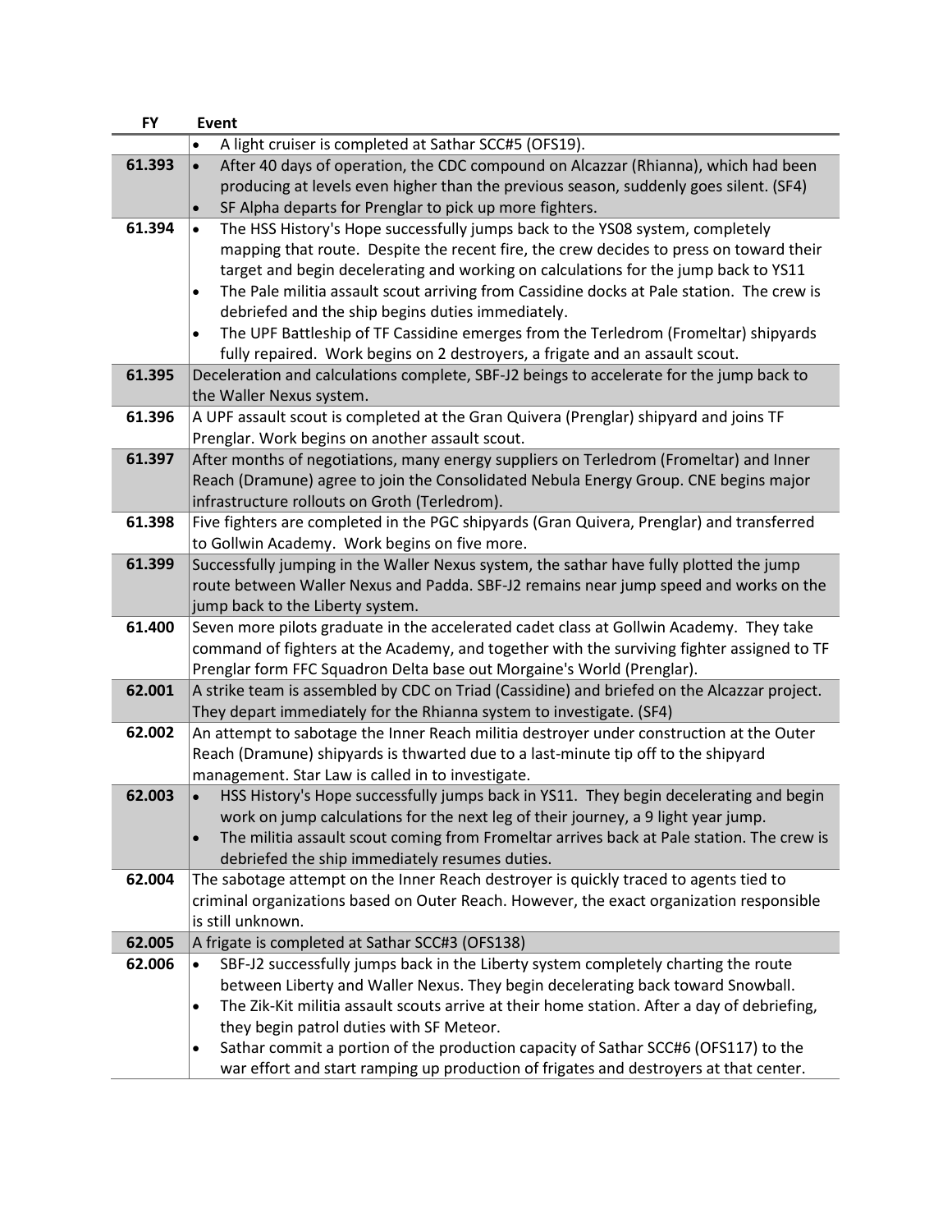| FY | Event |
|---|---|
| | • A light cruiser is completed at Sathar SCC#5 (OFS19). |
| 61.393 | • After 40 days of operation, the CDC compound on Alcazzar (Rhianna), which had been producing at levels even higher than the previous season, suddenly goes silent. (SF4)<br>• SF Alpha departs for Prenglar to pick up more fighters. |
| 61.394 | • The HSS History's Hope successfully jumps back to the YS08 system, completely mapping that route. Despite the recent fire, the crew decides to press on toward their target and begin decelerating and working on calculations for the jump back to YS11<br>• The Pale militia assault scout arriving from Cassidine docks at Pale station. The crew is debriefed and the ship begins duties immediately.<br>• The UPF Battleship of TF Cassidine emerges from the Terledrom (Fromeltar) shipyards fully repaired. Work begins on 2 destroyers, a frigate and an assault scout. |
| 61.395 | Deceleration and calculations complete, SBF-J2 beings to accelerate for the jump back to the Waller Nexus system. |
| 61.396 | A UPF assault scout is completed at the Gran Quivera (Prenglar) shipyard and joins TF Prenglar. Work begins on another assault scout. |
| 61.397 | After months of negotiations, many energy suppliers on Terledrom (Fromeltar) and Inner Reach (Dramune) agree to join the Consolidated Nebula Energy Group. CNE begins major infrastructure rollouts on Groth (Terledrom). |
| 61.398 | Five fighters are completed in the PGC shipyards (Gran Quivera, Prenglar) and transferred to Gollwin Academy. Work begins on five more. |
| 61.399 | Successfully jumping in the Waller Nexus system, the sathar have fully plotted the jump route between Waller Nexus and Padda. SBF-J2 remains near jump speed and works on the jump back to the Liberty system. |
| 61.400 | Seven more pilots graduate in the accelerated cadet class at Gollwin Academy. They take command of fighters at the Academy, and together with the surviving fighter assigned to TF Prenglar form FFC Squadron Delta base out Morgaine's World (Prenglar). |
| 62.001 | A strike team is assembled by CDC on Triad (Cassidine) and briefed on the Alcazzar project. They depart immediately for the Rhianna system to investigate. (SF4) |
| 62.002 | An attempt to sabotage the Inner Reach militia destroyer under construction at the Outer Reach (Dramune) shipyards is thwarted due to a last-minute tip off to the shipyard management. Star Law is called in to investigate. |
| 62.003 | • HSS History's Hope successfully jumps back in YS11. They begin decelerating and begin work on jump calculations for the next leg of their journey, a 9 light year jump.<br>• The militia assault scout coming from Fromeltar arrives back at Pale station. The crew is debriefed the ship immediately resumes duties. |
| 62.004 | The sabotage attempt on the Inner Reach destroyer is quickly traced to agents tied to criminal organizations based on Outer Reach. However, the exact organization responsible is still unknown. |
| 62.005 | A frigate is completed at Sathar SCC#3 (OFS138) |
| 62.006 | • SBF-J2 successfully jumps back in the Liberty system completely charting the route between Liberty and Waller Nexus. They begin decelerating back toward Snowball.<br>• The Zik-Kit militia assault scouts arrive at their home station. After a day of debriefing, they begin patrol duties with SF Meteor.<br>• Sathar commit a portion of the production capacity of Sathar SCC#6 (OFS117) to the war effort and start ramping up production of frigates and destroyers at that center. |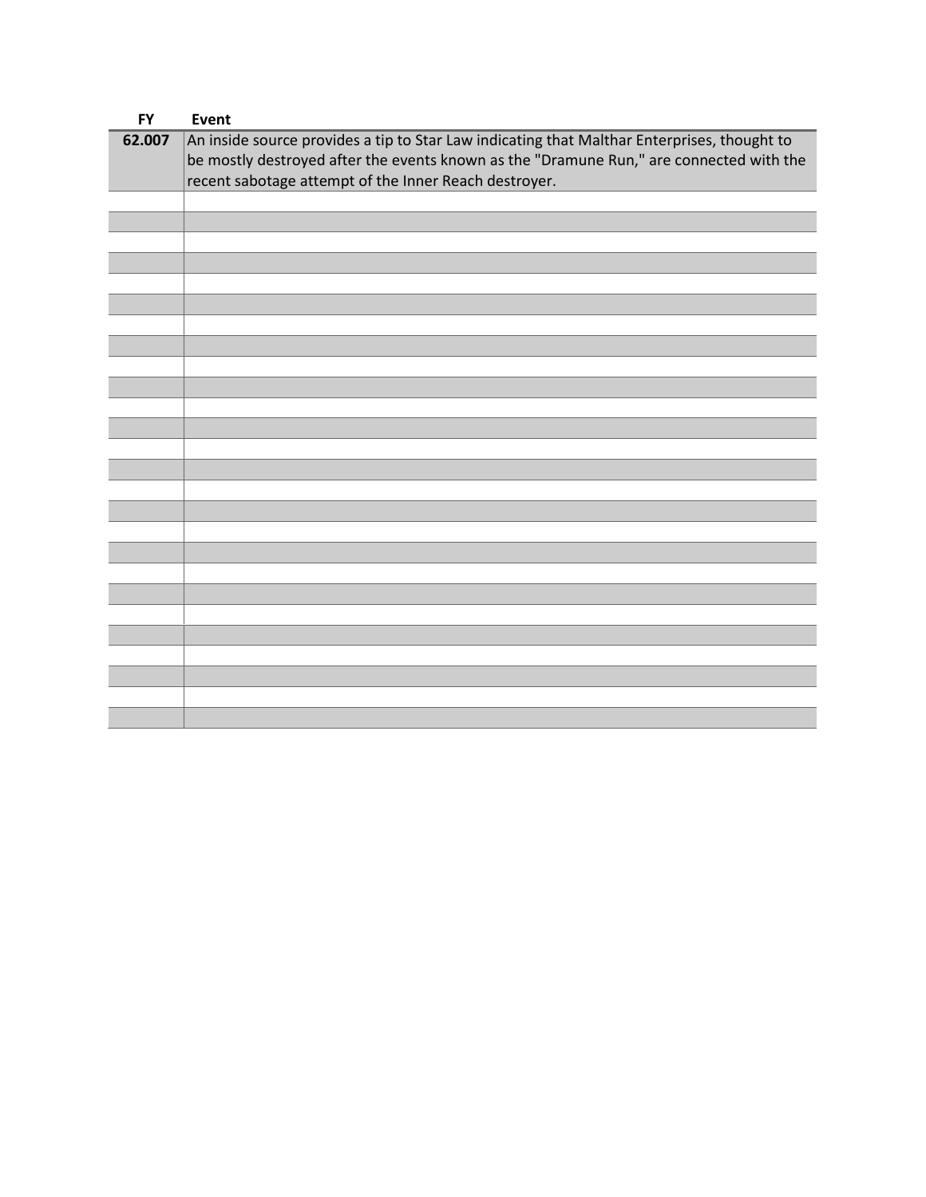| FY | Event |
| --- | --- |
| 62.007 | An inside source provides a tip to Star Law indicating that Malthar Enterprises, thought to be mostly destroyed after the events known as the "Dramune Run," are connected with the recent sabotage attempt of the Inner Reach destroyer. |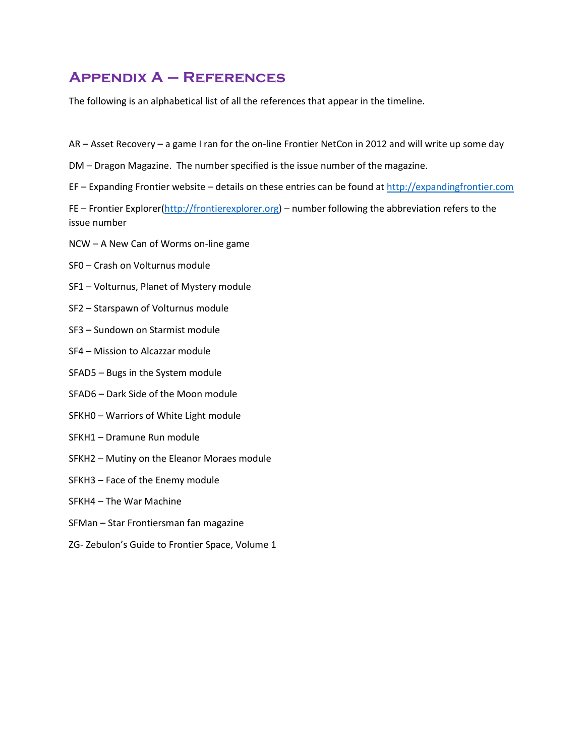# Appendix A – References

The following is an alphabetical list of all the references that appear in the timeline.

AR – Asset Recovery – a game I ran for the on-line Frontier NetCon in 2012 and will write up some day

DM – Dragon Magazine. The number specified is the issue number of the magazine.

EF – Expanding Frontier website – details on these entries can be found at http://expandingfrontier.com

FE – Frontier Explorer(http://frontierexplorer.org) – number following the abbreviation refers to the issue number

NCW – A New Can of Worms on-line game

SF0 – Crash on Volturnus module

SF1 – Volturnus, Planet of Mystery module

SF2 – Starspawn of Volturnus module

SF3 – Sundown on Starmist module

SF4 – Mission to Alcazzar module

SFAD5 – Bugs in the System module

SFAD6 – Dark Side of the Moon module

SFKH0 – Warriors of White Light module

SFKH1 – Dramune Run module

SFKH2 – Mutiny on the Eleanor Moraes module

SFKH3 – Face of the Enemy module

SFKH4 – The War Machine

SFMan – Star Frontiersman fan magazine

ZG- Zebulon's Guide to Frontier Space, Volume 1